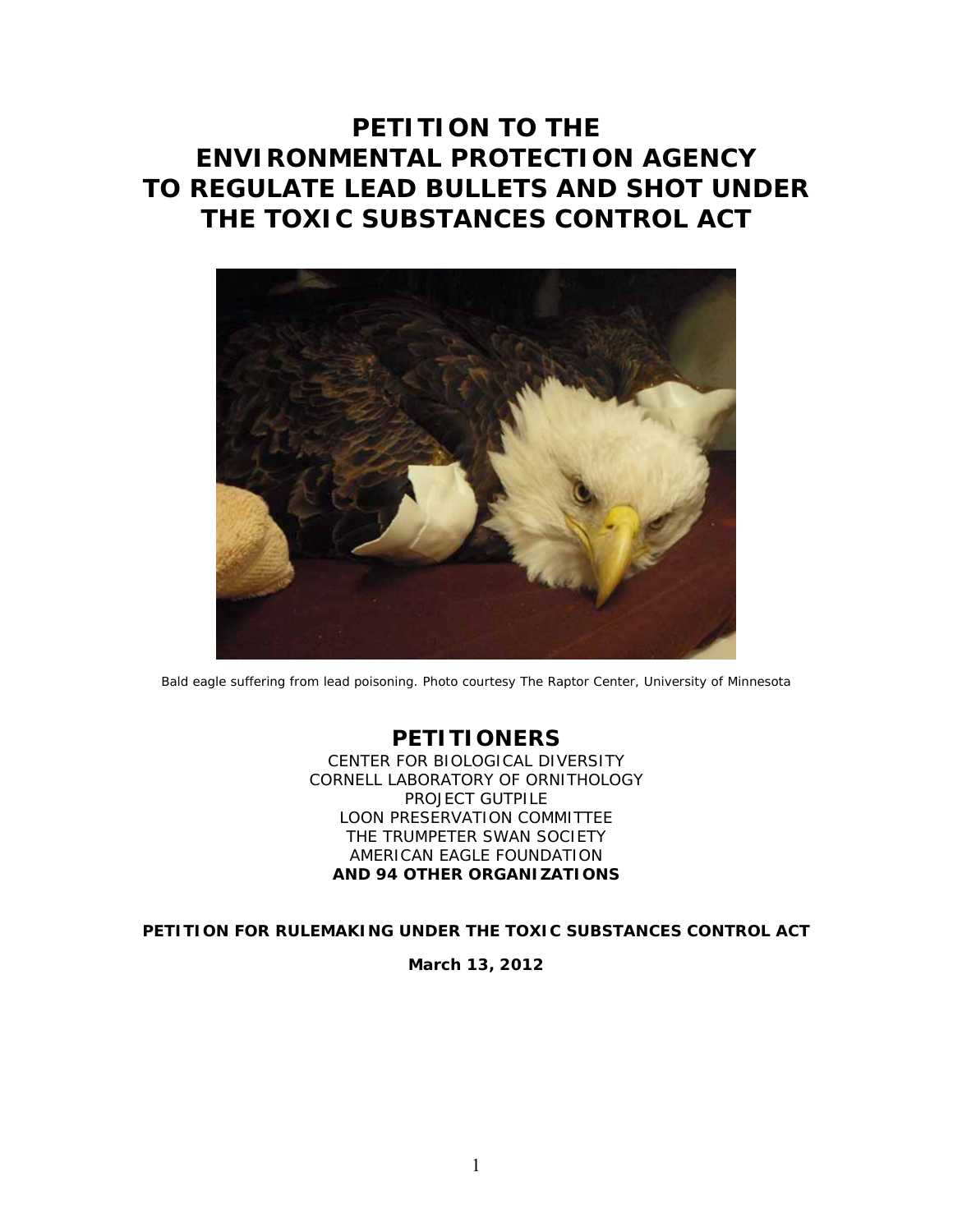# PETITION TO THE ENVIRONMENTAL PROTECTION AGENCY TO REGULATE LEAD BULLETS AND SHOT UNDER THE TOXIC SUBSTANCES CONTROL ACT

*Bald eagle suffering from lead poisoning. Photo courtesy The Raptor Center, University of Minnesota*

## PETITIONERS

CENTER FOR BIOLOGICAL DIVERSITY
CORNELL LABORATORY OF ORNITHOLOGY
PROJECT GUTPILE
LOON PRESERVATION COMMITTEE
THE TRUMPETER SWAN SOCIETY
AMERICAN EAGLE FOUNDATION
**AND 94 OTHER ORGANIZATIONS**

**PETITION FOR RULEMAKING UNDER THE TOXIC SUBSTANCES CONTROL ACT**

**March 13, 2012**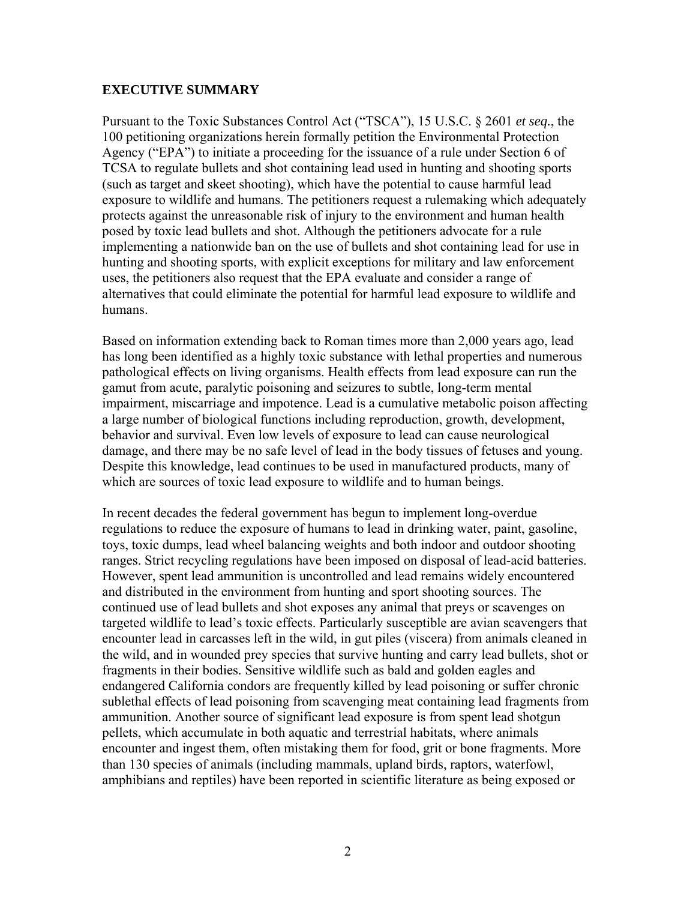## EXECUTIVE SUMMARY

Pursuant to the Toxic Substances Control Act ("TSCA"), 15 U.S.C. § 2601 *et seq.*, the 100 petitioning organizations herein formally petition the Environmental Protection Agency ("EPA") to initiate a proceeding for the issuance of a rule under Section 6 of TCSA to regulate bullets and shot containing lead used in hunting and shooting sports (such as target and skeet shooting), which have the potential to cause harmful lead exposure to wildlife and humans. The petitioners request a rulemaking which adequately protects against the unreasonable risk of injury to the environment and human health posed by toxic lead bullets and shot. Although the petitioners advocate for a rule implementing a nationwide ban on the use of bullets and shot containing lead for use in hunting and shooting sports, with explicit exceptions for military and law enforcement uses, the petitioners also request that the EPA evaluate and consider a range of alternatives that could eliminate the potential for harmful lead exposure to wildlife and humans.

Based on information extending back to Roman times more than 2,000 years ago, lead has long been identified as a highly toxic substance with lethal properties and numerous pathological effects on living organisms. Health effects from lead exposure can run the gamut from acute, paralytic poisoning and seizures to subtle, long-term mental impairment, miscarriage and impotence. Lead is a cumulative metabolic poison affecting a large number of biological functions including reproduction, growth, development, behavior and survival. Even low levels of exposure to lead can cause neurological damage, and there may be no safe level of lead in the body tissues of fetuses and young. Despite this knowledge, lead continues to be used in manufactured products, many of which are sources of toxic lead exposure to wildlife and to human beings.

In recent decades the federal government has begun to implement long-overdue regulations to reduce the exposure of humans to lead in drinking water, paint, gasoline, toys, toxic dumps, lead wheel balancing weights and both indoor and outdoor shooting ranges. Strict recycling regulations have been imposed on disposal of lead-acid batteries. However, spent lead ammunition is uncontrolled and lead remains widely encountered and distributed in the environment from hunting and sport shooting sources. The continued use of lead bullets and shot exposes any animal that preys or scavenges on targeted wildlife to lead's toxic effects. Particularly susceptible are avian scavengers that encounter lead in carcasses left in the wild, in gut piles (viscera) from animals cleaned in the wild, and in wounded prey species that survive hunting and carry lead bullets, shot or fragments in their bodies. Sensitive wildlife such as bald and golden eagles and endangered California condors are frequently killed by lead poisoning or suffer chronic sublethal effects of lead poisoning from scavenging meat containing lead fragments from ammunition. Another source of significant lead exposure is from spent lead shotgun pellets, which accumulate in both aquatic and terrestrial habitats, where animals encounter and ingest them, often mistaking them for food, grit or bone fragments. More than 130 species of animals (including mammals, upland birds, raptors, waterfowl, amphibians and reptiles) have been reported in scientific literature as being exposed or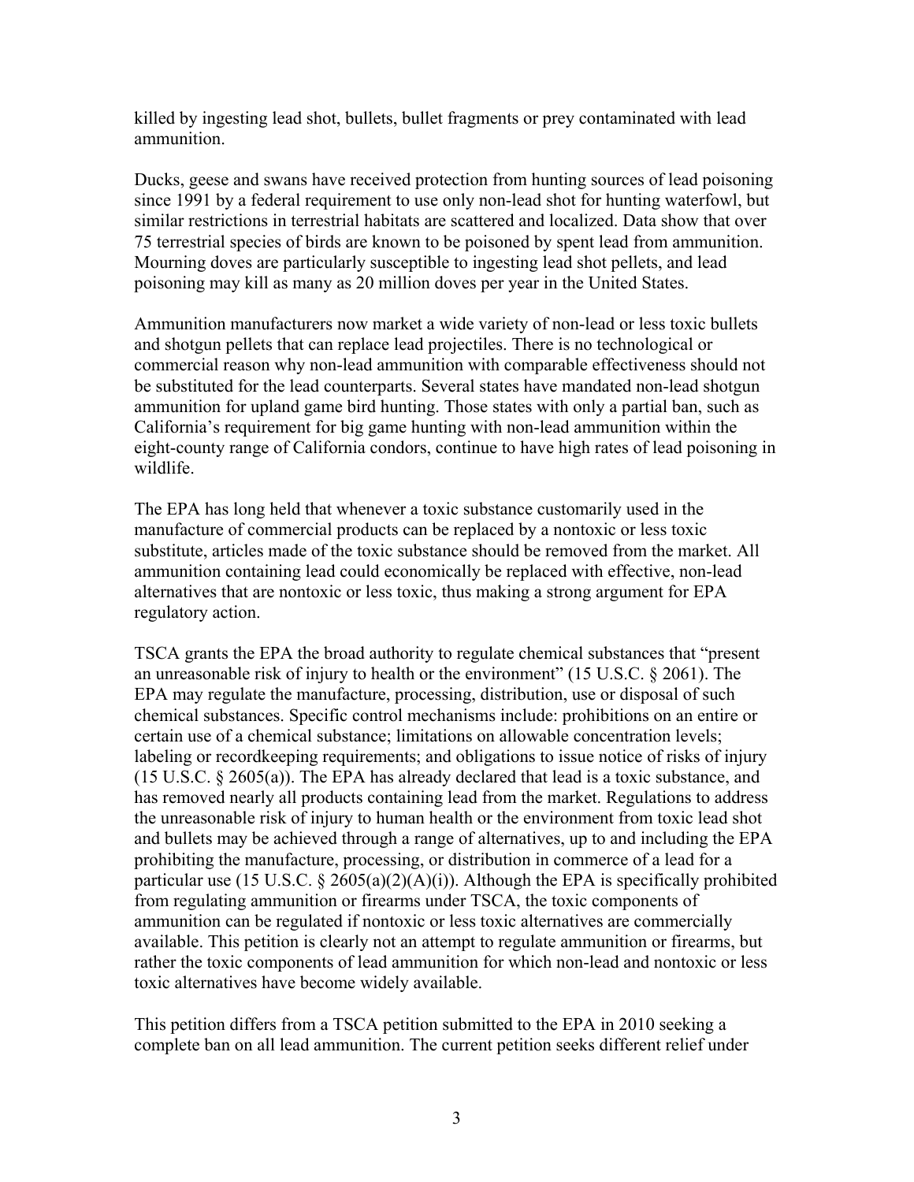killed by ingesting lead shot, bullets, bullet fragments or prey contaminated with lead ammunition.

Ducks, geese and swans have received protection from hunting sources of lead poisoning since 1991 by a federal requirement to use only non-lead shot for hunting waterfowl, but similar restrictions in terrestrial habitats are scattered and localized. Data show that over 75 terrestrial species of birds are known to be poisoned by spent lead from ammunition. Mourning doves are particularly susceptible to ingesting lead shot pellets, and lead poisoning may kill as many as 20 million doves per year in the United States.

Ammunition manufacturers now market a wide variety of non-lead or less toxic bullets and shotgun pellets that can replace lead projectiles. There is no technological or commercial reason why non-lead ammunition with comparable effectiveness should not be substituted for the lead counterparts. Several states have mandated non-lead shotgun ammunition for upland game bird hunting. Those states with only a partial ban, such as California's requirement for big game hunting with non-lead ammunition within the eight-county range of California condors, continue to have high rates of lead poisoning in wildlife.

The EPA has long held that whenever a toxic substance customarily used in the manufacture of commercial products can be replaced by a nontoxic or less toxic substitute, articles made of the toxic substance should be removed from the market. All ammunition containing lead could economically be replaced with effective, non-lead alternatives that are nontoxic or less toxic, thus making a strong argument for EPA regulatory action.

TSCA grants the EPA the broad authority to regulate chemical substances that "present an unreasonable risk of injury to health or the environment" (15 U.S.C. § 2061). The EPA may regulate the manufacture, processing, distribution, use or disposal of such chemical substances. Specific control mechanisms include: prohibitions on an entire or certain use of a chemical substance; limitations on allowable concentration levels; labeling or recordkeeping requirements; and obligations to issue notice of risks of injury (15 U.S.C. § 2605(a)). The EPA has already declared that lead is a toxic substance, and has removed nearly all products containing lead from the market. Regulations to address the unreasonable risk of injury to human health or the environment from toxic lead shot and bullets may be achieved through a range of alternatives, up to and including the EPA prohibiting the manufacture, processing, or distribution in commerce of a lead for a particular use (15 U.S.C. § 2605(a)(2)(A)(i)). Although the EPA is specifically prohibited from regulating ammunition or firearms under TSCA, the toxic components of ammunition can be regulated if nontoxic or less toxic alternatives are commercially available. This petition is clearly not an attempt to regulate ammunition or firearms, but rather the toxic components of lead ammunition for which non-lead and nontoxic or less toxic alternatives have become widely available.

This petition differs from a TSCA petition submitted to the EPA in 2010 seeking a complete ban on all lead ammunition. The current petition seeks different relief under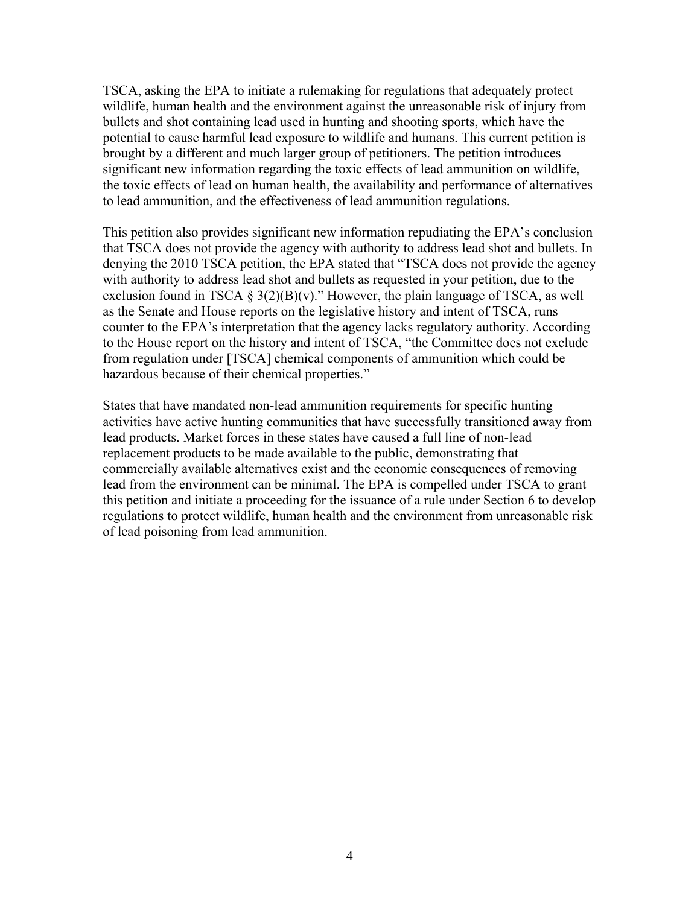TSCA, asking the EPA to initiate a rulemaking for regulations that adequately protect wildlife, human health and the environment against the unreasonable risk of injury from bullets and shot containing lead used in hunting and shooting sports, which have the potential to cause harmful lead exposure to wildlife and humans. This current petition is brought by a different and much larger group of petitioners. The petition introduces significant new information regarding the toxic effects of lead ammunition on wildlife, the toxic effects of lead on human health, the availability and performance of alternatives to lead ammunition, and the effectiveness of lead ammunition regulations.

This petition also provides significant new information repudiating the EPA's conclusion that TSCA does not provide the agency with authority to address lead shot and bullets. In denying the 2010 TSCA petition, the EPA stated that "TSCA does not provide the agency with authority to address lead shot and bullets as requested in your petition, due to the exclusion found in TSCA § 3(2)(B)(v)." However, the plain language of TSCA, as well as the Senate and House reports on the legislative history and intent of TSCA, runs counter to the EPA's interpretation that the agency lacks regulatory authority. According to the House report on the history and intent of TSCA, "the Committee does not exclude from regulation under [TSCA] chemical components of ammunition which could be hazardous because of their chemical properties."

States that have mandated non-lead ammunition requirements for specific hunting activities have active hunting communities that have successfully transitioned away from lead products. Market forces in these states have caused a full line of non-lead replacement products to be made available to the public, demonstrating that commercially available alternatives exist and the economic consequences of removing lead from the environment can be minimal. The EPA is compelled under TSCA to grant this petition and initiate a proceeding for the issuance of a rule under Section 6 to develop regulations to protect wildlife, human health and the environment from unreasonable risk of lead poisoning from lead ammunition.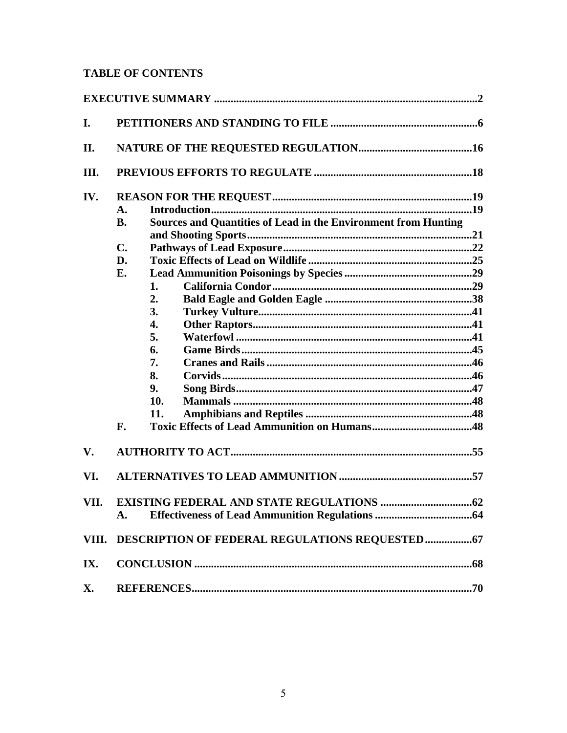**TABLE OF CONTENTS**

**EXECUTIVE SUMMARY** ..................................................................................... **2**

**I. PETITIONERS AND STANDING TO FILE** ........................................................ **6**

**II. NATURE OF THE REQUESTED REGULATION** ........................................... **16**

**III. PREVIOUS EFFORTS TO REGULATE** ........................................................ **18**

**IV. REASON FOR THE REQUEST** ..................................................................... **19**

- **A. Introduction** ....................................................................................... **19**
- **B. Sources and Quantities of Lead in the Environment from Hunting and Shooting Sports** ....................................................................... **21**
- **C. Pathways of Lead Exposure** ................................................................. **22**
- **D. Toxic Effects of Lead on Wildlife** ......................................................... **25**
- **E. Lead Ammunition Poisonings by Species** ............................................ **29**
  - **1. California Condor** ............................................................................ **29**
  - **2. Bald Eagle and Golden Eagle** .......................................................... **38**
  - **3. Turkey Vulture** ................................................................................ **41**
  - **4. Other Raptors** .................................................................................. **41**
  - **5. Waterfowl** ........................................................................................ **41**
  - **6. Game Birds** ...................................................................................... **45**
  - **7. Cranes and Rails** .............................................................................. **46**
  - **8. Corvids** ............................................................................................ **46**
  - **9. Song Birds** ....................................................................................... **47**
  - **10. Mammals** ........................................................................................ **48**
  - **11. Amphibians and Reptiles** ................................................................ **48**
- **F. Toxic Effects of Lead Ammunition on Humans** .................................... **48**

**V. AUTHORITY TO ACT** ..................................................................................... **55**

**VI. ALTERNATIVES TO LEAD AMMUNITION** ................................................ **57**

**VII. EXISTING FEDERAL AND STATE REGULATIONS** ................................... **62**

- **A. Effectiveness of Lead Ammunition Regulations** .................................... **64**

**VIII. DESCRIPTION OF FEDERAL REGULATIONS REQUESTED** ................... **67**

**IX. CONCLUSION** ................................................................................................ **68**

**X. REFERENCES** ................................................................................................. **70**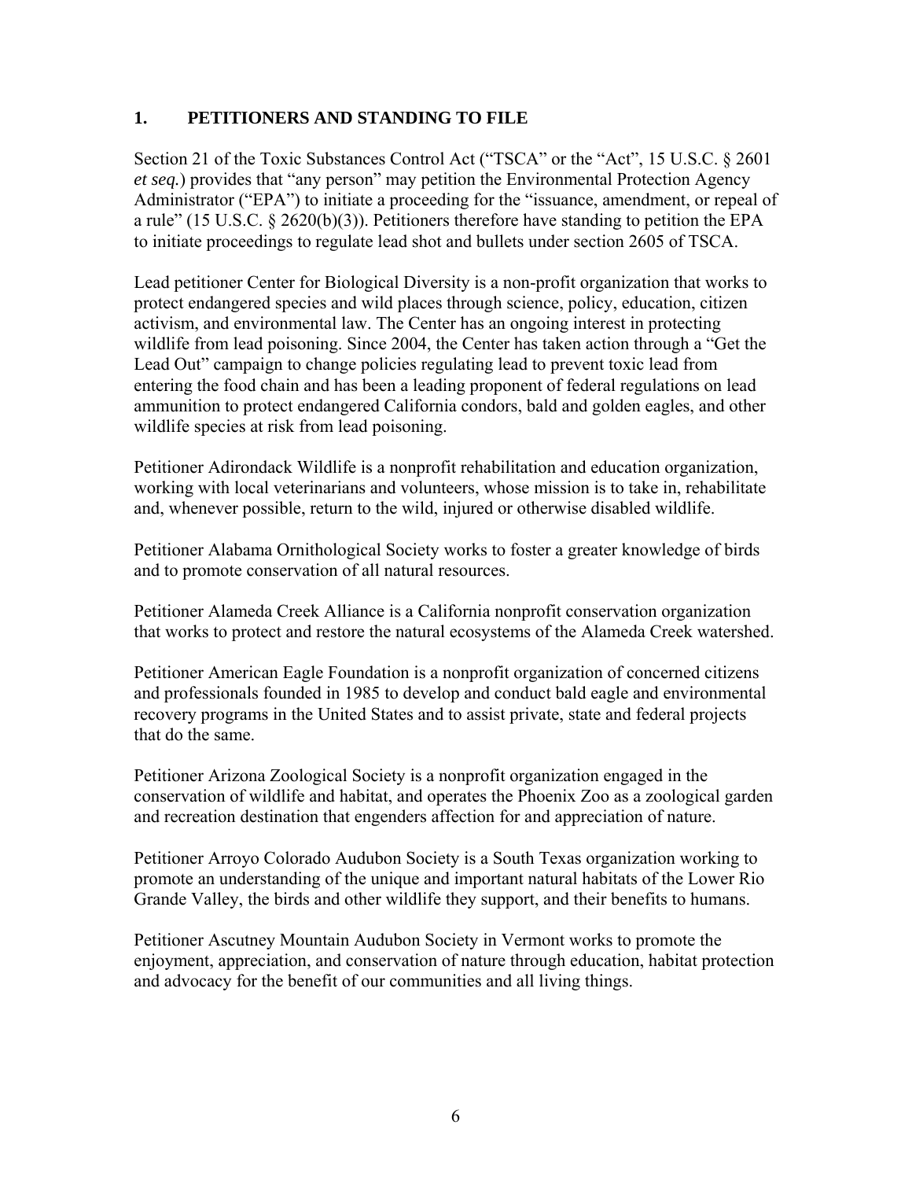## 1. PETITIONERS AND STANDING TO FILE

Section 21 of the Toxic Substances Control Act ("TSCA" or the "Act", 15 U.S.C. § 2601 *et seq.*) provides that "any person" may petition the Environmental Protection Agency Administrator ("EPA") to initiate a proceeding for the "issuance, amendment, or repeal of a rule" (15 U.S.C. § 2620(b)(3)). Petitioners therefore have standing to petition the EPA to initiate proceedings to regulate lead shot and bullets under section 2605 of TSCA.

Lead petitioner Center for Biological Diversity is a non-profit organization that works to protect endangered species and wild places through science, policy, education, citizen activism, and environmental law. The Center has an ongoing interest in protecting wildlife from lead poisoning. Since 2004, the Center has taken action through a "Get the Lead Out" campaign to change policies regulating lead to prevent toxic lead from entering the food chain and has been a leading proponent of federal regulations on lead ammunition to protect endangered California condors, bald and golden eagles, and other wildlife species at risk from lead poisoning.

Petitioner Adirondack Wildlife is a nonprofit rehabilitation and education organization, working with local veterinarians and volunteers, whose mission is to take in, rehabilitate and, whenever possible, return to the wild, injured or otherwise disabled wildlife.

Petitioner Alabama Ornithological Society works to foster a greater knowledge of birds and to promote conservation of all natural resources.

Petitioner Alameda Creek Alliance is a California nonprofit conservation organization that works to protect and restore the natural ecosystems of the Alameda Creek watershed.

Petitioner American Eagle Foundation is a nonprofit organization of concerned citizens and professionals founded in 1985 to develop and conduct bald eagle and environmental recovery programs in the United States and to assist private, state and federal projects that do the same.

Petitioner Arizona Zoological Society is a nonprofit organization engaged in the conservation of wildlife and habitat, and operates the Phoenix Zoo as a zoological garden and recreation destination that engenders affection for and appreciation of nature.

Petitioner Arroyo Colorado Audubon Society is a South Texas organization working to promote an understanding of the unique and important natural habitats of the Lower Rio Grande Valley, the birds and other wildlife they support, and their benefits to humans.

Petitioner Ascutney Mountain Audubon Society in Vermont works to promote the enjoyment, appreciation, and conservation of nature through education, habitat protection and advocacy for the benefit of our communities and all living things.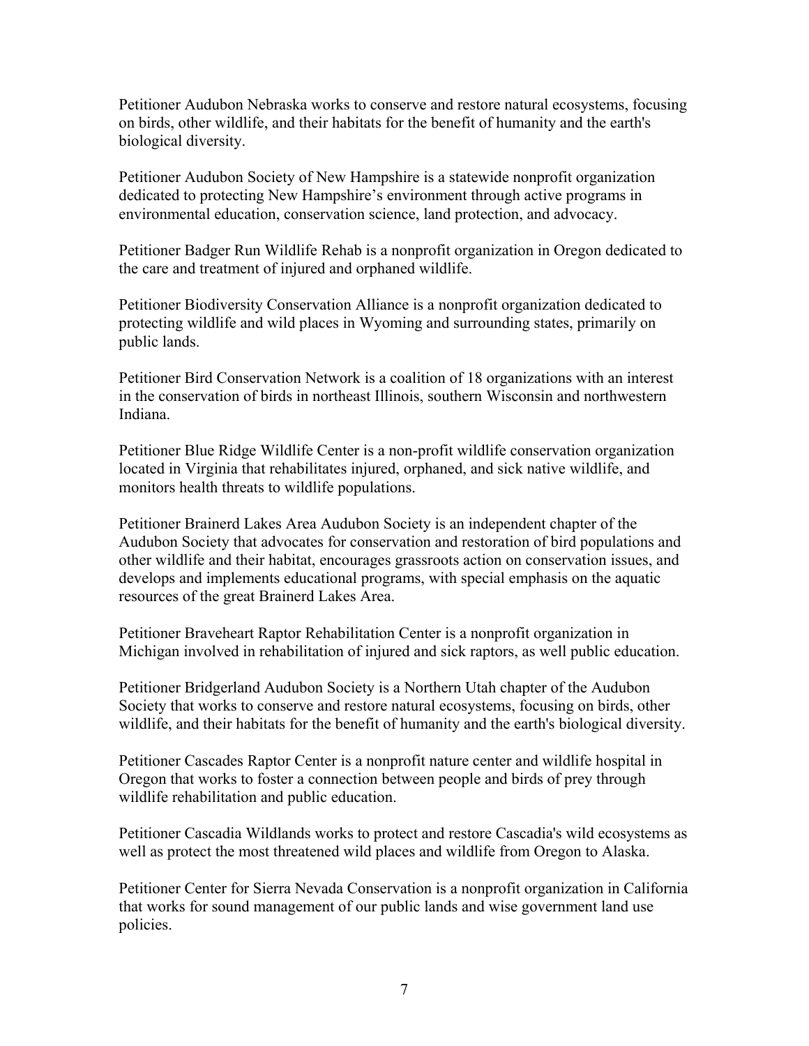Petitioner Audubon Nebraska works to conserve and restore natural ecosystems, focusing on birds, other wildlife, and their habitats for the benefit of humanity and the earth's biological diversity.

Petitioner Audubon Society of New Hampshire is a statewide nonprofit organization dedicated to protecting New Hampshire's environment through active programs in environmental education, conservation science, land protection, and advocacy.

Petitioner Badger Run Wildlife Rehab is a nonprofit organization in Oregon dedicated to the care and treatment of injured and orphaned wildlife.

Petitioner Biodiversity Conservation Alliance is a nonprofit organization dedicated to protecting wildlife and wild places in Wyoming and surrounding states, primarily on public lands.

Petitioner Bird Conservation Network is a coalition of 18 organizations with an interest in the conservation of birds in northeast Illinois, southern Wisconsin and northwestern Indiana.

Petitioner Blue Ridge Wildlife Center is a non-profit wildlife conservation organization located in Virginia that rehabilitates injured, orphaned, and sick native wildlife, and monitors health threats to wildlife populations.

Petitioner Brainerd Lakes Area Audubon Society is an independent chapter of the Audubon Society that advocates for conservation and restoration of bird populations and other wildlife and their habitat, encourages grassroots action on conservation issues, and develops and implements educational programs, with special emphasis on the aquatic resources of the great Brainerd Lakes Area.

Petitioner Braveheart Raptor Rehabilitation Center is a nonprofit organization in Michigan involved in rehabilitation of injured and sick raptors, as well public education.

Petitioner Bridgerland Audubon Society is a Northern Utah chapter of the Audubon Society that works to conserve and restore natural ecosystems, focusing on birds, other wildlife, and their habitats for the benefit of humanity and the earth's biological diversity.

Petitioner Cascades Raptor Center is a nonprofit nature center and wildlife hospital in Oregon that works to foster a connection between people and birds of prey through wildlife rehabilitation and public education.

Petitioner Cascadia Wildlands works to protect and restore Cascadia's wild ecosystems as well as protect the most threatened wild places and wildlife from Oregon to Alaska.

Petitioner Center for Sierra Nevada Conservation is a nonprofit organization in California that works for sound management of our public lands and wise government land use policies.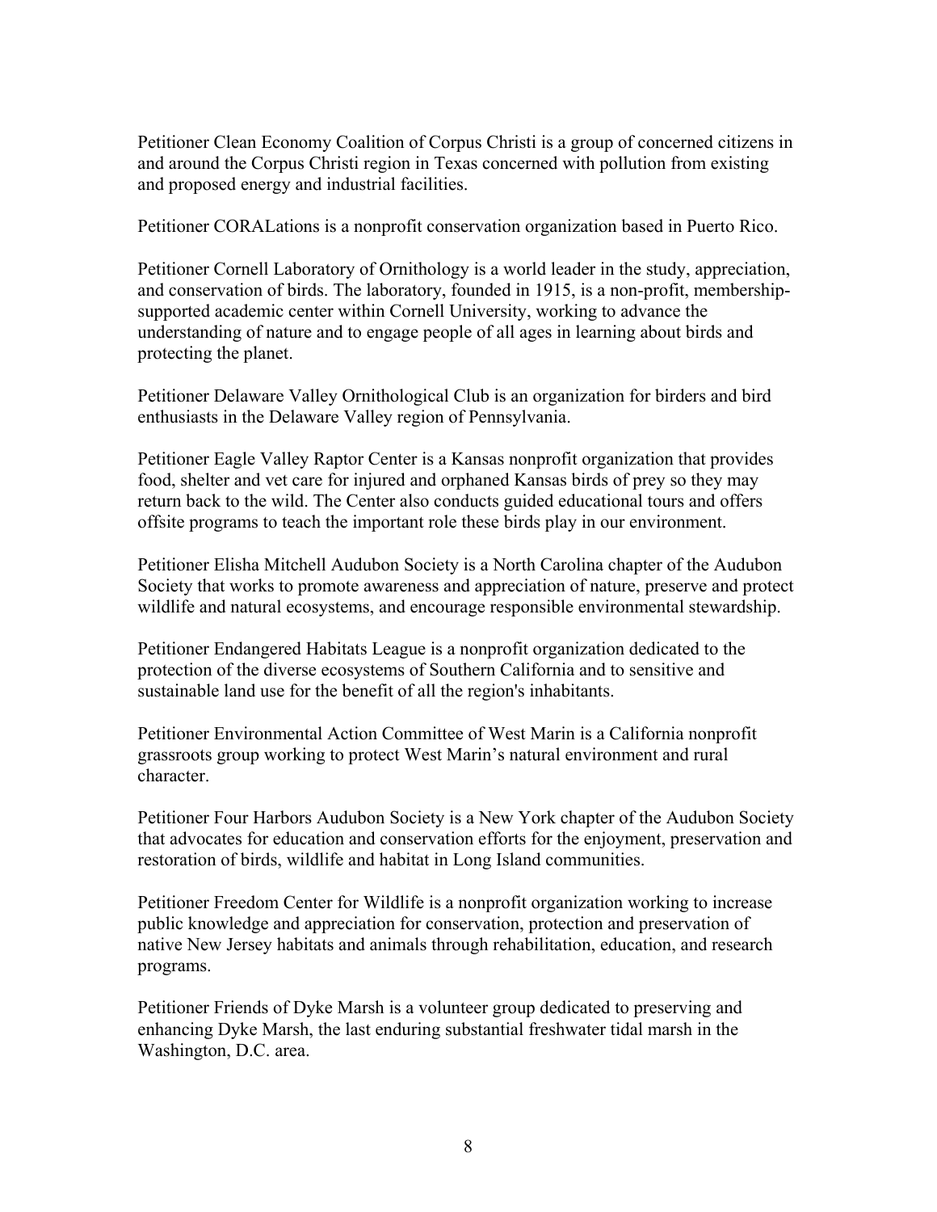Petitioner Clean Economy Coalition of Corpus Christi is a group of concerned citizens in and around the Corpus Christi region in Texas concerned with pollution from existing and proposed energy and industrial facilities.

Petitioner CORALations is a nonprofit conservation organization based in Puerto Rico.

Petitioner Cornell Laboratory of Ornithology is a world leader in the study, appreciation, and conservation of birds. The laboratory, founded in 1915, is a non-profit, membership-supported academic center within Cornell University, working to advance the understanding of nature and to engage people of all ages in learning about birds and protecting the planet.

Petitioner Delaware Valley Ornithological Club is an organization for birders and bird enthusiasts in the Delaware Valley region of Pennsylvania.

Petitioner Eagle Valley Raptor Center is a Kansas nonprofit organization that provides food, shelter and vet care for injured and orphaned Kansas birds of prey so they may return back to the wild. The Center also conducts guided educational tours and offers offsite programs to teach the important role these birds play in our environment.

Petitioner Elisha Mitchell Audubon Society is a North Carolina chapter of the Audubon Society that works to promote awareness and appreciation of nature, preserve and protect wildlife and natural ecosystems, and encourage responsible environmental stewardship.

Petitioner Endangered Habitats League is a nonprofit organization dedicated to the protection of the diverse ecosystems of Southern California and to sensitive and sustainable land use for the benefit of all the region's inhabitants.

Petitioner Environmental Action Committee of West Marin is a California nonprofit grassroots group working to protect West Marin's natural environment and rural character.

Petitioner Four Harbors Audubon Society is a New York chapter of the Audubon Society that advocates for education and conservation efforts for the enjoyment, preservation and restoration of birds, wildlife and habitat in Long Island communities.

Petitioner Freedom Center for Wildlife is a nonprofit organization working to increase public knowledge and appreciation for conservation, protection and preservation of native New Jersey habitats and animals through rehabilitation, education, and research programs.

Petitioner Friends of Dyke Marsh is a volunteer group dedicated to preserving and enhancing Dyke Marsh, the last enduring substantial freshwater tidal marsh in the Washington, D.C. area.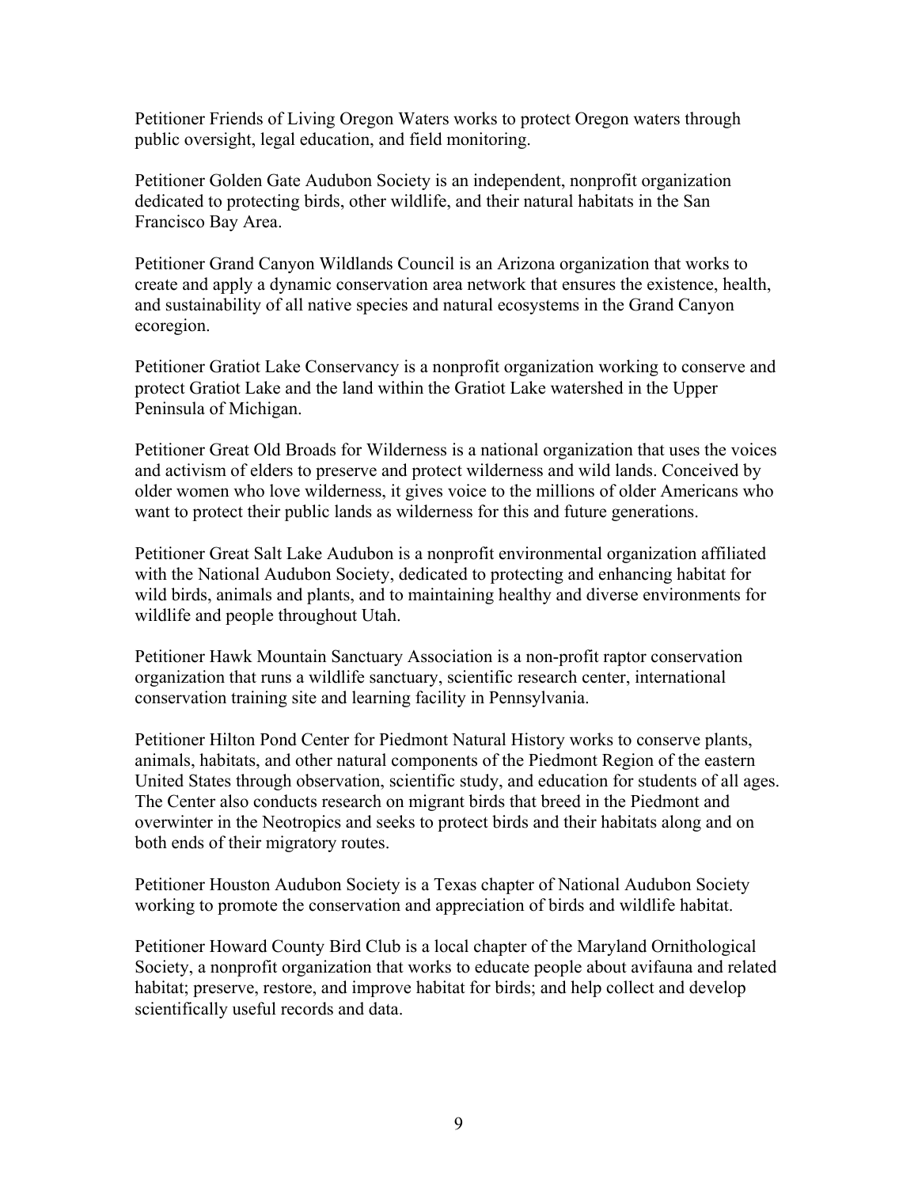Petitioner Friends of Living Oregon Waters works to protect Oregon waters through public oversight, legal education, and field monitoring.

Petitioner Golden Gate Audubon Society is an independent, nonprofit organization dedicated to protecting birds, other wildlife, and their natural habitats in the San Francisco Bay Area.

Petitioner Grand Canyon Wildlands Council is an Arizona organization that works to create and apply a dynamic conservation area network that ensures the existence, health, and sustainability of all native species and natural ecosystems in the Grand Canyon ecoregion.

Petitioner Gratiot Lake Conservancy is a nonprofit organization working to conserve and protect Gratiot Lake and the land within the Gratiot Lake watershed in the Upper Peninsula of Michigan.

Petitioner Great Old Broads for Wilderness is a national organization that uses the voices and activism of elders to preserve and protect wilderness and wild lands. Conceived by older women who love wilderness, it gives voice to the millions of older Americans who want to protect their public lands as wilderness for this and future generations.

Petitioner Great Salt Lake Audubon is a nonprofit environmental organization affiliated with the National Audubon Society, dedicated to protecting and enhancing habitat for wild birds, animals and plants, and to maintaining healthy and diverse environments for wildlife and people throughout Utah.

Petitioner Hawk Mountain Sanctuary Association is a non-profit raptor conservation organization that runs a wildlife sanctuary, scientific research center, international conservation training site and learning facility in Pennsylvania.

Petitioner Hilton Pond Center for Piedmont Natural History works to conserve plants, animals, habitats, and other natural components of the Piedmont Region of the eastern United States through observation, scientific study, and education for students of all ages. The Center also conducts research on migrant birds that breed in the Piedmont and overwinter in the Neotropics and seeks to protect birds and their habitats along and on both ends of their migratory routes.

Petitioner Houston Audubon Society is a Texas chapter of National Audubon Society working to promote the conservation and appreciation of birds and wildlife habitat.

Petitioner Howard County Bird Club is a local chapter of the Maryland Ornithological Society, a nonprofit organization that works to educate people about avifauna and related habitat; preserve, restore, and improve habitat for birds; and help collect and develop scientifically useful records and data.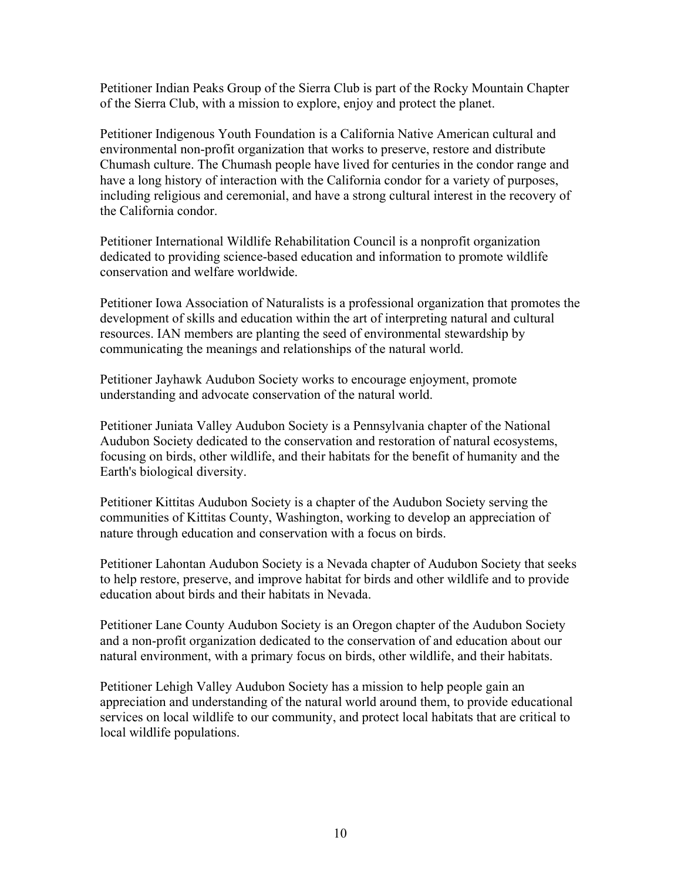Petitioner Indian Peaks Group of the Sierra Club is part of the Rocky Mountain Chapter of the Sierra Club, with a mission to explore, enjoy and protect the planet.

Petitioner Indigenous Youth Foundation is a California Native American cultural and environmental non-profit organization that works to preserve, restore and distribute Chumash culture. The Chumash people have lived for centuries in the condor range and have a long history of interaction with the California condor for a variety of purposes, including religious and ceremonial, and have a strong cultural interest in the recovery of the California condor.

Petitioner International Wildlife Rehabilitation Council is a nonprofit organization dedicated to providing science-based education and information to promote wildlife conservation and welfare worldwide.

Petitioner Iowa Association of Naturalists is a professional organization that promotes the development of skills and education within the art of interpreting natural and cultural resources. IAN members are planting the seed of environmental stewardship by communicating the meanings and relationships of the natural world.

Petitioner Jayhawk Audubon Society works to encourage enjoyment, promote understanding and advocate conservation of the natural world.

Petitioner Juniata Valley Audubon Society is a Pennsylvania chapter of the National Audubon Society dedicated to the conservation and restoration of natural ecosystems, focusing on birds, other wildlife, and their habitats for the benefit of humanity and the Earth's biological diversity.

Petitioner Kittitas Audubon Society is a chapter of the Audubon Society serving the communities of Kittitas County, Washington, working to develop an appreciation of nature through education and conservation with a focus on birds.

Petitioner Lahontan Audubon Society is a Nevada chapter of Audubon Society that seeks to help restore, preserve, and improve habitat for birds and other wildlife and to provide education about birds and their habitats in Nevada.

Petitioner Lane County Audubon Society is an Oregon chapter of the Audubon Society and a non-profit organization dedicated to the conservation of and education about our natural environment, with a primary focus on birds, other wildlife, and their habitats.

Petitioner Lehigh Valley Audubon Society has a mission to help people gain an appreciation and understanding of the natural world around them, to provide educational services on local wildlife to our community, and protect local habitats that are critical to local wildlife populations.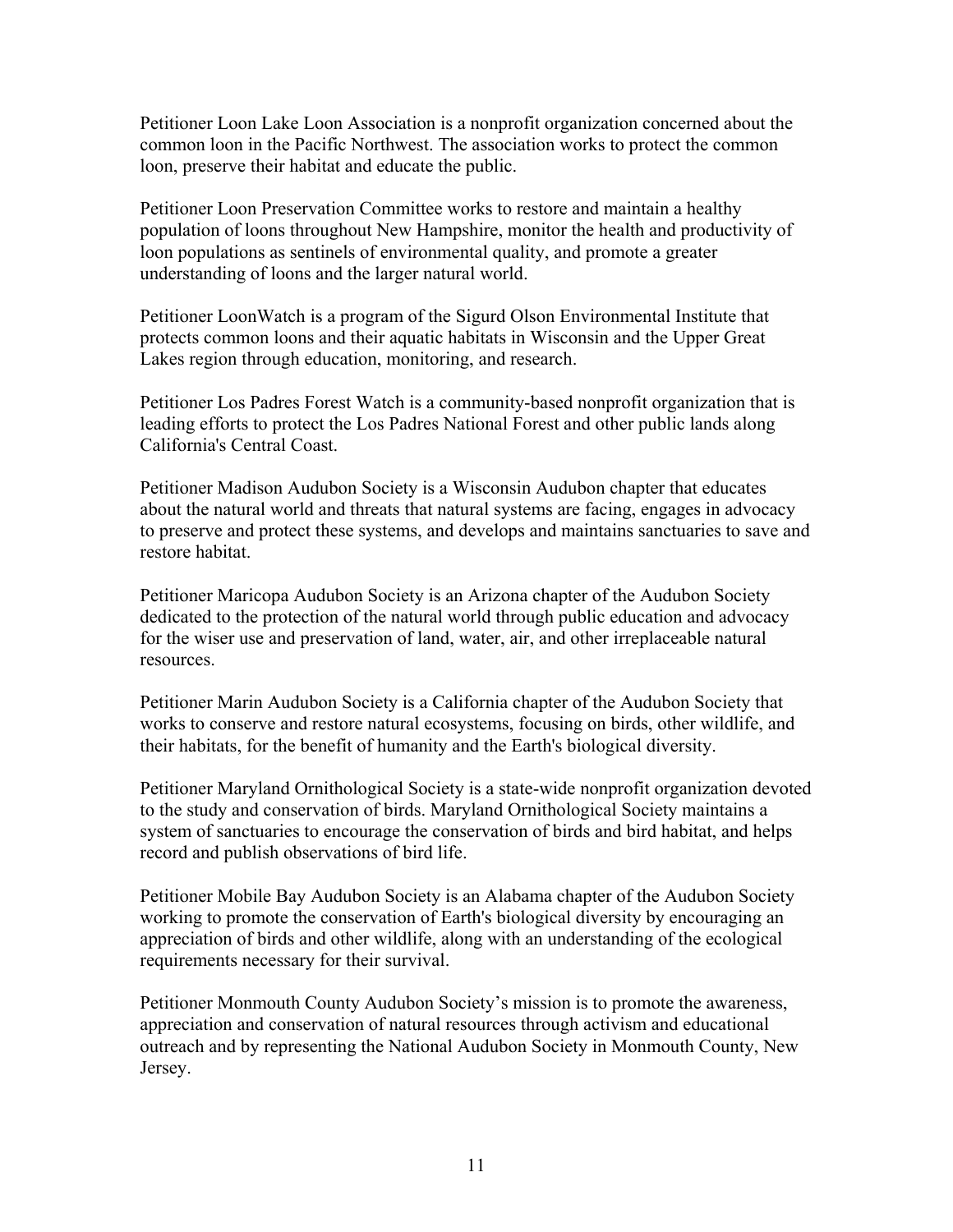Petitioner Loon Lake Loon Association is a nonprofit organization concerned about the common loon in the Pacific Northwest. The association works to protect the common loon, preserve their habitat and educate the public.

Petitioner Loon Preservation Committee works to restore and maintain a healthy population of loons throughout New Hampshire, monitor the health and productivity of loon populations as sentinels of environmental quality, and promote a greater understanding of loons and the larger natural world.

Petitioner LoonWatch is a program of the Sigurd Olson Environmental Institute that protects common loons and their aquatic habitats in Wisconsin and the Upper Great Lakes region through education, monitoring, and research.

Petitioner Los Padres Forest Watch is a community-based nonprofit organization that is leading efforts to protect the Los Padres National Forest and other public lands along California's Central Coast.

Petitioner Madison Audubon Society is a Wisconsin Audubon chapter that educates about the natural world and threats that natural systems are facing, engages in advocacy to preserve and protect these systems, and develops and maintains sanctuaries to save and restore habitat.

Petitioner Maricopa Audubon Society is an Arizona chapter of the Audubon Society dedicated to the protection of the natural world through public education and advocacy for the wiser use and preservation of land, water, air, and other irreplaceable natural resources.

Petitioner Marin Audubon Society is a California chapter of the Audubon Society that works to conserve and restore natural ecosystems, focusing on birds, other wildlife, and their habitats, for the benefit of humanity and the Earth's biological diversity.

Petitioner Maryland Ornithological Society is a state-wide nonprofit organization devoted to the study and conservation of birds. Maryland Ornithological Society maintains a system of sanctuaries to encourage the conservation of birds and bird habitat, and helps record and publish observations of bird life.

Petitioner Mobile Bay Audubon Society is an Alabama chapter of the Audubon Society working to promote the conservation of Earth's biological diversity by encouraging an appreciation of birds and other wildlife, along with an understanding of the ecological requirements necessary for their survival.

Petitioner Monmouth County Audubon Society's mission is to promote the awareness, appreciation and conservation of natural resources through activism and educational outreach and by representing the National Audubon Society in Monmouth County, New Jersey.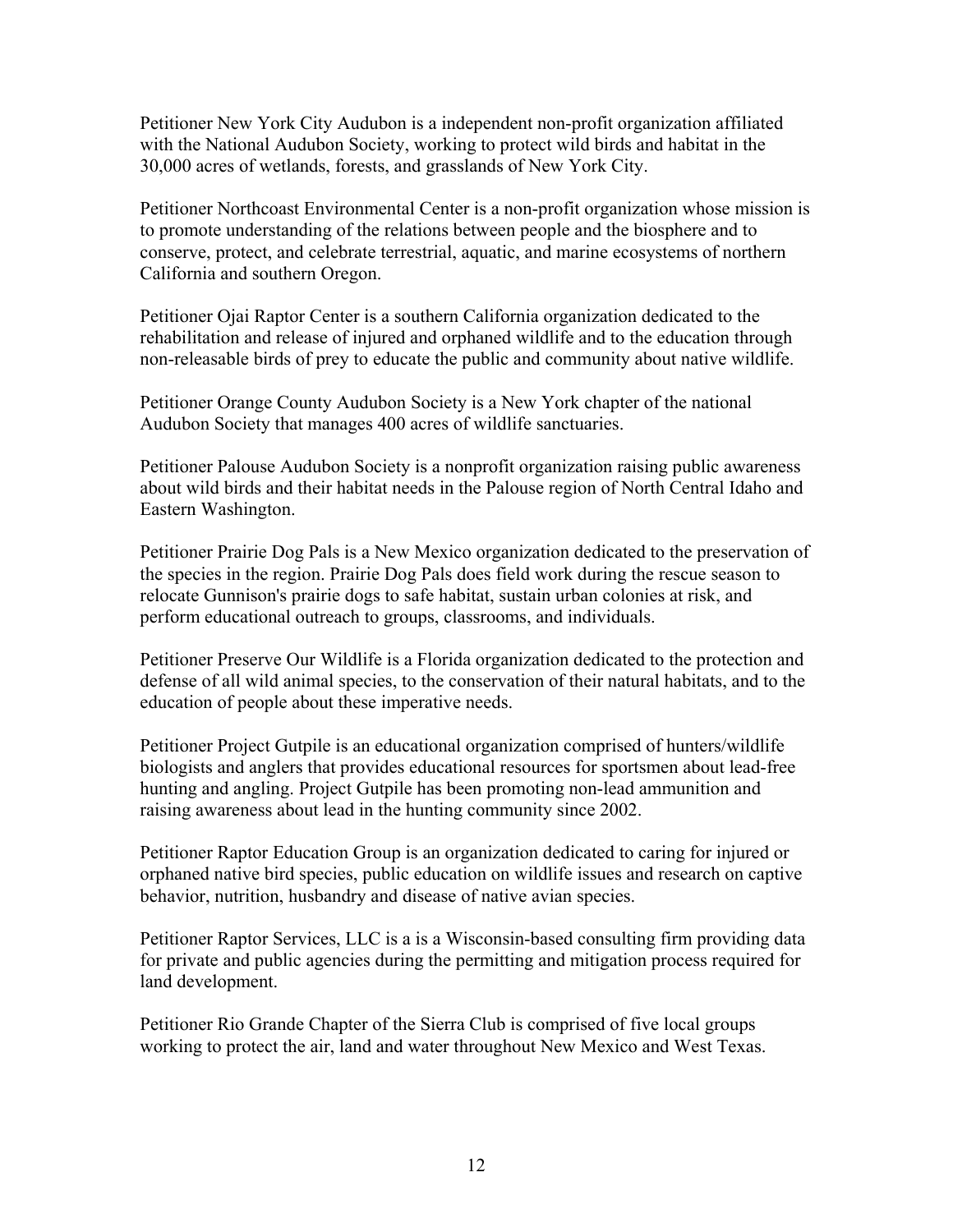Petitioner New York City Audubon is a independent non-profit organization affiliated with the National Audubon Society, working to protect wild birds and habitat in the 30,000 acres of wetlands, forests, and grasslands of New York City.

Petitioner Northcoast Environmental Center is a non-profit organization whose mission is to promote understanding of the relations between people and the biosphere and to conserve, protect, and celebrate terrestrial, aquatic, and marine ecosystems of northern California and southern Oregon.

Petitioner Ojai Raptor Center is a southern California organization dedicated to the rehabilitation and release of injured and orphaned wildlife and to the education through non-releasable birds of prey to educate the public and community about native wildlife.

Petitioner Orange County Audubon Society is a New York chapter of the national Audubon Society that manages 400 acres of wildlife sanctuaries.

Petitioner Palouse Audubon Society is a nonprofit organization raising public awareness about wild birds and their habitat needs in the Palouse region of North Central Idaho and Eastern Washington.

Petitioner Prairie Dog Pals is a New Mexico organization dedicated to the preservation of the species in the region. Prairie Dog Pals does field work during the rescue season to relocate Gunnison's prairie dogs to safe habitat, sustain urban colonies at risk, and perform educational outreach to groups, classrooms, and individuals.

Petitioner Preserve Our Wildlife is a Florida organization dedicated to the protection and defense of all wild animal species, to the conservation of their natural habitats, and to the education of people about these imperative needs.

Petitioner Project Gutpile is an educational organization comprised of hunters/wildlife biologists and anglers that provides educational resources for sportsmen about lead-free hunting and angling. Project Gutpile has been promoting non-lead ammunition and raising awareness about lead in the hunting community since 2002.

Petitioner Raptor Education Group is an organization dedicated to caring for injured or orphaned native bird species, public education on wildlife issues and research on captive behavior, nutrition, husbandry and disease of native avian species.

Petitioner Raptor Services, LLC is a is a Wisconsin-based consulting firm providing data for private and public agencies during the permitting and mitigation process required for land development.

Petitioner Rio Grande Chapter of the Sierra Club is comprised of five local groups working to protect the air, land and water throughout New Mexico and West Texas.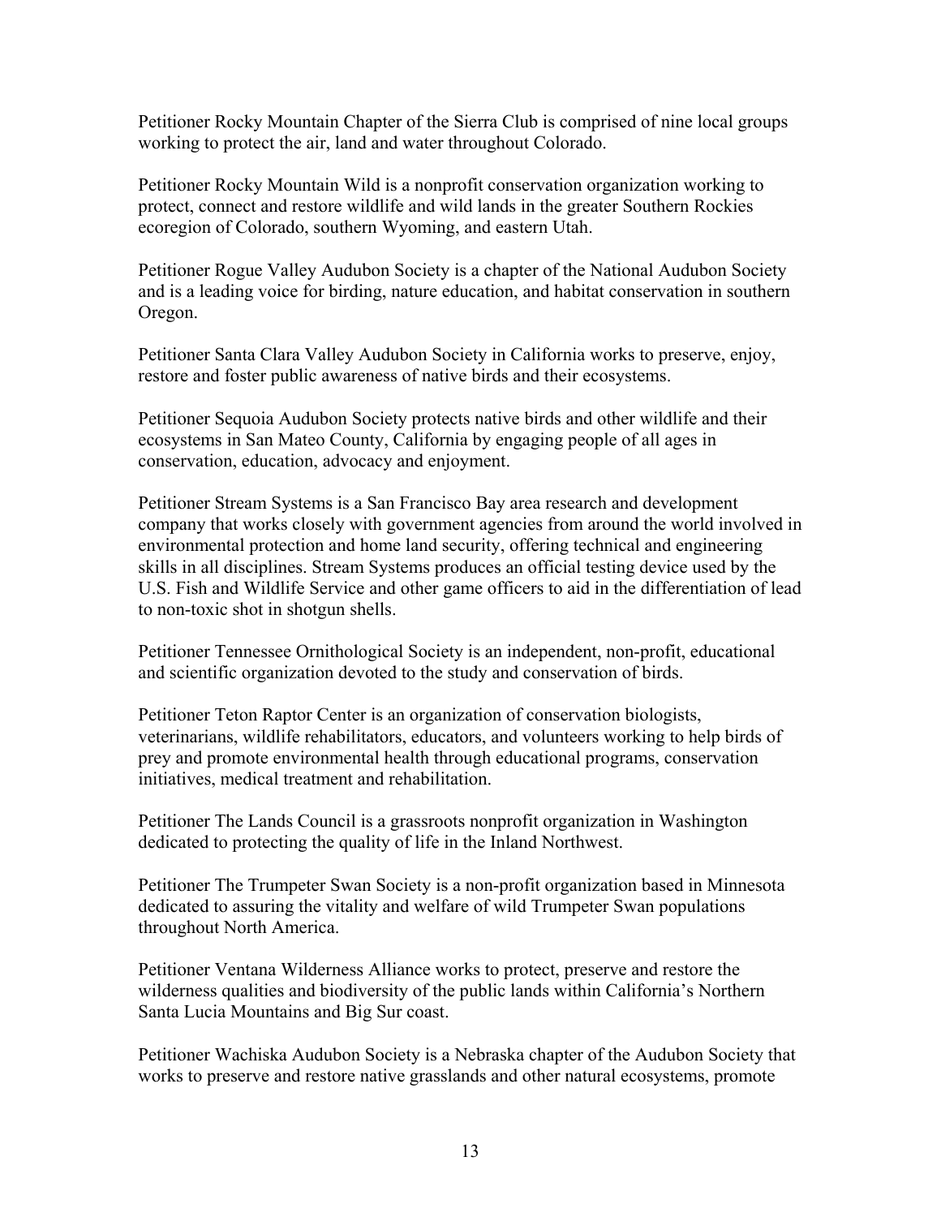Petitioner Rocky Mountain Chapter of the Sierra Club is comprised of nine local groups working to protect the air, land and water throughout Colorado.

Petitioner Rocky Mountain Wild is a nonprofit conservation organization working to protect, connect and restore wildlife and wild lands in the greater Southern Rockies ecoregion of Colorado, southern Wyoming, and eastern Utah.

Petitioner Rogue Valley Audubon Society is a chapter of the National Audubon Society and is a leading voice for birding, nature education, and habitat conservation in southern Oregon.

Petitioner Santa Clara Valley Audubon Society in California works to preserve, enjoy, restore and foster public awareness of native birds and their ecosystems.

Petitioner Sequoia Audubon Society protects native birds and other wildlife and their ecosystems in San Mateo County, California by engaging people of all ages in conservation, education, advocacy and enjoyment.

Petitioner Stream Systems is a San Francisco Bay area research and development company that works closely with government agencies from around the world involved in environmental protection and home land security, offering technical and engineering skills in all disciplines. Stream Systems produces an official testing device used by the U.S. Fish and Wildlife Service and other game officers to aid in the differentiation of lead to non-toxic shot in shotgun shells.

Petitioner Tennessee Ornithological Society is an independent, non-profit, educational and scientific organization devoted to the study and conservation of birds.

Petitioner Teton Raptor Center is an organization of conservation biologists, veterinarians, wildlife rehabilitators, educators, and volunteers working to help birds of prey and promote environmental health through educational programs, conservation initiatives, medical treatment and rehabilitation.

Petitioner The Lands Council is a grassroots nonprofit organization in Washington dedicated to protecting the quality of life in the Inland Northwest.

Petitioner The Trumpeter Swan Society is a non-profit organization based in Minnesota dedicated to assuring the vitality and welfare of wild Trumpeter Swan populations throughout North America.

Petitioner Ventana Wilderness Alliance works to protect, preserve and restore the wilderness qualities and biodiversity of the public lands within California's Northern Santa Lucia Mountains and Big Sur coast.

Petitioner Wachiska Audubon Society is a Nebraska chapter of the Audubon Society that works to preserve and restore native grasslands and other natural ecosystems, promote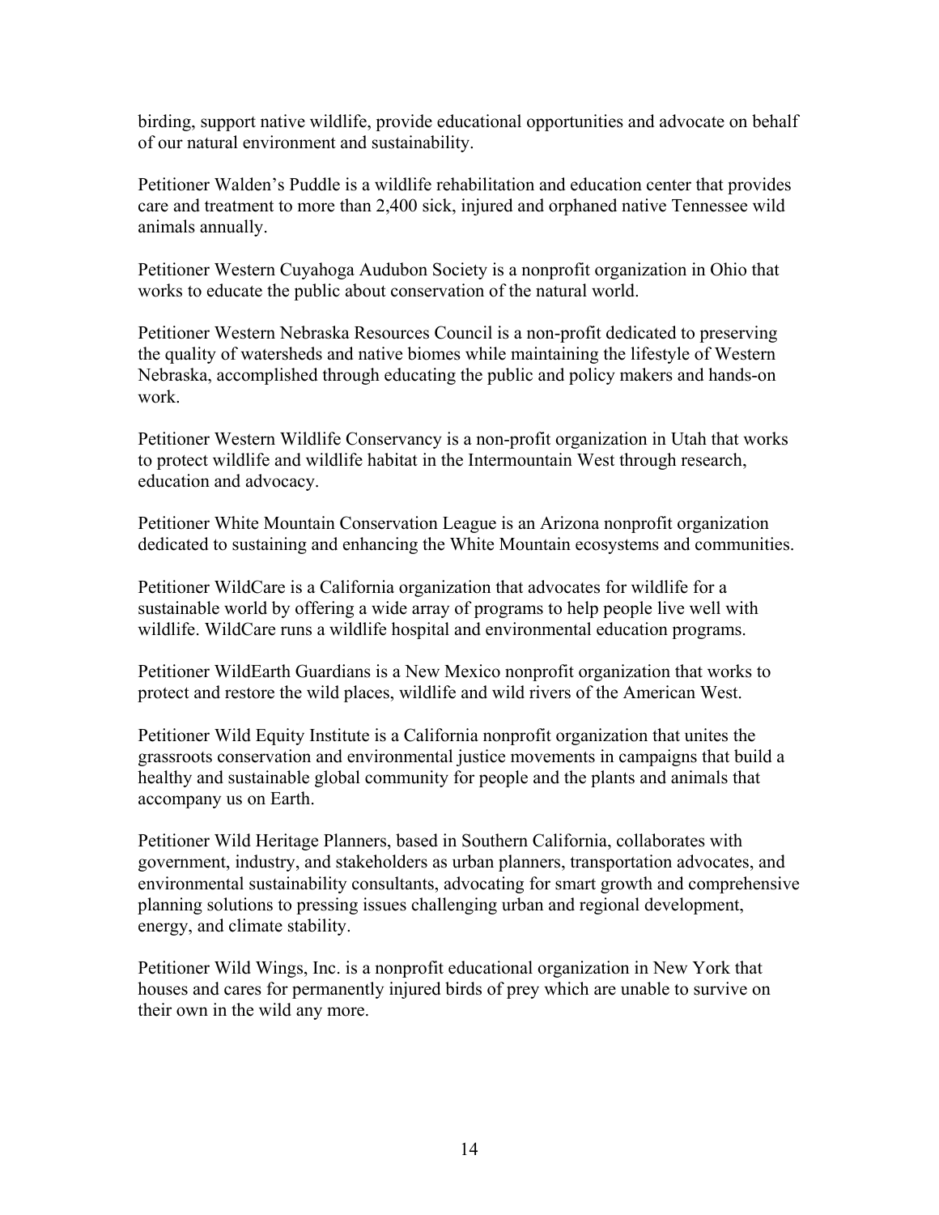birding, support native wildlife, provide educational opportunities and advocate on behalf of our natural environment and sustainability.

Petitioner Walden's Puddle is a wildlife rehabilitation and education center that provides care and treatment to more than 2,400 sick, injured and orphaned native Tennessee wild animals annually.

Petitioner Western Cuyahoga Audubon Society is a nonprofit organization in Ohio that works to educate the public about conservation of the natural world.

Petitioner Western Nebraska Resources Council is a non-profit dedicated to preserving the quality of watersheds and native biomes while maintaining the lifestyle of Western Nebraska, accomplished through educating the public and policy makers and hands-on work.

Petitioner Western Wildlife Conservancy is a non-profit organization in Utah that works to protect wildlife and wildlife habitat in the Intermountain West through research, education and advocacy.

Petitioner White Mountain Conservation League is an Arizona nonprofit organization dedicated to sustaining and enhancing the White Mountain ecosystems and communities.

Petitioner WildCare is a California organization that advocates for wildlife for a sustainable world by offering a wide array of programs to help people live well with wildlife. WildCare runs a wildlife hospital and environmental education programs.

Petitioner WildEarth Guardians is a New Mexico nonprofit organization that works to protect and restore the wild places, wildlife and wild rivers of the American West.

Petitioner Wild Equity Institute is a California nonprofit organization that unites the grassroots conservation and environmental justice movements in campaigns that build a healthy and sustainable global community for people and the plants and animals that accompany us on Earth.

Petitioner Wild Heritage Planners, based in Southern California, collaborates with government, industry, and stakeholders as urban planners, transportation advocates, and environmental sustainability consultants, advocating for smart growth and comprehensive planning solutions to pressing issues challenging urban and regional development, energy, and climate stability.

Petitioner Wild Wings, Inc. is a nonprofit educational organization in New York that houses and cares for permanently injured birds of prey which are unable to survive on their own in the wild any more.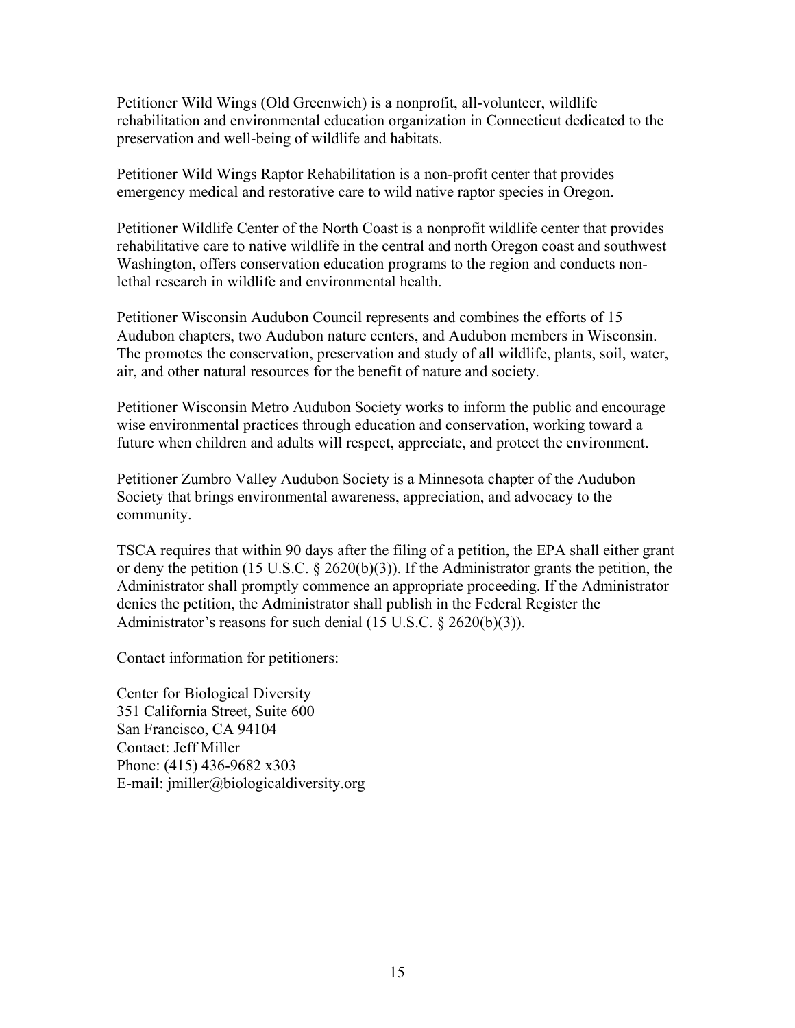Petitioner Wild Wings (Old Greenwich) is a nonprofit, all-volunteer, wildlife rehabilitation and environmental education organization in Connecticut dedicated to the preservation and well-being of wildlife and habitats.

Petitioner Wild Wings Raptor Rehabilitation is a non-profit center that provides emergency medical and restorative care to wild native raptor species in Oregon.

Petitioner Wildlife Center of the North Coast is a nonprofit wildlife center that provides rehabilitative care to native wildlife in the central and north Oregon coast and southwest Washington, offers conservation education programs to the region and conducts non-lethal research in wildlife and environmental health.

Petitioner Wisconsin Audubon Council represents and combines the efforts of 15 Audubon chapters, two Audubon nature centers, and Audubon members in Wisconsin. The promotes the conservation, preservation and study of all wildlife, plants, soil, water, air, and other natural resources for the benefit of nature and society.

Petitioner Wisconsin Metro Audubon Society works to inform the public and encourage wise environmental practices through education and conservation, working toward a future when children and adults will respect, appreciate, and protect the environment.

Petitioner Zumbro Valley Audubon Society is a Minnesota chapter of the Audubon Society that brings environmental awareness, appreciation, and advocacy to the community.

TSCA requires that within 90 days after the filing of a petition, the EPA shall either grant or deny the petition (15 U.S.C. § 2620(b)(3)). If the Administrator grants the petition, the Administrator shall promptly commence an appropriate proceeding. If the Administrator denies the petition, the Administrator shall publish in the Federal Register the Administrator's reasons for such denial (15 U.S.C. § 2620(b)(3)).

Contact information for petitioners:

Center for Biological Diversity
351 California Street, Suite 600
San Francisco, CA 94104
Contact: Jeff Miller
Phone: (415) 436-9682 x303
E-mail: jmiller@biologicaldiversity.org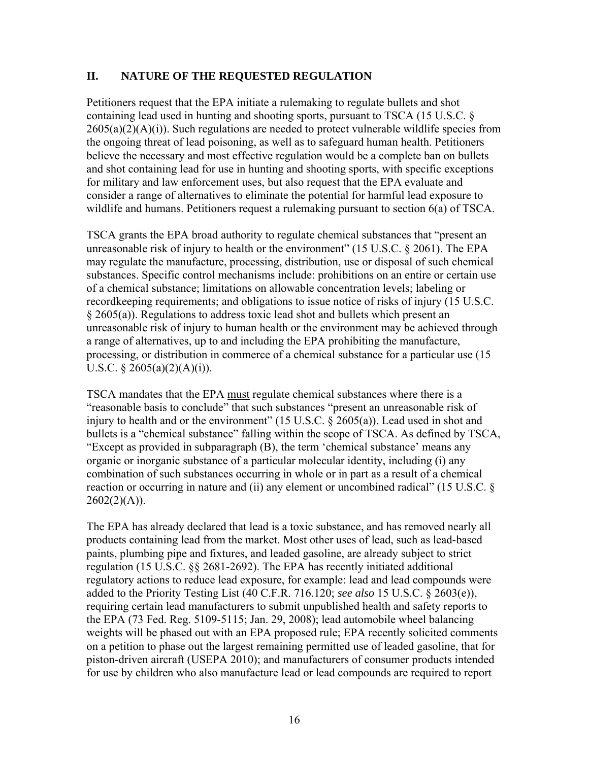## II. NATURE OF THE REQUESTED REGULATION

Petitioners request that the EPA initiate a rulemaking to regulate bullets and shot containing lead used in hunting and shooting sports, pursuant to TSCA (15 U.S.C. § 2605(a)(2)(A)(i)). Such regulations are needed to protect vulnerable wildlife species from the ongoing threat of lead poisoning, as well as to safeguard human health. Petitioners believe the necessary and most effective regulation would be a complete ban on bullets and shot containing lead for use in hunting and shooting sports, with specific exceptions for military and law enforcement uses, but also request that the EPA evaluate and consider a range of alternatives to eliminate the potential for harmful lead exposure to wildlife and humans. Petitioners request a rulemaking pursuant to section 6(a) of TSCA.

TSCA grants the EPA broad authority to regulate chemical substances that "present an unreasonable risk of injury to health or the environment" (15 U.S.C. § 2061). The EPA may regulate the manufacture, processing, distribution, use or disposal of such chemical substances. Specific control mechanisms include: prohibitions on an entire or certain use of a chemical substance; limitations on allowable concentration levels; labeling or recordkeeping requirements; and obligations to issue notice of risks of injury (15 U.S.C. § 2605(a)). Regulations to address toxic lead shot and bullets which present an unreasonable risk of injury to human health or the environment may be achieved through a range of alternatives, up to and including the EPA prohibiting the manufacture, processing, or distribution in commerce of a chemical substance for a particular use (15 U.S.C. § 2605(a)(2)(A)(i)).

TSCA mandates that the EPA <u>must</u> regulate chemical substances where there is a "reasonable basis to conclude" that such substances "present an unreasonable risk of injury to health and or the environment" (15 U.S.C. § 2605(a)). Lead used in shot and bullets is a "chemical substance" falling within the scope of TSCA. As defined by TSCA, "Except as provided in subparagraph (B), the term 'chemical substance' means any organic or inorganic substance of a particular molecular identity, including (i) any combination of such substances occurring in whole or in part as a result of a chemical reaction or occurring in nature and (ii) any element or uncombined radical" (15 U.S.C. § 2602(2)(A)).

The EPA has already declared that lead is a toxic substance, and has removed nearly all products containing lead from the market. Most other uses of lead, such as lead-based paints, plumbing pipe and fixtures, and leaded gasoline, are already subject to strict regulation (15 U.S.C. §§ 2681-2692). The EPA has recently initiated additional regulatory actions to reduce lead exposure, for example: lead and lead compounds were added to the Priority Testing List (40 C.F.R. 716.120; *see also* 15 U.S.C. § 2603(e)), requiring certain lead manufacturers to submit unpublished health and safety reports to the EPA (73 Fed. Reg. 5109-5115; Jan. 29, 2008); lead automobile wheel balancing weights will be phased out with an EPA proposed rule; EPA recently solicited comments on a petition to phase out the largest remaining permitted use of leaded gasoline, that for piston-driven aircraft (USEPA 2010); and manufacturers of consumer products intended for use by children who also manufacture lead or lead compounds are required to report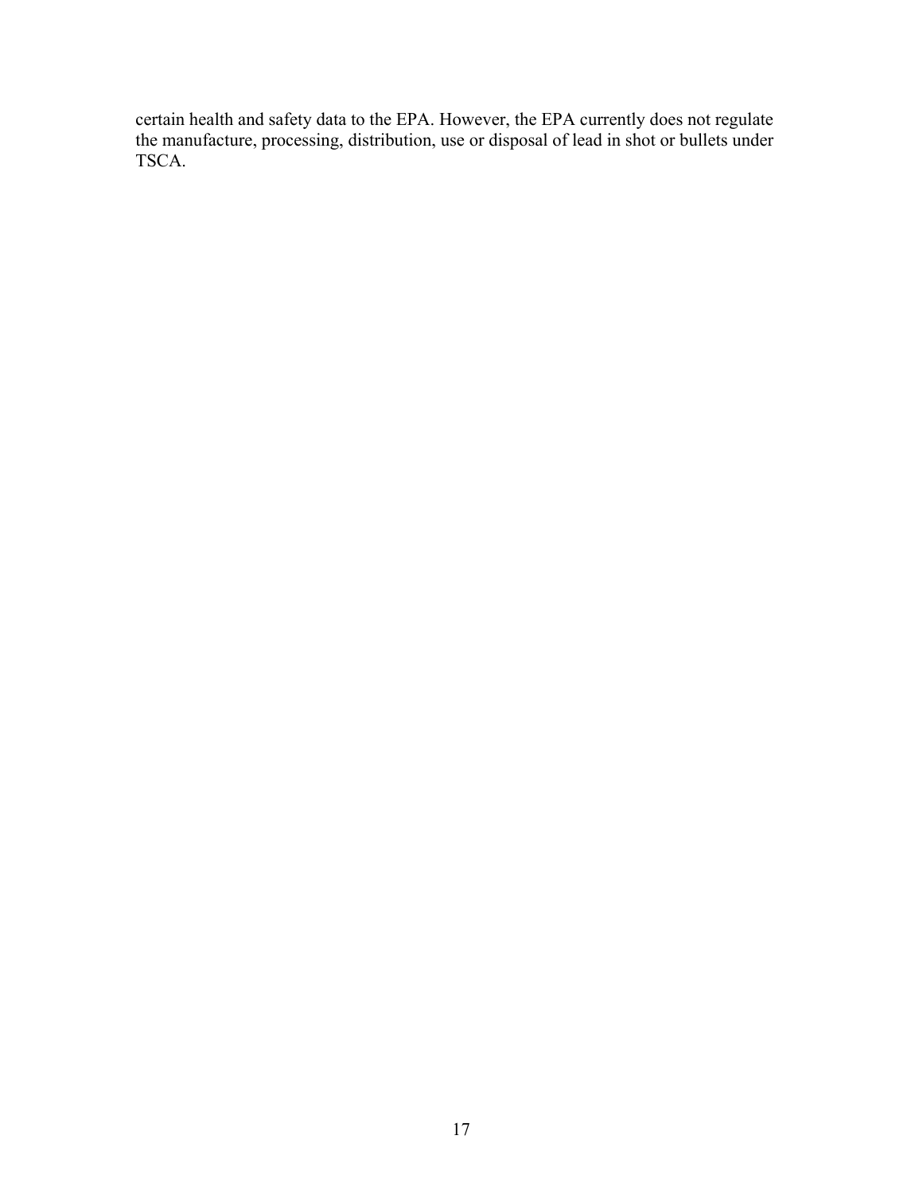certain health and safety data to the EPA. However, the EPA currently does not regulate the manufacture, processing, distribution, use or disposal of lead in shot or bullets under TSCA.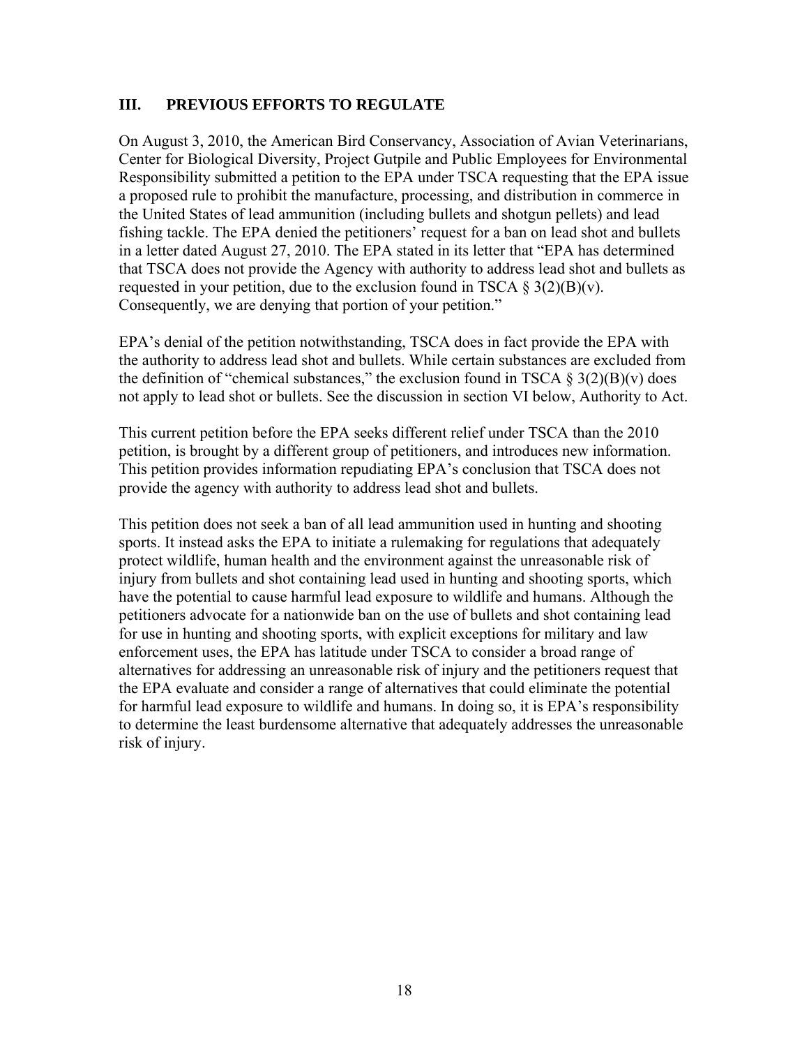## III. PREVIOUS EFFORTS TO REGULATE

On August 3, 2010, the American Bird Conservancy, Association of Avian Veterinarians, Center for Biological Diversity, Project Gutpile and Public Employees for Environmental Responsibility submitted a petition to the EPA under TSCA requesting that the EPA issue a proposed rule to prohibit the manufacture, processing, and distribution in commerce in the United States of lead ammunition (including bullets and shotgun pellets) and lead fishing tackle. The EPA denied the petitioners' request for a ban on lead shot and bullets in a letter dated August 27, 2010. The EPA stated in its letter that "EPA has determined that TSCA does not provide the Agency with authority to address lead shot and bullets as requested in your petition, due to the exclusion found in TSCA § 3(2)(B)(v). Consequently, we are denying that portion of your petition."

EPA's denial of the petition notwithstanding, TSCA does in fact provide the EPA with the authority to address lead shot and bullets. While certain substances are excluded from the definition of "chemical substances," the exclusion found in TSCA § 3(2)(B)(v) does not apply to lead shot or bullets. See the discussion in section VI below, Authority to Act.

This current petition before the EPA seeks different relief under TSCA than the 2010 petition, is brought by a different group of petitioners, and introduces new information. This petition provides information repudiating EPA's conclusion that TSCA does not provide the agency with authority to address lead shot and bullets.

This petition does not seek a ban of all lead ammunition used in hunting and shooting sports. It instead asks the EPA to initiate a rulemaking for regulations that adequately protect wildlife, human health and the environment against the unreasonable risk of injury from bullets and shot containing lead used in hunting and shooting sports, which have the potential to cause harmful lead exposure to wildlife and humans. Although the petitioners advocate for a nationwide ban on the use of bullets and shot containing lead for use in hunting and shooting sports, with explicit exceptions for military and law enforcement uses, the EPA has latitude under TSCA to consider a broad range of alternatives for addressing an unreasonable risk of injury and the petitioners request that the EPA evaluate and consider a range of alternatives that could eliminate the potential for harmful lead exposure to wildlife and humans. In doing so, it is EPA's responsibility to determine the least burdensome alternative that adequately addresses the unreasonable risk of injury.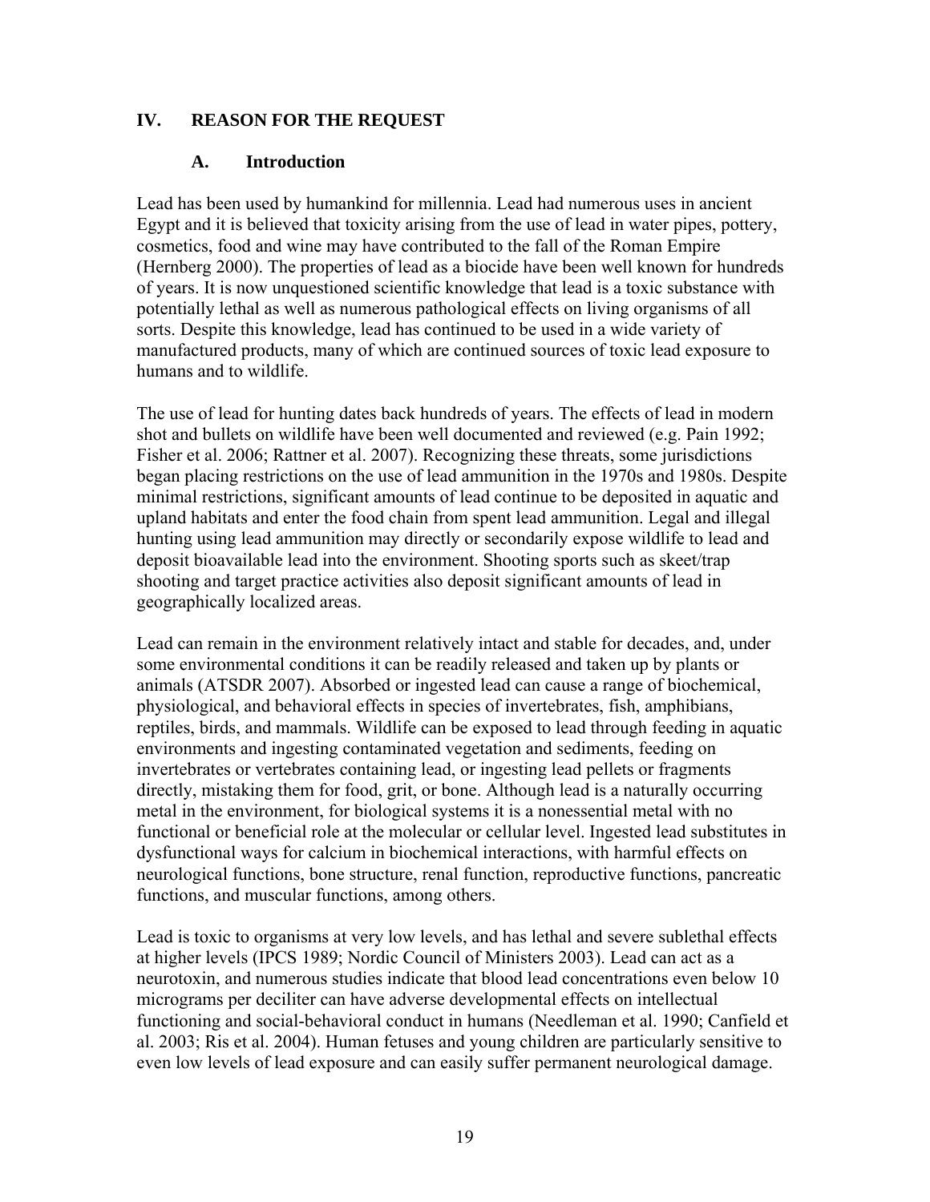# IV. REASON FOR THE REQUEST

## A. Introduction

Lead has been used by humankind for millennia. Lead had numerous uses in ancient Egypt and it is believed that toxicity arising from the use of lead in water pipes, pottery, cosmetics, food and wine may have contributed to the fall of the Roman Empire (Hernberg 2000). The properties of lead as a biocide have been well known for hundreds of years. It is now unquestioned scientific knowledge that lead is a toxic substance with potentially lethal as well as numerous pathological effects on living organisms of all sorts. Despite this knowledge, lead has continued to be used in a wide variety of manufactured products, many of which are continued sources of toxic lead exposure to humans and to wildlife.

The use of lead for hunting dates back hundreds of years. The effects of lead in modern shot and bullets on wildlife have been well documented and reviewed (e.g. Pain 1992; Fisher et al. 2006; Rattner et al. 2007). Recognizing these threats, some jurisdictions began placing restrictions on the use of lead ammunition in the 1970s and 1980s. Despite minimal restrictions, significant amounts of lead continue to be deposited in aquatic and upland habitats and enter the food chain from spent lead ammunition. Legal and illegal hunting using lead ammunition may directly or secondarily expose wildlife to lead and deposit bioavailable lead into the environment. Shooting sports such as skeet/trap shooting and target practice activities also deposit significant amounts of lead in geographically localized areas.

Lead can remain in the environment relatively intact and stable for decades, and, under some environmental conditions it can be readily released and taken up by plants or animals (ATSDR 2007). Absorbed or ingested lead can cause a range of biochemical, physiological, and behavioral effects in species of invertebrates, fish, amphibians, reptiles, birds, and mammals. Wildlife can be exposed to lead through feeding in aquatic environments and ingesting contaminated vegetation and sediments, feeding on invertebrates or vertebrates containing lead, or ingesting lead pellets or fragments directly, mistaking them for food, grit, or bone. Although lead is a naturally occurring metal in the environment, for biological systems it is a nonessential metal with no functional or beneficial role at the molecular or cellular level. Ingested lead substitutes in dysfunctional ways for calcium in biochemical interactions, with harmful effects on neurological functions, bone structure, renal function, reproductive functions, pancreatic functions, and muscular functions, among others.

Lead is toxic to organisms at very low levels, and has lethal and severe sublethal effects at higher levels (IPCS 1989; Nordic Council of Ministers 2003). Lead can act as a neurotoxin, and numerous studies indicate that blood lead concentrations even below 10 micrograms per deciliter can have adverse developmental effects on intellectual functioning and social-behavioral conduct in humans (Needleman et al. 1990; Canfield et al. 2003; Ris et al. 2004). Human fetuses and young children are particularly sensitive to even low levels of lead exposure and can easily suffer permanent neurological damage.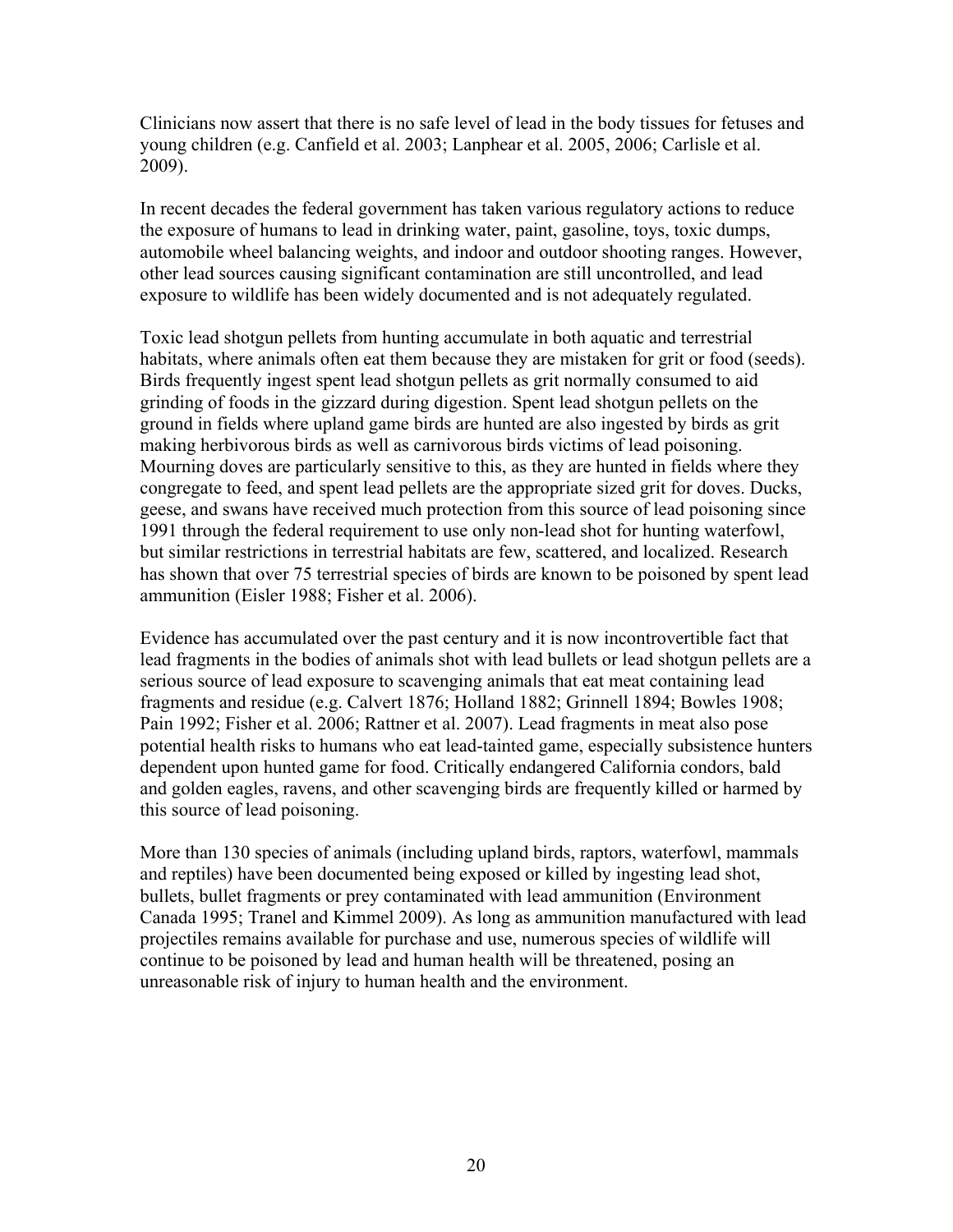Clinicians now assert that there is no safe level of lead in the body tissues for fetuses and young children (e.g. Canfield et al. 2003; Lanphear et al. 2005, 2006; Carlisle et al. 2009).

In recent decades the federal government has taken various regulatory actions to reduce the exposure of humans to lead in drinking water, paint, gasoline, toys, toxic dumps, automobile wheel balancing weights, and indoor and outdoor shooting ranges. However, other lead sources causing significant contamination are still uncontrolled, and lead exposure to wildlife has been widely documented and is not adequately regulated.

Toxic lead shotgun pellets from hunting accumulate in both aquatic and terrestrial habitats, where animals often eat them because they are mistaken for grit or food (seeds). Birds frequently ingest spent lead shotgun pellets as grit normally consumed to aid grinding of foods in the gizzard during digestion. Spent lead shotgun pellets on the ground in fields where upland game birds are hunted are also ingested by birds as grit making herbivorous birds as well as carnivorous birds victims of lead poisoning. Mourning doves are particularly sensitive to this, as they are hunted in fields where they congregate to feed, and spent lead pellets are the appropriate sized grit for doves. Ducks, geese, and swans have received much protection from this source of lead poisoning since 1991 through the federal requirement to use only non-lead shot for hunting waterfowl, but similar restrictions in terrestrial habitats are few, scattered, and localized. Research has shown that over 75 terrestrial species of birds are known to be poisoned by spent lead ammunition (Eisler 1988; Fisher et al. 2006).

Evidence has accumulated over the past century and it is now incontrovertible fact that lead fragments in the bodies of animals shot with lead bullets or lead shotgun pellets are a serious source of lead exposure to scavenging animals that eat meat containing lead fragments and residue (e.g. Calvert 1876; Holland 1882; Grinnell 1894; Bowles 1908; Pain 1992; Fisher et al. 2006; Rattner et al. 2007). Lead fragments in meat also pose potential health risks to humans who eat lead-tainted game, especially subsistence hunters dependent upon hunted game for food. Critically endangered California condors, bald and golden eagles, ravens, and other scavenging birds are frequently killed or harmed by this source of lead poisoning.

More than 130 species of animals (including upland birds, raptors, waterfowl, mammals and reptiles) have been documented being exposed or killed by ingesting lead shot, bullets, bullet fragments or prey contaminated with lead ammunition (Environment Canada 1995; Tranel and Kimmel 2009). As long as ammunition manufactured with lead projectiles remains available for purchase and use, numerous species of wildlife will continue to be poisoned by lead and human health will be threatened, posing an unreasonable risk of injury to human health and the environment.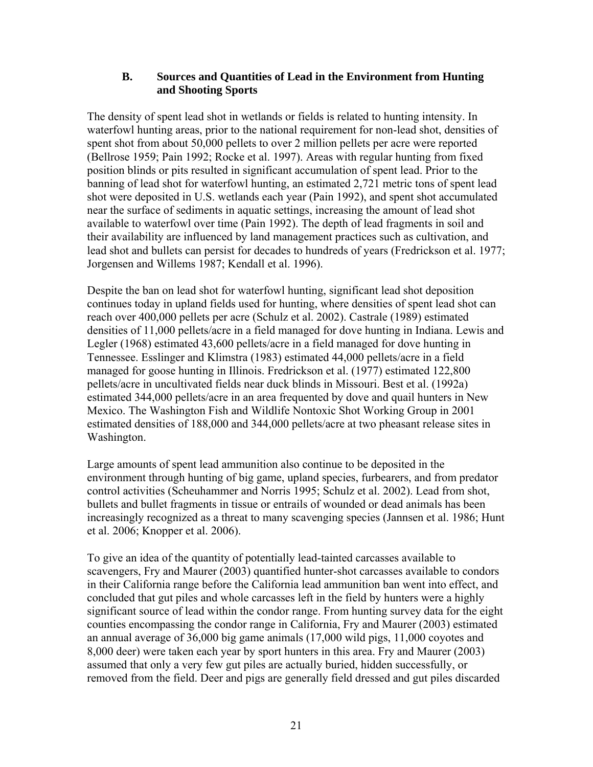### B. Sources and Quantities of Lead in the Environment from Hunting and Shooting Sports

The density of spent lead shot in wetlands or fields is related to hunting intensity. In waterfowl hunting areas, prior to the national requirement for non-lead shot, densities of spent shot from about 50,000 pellets to over 2 million pellets per acre were reported (Bellrose 1959; Pain 1992; Rocke et al. 1997). Areas with regular hunting from fixed position blinds or pits resulted in significant accumulation of spent lead. Prior to the banning of lead shot for waterfowl hunting, an estimated 2,721 metric tons of spent lead shot were deposited in U.S. wetlands each year (Pain 1992), and spent shot accumulated near the surface of sediments in aquatic settings, increasing the amount of lead shot available to waterfowl over time (Pain 1992). The depth of lead fragments in soil and their availability are influenced by land management practices such as cultivation, and lead shot and bullets can persist for decades to hundreds of years (Fredrickson et al. 1977; Jorgensen and Willems 1987; Kendall et al. 1996).

Despite the ban on lead shot for waterfowl hunting, significant lead shot deposition continues today in upland fields used for hunting, where densities of spent lead shot can reach over 400,000 pellets per acre (Schulz et al. 2002). Castrale (1989) estimated densities of 11,000 pellets/acre in a field managed for dove hunting in Indiana. Lewis and Legler (1968) estimated 43,600 pellets/acre in a field managed for dove hunting in Tennessee. Esslinger and Klimstra (1983) estimated 44,000 pellets/acre in a field managed for goose hunting in Illinois. Fredrickson et al. (1977) estimated 122,800 pellets/acre in uncultivated fields near duck blinds in Missouri. Best et al. (1992a) estimated 344,000 pellets/acre in an area frequented by dove and quail hunters in New Mexico. The Washington Fish and Wildlife Nontoxic Shot Working Group in 2001 estimated densities of 188,000 and 344,000 pellets/acre at two pheasant release sites in Washington.

Large amounts of spent lead ammunition also continue to be deposited in the environment through hunting of big game, upland species, furbearers, and from predator control activities (Scheuhammer and Norris 1995; Schulz et al. 2002). Lead from shot, bullets and bullet fragments in tissue or entrails of wounded or dead animals has been increasingly recognized as a threat to many scavenging species (Jannsen et al. 1986; Hunt et al. 2006; Knopper et al. 2006).

To give an idea of the quantity of potentially lead-tainted carcasses available to scavengers, Fry and Maurer (2003) quantified hunter-shot carcasses available to condors in their California range before the California lead ammunition ban went into effect, and concluded that gut piles and whole carcasses left in the field by hunters were a highly significant source of lead within the condor range. From hunting survey data for the eight counties encompassing the condor range in California, Fry and Maurer (2003) estimated an annual average of 36,000 big game animals (17,000 wild pigs, 11,000 coyotes and 8,000 deer) were taken each year by sport hunters in this area. Fry and Maurer (2003) assumed that only a very few gut piles are actually buried, hidden successfully, or removed from the field. Deer and pigs are generally field dressed and gut piles discarded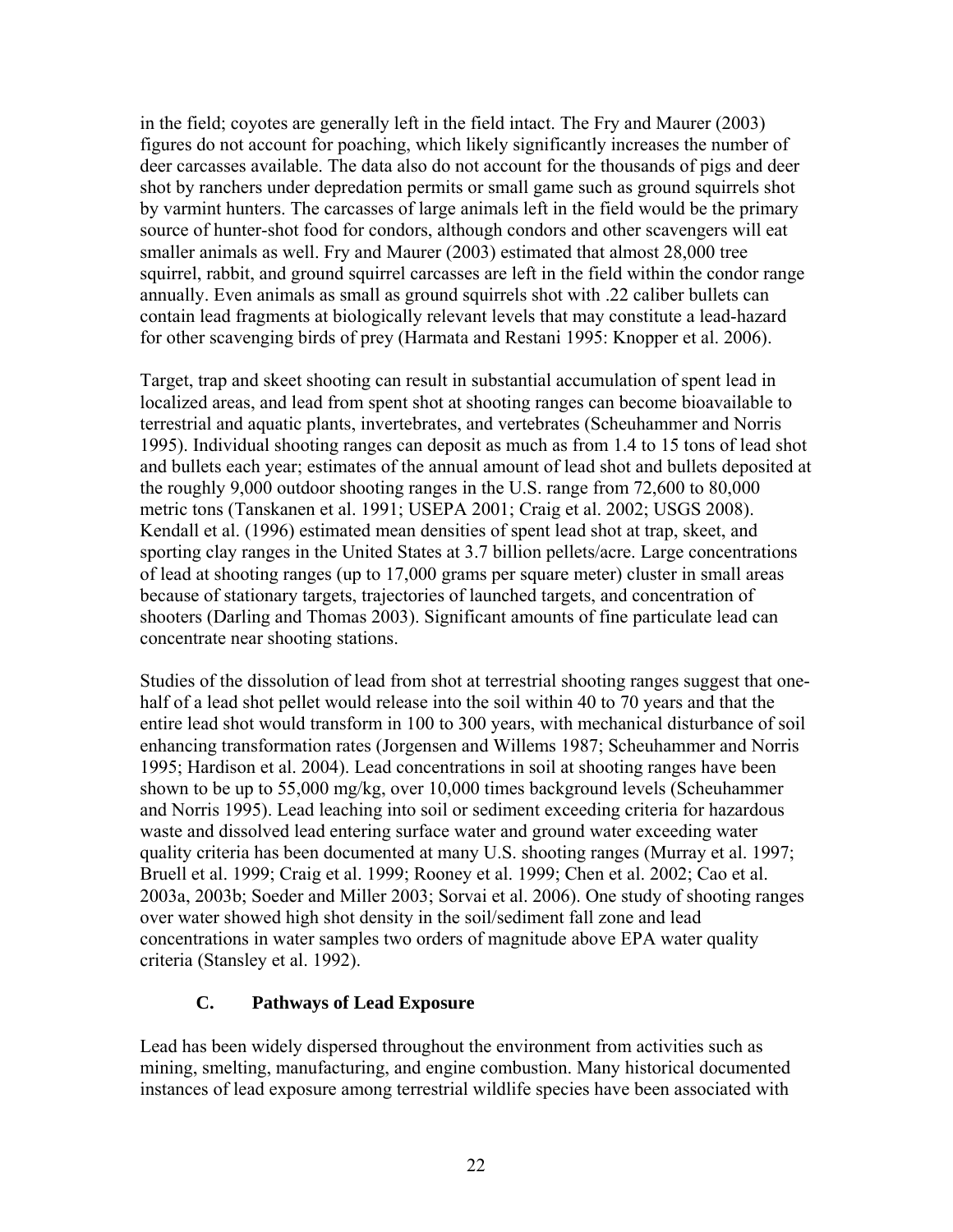in the field; coyotes are generally left in the field intact. The Fry and Maurer (2003) figures do not account for poaching, which likely significantly increases the number of deer carcasses available. The data also do not account for the thousands of pigs and deer shot by ranchers under depredation permits or small game such as ground squirrels shot by varmint hunters. The carcasses of large animals left in the field would be the primary source of hunter-shot food for condors, although condors and other scavengers will eat smaller animals as well. Fry and Maurer (2003) estimated that almost 28,000 tree squirrel, rabbit, and ground squirrel carcasses are left in the field within the condor range annually. Even animals as small as ground squirrels shot with .22 caliber bullets can contain lead fragments at biologically relevant levels that may constitute a lead-hazard for other scavenging birds of prey (Harmata and Restani 1995: Knopper et al. 2006).

Target, trap and skeet shooting can result in substantial accumulation of spent lead in localized areas, and lead from spent shot at shooting ranges can become bioavailable to terrestrial and aquatic plants, invertebrates, and vertebrates (Scheuhammer and Norris 1995). Individual shooting ranges can deposit as much as from 1.4 to 15 tons of lead shot and bullets each year; estimates of the annual amount of lead shot and bullets deposited at the roughly 9,000 outdoor shooting ranges in the U.S. range from 72,600 to 80,000 metric tons (Tanskanen et al. 1991; USEPA 2001; Craig et al. 2002; USGS 2008). Kendall et al. (1996) estimated mean densities of spent lead shot at trap, skeet, and sporting clay ranges in the United States at 3.7 billion pellets/acre. Large concentrations of lead at shooting ranges (up to 17,000 grams per square meter) cluster in small areas because of stationary targets, trajectories of launched targets, and concentration of shooters (Darling and Thomas 2003). Significant amounts of fine particulate lead can concentrate near shooting stations.

Studies of the dissolution of lead from shot at terrestrial shooting ranges suggest that one-half of a lead shot pellet would release into the soil within 40 to 70 years and that the entire lead shot would transform in 100 to 300 years, with mechanical disturbance of soil enhancing transformation rates (Jorgensen and Willems 1987; Scheuhammer and Norris 1995; Hardison et al. 2004). Lead concentrations in soil at shooting ranges have been shown to be up to 55,000 mg/kg, over 10,000 times background levels (Scheuhammer and Norris 1995). Lead leaching into soil or sediment exceeding criteria for hazardous waste and dissolved lead entering surface water and ground water exceeding water quality criteria has been documented at many U.S. shooting ranges (Murray et al. 1997; Bruell et al. 1999; Craig et al. 1999; Rooney et al. 1999; Chen et al. 2002; Cao et al. 2003a, 2003b; Soeder and Miller 2003; Sorvai et al. 2006). One study of shooting ranges over water showed high shot density in the soil/sediment fall zone and lead concentrations in water samples two orders of magnitude above EPA water quality criteria (Stansley et al. 1992).

### C. Pathways of Lead Exposure

Lead has been widely dispersed throughout the environment from activities such as mining, smelting, manufacturing, and engine combustion. Many historical documented instances of lead exposure among terrestrial wildlife species have been associated with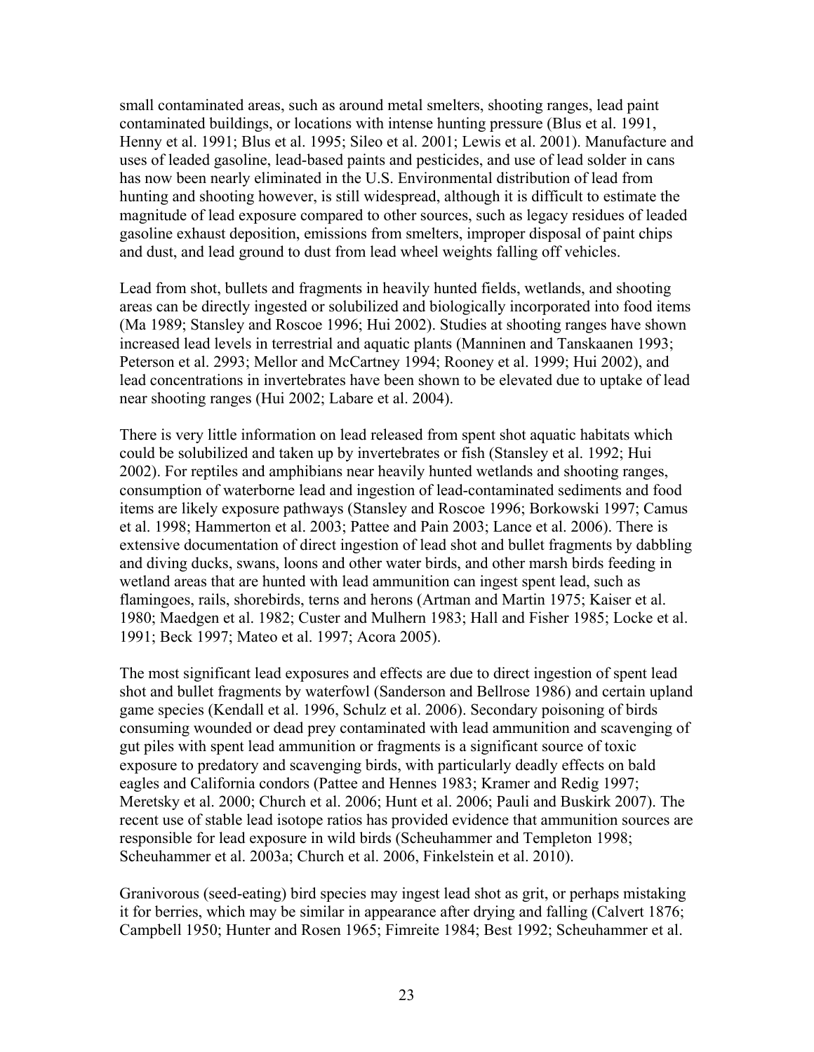small contaminated areas, such as around metal smelters, shooting ranges, lead paint contaminated buildings, or locations with intense hunting pressure (Blus et al. 1991, Henny et al. 1991; Blus et al. 1995; Sileo et al. 2001; Lewis et al. 2001). Manufacture and uses of leaded gasoline, lead-based paints and pesticides, and use of lead solder in cans has now been nearly eliminated in the U.S. Environmental distribution of lead from hunting and shooting however, is still widespread, although it is difficult to estimate the magnitude of lead exposure compared to other sources, such as legacy residues of leaded gasoline exhaust deposition, emissions from smelters, improper disposal of paint chips and dust, and lead ground to dust from lead wheel weights falling off vehicles.

Lead from shot, bullets and fragments in heavily hunted fields, wetlands, and shooting areas can be directly ingested or solubilized and biologically incorporated into food items (Ma 1989; Stansley and Roscoe 1996; Hui 2002). Studies at shooting ranges have shown increased lead levels in terrestrial and aquatic plants (Manninen and Tanskaanen 1993; Peterson et al. 2993; Mellor and McCartney 1994; Rooney et al. 1999; Hui 2002), and lead concentrations in invertebrates have been shown to be elevated due to uptake of lead near shooting ranges (Hui 2002; Labare et al. 2004).

There is very little information on lead released from spent shot aquatic habitats which could be solubilized and taken up by invertebrates or fish (Stansley et al. 1992; Hui 2002). For reptiles and amphibians near heavily hunted wetlands and shooting ranges, consumption of waterborne lead and ingestion of lead-contaminated sediments and food items are likely exposure pathways (Stansley and Roscoe 1996; Borkowski 1997; Camus et al. 1998; Hammerton et al. 2003; Pattee and Pain 2003; Lance et al. 2006). There is extensive documentation of direct ingestion of lead shot and bullet fragments by dabbling and diving ducks, swans, loons and other water birds, and other marsh birds feeding in wetland areas that are hunted with lead ammunition can ingest spent lead, such as flamingoes, rails, shorebirds, terns and herons (Artman and Martin 1975; Kaiser et al. 1980; Maedgen et al. 1982; Custer and Mulhern 1983; Hall and Fisher 1985; Locke et al. 1991; Beck 1997; Mateo et al. 1997; Acora 2005).

The most significant lead exposures and effects are due to direct ingestion of spent lead shot and bullet fragments by waterfowl (Sanderson and Bellrose 1986) and certain upland game species (Kendall et al. 1996, Schulz et al. 2006). Secondary poisoning of birds consuming wounded or dead prey contaminated with lead ammunition and scavenging of gut piles with spent lead ammunition or fragments is a significant source of toxic exposure to predatory and scavenging birds, with particularly deadly effects on bald eagles and California condors (Pattee and Hennes 1983; Kramer and Redig 1997; Meretsky et al. 2000; Church et al. 2006; Hunt et al. 2006; Pauli and Buskirk 2007). The recent use of stable lead isotope ratios has provided evidence that ammunition sources are responsible for lead exposure in wild birds (Scheuhammer and Templeton 1998; Scheuhammer et al. 2003a; Church et al. 2006, Finkelstein et al. 2010).

Granivorous (seed-eating) bird species may ingest lead shot as grit, or perhaps mistaking it for berries, which may be similar in appearance after drying and falling (Calvert 1876; Campbell 1950; Hunter and Rosen 1965; Fimreite 1984; Best 1992; Scheuhammer et al.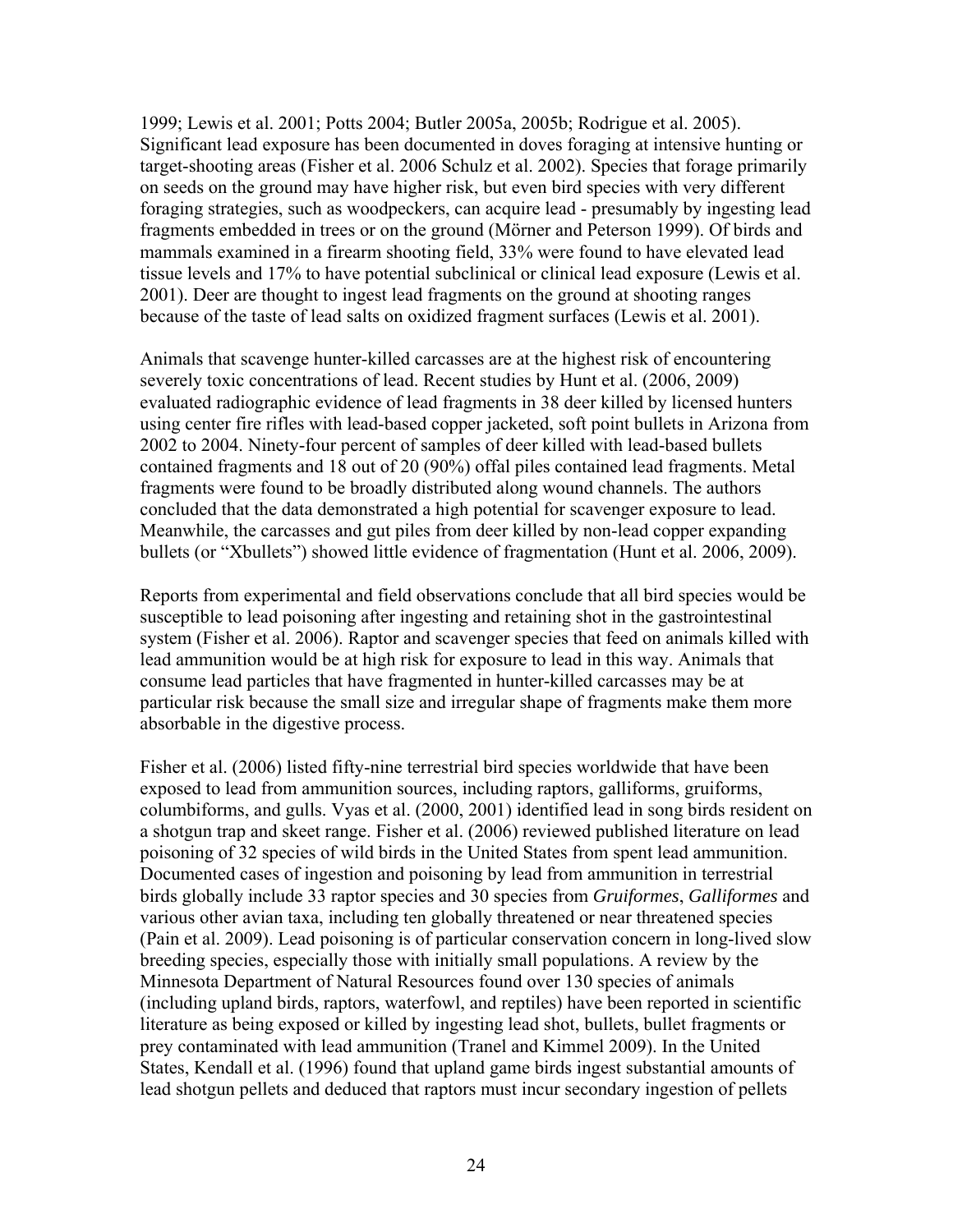1999; Lewis et al. 2001; Potts 2004; Butler 2005a, 2005b; Rodrigue et al. 2005). Significant lead exposure has been documented in doves foraging at intensive hunting or target-shooting areas (Fisher et al. 2006 Schulz et al. 2002). Species that forage primarily on seeds on the ground may have higher risk, but even bird species with very different foraging strategies, such as woodpeckers, can acquire lead - presumably by ingesting lead fragments embedded in trees or on the ground (Mörner and Peterson 1999). Of birds and mammals examined in a firearm shooting field, 33% were found to have elevated lead tissue levels and 17% to have potential subclinical or clinical lead exposure (Lewis et al. 2001). Deer are thought to ingest lead fragments on the ground at shooting ranges because of the taste of lead salts on oxidized fragment surfaces (Lewis et al. 2001).

Animals that scavenge hunter-killed carcasses are at the highest risk of encountering severely toxic concentrations of lead. Recent studies by Hunt et al. (2006, 2009) evaluated radiographic evidence of lead fragments in 38 deer killed by licensed hunters using center fire rifles with lead-based copper jacketed, soft point bullets in Arizona from 2002 to 2004. Ninety-four percent of samples of deer killed with lead-based bullets contained fragments and 18 out of 20 (90%) offal piles contained lead fragments. Metal fragments were found to be broadly distributed along wound channels. The authors concluded that the data demonstrated a high potential for scavenger exposure to lead. Meanwhile, the carcasses and gut piles from deer killed by non-lead copper expanding bullets (or "Xbullets") showed little evidence of fragmentation (Hunt et al. 2006, 2009).

Reports from experimental and field observations conclude that all bird species would be susceptible to lead poisoning after ingesting and retaining shot in the gastrointestinal system (Fisher et al. 2006). Raptor and scavenger species that feed on animals killed with lead ammunition would be at high risk for exposure to lead in this way. Animals that consume lead particles that have fragmented in hunter-killed carcasses may be at particular risk because the small size and irregular shape of fragments make them more absorbable in the digestive process.

Fisher et al. (2006) listed fifty-nine terrestrial bird species worldwide that have been exposed to lead from ammunition sources, including raptors, galliforms, gruiforms, columbiforms, and gulls. Vyas et al. (2000, 2001) identified lead in song birds resident on a shotgun trap and skeet range. Fisher et al. (2006) reviewed published literature on lead poisoning of 32 species of wild birds in the United States from spent lead ammunition. Documented cases of ingestion and poisoning by lead from ammunition in terrestrial birds globally include 33 raptor species and 30 species from *Gruiformes*, *Galliformes* and various other avian taxa, including ten globally threatened or near threatened species (Pain et al. 2009). Lead poisoning is of particular conservation concern in long-lived slow breeding species, especially those with initially small populations. A review by the Minnesota Department of Natural Resources found over 130 species of animals (including upland birds, raptors, waterfowl, and reptiles) have been reported in scientific literature as being exposed or killed by ingesting lead shot, bullets, bullet fragments or prey contaminated with lead ammunition (Tranel and Kimmel 2009). In the United States, Kendall et al. (1996) found that upland game birds ingest substantial amounts of lead shotgun pellets and deduced that raptors must incur secondary ingestion of pellets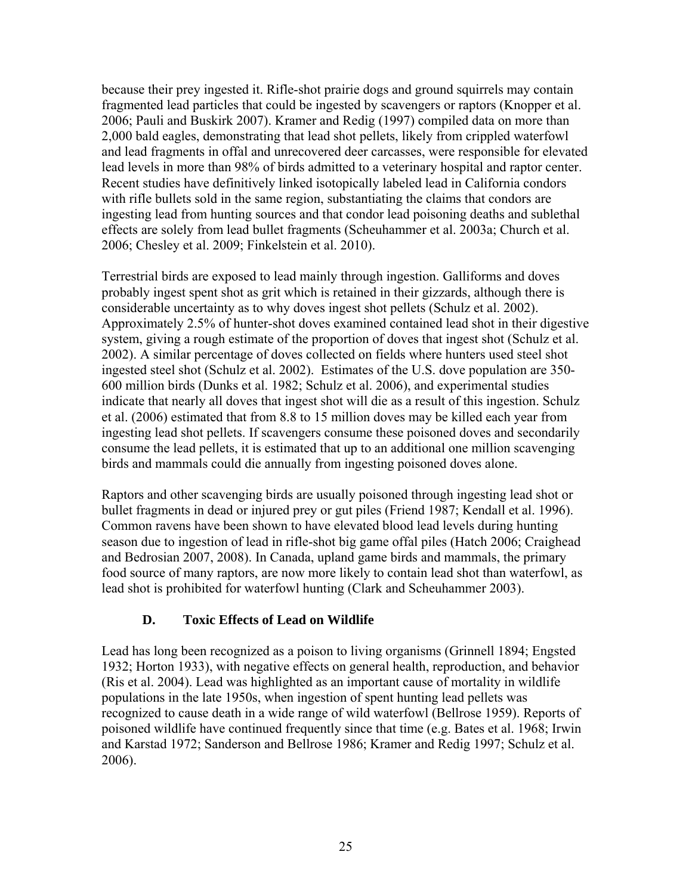because their prey ingested it. Rifle-shot prairie dogs and ground squirrels may contain fragmented lead particles that could be ingested by scavengers or raptors (Knopper et al. 2006; Pauli and Buskirk 2007). Kramer and Redig (1997) compiled data on more than 2,000 bald eagles, demonstrating that lead shot pellets, likely from crippled waterfowl and lead fragments in offal and unrecovered deer carcasses, were responsible for elevated lead levels in more than 98% of birds admitted to a veterinary hospital and raptor center. Recent studies have definitively linked isotopically labeled lead in California condors with rifle bullets sold in the same region, substantiating the claims that condors are ingesting lead from hunting sources and that condor lead poisoning deaths and sublethal effects are solely from lead bullet fragments (Scheuhammer et al. 2003a; Church et al. 2006; Chesley et al. 2009; Finkelstein et al. 2010).

Terrestrial birds are exposed to lead mainly through ingestion. Galliforms and doves probably ingest spent shot as grit which is retained in their gizzards, although there is considerable uncertainty as to why doves ingest shot pellets (Schulz et al. 2002). Approximately 2.5% of hunter-shot doves examined contained lead shot in their digestive system, giving a rough estimate of the proportion of doves that ingest shot (Schulz et al. 2002). A similar percentage of doves collected on fields where hunters used steel shot ingested steel shot (Schulz et al. 2002). Estimates of the U.S. dove population are 350-600 million birds (Dunks et al. 1982; Schulz et al. 2006), and experimental studies indicate that nearly all doves that ingest shot will die as a result of this ingestion. Schulz et al. (2006) estimated that from 8.8 to 15 million doves may be killed each year from ingesting lead shot pellets. If scavengers consume these poisoned doves and secondarily consume the lead pellets, it is estimated that up to an additional one million scavenging birds and mammals could die annually from ingesting poisoned doves alone.

Raptors and other scavenging birds are usually poisoned through ingesting lead shot or bullet fragments in dead or injured prey or gut piles (Friend 1987; Kendall et al. 1996). Common ravens have been shown to have elevated blood lead levels during hunting season due to ingestion of lead in rifle-shot big game offal piles (Hatch 2006; Craighead and Bedrosian 2007, 2008). In Canada, upland game birds and mammals, the primary food source of many raptors, are now more likely to contain lead shot than waterfowl, as lead shot is prohibited for waterfowl hunting (Clark and Scheuhammer 2003).

### D. Toxic Effects of Lead on Wildlife

Lead has long been recognized as a poison to living organisms (Grinnell 1894; Engsted 1932; Horton 1933), with negative effects on general health, reproduction, and behavior (Ris et al. 2004). Lead was highlighted as an important cause of mortality in wildlife populations in the late 1950s, when ingestion of spent hunting lead pellets was recognized to cause death in a wide range of wild waterfowl (Bellrose 1959). Reports of poisoned wildlife have continued frequently since that time (e.g. Bates et al. 1968; Irwin and Karstad 1972; Sanderson and Bellrose 1986; Kramer and Redig 1997; Schulz et al. 2006).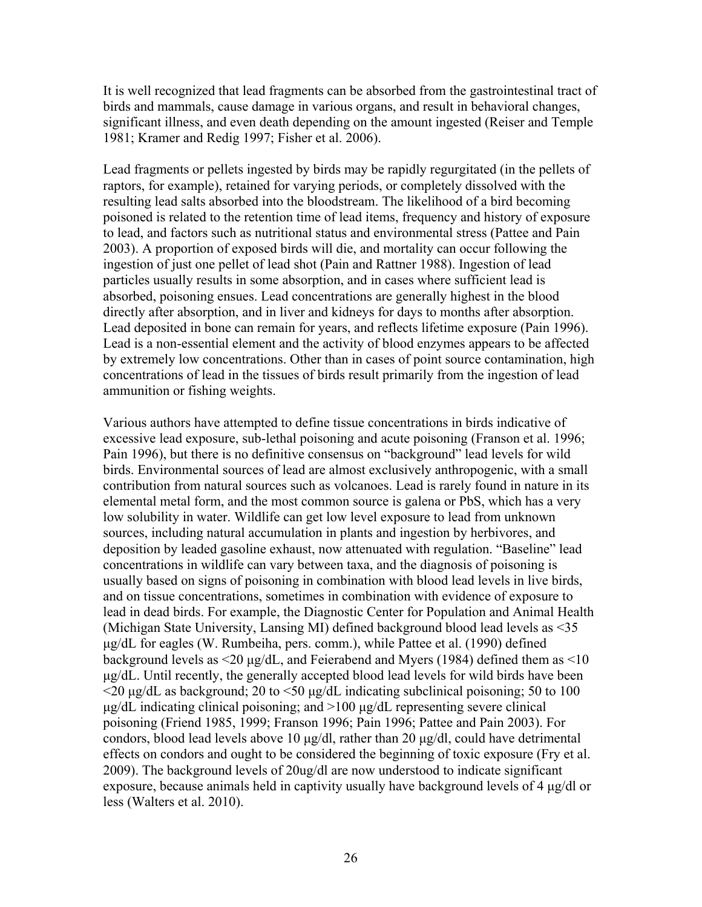It is well recognized that lead fragments can be absorbed from the gastrointestinal tract of birds and mammals, cause damage in various organs, and result in behavioral changes, significant illness, and even death depending on the amount ingested (Reiser and Temple 1981; Kramer and Redig 1997; Fisher et al. 2006).

Lead fragments or pellets ingested by birds may be rapidly regurgitated (in the pellets of raptors, for example), retained for varying periods, or completely dissolved with the resulting lead salts absorbed into the bloodstream. The likelihood of a bird becoming poisoned is related to the retention time of lead items, frequency and history of exposure to lead, and factors such as nutritional status and environmental stress (Pattee and Pain 2003). A proportion of exposed birds will die, and mortality can occur following the ingestion of just one pellet of lead shot (Pain and Rattner 1988). Ingestion of lead particles usually results in some absorption, and in cases where sufficient lead is absorbed, poisoning ensues. Lead concentrations are generally highest in the blood directly after absorption, and in liver and kidneys for days to months after absorption. Lead deposited in bone can remain for years, and reflects lifetime exposure (Pain 1996). Lead is a non-essential element and the activity of blood enzymes appears to be affected by extremely low concentrations. Other than in cases of point source contamination, high concentrations of lead in the tissues of birds result primarily from the ingestion of lead ammunition or fishing weights.

Various authors have attempted to define tissue concentrations in birds indicative of excessive lead exposure, sub-lethal poisoning and acute poisoning (Franson et al. 1996; Pain 1996), but there is no definitive consensus on "background" lead levels for wild birds. Environmental sources of lead are almost exclusively anthropogenic, with a small contribution from natural sources such as volcanoes. Lead is rarely found in nature in its elemental metal form, and the most common source is galena or PbS, which has a very low solubility in water. Wildlife can get low level exposure to lead from unknown sources, including natural accumulation in plants and ingestion by herbivores, and deposition by leaded gasoline exhaust, now attenuated with regulation. "Baseline" lead concentrations in wildlife can vary between taxa, and the diagnosis of poisoning is usually based on signs of poisoning in combination with blood lead levels in live birds, and on tissue concentrations, sometimes in combination with evidence of exposure to lead in dead birds. For example, the Diagnostic Center for Population and Animal Health (Michigan State University, Lansing MI) defined background blood lead levels as <35 µg/dL for eagles (W. Rumbeiha, pers. comm.), while Pattee et al. (1990) defined background levels as <20 µg/dL, and Feierabend and Myers (1984) defined them as <10 µg/dL. Until recently, the generally accepted blood lead levels for wild birds have been <20 µg/dL as background; 20 to <50 µg/dL indicating subclinical poisoning; 50 to 100 µg/dL indicating clinical poisoning; and >100 µg/dL representing severe clinical poisoning (Friend 1985, 1999; Franson 1996; Pain 1996; Pattee and Pain 2003). For condors, blood lead levels above 10 µg/dl, rather than 20 µg/dl, could have detrimental effects on condors and ought to be considered the beginning of toxic exposure (Fry et al. 2009). The background levels of 20ug/dl are now understood to indicate significant exposure, because animals held in captivity usually have background levels of 4 µg/dl or less (Walters et al. 2010).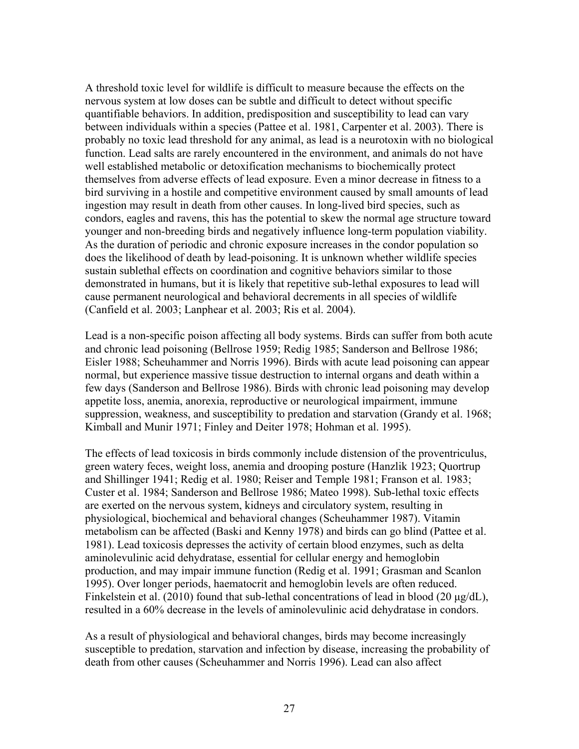A threshold toxic level for wildlife is difficult to measure because the effects on the nervous system at low doses can be subtle and difficult to detect without specific quantifiable behaviors. In addition, predisposition and susceptibility to lead can vary between individuals within a species (Pattee et al. 1981, Carpenter et al. 2003). There is probably no toxic lead threshold for any animal, as lead is a neurotoxin with no biological function. Lead salts are rarely encountered in the environment, and animals do not have well established metabolic or detoxification mechanisms to biochemically protect themselves from adverse effects of lead exposure. Even a minor decrease in fitness to a bird surviving in a hostile and competitive environment caused by small amounts of lead ingestion may result in death from other causes. In long-lived bird species, such as condors, eagles and ravens, this has the potential to skew the normal age structure toward younger and non-breeding birds and negatively influence long-term population viability. As the duration of periodic and chronic exposure increases in the condor population so does the likelihood of death by lead-poisoning. It is unknown whether wildlife species sustain sublethal effects on coordination and cognitive behaviors similar to those demonstrated in humans, but it is likely that repetitive sub-lethal exposures to lead will cause permanent neurological and behavioral decrements in all species of wildlife (Canfield et al. 2003; Lanphear et al. 2003; Ris et al. 2004).

Lead is a non-specific poison affecting all body systems. Birds can suffer from both acute and chronic lead poisoning (Bellrose 1959; Redig 1985; Sanderson and Bellrose 1986; Eisler 1988; Scheuhammer and Norris 1996). Birds with acute lead poisoning can appear normal, but experience massive tissue destruction to internal organs and death within a few days (Sanderson and Bellrose 1986). Birds with chronic lead poisoning may develop appetite loss, anemia, anorexia, reproductive or neurological impairment, immune suppression, weakness, and susceptibility to predation and starvation (Grandy et al. 1968; Kimball and Munir 1971; Finley and Deiter 1978; Hohman et al. 1995).

The effects of lead toxicosis in birds commonly include distension of the proventriculus, green watery feces, weight loss, anemia and drooping posture (Hanzlik 1923; Quortrup and Shillinger 1941; Redig et al. 1980; Reiser and Temple 1981; Franson et al. 1983; Custer et al. 1984; Sanderson and Bellrose 1986; Mateo 1998). Sub-lethal toxic effects are exerted on the nervous system, kidneys and circulatory system, resulting in physiological, biochemical and behavioral changes (Scheuhammer 1987). Vitamin metabolism can be affected (Baski and Kenny 1978) and birds can go blind (Pattee et al. 1981). Lead toxicosis depresses the activity of certain blood enzymes, such as delta aminolevulinic acid dehydratase, essential for cellular energy and hemoglobin production, and may impair immune function (Redig et al. 1991; Grasman and Scanlon 1995). Over longer periods, haematocrit and hemoglobin levels are often reduced. Finkelstein et al. (2010) found that sub-lethal concentrations of lead in blood (20 μg/dL), resulted in a 60% decrease in the levels of aminolevulinic acid dehydratase in condors.

As a result of physiological and behavioral changes, birds may become increasingly susceptible to predation, starvation and infection by disease, increasing the probability of death from other causes (Scheuhammer and Norris 1996). Lead can also affect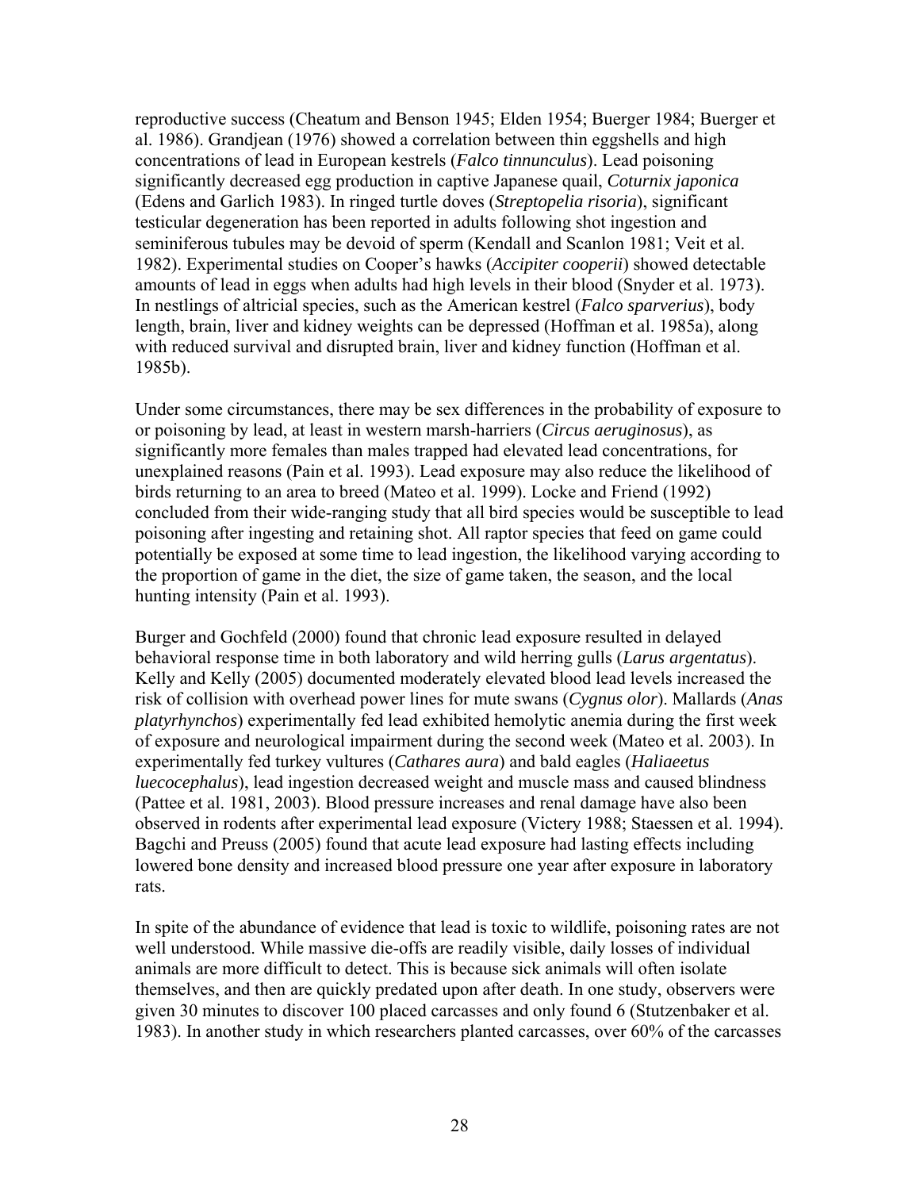reproductive success (Cheatum and Benson 1945; Elden 1954; Buerger 1984; Buerger et al. 1986). Grandjean (1976) showed a correlation between thin eggshells and high concentrations of lead in European kestrels (*Falco tinnunculus*). Lead poisoning significantly decreased egg production in captive Japanese quail, *Coturnix japonica* (Edens and Garlich 1983). In ringed turtle doves (*Streptopelia risoria*), significant testicular degeneration has been reported in adults following shot ingestion and seminiferous tubules may be devoid of sperm (Kendall and Scanlon 1981; Veit et al. 1982). Experimental studies on Cooper's hawks (*Accipiter cooperii*) showed detectable amounts of lead in eggs when adults had high levels in their blood (Snyder et al. 1973). In nestlings of altricial species, such as the American kestrel (*Falco sparverius*), body length, brain, liver and kidney weights can be depressed (Hoffman et al. 1985a), along with reduced survival and disrupted brain, liver and kidney function (Hoffman et al. 1985b).

Under some circumstances, there may be sex differences in the probability of exposure to or poisoning by lead, at least in western marsh-harriers (*Circus aeruginosus*), as significantly more females than males trapped had elevated lead concentrations, for unexplained reasons (Pain et al. 1993). Lead exposure may also reduce the likelihood of birds returning to an area to breed (Mateo et al. 1999). Locke and Friend (1992) concluded from their wide-ranging study that all bird species would be susceptible to lead poisoning after ingesting and retaining shot. All raptor species that feed on game could potentially be exposed at some time to lead ingestion, the likelihood varying according to the proportion of game in the diet, the size of game taken, the season, and the local hunting intensity (Pain et al. 1993).

Burger and Gochfeld (2000) found that chronic lead exposure resulted in delayed behavioral response time in both laboratory and wild herring gulls (*Larus argentatus*). Kelly and Kelly (2005) documented moderately elevated blood lead levels increased the risk of collision with overhead power lines for mute swans (*Cygnus olor*). Mallards (*Anas platyrhynchos*) experimentally fed lead exhibited hemolytic anemia during the first week of exposure and neurological impairment during the second week (Mateo et al. 2003). In experimentally fed turkey vultures (*Cathares aura*) and bald eagles (*Haliaeetus luecocephalus*), lead ingestion decreased weight and muscle mass and caused blindness (Pattee et al. 1981, 2003). Blood pressure increases and renal damage have also been observed in rodents after experimental lead exposure (Victery 1988; Staessen et al. 1994). Bagchi and Preuss (2005) found that acute lead exposure had lasting effects including lowered bone density and increased blood pressure one year after exposure in laboratory rats.

In spite of the abundance of evidence that lead is toxic to wildlife, poisoning rates are not well understood. While massive die-offs are readily visible, daily losses of individual animals are more difficult to detect. This is because sick animals will often isolate themselves, and then are quickly predated upon after death. In one study, observers were given 30 minutes to discover 100 placed carcasses and only found 6 (Stutzenbaker et al. 1983). In another study in which researchers planted carcasses, over 60% of the carcasses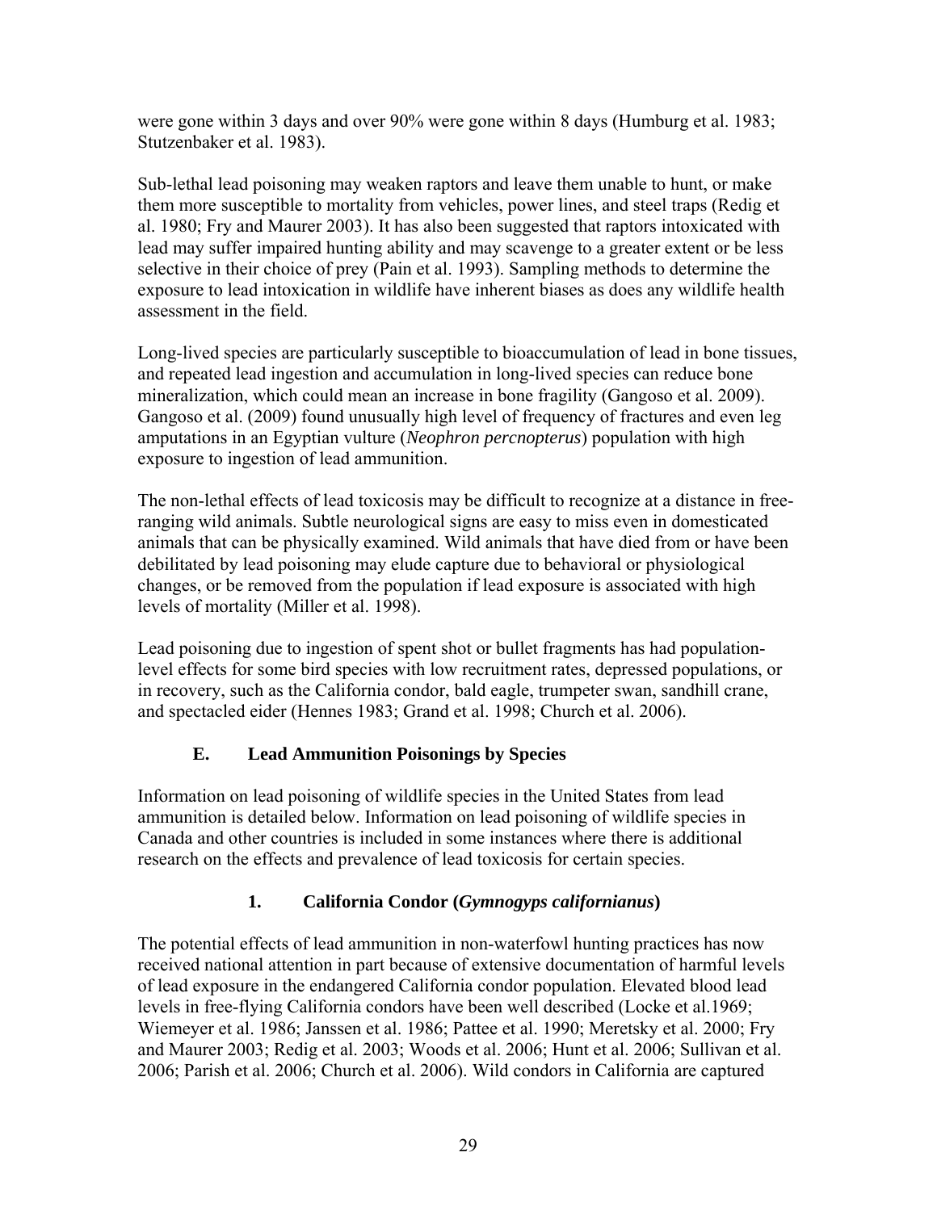were gone within 3 days and over 90% were gone within 8 days (Humburg et al. 1983; Stutzenbaker et al. 1983).

Sub-lethal lead poisoning may weaken raptors and leave them unable to hunt, or make them more susceptible to mortality from vehicles, power lines, and steel traps (Redig et al. 1980; Fry and Maurer 2003). It has also been suggested that raptors intoxicated with lead may suffer impaired hunting ability and may scavenge to a greater extent or be less selective in their choice of prey (Pain et al. 1993). Sampling methods to determine the exposure to lead intoxication in wildlife have inherent biases as does any wildlife health assessment in the field.

Long-lived species are particularly susceptible to bioaccumulation of lead in bone tissues, and repeated lead ingestion and accumulation in long-lived species can reduce bone mineralization, which could mean an increase in bone fragility (Gangoso et al. 2009). Gangoso et al. (2009) found unusually high level of frequency of fractures and even leg amputations in an Egyptian vulture (*Neophron percnopterus*) population with high exposure to ingestion of lead ammunition.

The non-lethal effects of lead toxicosis may be difficult to recognize at a distance in free-ranging wild animals. Subtle neurological signs are easy to miss even in domesticated animals that can be physically examined. Wild animals that have died from or have been debilitated by lead poisoning may elude capture due to behavioral or physiological changes, or be removed from the population if lead exposure is associated with high levels of mortality (Miller et al. 1998).

Lead poisoning due to ingestion of spent shot or bullet fragments has had population-level effects for some bird species with low recruitment rates, depressed populations, or in recovery, such as the California condor, bald eagle, trumpeter swan, sandhill crane, and spectacled eider (Hennes 1983; Grand et al. 1998; Church et al. 2006).

## E. Lead Ammunition Poisonings by Species

Information on lead poisoning of wildlife species in the United States from lead ammunition is detailed below. Information on lead poisoning of wildlife species in Canada and other countries is included in some instances where there is additional research on the effects and prevalence of lead toxicosis for certain species.

### 1. California Condor (*Gymnogyps californianus*)

The potential effects of lead ammunition in non-waterfowl hunting practices has now received national attention in part because of extensive documentation of harmful levels of lead exposure in the endangered California condor population. Elevated blood lead levels in free-flying California condors have been well described (Locke et al.1969; Wiemeyer et al. 1986; Janssen et al. 1986; Pattee et al. 1990; Meretsky et al. 2000; Fry and Maurer 2003; Redig et al. 2003; Woods et al. 2006; Hunt et al. 2006; Sullivan et al. 2006; Parish et al. 2006; Church et al. 2006). Wild condors in California are captured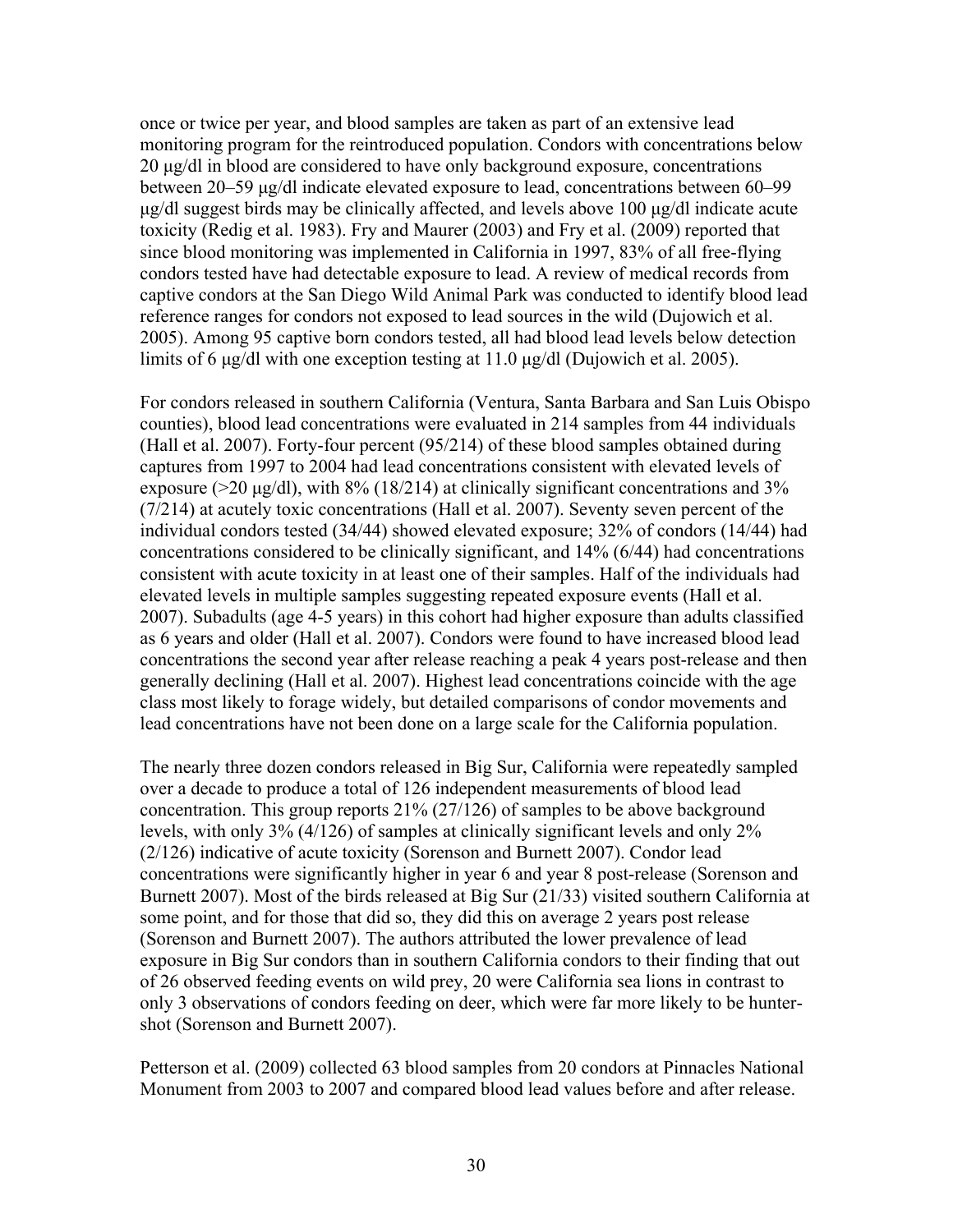once or twice per year, and blood samples are taken as part of an extensive lead monitoring program for the reintroduced population. Condors with concentrations below 20 μg/dl in blood are considered to have only background exposure, concentrations between 20–59 μg/dl indicate elevated exposure to lead, concentrations between 60–99 μg/dl suggest birds may be clinically affected, and levels above 100 μg/dl indicate acute toxicity (Redig et al. 1983). Fry and Maurer (2003) and Fry et al. (2009) reported that since blood monitoring was implemented in California in 1997, 83% of all free-flying condors tested have had detectable exposure to lead. A review of medical records from captive condors at the San Diego Wild Animal Park was conducted to identify blood lead reference ranges for condors not exposed to lead sources in the wild (Dujowich et al. 2005). Among 95 captive born condors tested, all had blood lead levels below detection limits of 6 μg/dl with one exception testing at 11.0 μg/dl (Dujowich et al. 2005).

For condors released in southern California (Ventura, Santa Barbara and San Luis Obispo counties), blood lead concentrations were evaluated in 214 samples from 44 individuals (Hall et al. 2007). Forty-four percent (95/214) of these blood samples obtained during captures from 1997 to 2004 had lead concentrations consistent with elevated levels of exposure (>20 μg/dl), with 8% (18/214) at clinically significant concentrations and 3% (7/214) at acutely toxic concentrations (Hall et al. 2007). Seventy seven percent of the individual condors tested (34/44) showed elevated exposure; 32% of condors (14/44) had concentrations considered to be clinically significant, and 14% (6/44) had concentrations consistent with acute toxicity in at least one of their samples. Half of the individuals had elevated levels in multiple samples suggesting repeated exposure events (Hall et al. 2007). Subadults (age 4-5 years) in this cohort had higher exposure than adults classified as 6 years and older (Hall et al. 2007). Condors were found to have increased blood lead concentrations the second year after release reaching a peak 4 years post-release and then generally declining (Hall et al. 2007). Highest lead concentrations coincide with the age class most likely to forage widely, but detailed comparisons of condor movements and lead concentrations have not been done on a large scale for the California population.

The nearly three dozen condors released in Big Sur, California were repeatedly sampled over a decade to produce a total of 126 independent measurements of blood lead concentration. This group reports 21% (27/126) of samples to be above background levels, with only 3% (4/126) of samples at clinically significant levels and only 2% (2/126) indicative of acute toxicity (Sorenson and Burnett 2007). Condor lead concentrations were significantly higher in year 6 and year 8 post-release (Sorenson and Burnett 2007). Most of the birds released at Big Sur (21/33) visited southern California at some point, and for those that did so, they did this on average 2 years post release (Sorenson and Burnett 2007). The authors attributed the lower prevalence of lead exposure in Big Sur condors than in southern California condors to their finding that out of 26 observed feeding events on wild prey, 20 were California sea lions in contrast to only 3 observations of condors feeding on deer, which were far more likely to be hunter-shot (Sorenson and Burnett 2007).

Petterson et al. (2009) collected 63 blood samples from 20 condors at Pinnacles National Monument from 2003 to 2007 and compared blood lead values before and after release.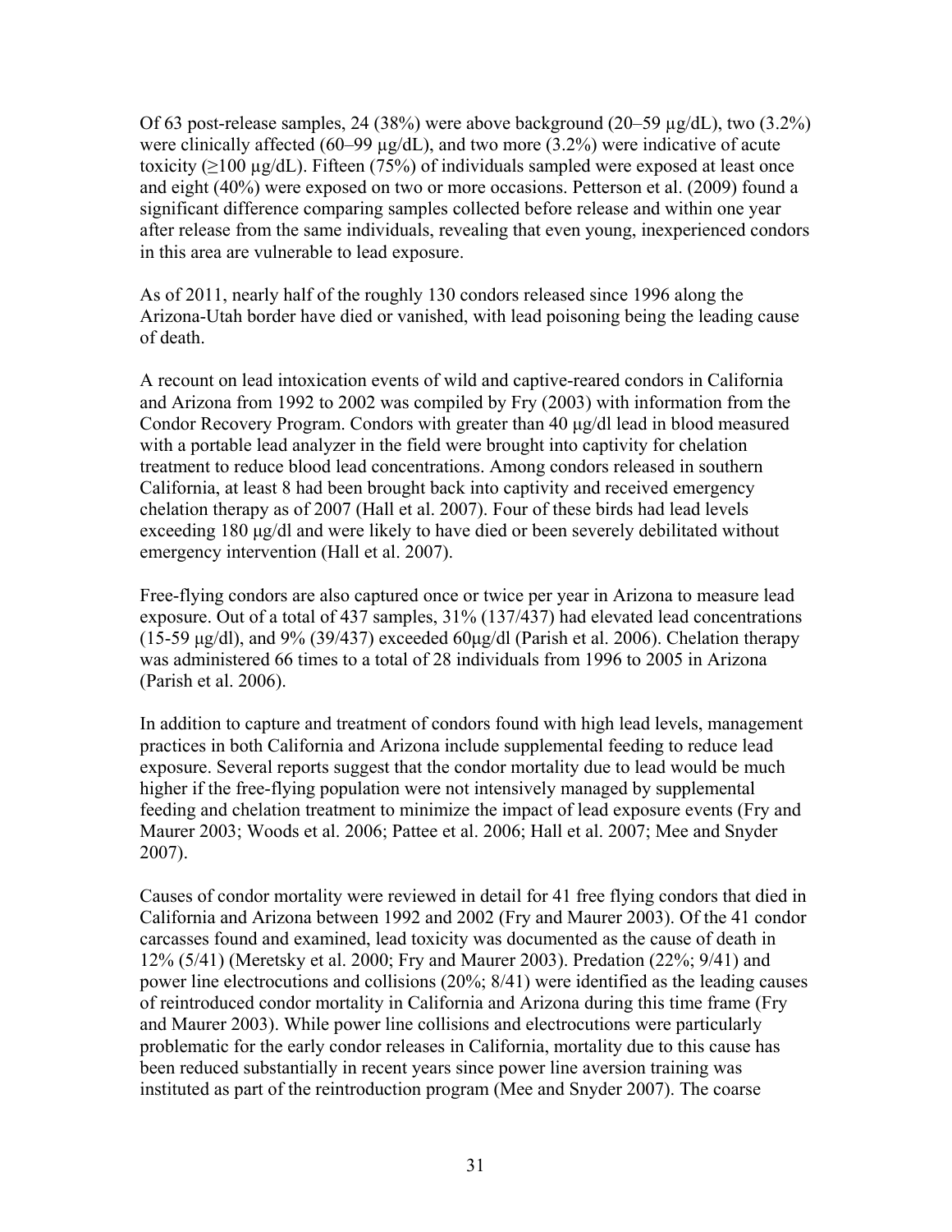Of 63 post-release samples, 24 (38%) were above background (20–59 µg/dL), two (3.2%) were clinically affected (60–99 µg/dL), and two more (3.2%) were indicative of acute toxicity (≥100 µg/dL). Fifteen (75%) of individuals sampled were exposed at least once and eight (40%) were exposed on two or more occasions. Petterson et al. (2009) found a significant difference comparing samples collected before release and within one year after release from the same individuals, revealing that even young, inexperienced condors in this area are vulnerable to lead exposure.

As of 2011, nearly half of the roughly 130 condors released since 1996 along the Arizona-Utah border have died or vanished, with lead poisoning being the leading cause of death.

A recount on lead intoxication events of wild and captive-reared condors in California and Arizona from 1992 to 2002 was compiled by Fry (2003) with information from the Condor Recovery Program. Condors with greater than 40 µg/dl lead in blood measured with a portable lead analyzer in the field were brought into captivity for chelation treatment to reduce blood lead concentrations. Among condors released in southern California, at least 8 had been brought back into captivity and received emergency chelation therapy as of 2007 (Hall et al. 2007). Four of these birds had lead levels exceeding 180 µg/dl and were likely to have died or been severely debilitated without emergency intervention (Hall et al. 2007).

Free-flying condors are also captured once or twice per year in Arizona to measure lead exposure. Out of a total of 437 samples, 31% (137/437) had elevated lead concentrations (15-59 µg/dl), and 9% (39/437) exceeded 60µg/dl (Parish et al. 2006). Chelation therapy was administered 66 times to a total of 28 individuals from 1996 to 2005 in Arizona (Parish et al. 2006).

In addition to capture and treatment of condors found with high lead levels, management practices in both California and Arizona include supplemental feeding to reduce lead exposure. Several reports suggest that the condor mortality due to lead would be much higher if the free-flying population were not intensively managed by supplemental feeding and chelation treatment to minimize the impact of lead exposure events (Fry and Maurer 2003; Woods et al. 2006; Pattee et al. 2006; Hall et al. 2007; Mee and Snyder 2007).

Causes of condor mortality were reviewed in detail for 41 free flying condors that died in California and Arizona between 1992 and 2002 (Fry and Maurer 2003). Of the 41 condor carcasses found and examined, lead toxicity was documented as the cause of death in 12% (5/41) (Meretsky et al. 2000; Fry and Maurer 2003). Predation (22%; 9/41) and power line electrocutions and collisions (20%; 8/41) were identified as the leading causes of reintroduced condor mortality in California and Arizona during this time frame (Fry and Maurer 2003). While power line collisions and electrocutions were particularly problematic for the early condor releases in California, mortality due to this cause has been reduced substantially in recent years since power line aversion training was instituted as part of the reintroduction program (Mee and Snyder 2007). The coarse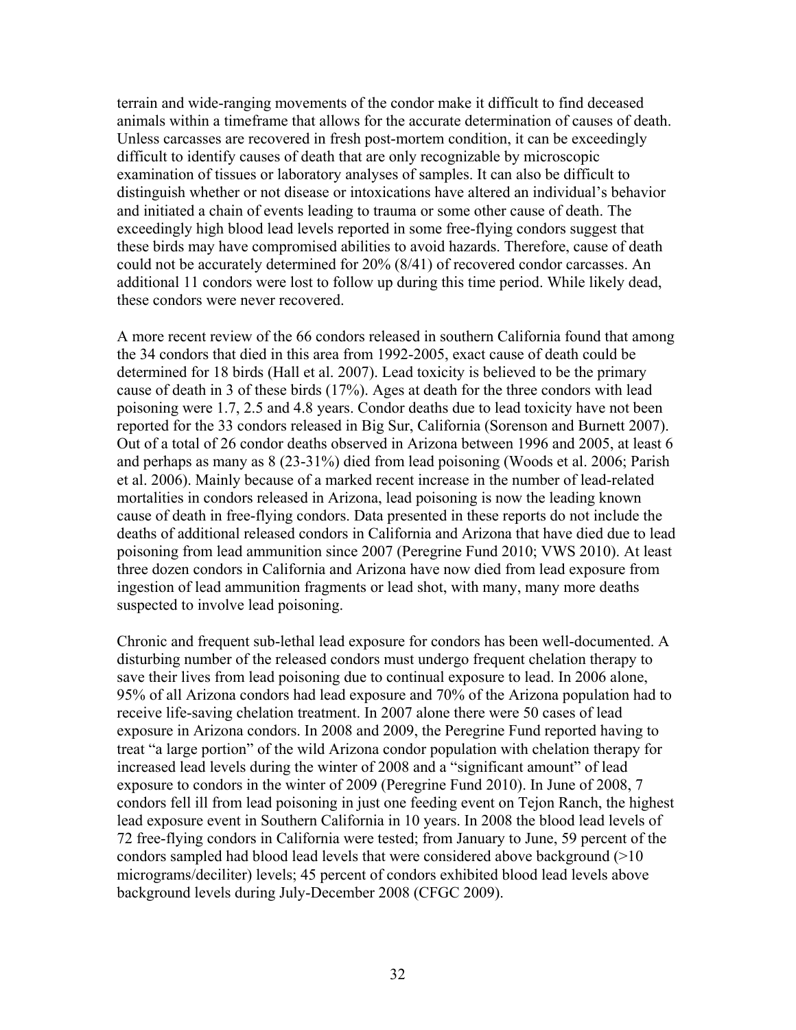terrain and wide-ranging movements of the condor make it difficult to find deceased animals within a timeframe that allows for the accurate determination of causes of death. Unless carcasses are recovered in fresh post-mortem condition, it can be exceedingly difficult to identify causes of death that are only recognizable by microscopic examination of tissues or laboratory analyses of samples. It can also be difficult to distinguish whether or not disease or intoxications have altered an individual's behavior and initiated a chain of events leading to trauma or some other cause of death. The exceedingly high blood lead levels reported in some free-flying condors suggest that these birds may have compromised abilities to avoid hazards. Therefore, cause of death could not be accurately determined for 20% (8/41) of recovered condor carcasses. An additional 11 condors were lost to follow up during this time period. While likely dead, these condors were never recovered.

A more recent review of the 66 condors released in southern California found that among the 34 condors that died in this area from 1992-2005, exact cause of death could be determined for 18 birds (Hall et al. 2007). Lead toxicity is believed to be the primary cause of death in 3 of these birds (17%). Ages at death for the three condors with lead poisoning were 1.7, 2.5 and 4.8 years. Condor deaths due to lead toxicity have not been reported for the 33 condors released in Big Sur, California (Sorenson and Burnett 2007). Out of a total of 26 condor deaths observed in Arizona between 1996 and 2005, at least 6 and perhaps as many as 8 (23-31%) died from lead poisoning (Woods et al. 2006; Parish et al. 2006). Mainly because of a marked recent increase in the number of lead-related mortalities in condors released in Arizona, lead poisoning is now the leading known cause of death in free-flying condors. Data presented in these reports do not include the deaths of additional released condors in California and Arizona that have died due to lead poisoning from lead ammunition since 2007 (Peregrine Fund 2010; VWS 2010). At least three dozen condors in California and Arizona have now died from lead exposure from ingestion of lead ammunition fragments or lead shot, with many, many more deaths suspected to involve lead poisoning.

Chronic and frequent sub-lethal lead exposure for condors has been well-documented. A disturbing number of the released condors must undergo frequent chelation therapy to save their lives from lead poisoning due to continual exposure to lead. In 2006 alone, 95% of all Arizona condors had lead exposure and 70% of the Arizona population had to receive life-saving chelation treatment. In 2007 alone there were 50 cases of lead exposure in Arizona condors. In 2008 and 2009, the Peregrine Fund reported having to treat "a large portion" of the wild Arizona condor population with chelation therapy for increased lead levels during the winter of 2008 and a "significant amount" of lead exposure to condors in the winter of 2009 (Peregrine Fund 2010). In June of 2008, 7 condors fell ill from lead poisoning in just one feeding event on Tejon Ranch, the highest lead exposure event in Southern California in 10 years. In 2008 the blood lead levels of 72 free-flying condors in California were tested; from January to June, 59 percent of the condors sampled had blood lead levels that were considered above background (>10 micrograms/deciliter) levels; 45 percent of condors exhibited blood lead levels above background levels during July-December 2008 (CFGC 2009).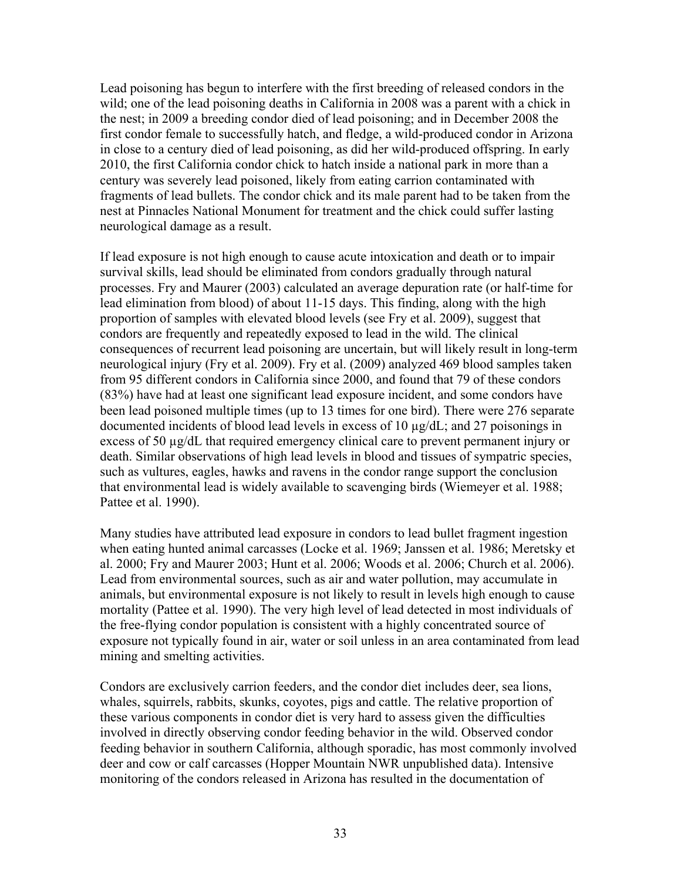Lead poisoning has begun to interfere with the first breeding of released condors in the wild; one of the lead poisoning deaths in California in 2008 was a parent with a chick in the nest; in 2009 a breeding condor died of lead poisoning; and in December 2008 the first condor female to successfully hatch, and fledge, a wild-produced condor in Arizona in close to a century died of lead poisoning, as did her wild-produced offspring. In early 2010, the first California condor chick to hatch inside a national park in more than a century was severely lead poisoned, likely from eating carrion contaminated with fragments of lead bullets. The condor chick and its male parent had to be taken from the nest at Pinnacles National Monument for treatment and the chick could suffer lasting neurological damage as a result.

If lead exposure is not high enough to cause acute intoxication and death or to impair survival skills, lead should be eliminated from condors gradually through natural processes. Fry and Maurer (2003) calculated an average depuration rate (or half-time for lead elimination from blood) of about 11-15 days. This finding, along with the high proportion of samples with elevated blood levels (see Fry et al. 2009), suggest that condors are frequently and repeatedly exposed to lead in the wild. The clinical consequences of recurrent lead poisoning are uncertain, but will likely result in long-term neurological injury (Fry et al. 2009). Fry et al. (2009) analyzed 469 blood samples taken from 95 different condors in California since 2000, and found that 79 of these condors (83%) have had at least one significant lead exposure incident, and some condors have been lead poisoned multiple times (up to 13 times for one bird). There were 276 separate documented incidents of blood lead levels in excess of 10 µg/dL; and 27 poisonings in excess of 50 µg/dL that required emergency clinical care to prevent permanent injury or death. Similar observations of high lead levels in blood and tissues of sympatric species, such as vultures, eagles, hawks and ravens in the condor range support the conclusion that environmental lead is widely available to scavenging birds (Wiemeyer et al. 1988; Pattee et al. 1990).

Many studies have attributed lead exposure in condors to lead bullet fragment ingestion when eating hunted animal carcasses (Locke et al. 1969; Janssen et al. 1986; Meretsky et al. 2000; Fry and Maurer 2003; Hunt et al. 2006; Woods et al. 2006; Church et al. 2006). Lead from environmental sources, such as air and water pollution, may accumulate in animals, but environmental exposure is not likely to result in levels high enough to cause mortality (Pattee et al. 1990). The very high level of lead detected in most individuals of the free-flying condor population is consistent with a highly concentrated source of exposure not typically found in air, water or soil unless in an area contaminated from lead mining and smelting activities.

Condors are exclusively carrion feeders, and the condor diet includes deer, sea lions, whales, squirrels, rabbits, skunks, coyotes, pigs and cattle. The relative proportion of these various components in condor diet is very hard to assess given the difficulties involved in directly observing condor feeding behavior in the wild. Observed condor feeding behavior in southern California, although sporadic, has most commonly involved deer and cow or calf carcasses (Hopper Mountain NWR unpublished data). Intensive monitoring of the condors released in Arizona has resulted in the documentation of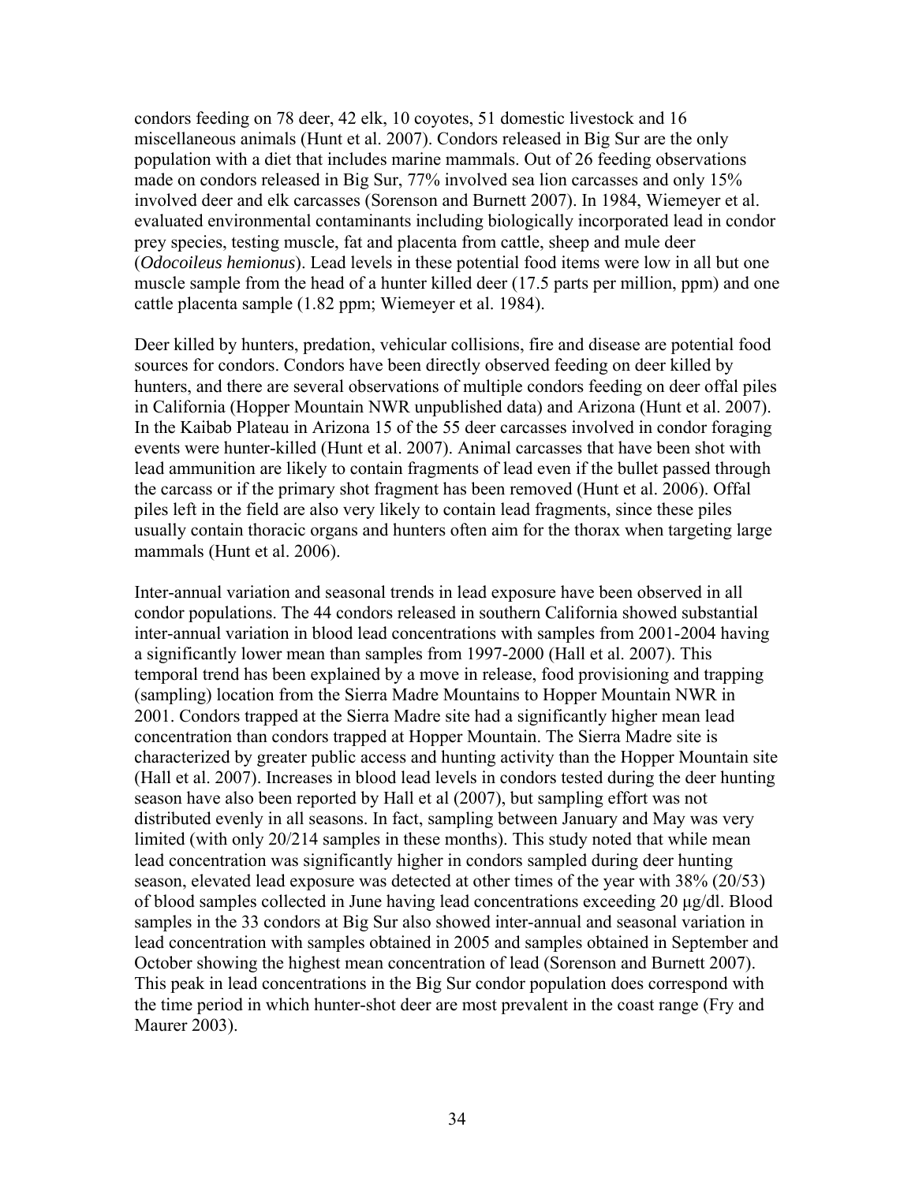condors feeding on 78 deer, 42 elk, 10 coyotes, 51 domestic livestock and 16 miscellaneous animals (Hunt et al. 2007). Condors released in Big Sur are the only population with a diet that includes marine mammals. Out of 26 feeding observations made on condors released in Big Sur, 77% involved sea lion carcasses and only 15% involved deer and elk carcasses (Sorenson and Burnett 2007). In 1984, Wiemeyer et al. evaluated environmental contaminants including biologically incorporated lead in condor prey species, testing muscle, fat and placenta from cattle, sheep and mule deer (*Odocoileus hemionus*). Lead levels in these potential food items were low in all but one muscle sample from the head of a hunter killed deer (17.5 parts per million, ppm) and one cattle placenta sample (1.82 ppm; Wiemeyer et al. 1984).

Deer killed by hunters, predation, vehicular collisions, fire and disease are potential food sources for condors. Condors have been directly observed feeding on deer killed by hunters, and there are several observations of multiple condors feeding on deer offal piles in California (Hopper Mountain NWR unpublished data) and Arizona (Hunt et al. 2007). In the Kaibab Plateau in Arizona 15 of the 55 deer carcasses involved in condor foraging events were hunter-killed (Hunt et al. 2007). Animal carcasses that have been shot with lead ammunition are likely to contain fragments of lead even if the bullet passed through the carcass or if the primary shot fragment has been removed (Hunt et al. 2006). Offal piles left in the field are also very likely to contain lead fragments, since these piles usually contain thoracic organs and hunters often aim for the thorax when targeting large mammals (Hunt et al. 2006).

Inter-annual variation and seasonal trends in lead exposure have been observed in all condor populations. The 44 condors released in southern California showed substantial inter-annual variation in blood lead concentrations with samples from 2001-2004 having a significantly lower mean than samples from 1997-2000 (Hall et al. 2007). This temporal trend has been explained by a move in release, food provisioning and trapping (sampling) location from the Sierra Madre Mountains to Hopper Mountain NWR in 2001. Condors trapped at the Sierra Madre site had a significantly higher mean lead concentration than condors trapped at Hopper Mountain. The Sierra Madre site is characterized by greater public access and hunting activity than the Hopper Mountain site (Hall et al. 2007). Increases in blood lead levels in condors tested during the deer hunting season have also been reported by Hall et al (2007), but sampling effort was not distributed evenly in all seasons. In fact, sampling between January and May was very limited (with only 20/214 samples in these months). This study noted that while mean lead concentration was significantly higher in condors sampled during deer hunting season, elevated lead exposure was detected at other times of the year with 38% (20/53) of blood samples collected in June having lead concentrations exceeding 20 μg/dl. Blood samples in the 33 condors at Big Sur also showed inter-annual and seasonal variation in lead concentration with samples obtained in 2005 and samples obtained in September and October showing the highest mean concentration of lead (Sorenson and Burnett 2007). This peak in lead concentrations in the Big Sur condor population does correspond with the time period in which hunter-shot deer are most prevalent in the coast range (Fry and Maurer 2003).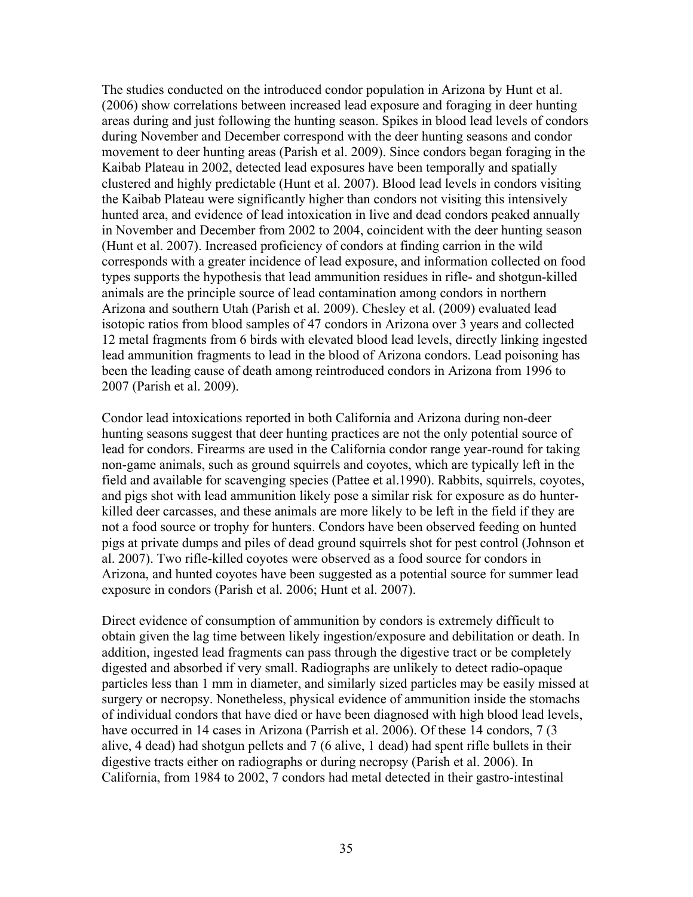The studies conducted on the introduced condor population in Arizona by Hunt et al. (2006) show correlations between increased lead exposure and foraging in deer hunting areas during and just following the hunting season. Spikes in blood lead levels of condors during November and December correspond with the deer hunting seasons and condor movement to deer hunting areas (Parish et al. 2009). Since condors began foraging in the Kaibab Plateau in 2002, detected lead exposures have been temporally and spatially clustered and highly predictable (Hunt et al. 2007). Blood lead levels in condors visiting the Kaibab Plateau were significantly higher than condors not visiting this intensively hunted area, and evidence of lead intoxication in live and dead condors peaked annually in November and December from 2002 to 2004, coincident with the deer hunting season (Hunt et al. 2007). Increased proficiency of condors at finding carrion in the wild corresponds with a greater incidence of lead exposure, and information collected on food types supports the hypothesis that lead ammunition residues in rifle- and shotgun-killed animals are the principle source of lead contamination among condors in northern Arizona and southern Utah (Parish et al. 2009). Chesley et al. (2009) evaluated lead isotopic ratios from blood samples of 47 condors in Arizona over 3 years and collected 12 metal fragments from 6 birds with elevated blood lead levels, directly linking ingested lead ammunition fragments to lead in the blood of Arizona condors. Lead poisoning has been the leading cause of death among reintroduced condors in Arizona from 1996 to 2007 (Parish et al. 2009).

Condor lead intoxications reported in both California and Arizona during non-deer hunting seasons suggest that deer hunting practices are not the only potential source of lead for condors. Firearms are used in the California condor range year-round for taking non-game animals, such as ground squirrels and coyotes, which are typically left in the field and available for scavenging species (Pattee et al.1990). Rabbits, squirrels, coyotes, and pigs shot with lead ammunition likely pose a similar risk for exposure as do hunter-killed deer carcasses, and these animals are more likely to be left in the field if they are not a food source or trophy for hunters. Condors have been observed feeding on hunted pigs at private dumps and piles of dead ground squirrels shot for pest control (Johnson et al. 2007). Two rifle-killed coyotes were observed as a food source for condors in Arizona, and hunted coyotes have been suggested as a potential source for summer lead exposure in condors (Parish et al. 2006; Hunt et al. 2007).

Direct evidence of consumption of ammunition by condors is extremely difficult to obtain given the lag time between likely ingestion/exposure and debilitation or death. In addition, ingested lead fragments can pass through the digestive tract or be completely digested and absorbed if very small. Radiographs are unlikely to detect radio-opaque particles less than 1 mm in diameter, and similarly sized particles may be easily missed at surgery or necropsy. Nonetheless, physical evidence of ammunition inside the stomachs of individual condors that have died or have been diagnosed with high blood lead levels, have occurred in 14 cases in Arizona (Parrish et al. 2006). Of these 14 condors, 7 (3 alive, 4 dead) had shotgun pellets and 7 (6 alive, 1 dead) had spent rifle bullets in their digestive tracts either on radiographs or during necropsy (Parish et al. 2006). In California, from 1984 to 2002, 7 condors had metal detected in their gastro-intestinal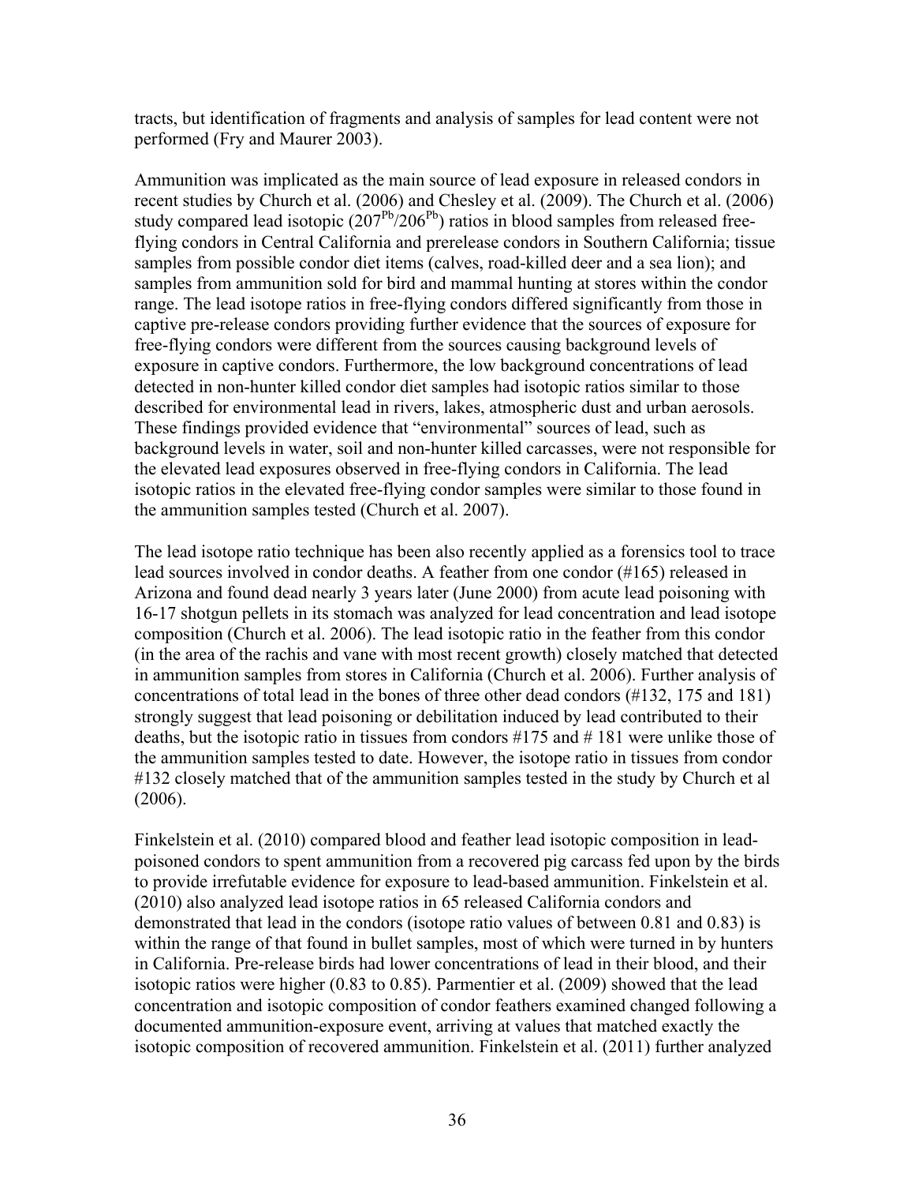tracts, but identification of fragments and analysis of samples for lead content were not performed (Fry and Maurer 2003).

Ammunition was implicated as the main source of lead exposure in released condors in recent studies by Church et al. (2006) and Chesley et al. (2009). The Church et al. (2006) study compared lead isotopic ($207^{Pb}/206^{Pb}$) ratios in blood samples from released free-flying condors in Central California and prerelease condors in Southern California; tissue samples from possible condor diet items (calves, road-killed deer and a sea lion); and samples from ammunition sold for bird and mammal hunting at stores within the condor range. The lead isotope ratios in free-flying condors differed significantly from those in captive pre-release condors providing further evidence that the sources of exposure for free-flying condors were different from the sources causing background levels of exposure in captive condors. Furthermore, the low background concentrations of lead detected in non-hunter killed condor diet samples had isotopic ratios similar to those described for environmental lead in rivers, lakes, atmospheric dust and urban aerosols. These findings provided evidence that "environmental" sources of lead, such as background levels in water, soil and non-hunter killed carcasses, were not responsible for the elevated lead exposures observed in free-flying condors in California. The lead isotopic ratios in the elevated free-flying condor samples were similar to those found in the ammunition samples tested (Church et al. 2007).

The lead isotope ratio technique has been also recently applied as a forensics tool to trace lead sources involved in condor deaths. A feather from one condor (#165) released in Arizona and found dead nearly 3 years later (June 2000) from acute lead poisoning with 16-17 shotgun pellets in its stomach was analyzed for lead concentration and lead isotope composition (Church et al. 2006). The lead isotopic ratio in the feather from this condor (in the area of the rachis and vane with most recent growth) closely matched that detected in ammunition samples from stores in California (Church et al. 2006). Further analysis of concentrations of total lead in the bones of three other dead condors (#132, 175 and 181) strongly suggest that lead poisoning or debilitation induced by lead contributed to their deaths, but the isotopic ratio in tissues from condors #175 and # 181 were unlike those of the ammunition samples tested to date. However, the isotope ratio in tissues from condor #132 closely matched that of the ammunition samples tested in the study by Church et al (2006).

Finkelstein et al. (2010) compared blood and feather lead isotopic composition in lead-poisoned condors to spent ammunition from a recovered pig carcass fed upon by the birds to provide irrefutable evidence for exposure to lead-based ammunition. Finkelstein et al. (2010) also analyzed lead isotope ratios in 65 released California condors and demonstrated that lead in the condors (isotope ratio values of between 0.81 and 0.83) is within the range of that found in bullet samples, most of which were turned in by hunters in California. Pre-release birds had lower concentrations of lead in their blood, and their isotopic ratios were higher (0.83 to 0.85). Parmentier et al. (2009) showed that the lead concentration and isotopic composition of condor feathers examined changed following a documented ammunition-exposure event, arriving at values that matched exactly the isotopic composition of recovered ammunition. Finkelstein et al. (2011) further analyzed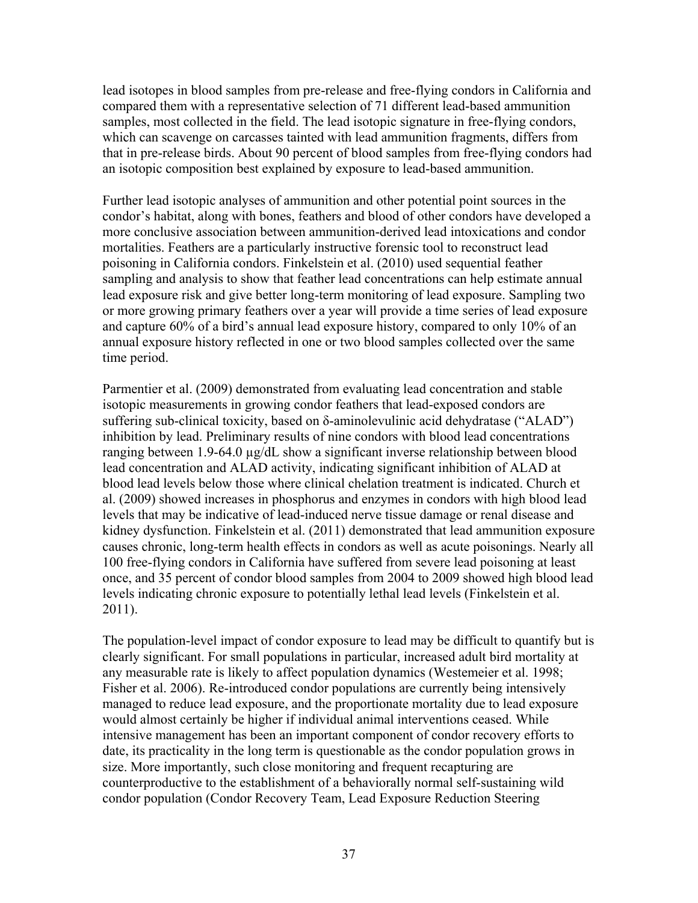lead isotopes in blood samples from pre-release and free-flying condors in California and compared them with a representative selection of 71 different lead-based ammunition samples, most collected in the field. The lead isotopic signature in free-flying condors, which can scavenge on carcasses tainted with lead ammunition fragments, differs from that in pre-release birds. About 90 percent of blood samples from free-flying condors had an isotopic composition best explained by exposure to lead-based ammunition.

Further lead isotopic analyses of ammunition and other potential point sources in the condor's habitat, along with bones, feathers and blood of other condors have developed a more conclusive association between ammunition-derived lead intoxications and condor mortalities. Feathers are a particularly instructive forensic tool to reconstruct lead poisoning in California condors. Finkelstein et al. (2010) used sequential feather sampling and analysis to show that feather lead concentrations can help estimate annual lead exposure risk and give better long-term monitoring of lead exposure. Sampling two or more growing primary feathers over a year will provide a time series of lead exposure and capture 60% of a bird's annual lead exposure history, compared to only 10% of an annual exposure history reflected in one or two blood samples collected over the same time period.

Parmentier et al. (2009) demonstrated from evaluating lead concentration and stable isotopic measurements in growing condor feathers that lead-exposed condors are suffering sub-clinical toxicity, based on δ-aminolevulinic acid dehydratase ("ALAD") inhibition by lead. Preliminary results of nine condors with blood lead concentrations ranging between 1.9-64.0 µg/dL show a significant inverse relationship between blood lead concentration and ALAD activity, indicating significant inhibition of ALAD at blood lead levels below those where clinical chelation treatment is indicated. Church et al. (2009) showed increases in phosphorus and enzymes in condors with high blood lead levels that may be indicative of lead-induced nerve tissue damage or renal disease and kidney dysfunction. Finkelstein et al. (2011) demonstrated that lead ammunition exposure causes chronic, long-term health effects in condors as well as acute poisonings. Nearly all 100 free-flying condors in California have suffered from severe lead poisoning at least once, and 35 percent of condor blood samples from 2004 to 2009 showed high blood lead levels indicating chronic exposure to potentially lethal lead levels (Finkelstein et al. 2011).

The population-level impact of condor exposure to lead may be difficult to quantify but is clearly significant. For small populations in particular, increased adult bird mortality at any measurable rate is likely to affect population dynamics (Westemeier et al. 1998; Fisher et al. 2006). Re-introduced condor populations are currently being intensively managed to reduce lead exposure, and the proportionate mortality due to lead exposure would almost certainly be higher if individual animal interventions ceased. While intensive management has been an important component of condor recovery efforts to date, its practicality in the long term is questionable as the condor population grows in size. More importantly, such close monitoring and frequent recapturing are counterproductive to the establishment of a behaviorally normal self-sustaining wild condor population (Condor Recovery Team, Lead Exposure Reduction Steering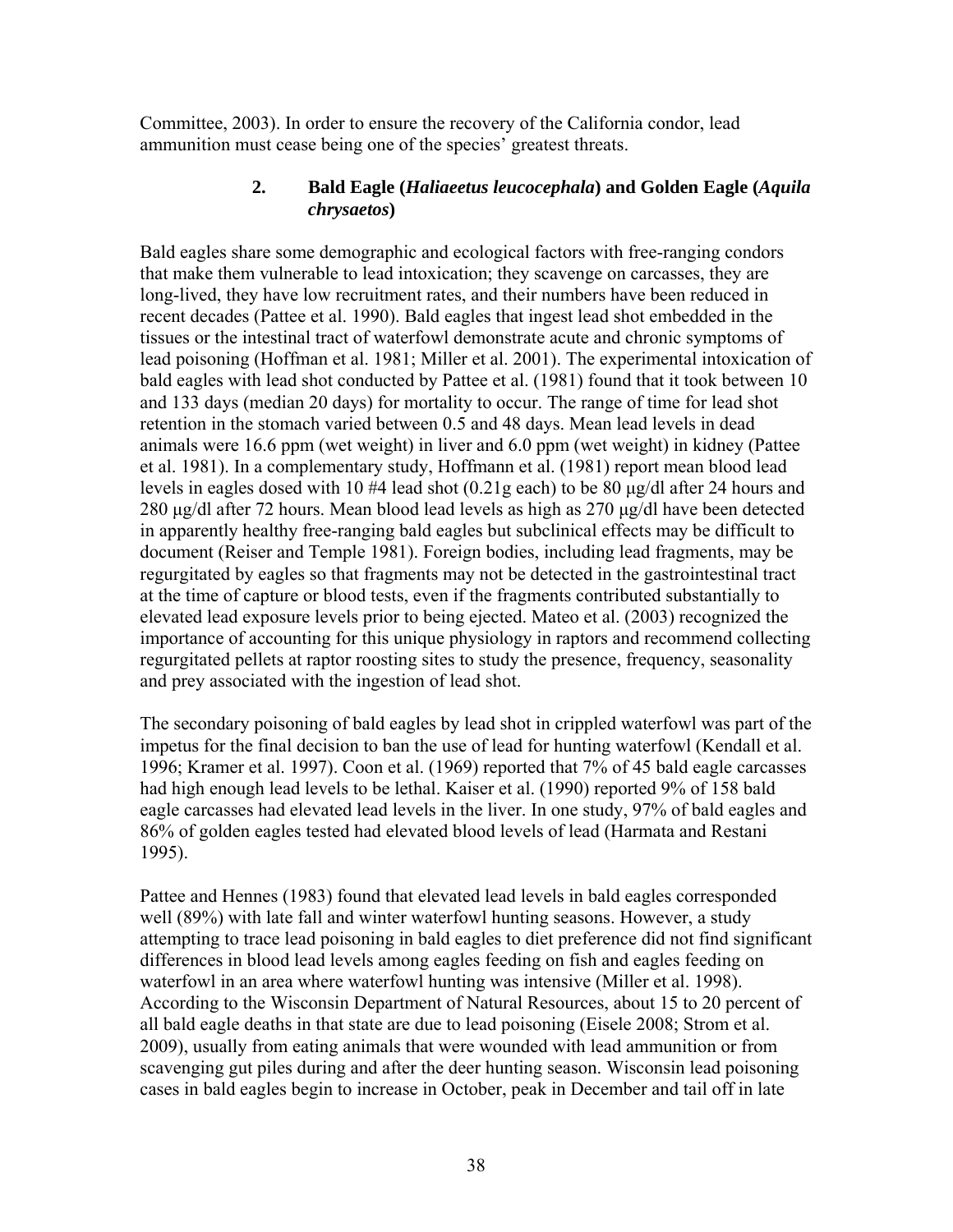Committee, 2003). In order to ensure the recovery of the California condor, lead ammunition must cease being one of the species' greatest threats.

### 2. Bald Eagle (*Haliaeetus leucocephala*) and Golden Eagle (*Aquila chrysaetos*)

Bald eagles share some demographic and ecological factors with free-ranging condors that make them vulnerable to lead intoxication; they scavenge on carcasses, they are long-lived, they have low recruitment rates, and their numbers have been reduced in recent decades (Pattee et al. 1990). Bald eagles that ingest lead shot embedded in the tissues or the intestinal tract of waterfowl demonstrate acute and chronic symptoms of lead poisoning (Hoffman et al. 1981; Miller et al. 2001). The experimental intoxication of bald eagles with lead shot conducted by Pattee et al. (1981) found that it took between 10 and 133 days (median 20 days) for mortality to occur. The range of time for lead shot retention in the stomach varied between 0.5 and 48 days. Mean lead levels in dead animals were 16.6 ppm (wet weight) in liver and 6.0 ppm (wet weight) in kidney (Pattee et al. 1981). In a complementary study, Hoffmann et al. (1981) report mean blood lead levels in eagles dosed with 10 #4 lead shot (0.21g each) to be 80 µg/dl after 24 hours and 280 µg/dl after 72 hours. Mean blood lead levels as high as 270 µg/dl have been detected in apparently healthy free-ranging bald eagles but subclinical effects may be difficult to document (Reiser and Temple 1981). Foreign bodies, including lead fragments, may be regurgitated by eagles so that fragments may not be detected in the gastrointestinal tract at the time of capture or blood tests, even if the fragments contributed substantially to elevated lead exposure levels prior to being ejected. Mateo et al. (2003) recognized the importance of accounting for this unique physiology in raptors and recommend collecting regurgitated pellets at raptor roosting sites to study the presence, frequency, seasonality and prey associated with the ingestion of lead shot.

The secondary poisoning of bald eagles by lead shot in crippled waterfowl was part of the impetus for the final decision to ban the use of lead for hunting waterfowl (Kendall et al. 1996; Kramer et al. 1997). Coon et al. (1969) reported that 7% of 45 bald eagle carcasses had high enough lead levels to be lethal. Kaiser et al. (1990) reported 9% of 158 bald eagle carcasses had elevated lead levels in the liver. In one study, 97% of bald eagles and 86% of golden eagles tested had elevated blood levels of lead (Harmata and Restani 1995).

Pattee and Hennes (1983) found that elevated lead levels in bald eagles corresponded well (89%) with late fall and winter waterfowl hunting seasons. However, a study attempting to trace lead poisoning in bald eagles to diet preference did not find significant differences in blood lead levels among eagles feeding on fish and eagles feeding on waterfowl in an area where waterfowl hunting was intensive (Miller et al. 1998). According to the Wisconsin Department of Natural Resources, about 15 to 20 percent of all bald eagle deaths in that state are due to lead poisoning (Eisele 2008; Strom et al. 2009), usually from eating animals that were wounded with lead ammunition or from scavenging gut piles during and after the deer hunting season. Wisconsin lead poisoning cases in bald eagles begin to increase in October, peak in December and tail off in late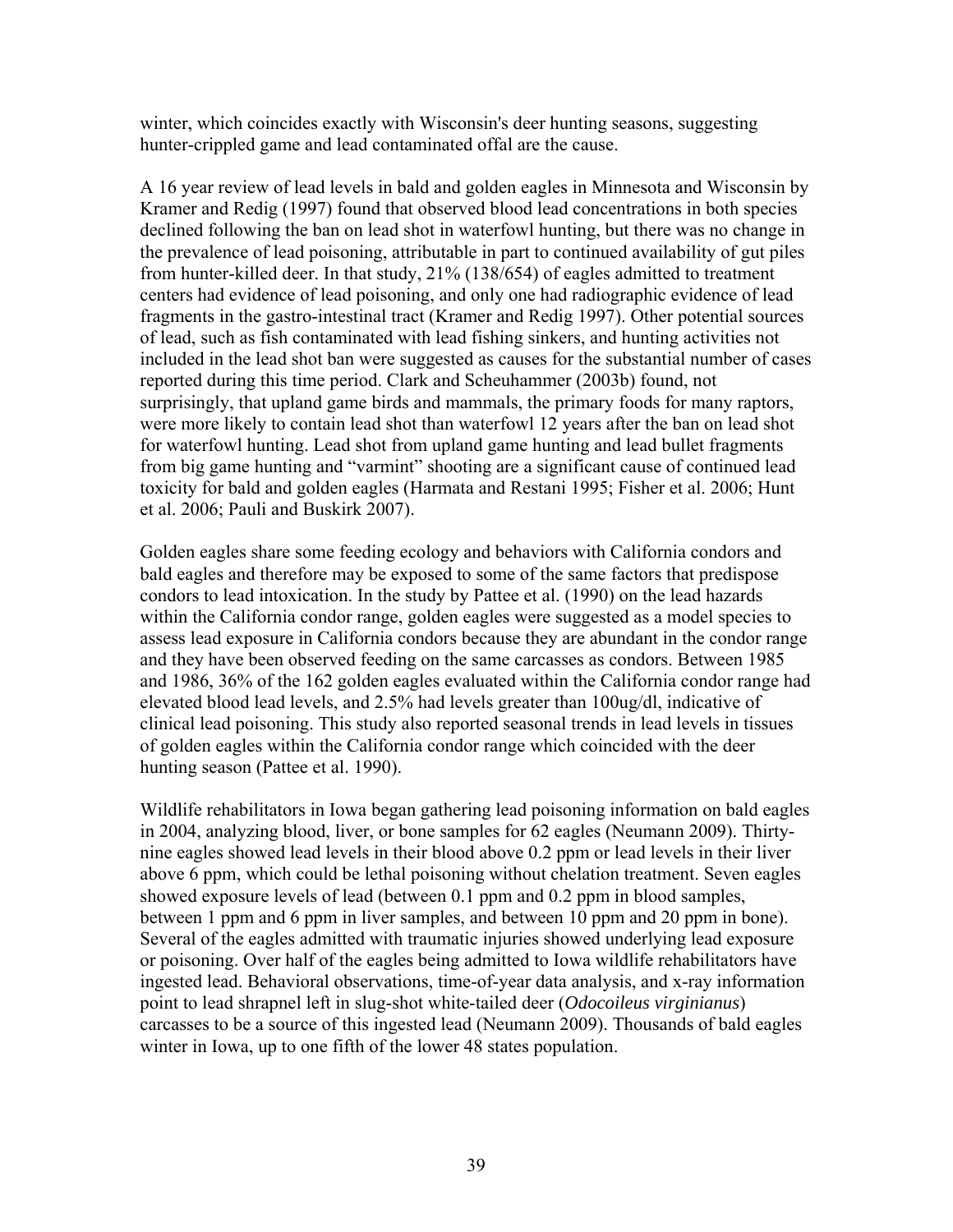winter, which coincides exactly with Wisconsin's deer hunting seasons, suggesting hunter-crippled game and lead contaminated offal are the cause.

A 16 year review of lead levels in bald and golden eagles in Minnesota and Wisconsin by Kramer and Redig (1997) found that observed blood lead concentrations in both species declined following the ban on lead shot in waterfowl hunting, but there was no change in the prevalence of lead poisoning, attributable in part to continued availability of gut piles from hunter-killed deer. In that study, 21% (138/654) of eagles admitted to treatment centers had evidence of lead poisoning, and only one had radiographic evidence of lead fragments in the gastro-intestinal tract (Kramer and Redig 1997). Other potential sources of lead, such as fish contaminated with lead fishing sinkers, and hunting activities not included in the lead shot ban were suggested as causes for the substantial number of cases reported during this time period. Clark and Scheuhammer (2003b) found, not surprisingly, that upland game birds and mammals, the primary foods for many raptors, were more likely to contain lead shot than waterfowl 12 years after the ban on lead shot for waterfowl hunting. Lead shot from upland game hunting and lead bullet fragments from big game hunting and "varmint" shooting are a significant cause of continued lead toxicity for bald and golden eagles (Harmata and Restani 1995; Fisher et al. 2006; Hunt et al. 2006; Pauli and Buskirk 2007).

Golden eagles share some feeding ecology and behaviors with California condors and bald eagles and therefore may be exposed to some of the same factors that predispose condors to lead intoxication. In the study by Pattee et al. (1990) on the lead hazards within the California condor range, golden eagles were suggested as a model species to assess lead exposure in California condors because they are abundant in the condor range and they have been observed feeding on the same carcasses as condors. Between 1985 and 1986, 36% of the 162 golden eagles evaluated within the California condor range had elevated blood lead levels, and 2.5% had levels greater than 100ug/dl, indicative of clinical lead poisoning. This study also reported seasonal trends in lead levels in tissues of golden eagles within the California condor range which coincided with the deer hunting season (Pattee et al. 1990).

Wildlife rehabilitators in Iowa began gathering lead poisoning information on bald eagles in 2004, analyzing blood, liver, or bone samples for 62 eagles (Neumann 2009). Thirty-nine eagles showed lead levels in their blood above 0.2 ppm or lead levels in their liver above 6 ppm, which could be lethal poisoning without chelation treatment. Seven eagles showed exposure levels of lead (between 0.1 ppm and 0.2 ppm in blood samples, between 1 ppm and 6 ppm in liver samples, and between 10 ppm and 20 ppm in bone). Several of the eagles admitted with traumatic injuries showed underlying lead exposure or poisoning. Over half of the eagles being admitted to Iowa wildlife rehabilitators have ingested lead. Behavioral observations, time-of-year data analysis, and x-ray information point to lead shrapnel left in slug-shot white-tailed deer (*Odocoileus virginianus*) carcasses to be a source of this ingested lead (Neumann 2009). Thousands of bald eagles winter in Iowa, up to one fifth of the lower 48 states population.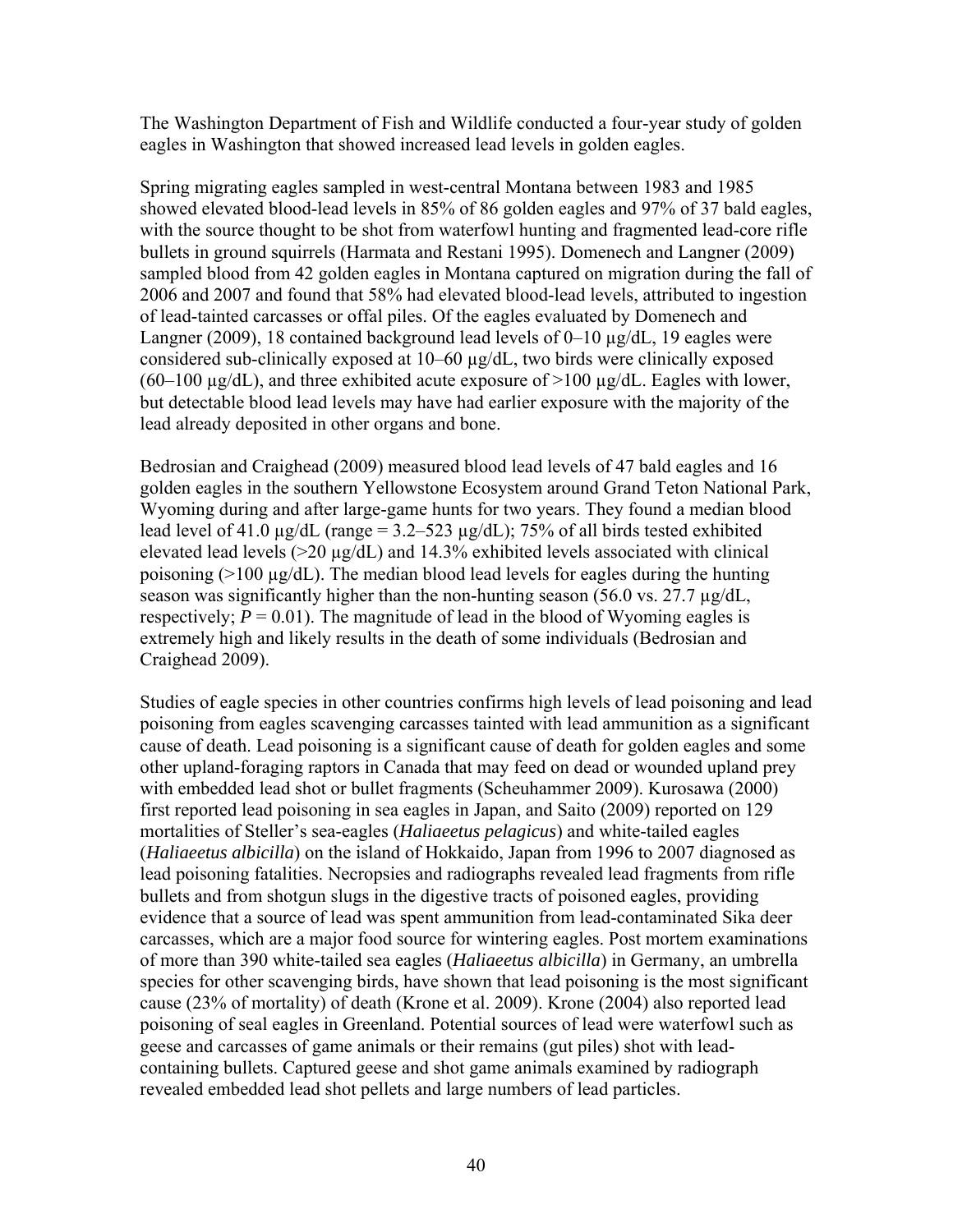The Washington Department of Fish and Wildlife conducted a four-year study of golden eagles in Washington that showed increased lead levels in golden eagles.

Spring migrating eagles sampled in west-central Montana between 1983 and 1985 showed elevated blood-lead levels in 85% of 86 golden eagles and 97% of 37 bald eagles, with the source thought to be shot from waterfowl hunting and fragmented lead-core rifle bullets in ground squirrels (Harmata and Restani 1995). Domenech and Langner (2009) sampled blood from 42 golden eagles in Montana captured on migration during the fall of 2006 and 2007 and found that 58% had elevated blood-lead levels, attributed to ingestion of lead-tainted carcasses or offal piles. Of the eagles evaluated by Domenech and Langner (2009), 18 contained background lead levels of 0–10 µg/dL, 19 eagles were considered sub-clinically exposed at 10–60 µg/dL, two birds were clinically exposed (60–100 µg/dL), and three exhibited acute exposure of >100 µg/dL. Eagles with lower, but detectable blood lead levels may have had earlier exposure with the majority of the lead already deposited in other organs and bone.

Bedrosian and Craighead (2009) measured blood lead levels of 47 bald eagles and 16 golden eagles in the southern Yellowstone Ecosystem around Grand Teton National Park, Wyoming during and after large-game hunts for two years. They found a median blood lead level of 41.0 µg/dL (range = 3.2–523 µg/dL); 75% of all birds tested exhibited elevated lead levels (>20 µg/dL) and 14.3% exhibited levels associated with clinical poisoning (>100 µg/dL). The median blood lead levels for eagles during the hunting season was significantly higher than the non-hunting season (56.0 vs. 27.7 µg/dL, respectively; $P = 0.01$). The magnitude of lead in the blood of Wyoming eagles is extremely high and likely results in the death of some individuals (Bedrosian and Craighead 2009).

Studies of eagle species in other countries confirms high levels of lead poisoning and lead poisoning from eagles scavenging carcasses tainted with lead ammunition as a significant cause of death. Lead poisoning is a significant cause of death for golden eagles and some other upland-foraging raptors in Canada that may feed on dead or wounded upland prey with embedded lead shot or bullet fragments (Scheuhammer 2009). Kurosawa (2000) first reported lead poisoning in sea eagles in Japan, and Saito (2009) reported on 129 mortalities of Steller's sea-eagles (*Haliaeetus pelagicus*) and white-tailed eagles (*Haliaeetus albicilla*) on the island of Hokkaido, Japan from 1996 to 2007 diagnosed as lead poisoning fatalities. Necropsies and radiographs revealed lead fragments from rifle bullets and from shotgun slugs in the digestive tracts of poisoned eagles, providing evidence that a source of lead was spent ammunition from lead-contaminated Sika deer carcasses, which are a major food source for wintering eagles. Post mortem examinations of more than 390 white-tailed sea eagles (*Haliaeetus albicilla*) in Germany, an umbrella species for other scavenging birds, have shown that lead poisoning is the most significant cause (23% of mortality) of death (Krone et al. 2009). Krone (2004) also reported lead poisoning of seal eagles in Greenland. Potential sources of lead were waterfowl such as geese and carcasses of game animals or their remains (gut piles) shot with lead-containing bullets. Captured geese and shot game animals examined by radiograph revealed embedded lead shot pellets and large numbers of lead particles.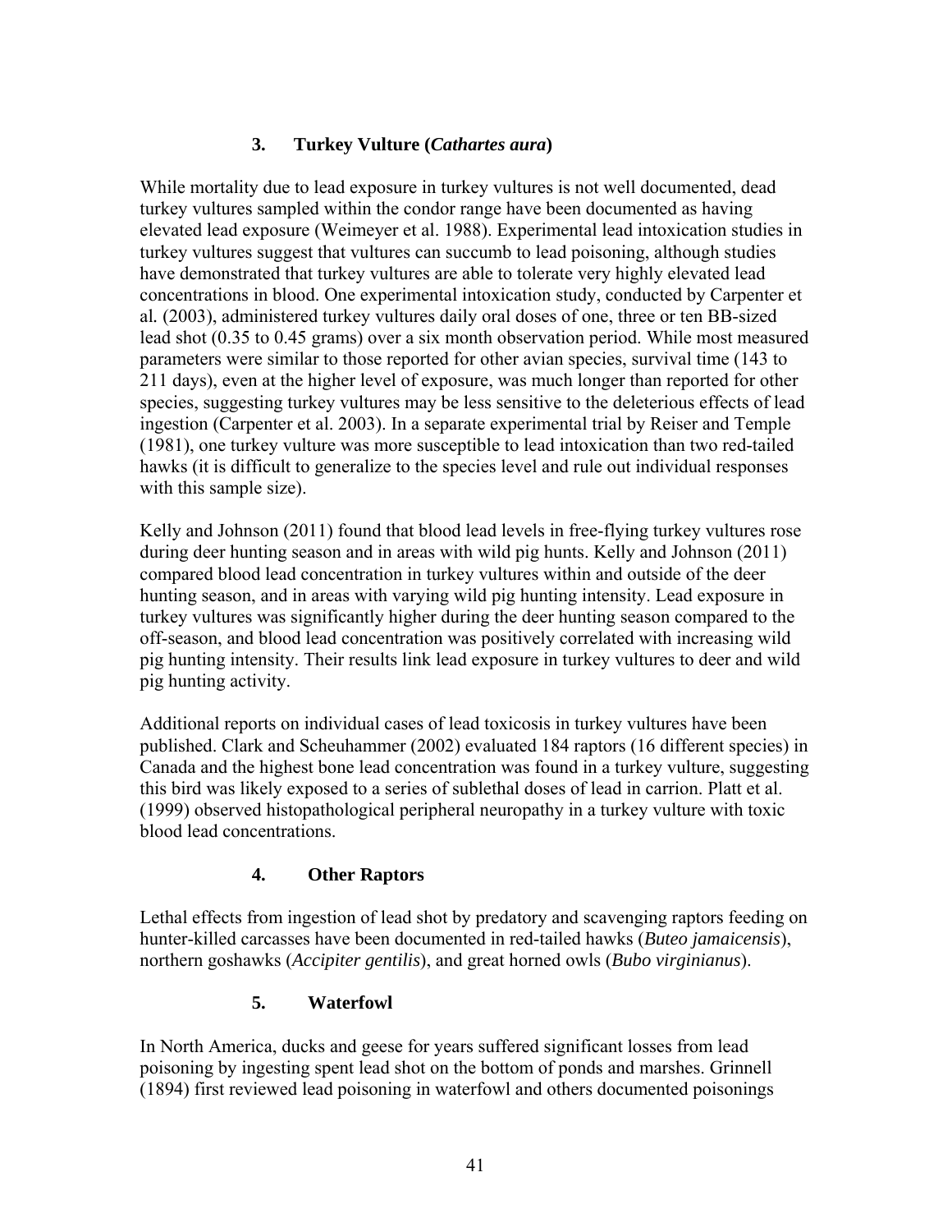### 3. Turkey Vulture (*Cathartes aura*)

While mortality due to lead exposure in turkey vultures is not well documented, dead turkey vultures sampled within the condor range have been documented as having elevated lead exposure (Weimeyer et al. 1988). Experimental lead intoxication studies in turkey vultures suggest that vultures can succumb to lead poisoning, although studies have demonstrated that turkey vultures are able to tolerate very highly elevated lead concentrations in blood. One experimental intoxication study, conducted by Carpenter et al*.* (2003), administered turkey vultures daily oral doses of one, three or ten BB-sized lead shot (0.35 to 0.45 grams) over a six month observation period. While most measured parameters were similar to those reported for other avian species, survival time (143 to 211 days), even at the higher level of exposure, was much longer than reported for other species, suggesting turkey vultures may be less sensitive to the deleterious effects of lead ingestion (Carpenter et al. 2003). In a separate experimental trial by Reiser and Temple (1981), one turkey vulture was more susceptible to lead intoxication than two red-tailed hawks (it is difficult to generalize to the species level and rule out individual responses with this sample size).

Kelly and Johnson (2011) found that blood lead levels in free-flying turkey vultures rose during deer hunting season and in areas with wild pig hunts. Kelly and Johnson (2011) compared blood lead concentration in turkey vultures within and outside of the deer hunting season, and in areas with varying wild pig hunting intensity. Lead exposure in turkey vultures was significantly higher during the deer hunting season compared to the off-season, and blood lead concentration was positively correlated with increasing wild pig hunting intensity. Their results link lead exposure in turkey vultures to deer and wild pig hunting activity.

Additional reports on individual cases of lead toxicosis in turkey vultures have been published. Clark and Scheuhammer (2002) evaluated 184 raptors (16 different species) in Canada and the highest bone lead concentration was found in a turkey vulture, suggesting this bird was likely exposed to a series of sublethal doses of lead in carrion. Platt et al. (1999) observed histopathological peripheral neuropathy in a turkey vulture with toxic blood lead concentrations.

### 4. Other Raptors

Lethal effects from ingestion of lead shot by predatory and scavenging raptors feeding on hunter-killed carcasses have been documented in red-tailed hawks (*Buteo jamaicensis*), northern goshawks (*Accipiter gentilis*), and great horned owls (*Bubo virginianus*).

### 5. Waterfowl

In North America, ducks and geese for years suffered significant losses from lead poisoning by ingesting spent lead shot on the bottom of ponds and marshes. Grinnell (1894) first reviewed lead poisoning in waterfowl and others documented poisonings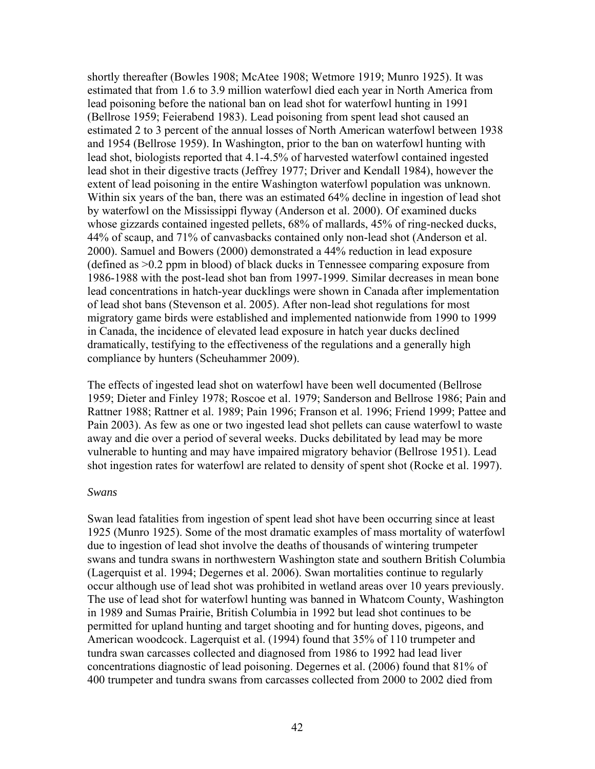shortly thereafter (Bowles 1908; McAtee 1908; Wetmore 1919; Munro 1925). It was estimated that from 1.6 to 3.9 million waterfowl died each year in North America from lead poisoning before the national ban on lead shot for waterfowl hunting in 1991 (Bellrose 1959; Feierabend 1983). Lead poisoning from spent lead shot caused an estimated 2 to 3 percent of the annual losses of North American waterfowl between 1938 and 1954 (Bellrose 1959). In Washington, prior to the ban on waterfowl hunting with lead shot, biologists reported that 4.1-4.5% of harvested waterfowl contained ingested lead shot in their digestive tracts (Jeffrey 1977; Driver and Kendall 1984), however the extent of lead poisoning in the entire Washington waterfowl population was unknown. Within six years of the ban, there was an estimated 64% decline in ingestion of lead shot by waterfowl on the Mississippi flyway (Anderson et al. 2000). Of examined ducks whose gizzards contained ingested pellets, 68% of mallards, 45% of ring-necked ducks, 44% of scaup, and 71% of canvasbacks contained only non-lead shot (Anderson et al. 2000). Samuel and Bowers (2000) demonstrated a 44% reduction in lead exposure (defined as >0.2 ppm in blood) of black ducks in Tennessee comparing exposure from 1986-1988 with the post-lead shot ban from 1997-1999. Similar decreases in mean bone lead concentrations in hatch-year ducklings were shown in Canada after implementation of lead shot bans (Stevenson et al. 2005). After non-lead shot regulations for most migratory game birds were established and implemented nationwide from 1990 to 1999 in Canada, the incidence of elevated lead exposure in hatch year ducks declined dramatically, testifying to the effectiveness of the regulations and a generally high compliance by hunters (Scheuhammer 2009).

The effects of ingested lead shot on waterfowl have been well documented (Bellrose 1959; Dieter and Finley 1978; Roscoe et al. 1979; Sanderson and Bellrose 1986; Pain and Rattner 1988; Rattner et al. 1989; Pain 1996; Franson et al. 1996; Friend 1999; Pattee and Pain 2003). As few as one or two ingested lead shot pellets can cause waterfowl to waste away and die over a period of several weeks. Ducks debilitated by lead may be more vulnerable to hunting and may have impaired migratory behavior (Bellrose 1951). Lead shot ingestion rates for waterfowl are related to density of spent shot (Rocke et al. 1997).

*Swans*

Swan lead fatalities from ingestion of spent lead shot have been occurring since at least 1925 (Munro 1925). Some of the most dramatic examples of mass mortality of waterfowl due to ingestion of lead shot involve the deaths of thousands of wintering trumpeter swans and tundra swans in northwestern Washington state and southern British Columbia (Lagerquist et al. 1994; Degernes et al. 2006). Swan mortalities continue to regularly occur although use of lead shot was prohibited in wetland areas over 10 years previously. The use of lead shot for waterfowl hunting was banned in Whatcom County, Washington in 1989 and Sumas Prairie, British Columbia in 1992 but lead shot continues to be permitted for upland hunting and target shooting and for hunting doves, pigeons, and American woodcock. Lagerquist et al. (1994) found that 35% of 110 trumpeter and tundra swan carcasses collected and diagnosed from 1986 to 1992 had lead liver concentrations diagnostic of lead poisoning. Degernes et al. (2006) found that 81% of 400 trumpeter and tundra swans from carcasses collected from 2000 to 2002 died from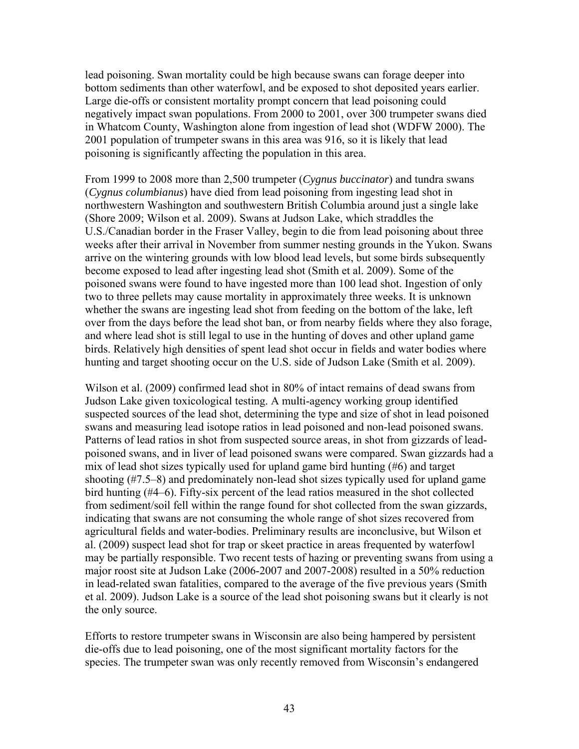lead poisoning. Swan mortality could be high because swans can forage deeper into bottom sediments than other waterfowl, and be exposed to shot deposited years earlier. Large die-offs or consistent mortality prompt concern that lead poisoning could negatively impact swan populations. From 2000 to 2001, over 300 trumpeter swans died in Whatcom County, Washington alone from ingestion of lead shot (WDFW 2000). The 2001 population of trumpeter swans in this area was 916, so it is likely that lead poisoning is significantly affecting the population in this area.

From 1999 to 2008 more than 2,500 trumpeter (*Cygnus buccinator*) and tundra swans (*Cygnus columbianus*) have died from lead poisoning from ingesting lead shot in northwestern Washington and southwestern British Columbia around just a single lake (Shore 2009; Wilson et al. 2009). Swans at Judson Lake, which straddles the U.S./Canadian border in the Fraser Valley, begin to die from lead poisoning about three weeks after their arrival in November from summer nesting grounds in the Yukon. Swans arrive on the wintering grounds with low blood lead levels, but some birds subsequently become exposed to lead after ingesting lead shot (Smith et al. 2009). Some of the poisoned swans were found to have ingested more than 100 lead shot. Ingestion of only two to three pellets may cause mortality in approximately three weeks. It is unknown whether the swans are ingesting lead shot from feeding on the bottom of the lake, left over from the days before the lead shot ban, or from nearby fields where they also forage, and where lead shot is still legal to use in the hunting of doves and other upland game birds. Relatively high densities of spent lead shot occur in fields and water bodies where hunting and target shooting occur on the U.S. side of Judson Lake (Smith et al. 2009).

Wilson et al. (2009) confirmed lead shot in 80% of intact remains of dead swans from Judson Lake given toxicological testing. A multi-agency working group identified suspected sources of the lead shot, determining the type and size of shot in lead poisoned swans and measuring lead isotope ratios in lead poisoned and non-lead poisoned swans. Patterns of lead ratios in shot from suspected source areas, in shot from gizzards of lead-poisoned swans, and in liver of lead poisoned swans were compared. Swan gizzards had a mix of lead shot sizes typically used for upland game bird hunting (#6) and target shooting (#7.5–8) and predominately non-lead shot sizes typically used for upland game bird hunting (#4–6). Fifty-six percent of the lead ratios measured in the shot collected from sediment/soil fell within the range found for shot collected from the swan gizzards, indicating that swans are not consuming the whole range of shot sizes recovered from agricultural fields and water-bodies. Preliminary results are inconclusive, but Wilson et al. (2009) suspect lead shot for trap or skeet practice in areas frequented by waterfowl may be partially responsible. Two recent tests of hazing or preventing swans from using a major roost site at Judson Lake (2006-2007 and 2007-2008) resulted in a 50% reduction in lead-related swan fatalities, compared to the average of the five previous years (Smith et al. 2009). Judson Lake is a source of the lead shot poisoning swans but it clearly is not the only source.

Efforts to restore trumpeter swans in Wisconsin are also being hampered by persistent die-offs due to lead poisoning, one of the most significant mortality factors for the species. The trumpeter swan was only recently removed from Wisconsin's endangered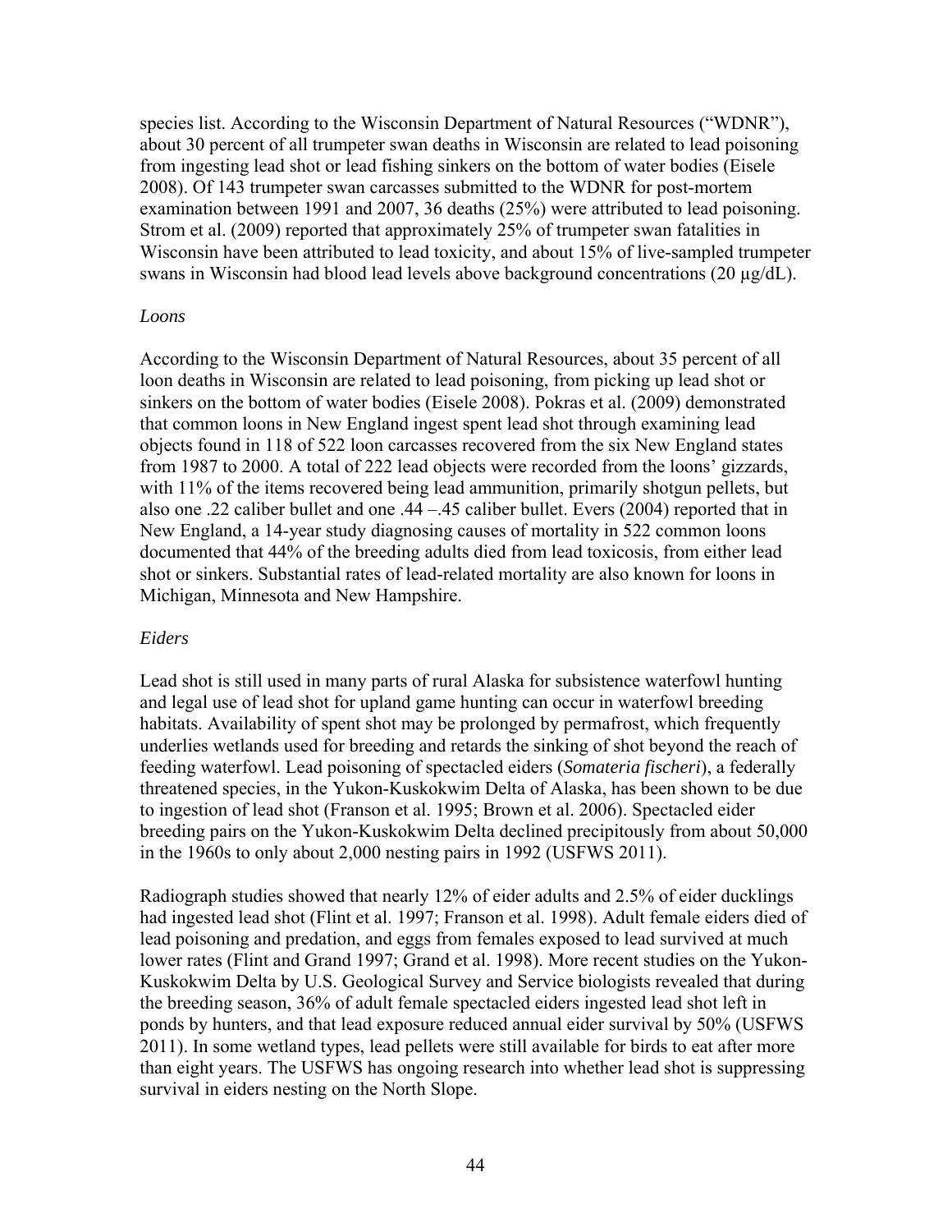species list. According to the Wisconsin Department of Natural Resources ("WDNR"), about 30 percent of all trumpeter swan deaths in Wisconsin are related to lead poisoning from ingesting lead shot or lead fishing sinkers on the bottom of water bodies (Eisele 2008). Of 143 trumpeter swan carcasses submitted to the WDNR for post-mortem examination between 1991 and 2007, 36 deaths (25%) were attributed to lead poisoning. Strom et al. (2009) reported that approximately 25% of trumpeter swan fatalities in Wisconsin have been attributed to lead toxicity, and about 15% of live-sampled trumpeter swans in Wisconsin had blood lead levels above background concentrations (20 μg/dL).

*Loons*

According to the Wisconsin Department of Natural Resources, about 35 percent of all loon deaths in Wisconsin are related to lead poisoning, from picking up lead shot or sinkers on the bottom of water bodies (Eisele 2008). Pokras et al. (2009) demonstrated that common loons in New England ingest spent lead shot through examining lead objects found in 118 of 522 loon carcasses recovered from the six New England states from 1987 to 2000. A total of 222 lead objects were recorded from the loons' gizzards, with 11% of the items recovered being lead ammunition, primarily shotgun pellets, but also one .22 caliber bullet and one .44 –.45 caliber bullet. Evers (2004) reported that in New England, a 14-year study diagnosing causes of mortality in 522 common loons documented that 44% of the breeding adults died from lead toxicosis, from either lead shot or sinkers. Substantial rates of lead-related mortality are also known for loons in Michigan, Minnesota and New Hampshire.

*Eiders*

Lead shot is still used in many parts of rural Alaska for subsistence waterfowl hunting and legal use of lead shot for upland game hunting can occur in waterfowl breeding habitats. Availability of spent shot may be prolonged by permafrost, which frequently underlies wetlands used for breeding and retards the sinking of shot beyond the reach of feeding waterfowl. Lead poisoning of spectacled eiders (*Somateria fischeri*), a federally threatened species, in the Yukon-Kuskokwim Delta of Alaska, has been shown to be due to ingestion of lead shot (Franson et al. 1995; Brown et al. 2006). Spectacled eider breeding pairs on the Yukon-Kuskokwim Delta declined precipitously from about 50,000 in the 1960s to only about 2,000 nesting pairs in 1992 (USFWS 2011).

Radiograph studies showed that nearly 12% of eider adults and 2.5% of eider ducklings had ingested lead shot (Flint et al. 1997; Franson et al. 1998). Adult female eiders died of lead poisoning and predation, and eggs from females exposed to lead survived at much lower rates (Flint and Grand 1997; Grand et al. 1998). More recent studies on the Yukon-Kuskokwim Delta by U.S. Geological Survey and Service biologists revealed that during the breeding season, 36% of adult female spectacled eiders ingested lead shot left in ponds by hunters, and that lead exposure reduced annual eider survival by 50% (USFWS 2011). In some wetland types, lead pellets were still available for birds to eat after more than eight years. The USFWS has ongoing research into whether lead shot is suppressing survival in eiders nesting on the North Slope.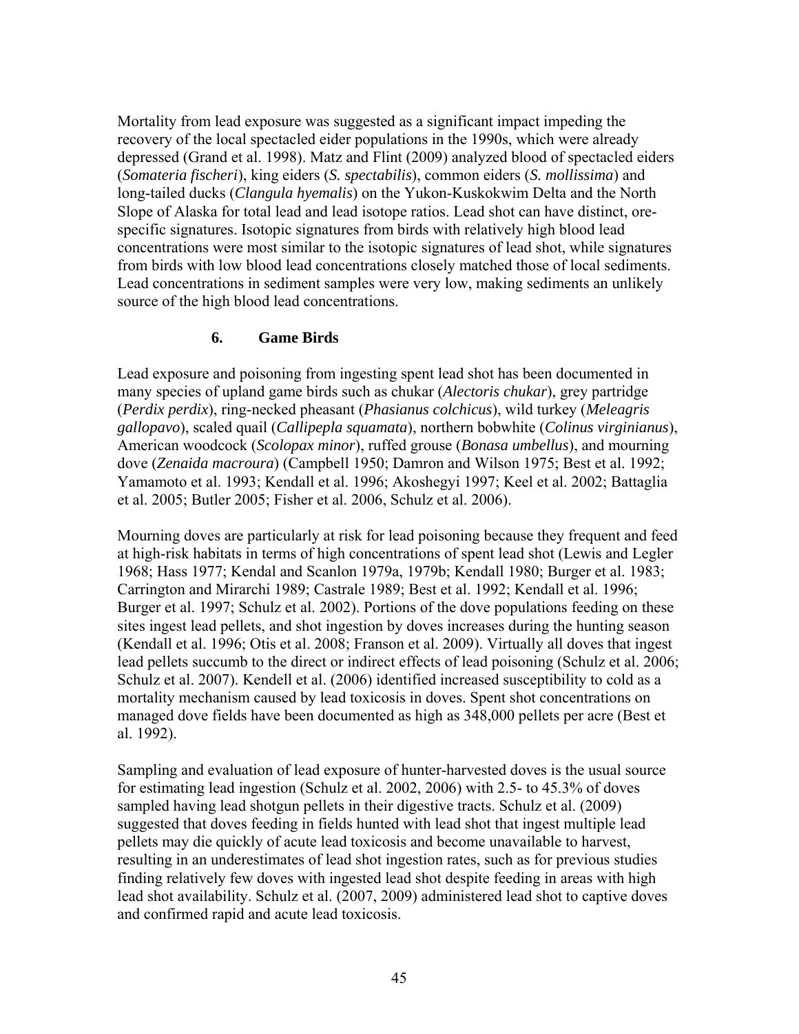Mortality from lead exposure was suggested as a significant impact impeding the recovery of the local spectacled eider populations in the 1990s, which were already depressed (Grand et al. 1998). Matz and Flint (2009) analyzed blood of spectacled eiders (*Somateria fischeri*), king eiders (*S. spectabilis*), common eiders (*S. mollissima*) and long-tailed ducks (*Clangula hyemalis*) on the Yukon-Kuskokwim Delta and the North Slope of Alaska for total lead and lead isotope ratios. Lead shot can have distinct, ore-specific signatures. Isotopic signatures from birds with relatively high blood lead concentrations were most similar to the isotopic signatures of lead shot, while signatures from birds with low blood lead concentrations closely matched those of local sediments. Lead concentrations in sediment samples were very low, making sediments an unlikely source of the high blood lead concentrations.

### 6. Game Birds

Lead exposure and poisoning from ingesting spent lead shot has been documented in many species of upland game birds such as chukar (*Alectoris chukar*), grey partridge (*Perdix perdix*), ring-necked pheasant (*Phasianus colchicus*), wild turkey (*Meleagris gallopavo*), scaled quail (*Callipepla squamata*), northern bobwhite (*Colinus virginianus*), American woodcock (*Scolopax minor*), ruffed grouse (*Bonasa umbellus*), and mourning dove (*Zenaida macroura*) (Campbell 1950; Damron and Wilson 1975; Best et al. 1992; Yamamoto et al. 1993; Kendall et al. 1996; Akoshegyi 1997; Keel et al. 2002; Battaglia et al. 2005; Butler 2005; Fisher et al. 2006, Schulz et al. 2006).

Mourning doves are particularly at risk for lead poisoning because they frequent and feed at high-risk habitats in terms of high concentrations of spent lead shot (Lewis and Legler 1968; Hass 1977; Kendal and Scanlon 1979a, 1979b; Kendall 1980; Burger et al. 1983; Carrington and Mirarchi 1989; Castrale 1989; Best et al. 1992; Kendall et al. 1996; Burger et al. 1997; Schulz et al. 2002). Portions of the dove populations feeding on these sites ingest lead pellets, and shot ingestion by doves increases during the hunting season (Kendall et al. 1996; Otis et al. 2008; Franson et al. 2009). Virtually all doves that ingest lead pellets succumb to the direct or indirect effects of lead poisoning (Schulz et al. 2006; Schulz et al. 2007). Kendell et al. (2006) identified increased susceptibility to cold as a mortality mechanism caused by lead toxicosis in doves. Spent shot concentrations on managed dove fields have been documented as high as 348,000 pellets per acre (Best et al. 1992).

Sampling and evaluation of lead exposure of hunter-harvested doves is the usual source for estimating lead ingestion (Schulz et al. 2002, 2006) with 2.5- to 45.3% of doves sampled having lead shotgun pellets in their digestive tracts. Schulz et al. (2009) suggested that doves feeding in fields hunted with lead shot that ingest multiple lead pellets may die quickly of acute lead toxicosis and become unavailable to harvest, resulting in an underestimates of lead shot ingestion rates, such as for previous studies finding relatively few doves with ingested lead shot despite feeding in areas with high lead shot availability. Schulz et al. (2007, 2009) administered lead shot to captive doves and confirmed rapid and acute lead toxicosis.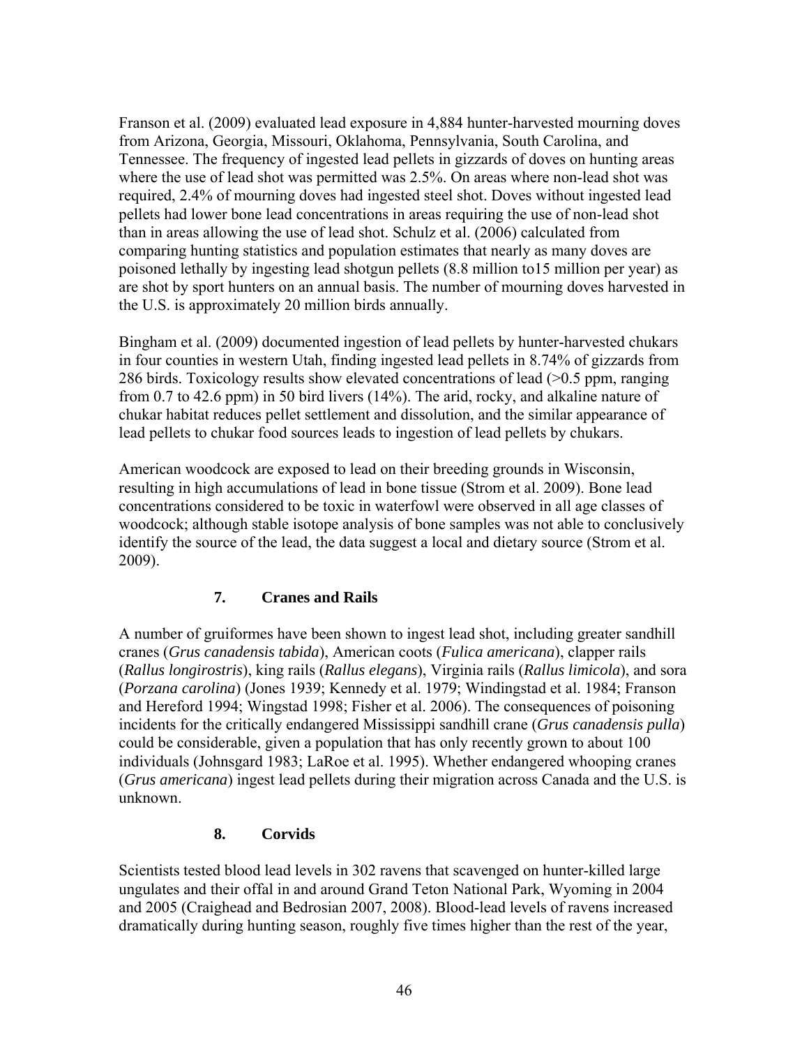Franson et al. (2009) evaluated lead exposure in 4,884 hunter-harvested mourning doves from Arizona, Georgia, Missouri, Oklahoma, Pennsylvania, South Carolina, and Tennessee. The frequency of ingested lead pellets in gizzards of doves on hunting areas where the use of lead shot was permitted was 2.5%. On areas where non-lead shot was required, 2.4% of mourning doves had ingested steel shot. Doves without ingested lead pellets had lower bone lead concentrations in areas requiring the use of non-lead shot than in areas allowing the use of lead shot. Schulz et al. (2006) calculated from comparing hunting statistics and population estimates that nearly as many doves are poisoned lethally by ingesting lead shotgun pellets (8.8 million to15 million per year) as are shot by sport hunters on an annual basis. The number of mourning doves harvested in the U.S. is approximately 20 million birds annually.

Bingham et al. (2009) documented ingestion of lead pellets by hunter-harvested chukars in four counties in western Utah, finding ingested lead pellets in 8.74% of gizzards from 286 birds. Toxicology results show elevated concentrations of lead (>0.5 ppm, ranging from 0.7 to 42.6 ppm) in 50 bird livers (14%). The arid, rocky, and alkaline nature of chukar habitat reduces pellet settlement and dissolution, and the similar appearance of lead pellets to chukar food sources leads to ingestion of lead pellets by chukars.

American woodcock are exposed to lead on their breeding grounds in Wisconsin, resulting in high accumulations of lead in bone tissue (Strom et al. 2009). Bone lead concentrations considered to be toxic in waterfowl were observed in all age classes of woodcock; although stable isotope analysis of bone samples was not able to conclusively identify the source of the lead, the data suggest a local and dietary source (Strom et al. 2009).

### 7. Cranes and Rails

A number of gruiformes have been shown to ingest lead shot, including greater sandhill cranes (*Grus canadensis tabida*), American coots (*Fulica americana*), clapper rails (*Rallus longirostris*), king rails (*Rallus elegans*), Virginia rails (*Rallus limicola*), and sora (*Porzana carolina*) (Jones 1939; Kennedy et al. 1979; Windingstad et al. 1984; Franson and Hereford 1994; Wingstad 1998; Fisher et al. 2006). The consequences of poisoning incidents for the critically endangered Mississippi sandhill crane (*Grus canadensis pulla*) could be considerable, given a population that has only recently grown to about 100 individuals (Johnsgard 1983; LaRoe et al. 1995). Whether endangered whooping cranes (*Grus americana*) ingest lead pellets during their migration across Canada and the U.S. is unknown.

### 8. Corvids

Scientists tested blood lead levels in 302 ravens that scavenged on hunter-killed large ungulates and their offal in and around Grand Teton National Park, Wyoming in 2004 and 2005 (Craighead and Bedrosian 2007, 2008). Blood-lead levels of ravens increased dramatically during hunting season, roughly five times higher than the rest of the year,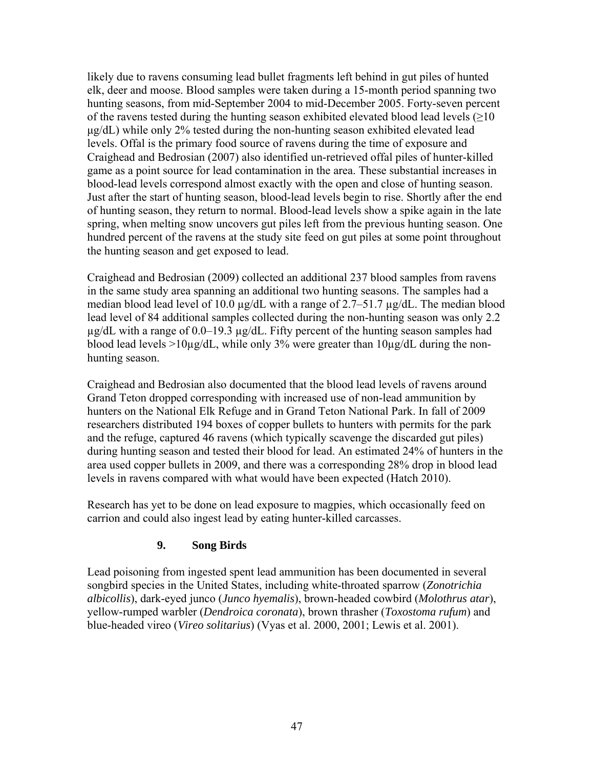likely due to ravens consuming lead bullet fragments left behind in gut piles of hunted elk, deer and moose. Blood samples were taken during a 15-month period spanning two hunting seasons, from mid-September 2004 to mid-December 2005. Forty-seven percent of the ravens tested during the hunting season exhibited elevated blood lead levels (≥10 μg/dL) while only 2% tested during the non-hunting season exhibited elevated lead levels. Offal is the primary food source of ravens during the time of exposure and Craighead and Bedrosian (2007) also identified un-retrieved offal piles of hunter-killed game as a point source for lead contamination in the area. These substantial increases in blood-lead levels correspond almost exactly with the open and close of hunting season. Just after the start of hunting season, blood-lead levels begin to rise. Shortly after the end of hunting season, they return to normal. Blood-lead levels show a spike again in the late spring, when melting snow uncovers gut piles left from the previous hunting season. One hundred percent of the ravens at the study site feed on gut piles at some point throughout the hunting season and get exposed to lead.

Craighead and Bedrosian (2009) collected an additional 237 blood samples from ravens in the same study area spanning an additional two hunting seasons. The samples had a median blood lead level of 10.0 μg/dL with a range of 2.7–51.7 μg/dL. The median blood lead level of 84 additional samples collected during the non-hunting season was only 2.2 μg/dL with a range of 0.0–19.3 μg/dL. Fifty percent of the hunting season samples had blood lead levels >10μg/dL, while only 3% were greater than 10μg/dL during the non-hunting season.

Craighead and Bedrosian also documented that the blood lead levels of ravens around Grand Teton dropped corresponding with increased use of non-lead ammunition by hunters on the National Elk Refuge and in Grand Teton National Park. In fall of 2009 researchers distributed 194 boxes of copper bullets to hunters with permits for the park and the refuge, captured 46 ravens (which typically scavenge the discarded gut piles) during hunting season and tested their blood for lead. An estimated 24% of hunters in the area used copper bullets in 2009, and there was a corresponding 28% drop in blood lead levels in ravens compared with what would have been expected (Hatch 2010).

Research has yet to be done on lead exposure to magpies, which occasionally feed on carrion and could also ingest lead by eating hunter-killed carcasses.

### 9. Song Birds

Lead poisoning from ingested spent lead ammunition has been documented in several songbird species in the United States, including white-throated sparrow (*Zonotrichia albicollis*), dark-eyed junco (*Junco hyemalis*), brown-headed cowbird (*Molothrus atar*), yellow-rumped warbler (*Dendroica coronata*), brown thrasher (*Toxostoma rufum*) and blue-headed vireo (*Vireo solitarius*) (Vyas et al. 2000, 2001; Lewis et al. 2001).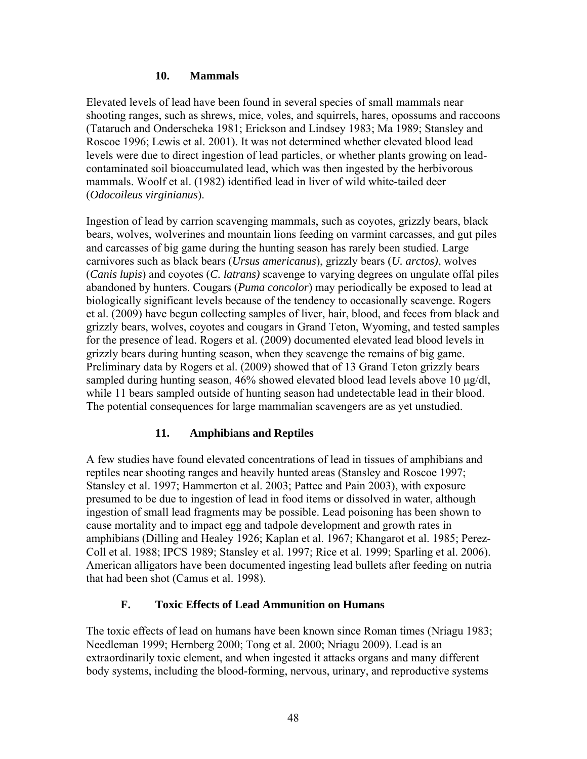### 10. Mammals

Elevated levels of lead have been found in several species of small mammals near shooting ranges, such as shrews, mice, voles, and squirrels, hares, opossums and raccoons (Tataruch and Onderscheka 1981; Erickson and Lindsey 1983; Ma 1989; Stansley and Roscoe 1996; Lewis et al. 2001). It was not determined whether elevated blood lead levels were due to direct ingestion of lead particles, or whether plants growing on lead-contaminated soil bioaccumulated lead, which was then ingested by the herbivorous mammals. Woolf et al. (1982) identified lead in liver of wild white-tailed deer (*Odocoileus virginianus*).

Ingestion of lead by carrion scavenging mammals, such as coyotes, grizzly bears, black bears, wolves, wolverines and mountain lions feeding on varmint carcasses, and gut piles and carcasses of big game during the hunting season has rarely been studied. Large carnivores such as black bears (*Ursus americanus*), grizzly bears (*U. arctos)*, wolves (*Canis lupis*) and coyotes (*C. latrans)* scavenge to varying degrees on ungulate offal piles abandoned by hunters. Cougars (*Puma concolor*) may periodically be exposed to lead at biologically significant levels because of the tendency to occasionally scavenge. Rogers et al. (2009) have begun collecting samples of liver, hair, blood, and feces from black and grizzly bears, wolves, coyotes and cougars in Grand Teton, Wyoming, and tested samples for the presence of lead. Rogers et al. (2009) documented elevated lead blood levels in grizzly bears during hunting season, when they scavenge the remains of big game. Preliminary data by Rogers et al. (2009) showed that of 13 Grand Teton grizzly bears sampled during hunting season, 46% showed elevated blood lead levels above 10 μg/dl, while 11 bears sampled outside of hunting season had undetectable lead in their blood. The potential consequences for large mammalian scavengers are as yet unstudied.

### 11. Amphibians and Reptiles

A few studies have found elevated concentrations of lead in tissues of amphibians and reptiles near shooting ranges and heavily hunted areas (Stansley and Roscoe 1997; Stansley et al. 1997; Hammerton et al. 2003; Pattee and Pain 2003), with exposure presumed to be due to ingestion of lead in food items or dissolved in water, although ingestion of small lead fragments may be possible. Lead poisoning has been shown to cause mortality and to impact egg and tadpole development and growth rates in amphibians (Dilling and Healey 1926; Kaplan et al. 1967; Khangarot et al. 1985; Perez-Coll et al. 1988; IPCS 1989; Stansley et al. 1997; Rice et al. 1999; Sparling et al. 2006). American alligators have been documented ingesting lead bullets after feeding on nutria that had been shot (Camus et al. 1998).

## F. Toxic Effects of Lead Ammunition on Humans

The toxic effects of lead on humans have been known since Roman times (Nriagu 1983; Needleman 1999; Hernberg 2000; Tong et al. 2000; Nriagu 2009). Lead is an extraordinarily toxic element, and when ingested it attacks organs and many different body systems, including the blood-forming, nervous, urinary, and reproductive systems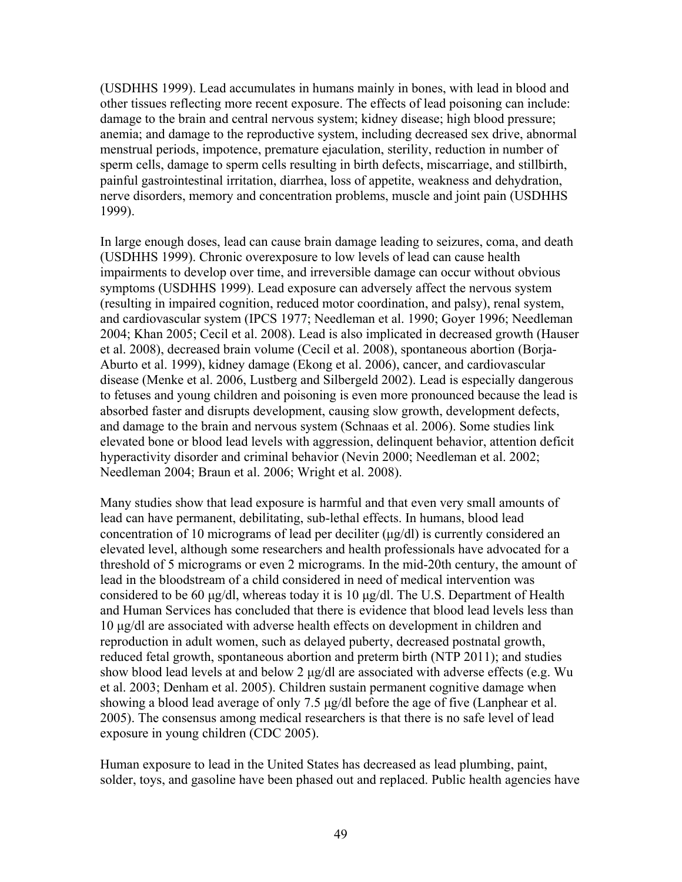(USDHHS 1999). Lead accumulates in humans mainly in bones, with lead in blood and other tissues reflecting more recent exposure. The effects of lead poisoning can include: damage to the brain and central nervous system; kidney disease; high blood pressure; anemia; and damage to the reproductive system, including decreased sex drive, abnormal menstrual periods, impotence, premature ejaculation, sterility, reduction in number of sperm cells, damage to sperm cells resulting in birth defects, miscarriage, and stillbirth, painful gastrointestinal irritation, diarrhea, loss of appetite, weakness and dehydration, nerve disorders, memory and concentration problems, muscle and joint pain (USDHHS 1999).

In large enough doses, lead can cause brain damage leading to seizures, coma, and death (USDHHS 1999). Chronic overexposure to low levels of lead can cause health impairments to develop over time, and irreversible damage can occur without obvious symptoms (USDHHS 1999). Lead exposure can adversely affect the nervous system (resulting in impaired cognition, reduced motor coordination, and palsy), renal system, and cardiovascular system (IPCS 1977; Needleman et al. 1990; Goyer 1996; Needleman 2004; Khan 2005; Cecil et al. 2008). Lead is also implicated in decreased growth (Hauser et al. 2008), decreased brain volume (Cecil et al. 2008), spontaneous abortion (Borja-Aburto et al. 1999), kidney damage (Ekong et al. 2006), cancer, and cardiovascular disease (Menke et al. 2006, Lustberg and Silbergeld 2002). Lead is especially dangerous to fetuses and young children and poisoning is even more pronounced because the lead is absorbed faster and disrupts development, causing slow growth, development defects, and damage to the brain and nervous system (Schnaas et al. 2006). Some studies link elevated bone or blood lead levels with aggression, delinquent behavior, attention deficit hyperactivity disorder and criminal behavior (Nevin 2000; Needleman et al. 2002; Needleman 2004; Braun et al. 2006; Wright et al. 2008).

Many studies show that lead exposure is harmful and that even very small amounts of lead can have permanent, debilitating, sub-lethal effects. In humans, blood lead concentration of 10 micrograms of lead per deciliter (μg/dl) is currently considered an elevated level, although some researchers and health professionals have advocated for a threshold of 5 micrograms or even 2 micrograms. In the mid-20th century, the amount of lead in the bloodstream of a child considered in need of medical intervention was considered to be 60 μg/dl, whereas today it is 10 μg/dl. The U.S. Department of Health and Human Services has concluded that there is evidence that blood lead levels less than 10 μg/dl are associated with adverse health effects on development in children and reproduction in adult women, such as delayed puberty, decreased postnatal growth, reduced fetal growth, spontaneous abortion and preterm birth (NTP 2011); and studies show blood lead levels at and below 2 μg/dl are associated with adverse effects (e.g. Wu et al. 2003; Denham et al. 2005). Children sustain permanent cognitive damage when showing a blood lead average of only 7.5 μg/dl before the age of five (Lanphear et al. 2005). The consensus among medical researchers is that there is no safe level of lead exposure in young children (CDC 2005).

Human exposure to lead in the United States has decreased as lead plumbing, paint, solder, toys, and gasoline have been phased out and replaced. Public health agencies have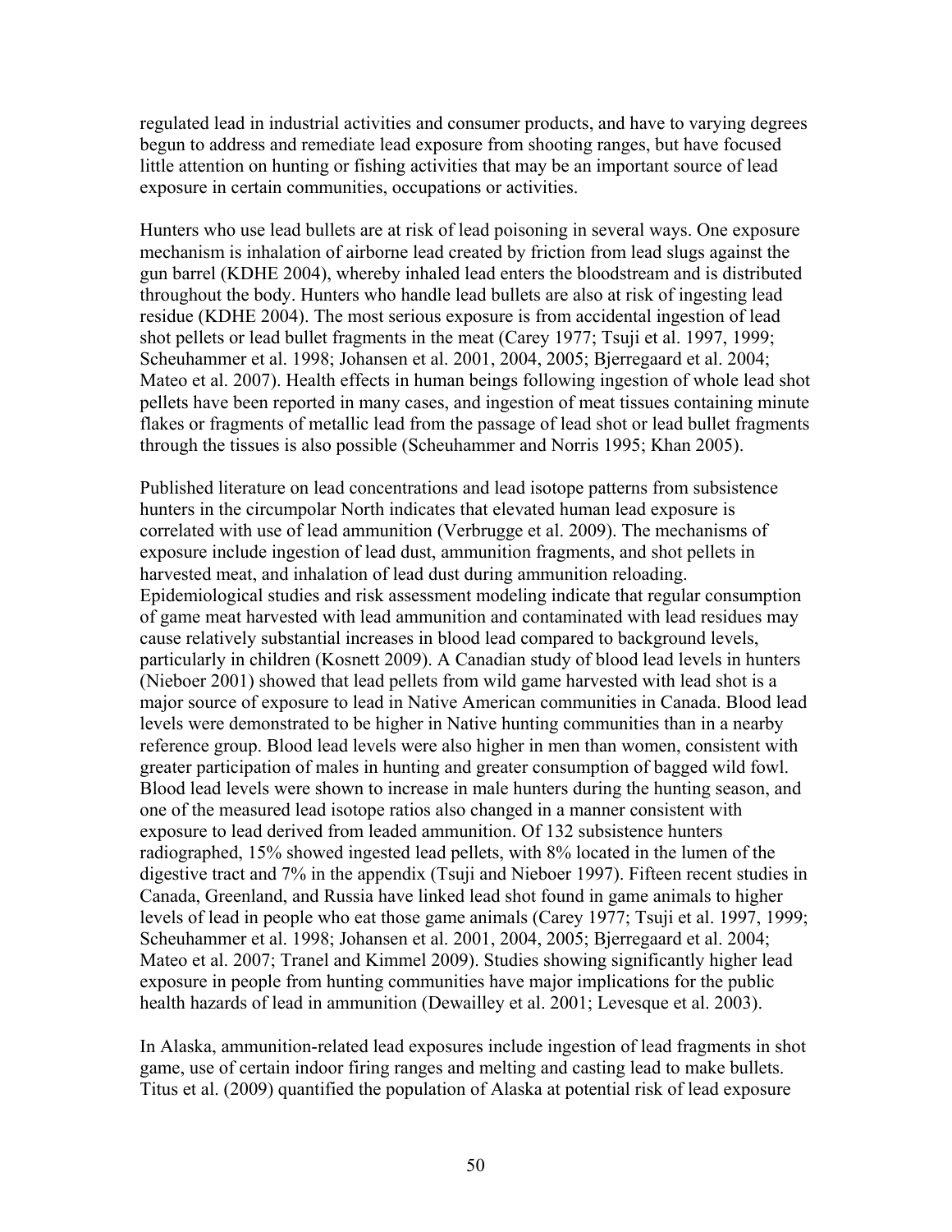regulated lead in industrial activities and consumer products, and have to varying degrees begun to address and remediate lead exposure from shooting ranges, but have focused little attention on hunting or fishing activities that may be an important source of lead exposure in certain communities, occupations or activities.

Hunters who use lead bullets are at risk of lead poisoning in several ways. One exposure mechanism is inhalation of airborne lead created by friction from lead slugs against the gun barrel (KDHE 2004), whereby inhaled lead enters the bloodstream and is distributed throughout the body. Hunters who handle lead bullets are also at risk of ingesting lead residue (KDHE 2004). The most serious exposure is from accidental ingestion of lead shot pellets or lead bullet fragments in the meat (Carey 1977; Tsuji et al. 1997, 1999; Scheuhammer et al. 1998; Johansen et al. 2001, 2004, 2005; Bjerregaard et al. 2004; Mateo et al. 2007). Health effects in human beings following ingestion of whole lead shot pellets have been reported in many cases, and ingestion of meat tissues containing minute flakes or fragments of metallic lead from the passage of lead shot or lead bullet fragments through the tissues is also possible (Scheuhammer and Norris 1995; Khan 2005).

Published literature on lead concentrations and lead isotope patterns from subsistence hunters in the circumpolar North indicates that elevated human lead exposure is correlated with use of lead ammunition (Verbrugge et al. 2009). The mechanisms of exposure include ingestion of lead dust, ammunition fragments, and shot pellets in harvested meat, and inhalation of lead dust during ammunition reloading. Epidemiological studies and risk assessment modeling indicate that regular consumption of game meat harvested with lead ammunition and contaminated with lead residues may cause relatively substantial increases in blood lead compared to background levels, particularly in children (Kosnett 2009). A Canadian study of blood lead levels in hunters (Nieboer 2001) showed that lead pellets from wild game harvested with lead shot is a major source of exposure to lead in Native American communities in Canada. Blood lead levels were demonstrated to be higher in Native hunting communities than in a nearby reference group. Blood lead levels were also higher in men than women, consistent with greater participation of males in hunting and greater consumption of bagged wild fowl. Blood lead levels were shown to increase in male hunters during the hunting season, and one of the measured lead isotope ratios also changed in a manner consistent with exposure to lead derived from leaded ammunition. Of 132 subsistence hunters radiographed, 15% showed ingested lead pellets, with 8% located in the lumen of the digestive tract and 7% in the appendix (Tsuji and Nieboer 1997). Fifteen recent studies in Canada, Greenland, and Russia have linked lead shot found in game animals to higher levels of lead in people who eat those game animals (Carey 1977; Tsuji et al. 1997, 1999; Scheuhammer et al. 1998; Johansen et al. 2001, 2004, 2005; Bjerregaard et al. 2004; Mateo et al. 2007; Tranel and Kimmel 2009). Studies showing significantly higher lead exposure in people from hunting communities have major implications for the public health hazards of lead in ammunition (Dewailley et al. 2001; Levesque et al. 2003).

In Alaska, ammunition-related lead exposures include ingestion of lead fragments in shot game, use of certain indoor firing ranges and melting and casting lead to make bullets. Titus et al. (2009) quantified the population of Alaska at potential risk of lead exposure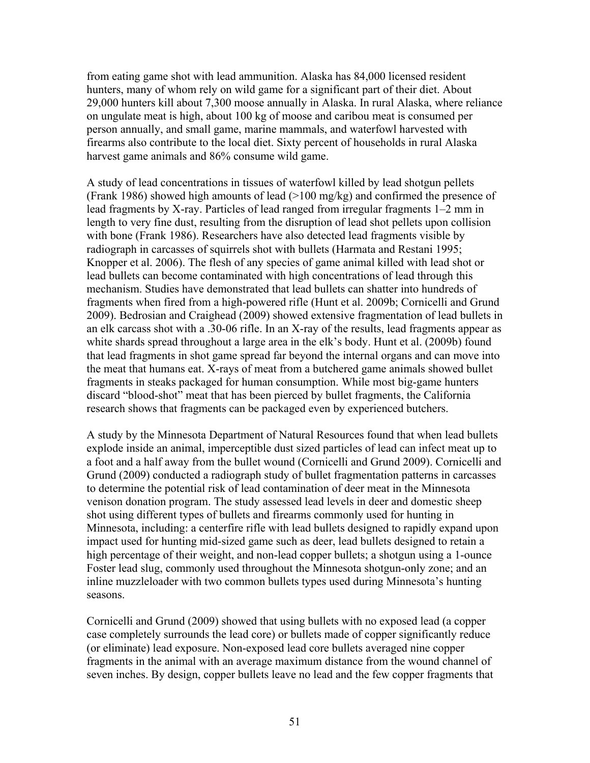from eating game shot with lead ammunition. Alaska has 84,000 licensed resident hunters, many of whom rely on wild game for a significant part of their diet. About 29,000 hunters kill about 7,300 moose annually in Alaska. In rural Alaska, where reliance on ungulate meat is high, about 100 kg of moose and caribou meat is consumed per person annually, and small game, marine mammals, and waterfowl harvested with firearms also contribute to the local diet. Sixty percent of households in rural Alaska harvest game animals and 86% consume wild game.

A study of lead concentrations in tissues of waterfowl killed by lead shotgun pellets (Frank 1986) showed high amounts of lead (>100 mg/kg) and confirmed the presence of lead fragments by X-ray. Particles of lead ranged from irregular fragments 1–2 mm in length to very fine dust, resulting from the disruption of lead shot pellets upon collision with bone (Frank 1986). Researchers have also detected lead fragments visible by radiograph in carcasses of squirrels shot with bullets (Harmata and Restani 1995; Knopper et al. 2006). The flesh of any species of game animal killed with lead shot or lead bullets can become contaminated with high concentrations of lead through this mechanism. Studies have demonstrated that lead bullets can shatter into hundreds of fragments when fired from a high-powered rifle (Hunt et al. 2009b; Cornicelli and Grund 2009). Bedrosian and Craighead (2009) showed extensive fragmentation of lead bullets in an elk carcass shot with a .30-06 rifle. In an X-ray of the results, lead fragments appear as white shards spread throughout a large area in the elk's body. Hunt et al. (2009b) found that lead fragments in shot game spread far beyond the internal organs and can move into the meat that humans eat. X-rays of meat from a butchered game animals showed bullet fragments in steaks packaged for human consumption. While most big-game hunters discard "blood-shot" meat that has been pierced by bullet fragments, the California research shows that fragments can be packaged even by experienced butchers.

A study by the Minnesota Department of Natural Resources found that when lead bullets explode inside an animal, imperceptible dust sized particles of lead can infect meat up to a foot and a half away from the bullet wound (Cornicelli and Grund 2009). Cornicelli and Grund (2009) conducted a radiograph study of bullet fragmentation patterns in carcasses to determine the potential risk of lead contamination of deer meat in the Minnesota venison donation program. The study assessed lead levels in deer and domestic sheep shot using different types of bullets and firearms commonly used for hunting in Minnesota, including: a centerfire rifle with lead bullets designed to rapidly expand upon impact used for hunting mid-sized game such as deer, lead bullets designed to retain a high percentage of their weight, and non-lead copper bullets; a shotgun using a 1-ounce Foster lead slug, commonly used throughout the Minnesota shotgun-only zone; and an inline muzzleloader with two common bullets types used during Minnesota's hunting seasons.

Cornicelli and Grund (2009) showed that using bullets with no exposed lead (a copper case completely surrounds the lead core) or bullets made of copper significantly reduce (or eliminate) lead exposure. Non-exposed lead core bullets averaged nine copper fragments in the animal with an average maximum distance from the wound channel of seven inches. By design, copper bullets leave no lead and the few copper fragments that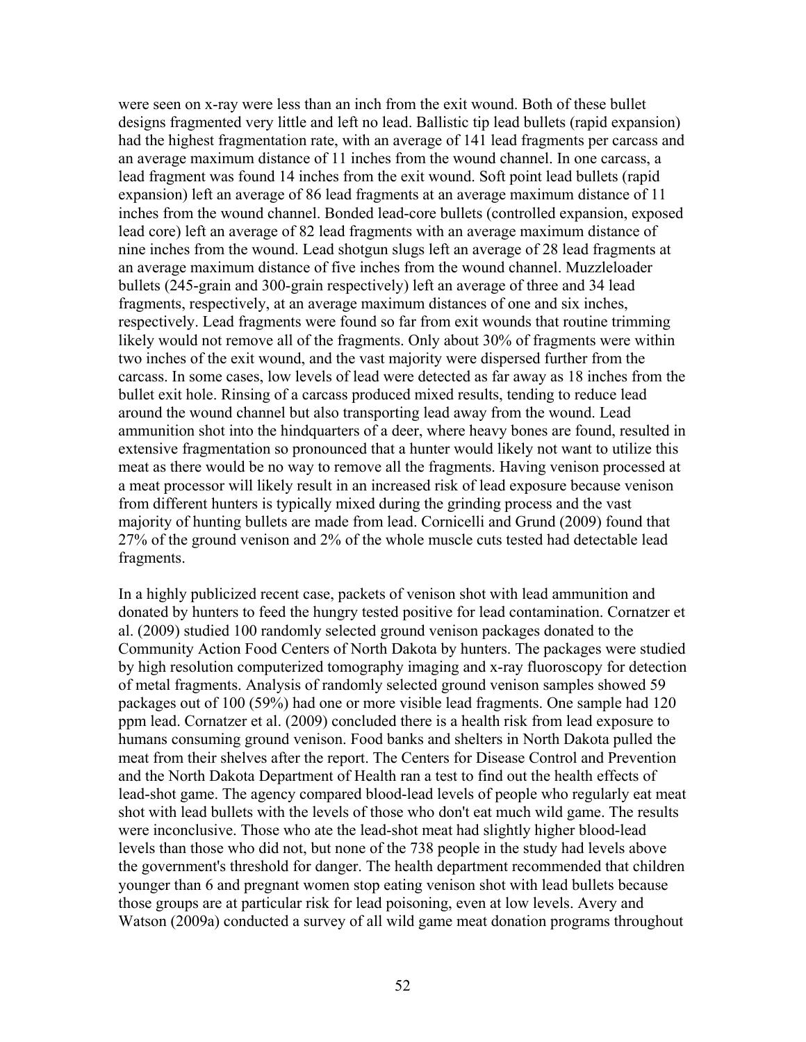were seen on x-ray were less than an inch from the exit wound. Both of these bullet designs fragmented very little and left no lead. Ballistic tip lead bullets (rapid expansion) had the highest fragmentation rate, with an average of 141 lead fragments per carcass and an average maximum distance of 11 inches from the wound channel. In one carcass, a lead fragment was found 14 inches from the exit wound. Soft point lead bullets (rapid expansion) left an average of 86 lead fragments at an average maximum distance of 11 inches from the wound channel. Bonded lead-core bullets (controlled expansion, exposed lead core) left an average of 82 lead fragments with an average maximum distance of nine inches from the wound. Lead shotgun slugs left an average of 28 lead fragments at an average maximum distance of five inches from the wound channel. Muzzleloader bullets (245-grain and 300-grain respectively) left an average of three and 34 lead fragments, respectively, at an average maximum distances of one and six inches, respectively. Lead fragments were found so far from exit wounds that routine trimming likely would not remove all of the fragments. Only about 30% of fragments were within two inches of the exit wound, and the vast majority were dispersed further from the carcass. In some cases, low levels of lead were detected as far away as 18 inches from the bullet exit hole. Rinsing of a carcass produced mixed results, tending to reduce lead around the wound channel but also transporting lead away from the wound. Lead ammunition shot into the hindquarters of a deer, where heavy bones are found, resulted in extensive fragmentation so pronounced that a hunter would likely not want to utilize this meat as there would be no way to remove all the fragments. Having venison processed at a meat processor will likely result in an increased risk of lead exposure because venison from different hunters is typically mixed during the grinding process and the vast majority of hunting bullets are made from lead. Cornicelli and Grund (2009) found that 27% of the ground venison and 2% of the whole muscle cuts tested had detectable lead fragments.

In a highly publicized recent case, packets of venison shot with lead ammunition and donated by hunters to feed the hungry tested positive for lead contamination. Cornatzer et al. (2009) studied 100 randomly selected ground venison packages donated to the Community Action Food Centers of North Dakota by hunters. The packages were studied by high resolution computerized tomography imaging and x-ray fluoroscopy for detection of metal fragments. Analysis of randomly selected ground venison samples showed 59 packages out of 100 (59%) had one or more visible lead fragments. One sample had 120 ppm lead. Cornatzer et al. (2009) concluded there is a health risk from lead exposure to humans consuming ground venison. Food banks and shelters in North Dakota pulled the meat from their shelves after the report. The Centers for Disease Control and Prevention and the North Dakota Department of Health ran a test to find out the health effects of lead-shot game. The agency compared blood-lead levels of people who regularly eat meat shot with lead bullets with the levels of those who don't eat much wild game. The results were inconclusive. Those who ate the lead-shot meat had slightly higher blood-lead levels than those who did not, but none of the 738 people in the study had levels above the government's threshold for danger. The health department recommended that children younger than 6 and pregnant women stop eating venison shot with lead bullets because those groups are at particular risk for lead poisoning, even at low levels. Avery and Watson (2009a) conducted a survey of all wild game meat donation programs throughout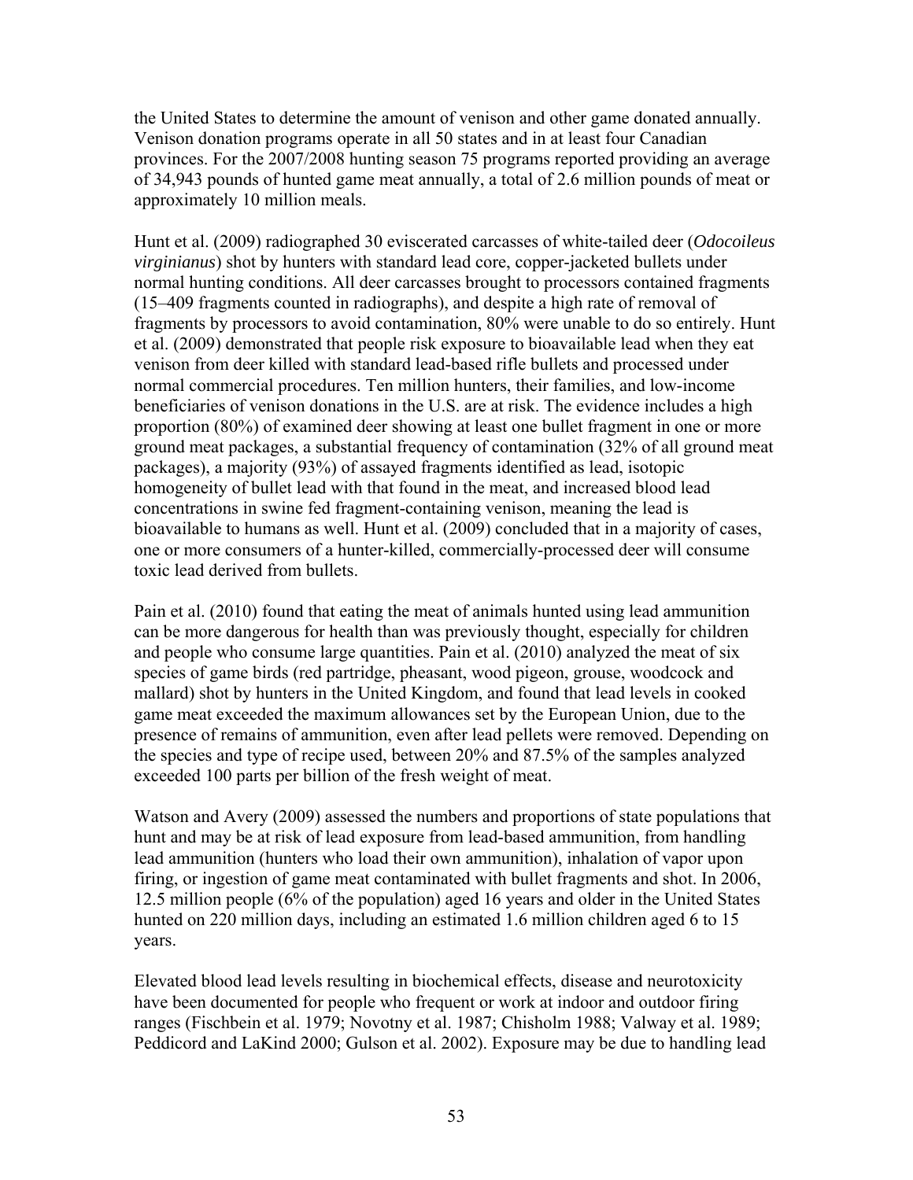the United States to determine the amount of venison and other game donated annually. Venison donation programs operate in all 50 states and in at least four Canadian provinces. For the 2007/2008 hunting season 75 programs reported providing an average of 34,943 pounds of hunted game meat annually, a total of 2.6 million pounds of meat or approximately 10 million meals.

Hunt et al. (2009) radiographed 30 eviscerated carcasses of white-tailed deer (*Odocoileus virginianus*) shot by hunters with standard lead core, copper-jacketed bullets under normal hunting conditions. All deer carcasses brought to processors contained fragments (15–409 fragments counted in radiographs), and despite a high rate of removal of fragments by processors to avoid contamination, 80% were unable to do so entirely. Hunt et al. (2009) demonstrated that people risk exposure to bioavailable lead when they eat venison from deer killed with standard lead-based rifle bullets and processed under normal commercial procedures. Ten million hunters, their families, and low-income beneficiaries of venison donations in the U.S. are at risk. The evidence includes a high proportion (80%) of examined deer showing at least one bullet fragment in one or more ground meat packages, a substantial frequency of contamination (32% of all ground meat packages), a majority (93%) of assayed fragments identified as lead, isotopic homogeneity of bullet lead with that found in the meat, and increased blood lead concentrations in swine fed fragment-containing venison, meaning the lead is bioavailable to humans as well. Hunt et al. (2009) concluded that in a majority of cases, one or more consumers of a hunter-killed, commercially-processed deer will consume toxic lead derived from bullets.

Pain et al. (2010) found that eating the meat of animals hunted using lead ammunition can be more dangerous for health than was previously thought, especially for children and people who consume large quantities. Pain et al. (2010) analyzed the meat of six species of game birds (red partridge, pheasant, wood pigeon, grouse, woodcock and mallard) shot by hunters in the United Kingdom, and found that lead levels in cooked game meat exceeded the maximum allowances set by the European Union, due to the presence of remains of ammunition, even after lead pellets were removed. Depending on the species and type of recipe used, between 20% and 87.5% of the samples analyzed exceeded 100 parts per billion of the fresh weight of meat.

Watson and Avery (2009) assessed the numbers and proportions of state populations that hunt and may be at risk of lead exposure from lead-based ammunition, from handling lead ammunition (hunters who load their own ammunition), inhalation of vapor upon firing, or ingestion of game meat contaminated with bullet fragments and shot. In 2006, 12.5 million people (6% of the population) aged 16 years and older in the United States hunted on 220 million days, including an estimated 1.6 million children aged 6 to 15 years.

Elevated blood lead levels resulting in biochemical effects, disease and neurotoxicity have been documented for people who frequent or work at indoor and outdoor firing ranges (Fischbein et al. 1979; Novotny et al. 1987; Chisholm 1988; Valway et al. 1989; Peddicord and LaKind 2000; Gulson et al. 2002). Exposure may be due to handling lead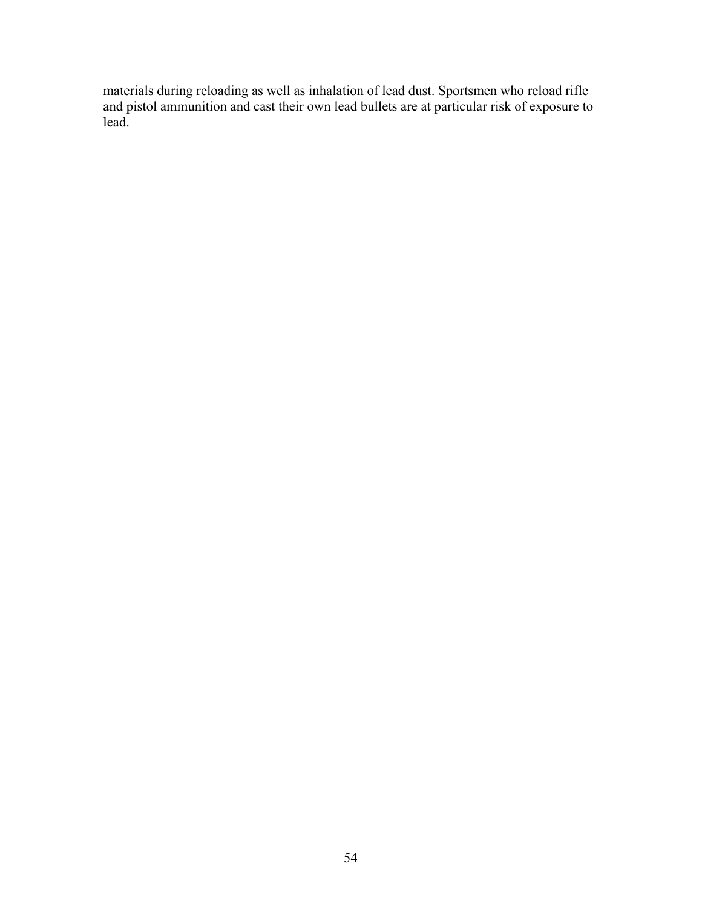materials during reloading as well as inhalation of lead dust. Sportsmen who reload rifle and pistol ammunition and cast their own lead bullets are at particular risk of exposure to lead.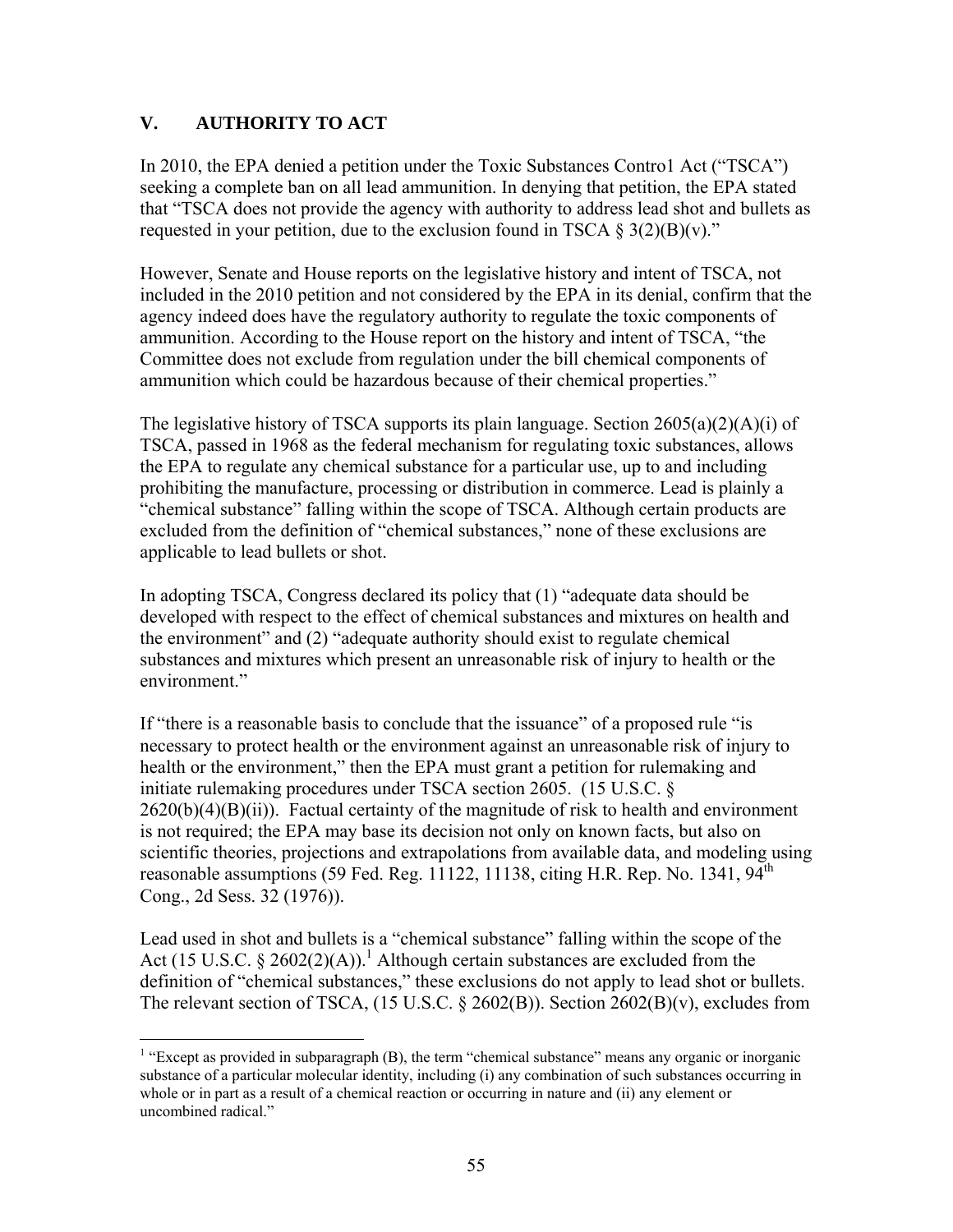## V. AUTHORITY TO ACT

In 2010, the EPA denied a petition under the Toxic Substances Contro1 Act ("TSCA") seeking a complete ban on all lead ammunition. In denying that petition, the EPA stated that "TSCA does not provide the agency with authority to address lead shot and bullets as requested in your petition, due to the exclusion found in TSCA § 3(2)(B)(v)."

However, Senate and House reports on the legislative history and intent of TSCA, not included in the 2010 petition and not considered by the EPA in its denial, confirm that the agency indeed does have the regulatory authority to regulate the toxic components of ammunition. According to the House report on the history and intent of TSCA, "the Committee does not exclude from regulation under the bill chemical components of ammunition which could be hazardous because of their chemical properties."

The legislative history of TSCA supports its plain language. Section 2605(a)(2)(A)(i) of TSCA, passed in 1968 as the federal mechanism for regulating toxic substances, allows the EPA to regulate any chemical substance for a particular use, up to and including prohibiting the manufacture, processing or distribution in commerce. Lead is plainly a "chemical substance" falling within the scope of TSCA. Although certain products are excluded from the definition of "chemical substances," none of these exclusions are applicable to lead bullets or shot.

In adopting TSCA, Congress declared its policy that (1) "adequate data should be developed with respect to the effect of chemical substances and mixtures on health and the environment" and (2) "adequate authority should exist to regulate chemical substances and mixtures which present an unreasonable risk of injury to health or the environment."

If "there is a reasonable basis to conclude that the issuance" of a proposed rule "is necessary to protect health or the environment against an unreasonable risk of injury to health or the environment," then the EPA must grant a petition for rulemaking and initiate rulemaking procedures under TSCA section 2605. (15 U.S.C. § 2620(b)(4)(B)(ii)). Factual certainty of the magnitude of risk to health and environment is not required; the EPA may base its decision not only on known facts, but also on scientific theories, projections and extrapolations from available data, and modeling using reasonable assumptions (59 Fed. Reg. 11122, 11138, citing H.R. Rep. No. 1341, 94th Cong., 2d Sess. 32 (1976)).

Lead used in shot and bullets is a "chemical substance" falling within the scope of the Act (15 U.S.C. § 2602(2)(A)).[1] Although certain substances are excluded from the definition of "chemical substances," these exclusions do not apply to lead shot or bullets. The relevant section of TSCA, (15 U.S.C. § 2602(B)). Section 2602(B)(v), excludes from

---

[1] "Except as provided in subparagraph (B), the term "chemical substance" means any organic or inorganic substance of a particular molecular identity, including (i) any combination of such substances occurring in whole or in part as a result of a chemical reaction or occurring in nature and (ii) any element or uncombined radical."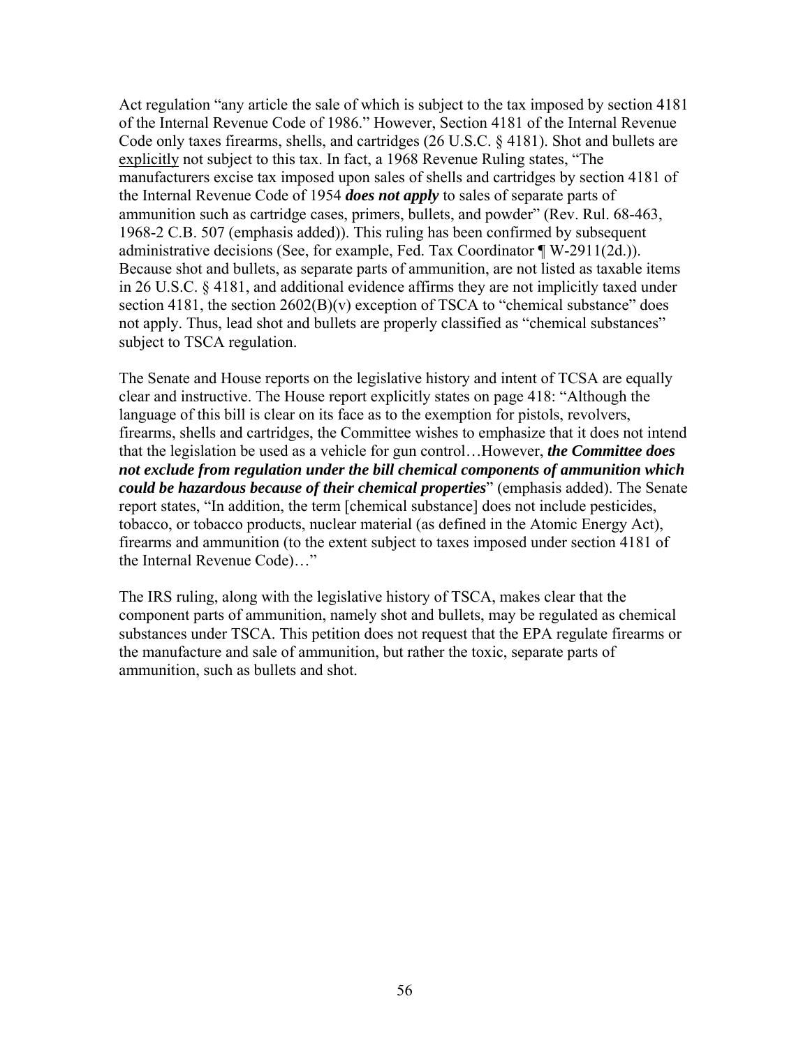Act regulation "any article the sale of which is subject to the tax imposed by section 4181 of the Internal Revenue Code of 1986." However, Section 4181 of the Internal Revenue Code only taxes firearms, shells, and cartridges (26 U.S.C. § 4181). Shot and bullets are <u>explicitly</u> not subject to this tax. In fact, a 1968 Revenue Ruling states, "The manufacturers excise tax imposed upon sales of shells and cartridges by section 4181 of the Internal Revenue Code of 1954 ***does not apply*** to sales of separate parts of ammunition such as cartridge cases, primers, bullets, and powder" (Rev. Rul. 68-463, 1968-2 C.B. 507 (emphasis added)). This ruling has been confirmed by subsequent administrative decisions (See, for example, Fed. Tax Coordinator ¶ W-2911(2d.)). Because shot and bullets, as separate parts of ammunition, are not listed as taxable items in 26 U.S.C. § 4181, and additional evidence affirms they are not implicitly taxed under section 4181, the section 2602(B)(v) exception of TSCA to "chemical substance" does not apply. Thus, lead shot and bullets are properly classified as "chemical substances" subject to TSCA regulation.

The Senate and House reports on the legislative history and intent of TCSA are equally clear and instructive. The House report explicitly states on page 418: "Although the language of this bill is clear on its face as to the exemption for pistols, revolvers, firearms, shells and cartridges, the Committee wishes to emphasize that it does not intend that the legislation be used as a vehicle for gun control…However, ***the Committee does not exclude from regulation under the bill chemical components of ammunition which could be hazardous because of their chemical properties***" (emphasis added). The Senate report states, "In addition, the term [chemical substance] does not include pesticides, tobacco, or tobacco products, nuclear material (as defined in the Atomic Energy Act), firearms and ammunition (to the extent subject to taxes imposed under section 4181 of the Internal Revenue Code)…"

The IRS ruling, along with the legislative history of TSCA, makes clear that the component parts of ammunition, namely shot and bullets, may be regulated as chemical substances under TSCA. This petition does not request that the EPA regulate firearms or the manufacture and sale of ammunition, but rather the toxic, separate parts of ammunition, such as bullets and shot.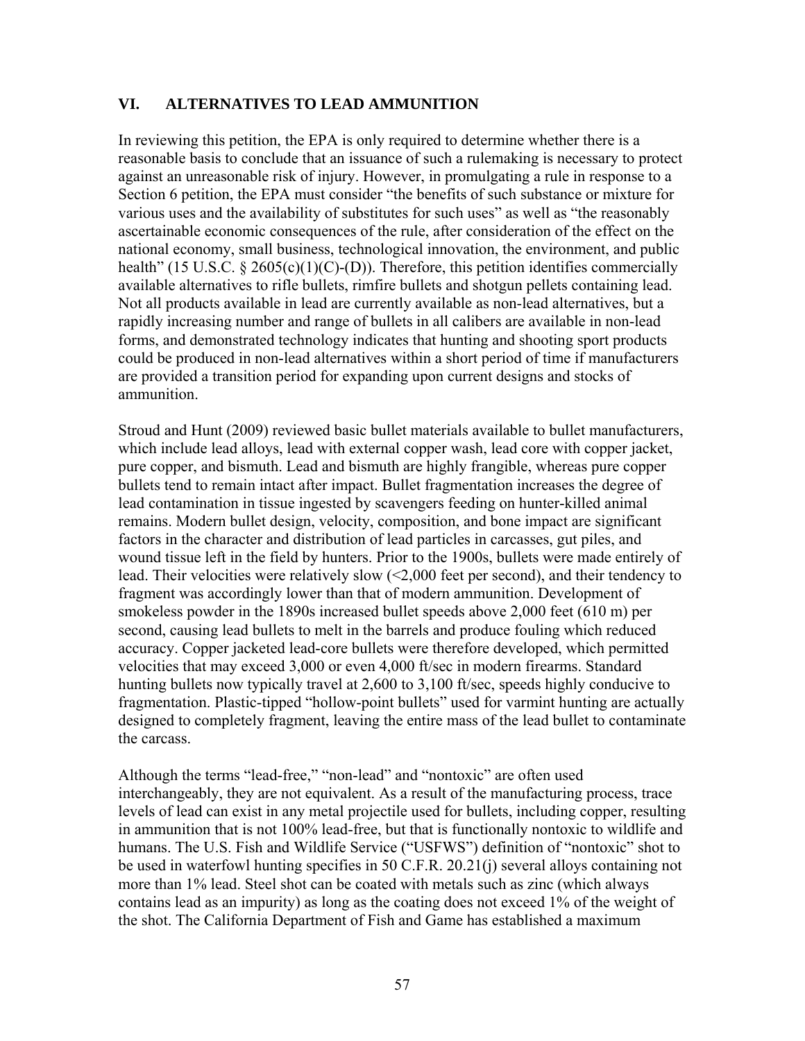## VI. ALTERNATIVES TO LEAD AMMUNITION

In reviewing this petition, the EPA is only required to determine whether there is a reasonable basis to conclude that an issuance of such a rulemaking is necessary to protect against an unreasonable risk of injury. However, in promulgating a rule in response to a Section 6 petition, the EPA must consider "the benefits of such substance or mixture for various uses and the availability of substitutes for such uses" as well as "the reasonably ascertainable economic consequences of the rule, after consideration of the effect on the national economy, small business, technological innovation, the environment, and public health" (15 U.S.C. § 2605(c)(1)(C)-(D)). Therefore, this petition identifies commercially available alternatives to rifle bullets, rimfire bullets and shotgun pellets containing lead. Not all products available in lead are currently available as non-lead alternatives, but a rapidly increasing number and range of bullets in all calibers are available in non-lead forms, and demonstrated technology indicates that hunting and shooting sport products could be produced in non-lead alternatives within a short period of time if manufacturers are provided a transition period for expanding upon current designs and stocks of ammunition.

Stroud and Hunt (2009) reviewed basic bullet materials available to bullet manufacturers, which include lead alloys, lead with external copper wash, lead core with copper jacket, pure copper, and bismuth. Lead and bismuth are highly frangible, whereas pure copper bullets tend to remain intact after impact. Bullet fragmentation increases the degree of lead contamination in tissue ingested by scavengers feeding on hunter-killed animal remains. Modern bullet design, velocity, composition, and bone impact are significant factors in the character and distribution of lead particles in carcasses, gut piles, and wound tissue left in the field by hunters. Prior to the 1900s, bullets were made entirely of lead. Their velocities were relatively slow (<2,000 feet per second), and their tendency to fragment was accordingly lower than that of modern ammunition. Development of smokeless powder in the 1890s increased bullet speeds above 2,000 feet (610 m) per second, causing lead bullets to melt in the barrels and produce fouling which reduced accuracy. Copper jacketed lead-core bullets were therefore developed, which permitted velocities that may exceed 3,000 or even 4,000 ft/sec in modern firearms. Standard hunting bullets now typically travel at 2,600 to 3,100 ft/sec, speeds highly conducive to fragmentation. Plastic-tipped "hollow-point bullets" used for varmint hunting are actually designed to completely fragment, leaving the entire mass of the lead bullet to contaminate the carcass.

Although the terms "lead-free," "non-lead" and "nontoxic" are often used interchangeably, they are not equivalent. As a result of the manufacturing process, trace levels of lead can exist in any metal projectile used for bullets, including copper, resulting in ammunition that is not 100% lead-free, but that is functionally nontoxic to wildlife and humans. The U.S. Fish and Wildlife Service ("USFWS") definition of "nontoxic" shot to be used in waterfowl hunting specifies in 50 C.F.R. 20.21(j) several alloys containing not more than 1% lead. Steel shot can be coated with metals such as zinc (which always contains lead as an impurity) as long as the coating does not exceed 1% of the weight of the shot. The California Department of Fish and Game has established a maximum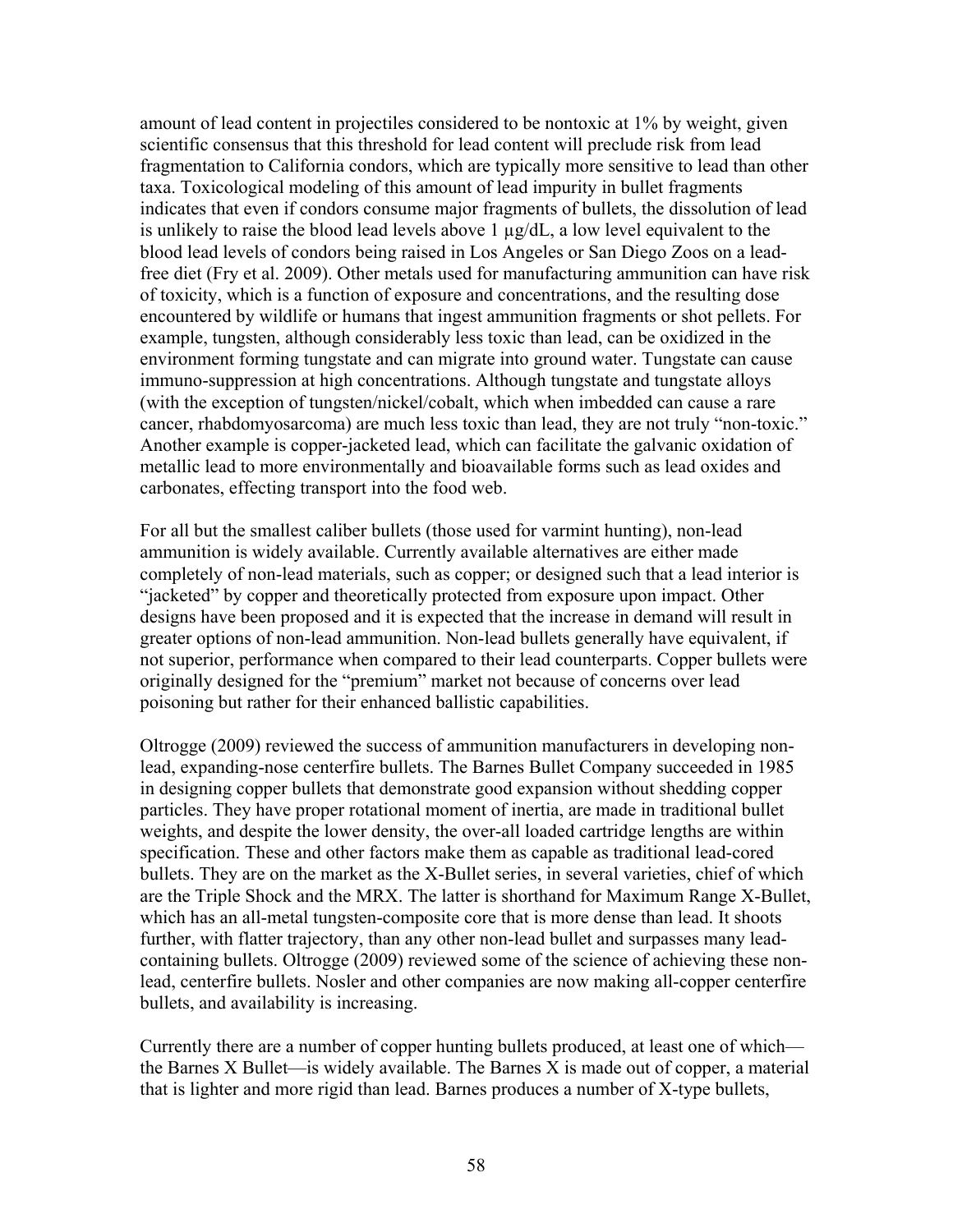amount of lead content in projectiles considered to be nontoxic at 1% by weight, given scientific consensus that this threshold for lead content will preclude risk from lead fragmentation to California condors, which are typically more sensitive to lead than other taxa. Toxicological modeling of this amount of lead impurity in bullet fragments indicates that even if condors consume major fragments of bullets, the dissolution of lead is unlikely to raise the blood lead levels above 1 µg/dL, a low level equivalent to the blood lead levels of condors being raised in Los Angeles or San Diego Zoos on a lead-free diet (Fry et al. 2009). Other metals used for manufacturing ammunition can have risk of toxicity, which is a function of exposure and concentrations, and the resulting dose encountered by wildlife or humans that ingest ammunition fragments or shot pellets. For example, tungsten, although considerably less toxic than lead, can be oxidized in the environment forming tungstate and can migrate into ground water. Tungstate can cause immuno-suppression at high concentrations. Although tungstate and tungstate alloys (with the exception of tungsten/nickel/cobalt, which when imbedded can cause a rare cancer, rhabdomyosarcoma) are much less toxic than lead, they are not truly "non-toxic." Another example is copper-jacketed lead, which can facilitate the galvanic oxidation of metallic lead to more environmentally and bioavailable forms such as lead oxides and carbonates, effecting transport into the food web.

For all but the smallest caliber bullets (those used for varmint hunting), non-lead ammunition is widely available. Currently available alternatives are either made completely of non-lead materials, such as copper; or designed such that a lead interior is "jacketed" by copper and theoretically protected from exposure upon impact. Other designs have been proposed and it is expected that the increase in demand will result in greater options of non-lead ammunition. Non-lead bullets generally have equivalent, if not superior, performance when compared to their lead counterparts. Copper bullets were originally designed for the "premium" market not because of concerns over lead poisoning but rather for their enhanced ballistic capabilities.

Oltrogge (2009) reviewed the success of ammunition manufacturers in developing non-lead, expanding-nose centerfire bullets. The Barnes Bullet Company succeeded in 1985 in designing copper bullets that demonstrate good expansion without shedding copper particles. They have proper rotational moment of inertia, are made in traditional bullet weights, and despite the lower density, the over-all loaded cartridge lengths are within specification. These and other factors make them as capable as traditional lead-cored bullets. They are on the market as the X-Bullet series, in several varieties, chief of which are the Triple Shock and the MRX. The latter is shorthand for Maximum Range X-Bullet, which has an all-metal tungsten-composite core that is more dense than lead. It shoots further, with flatter trajectory, than any other non-lead bullet and surpasses many lead-containing bullets. Oltrogge (2009) reviewed some of the science of achieving these non-lead, centerfire bullets. Nosler and other companies are now making all-copper centerfire bullets, and availability is increasing.

Currently there are a number of copper hunting bullets produced, at least one of which—the Barnes X Bullet—is widely available. The Barnes X is made out of copper, a material that is lighter and more rigid than lead. Barnes produces a number of X-type bullets,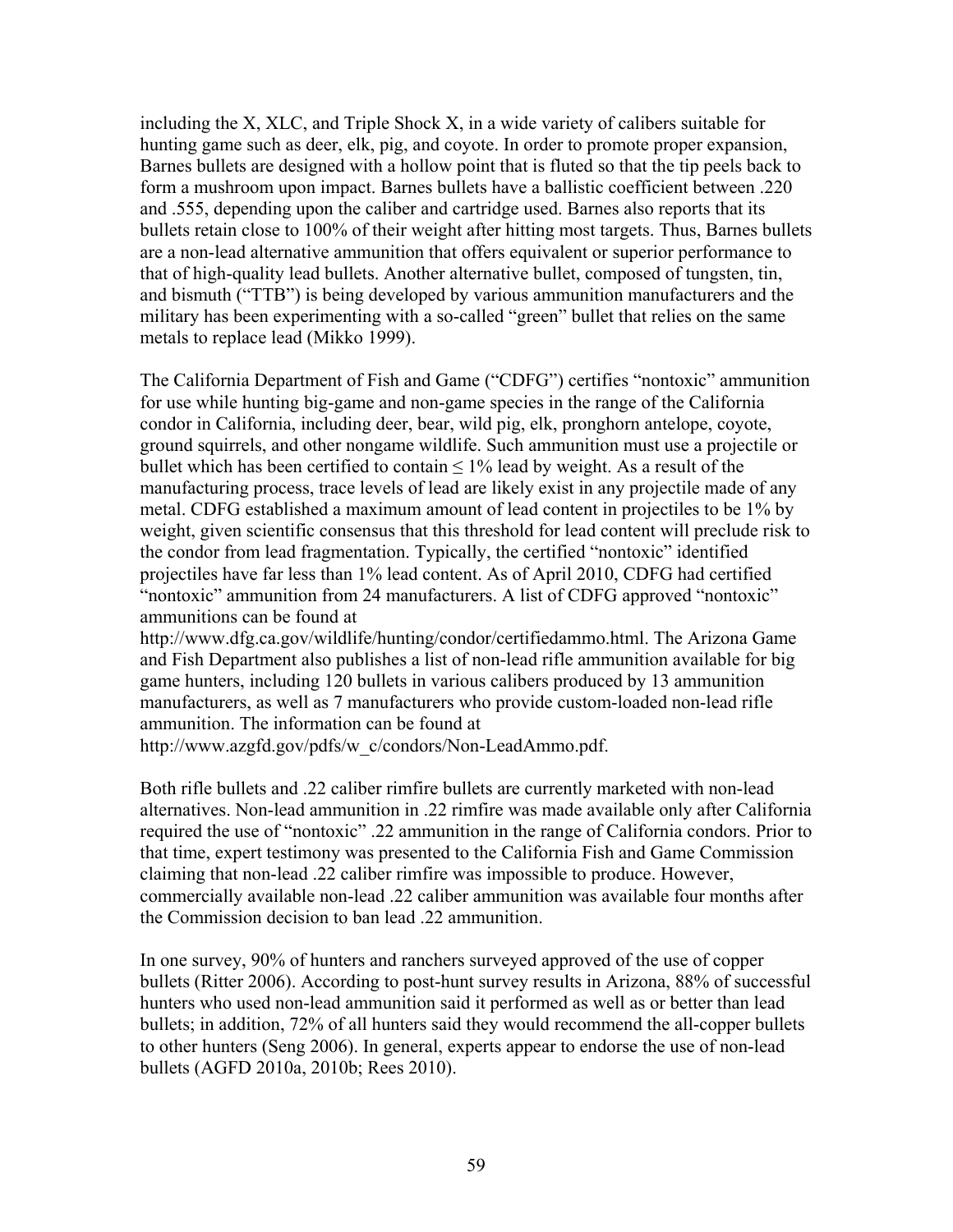including the X, XLC, and Triple Shock X, in a wide variety of calibers suitable for hunting game such as deer, elk, pig, and coyote. In order to promote proper expansion, Barnes bullets are designed with a hollow point that is fluted so that the tip peels back to form a mushroom upon impact. Barnes bullets have a ballistic coefficient between .220 and .555, depending upon the caliber and cartridge used. Barnes also reports that its bullets retain close to 100% of their weight after hitting most targets. Thus, Barnes bullets are a non-lead alternative ammunition that offers equivalent or superior performance to that of high-quality lead bullets. Another alternative bullet, composed of tungsten, tin, and bismuth ("TTB") is being developed by various ammunition manufacturers and the military has been experimenting with a so-called "green" bullet that relies on the same metals to replace lead (Mikko 1999).

The California Department of Fish and Game ("CDFG") certifies "nontoxic" ammunition for use while hunting big-game and non-game species in the range of the California condor in California, including deer, bear, wild pig, elk, pronghorn antelope, coyote, ground squirrels, and other nongame wildlife. Such ammunition must use a projectile or bullet which has been certified to contain $\leq 1\%$ lead by weight. As a result of the manufacturing process, trace levels of lead are likely exist in any projectile made of any metal. CDFG established a maximum amount of lead content in projectiles to be 1% by weight, given scientific consensus that this threshold for lead content will preclude risk to the condor from lead fragmentation. Typically, the certified "nontoxic" identified projectiles have far less than 1% lead content. As of April 2010, CDFG had certified "nontoxic" ammunition from 24 manufacturers. A list of CDFG approved "nontoxic" ammunitions can be found at http://www.dfg.ca.gov/wildlife/hunting/condor/certifiedammo.html. The Arizona Game and Fish Department also publishes a list of non-lead rifle ammunition available for big game hunters, including 120 bullets in various calibers produced by 13 ammunition manufacturers, as well as 7 manufacturers who provide custom-loaded non-lead rifle ammunition. The information can be found at http://www.azgfd.gov/pdfs/w_c/condors/Non-LeadAmmo.pdf.

Both rifle bullets and .22 caliber rimfire bullets are currently marketed with non-lead alternatives. Non-lead ammunition in .22 rimfire was made available only after California required the use of "nontoxic" .22 ammunition in the range of California condors. Prior to that time, expert testimony was presented to the California Fish and Game Commission claiming that non-lead .22 caliber rimfire was impossible to produce. However, commercially available non-lead .22 caliber ammunition was available four months after the Commission decision to ban lead .22 ammunition.

In one survey, 90% of hunters and ranchers surveyed approved of the use of copper bullets (Ritter 2006). According to post-hunt survey results in Arizona, 88% of successful hunters who used non-lead ammunition said it performed as well as or better than lead bullets; in addition, 72% of all hunters said they would recommend the all-copper bullets to other hunters (Seng 2006). In general, experts appear to endorse the use of non-lead bullets (AGFD 2010a, 2010b; Rees 2010).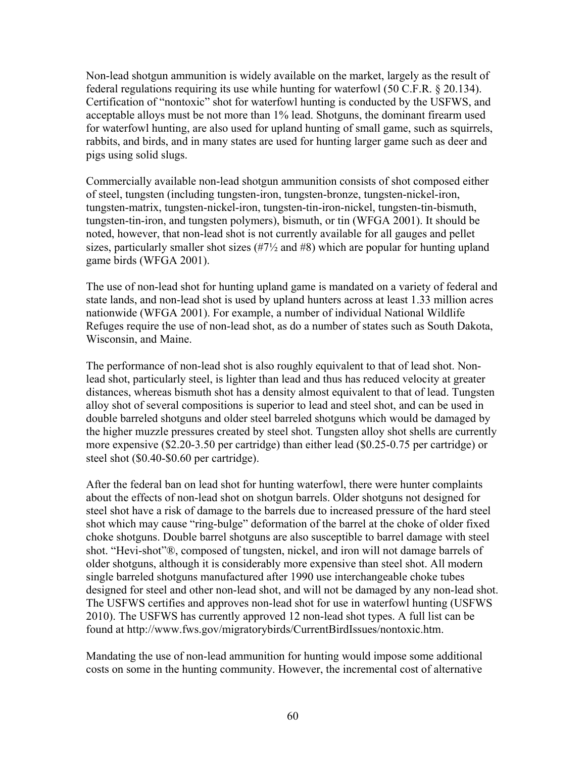Non-lead shotgun ammunition is widely available on the market, largely as the result of federal regulations requiring its use while hunting for waterfowl (50 C.F.R. § 20.134). Certification of "nontoxic" shot for waterfowl hunting is conducted by the USFWS, and acceptable alloys must be not more than 1% lead. Shotguns, the dominant firearm used for waterfowl hunting, are also used for upland hunting of small game, such as squirrels, rabbits, and birds, and in many states are used for hunting larger game such as deer and pigs using solid slugs.

Commercially available non-lead shotgun ammunition consists of shot composed either of steel, tungsten (including tungsten-iron, tungsten-bronze, tungsten-nickel-iron, tungsten-matrix, tungsten-nickel-iron, tungsten-tin-iron-nickel, tungsten-tin-bismuth, tungsten-tin-iron, and tungsten polymers), bismuth, or tin (WFGA 2001). It should be noted, however, that non-lead shot is not currently available for all gauges and pellet sizes, particularly smaller shot sizes (#7½ and #8) which are popular for hunting upland game birds (WFGA 2001).

The use of non-lead shot for hunting upland game is mandated on a variety of federal and state lands, and non-lead shot is used by upland hunters across at least 1.33 million acres nationwide (WFGA 2001). For example, a number of individual National Wildlife Refuges require the use of non-lead shot, as do a number of states such as South Dakota, Wisconsin, and Maine.

The performance of non-lead shot is also roughly equivalent to that of lead shot. Non-lead shot, particularly steel, is lighter than lead and thus has reduced velocity at greater distances, whereas bismuth shot has a density almost equivalent to that of lead. Tungsten alloy shot of several compositions is superior to lead and steel shot, and can be used in double barreled shotguns and older steel barreled shotguns which would be damaged by the higher muzzle pressures created by steel shot. Tungsten alloy shot shells are currently more expensive ($2.20-3.50 per cartridge) than either lead ($0.25-0.75 per cartridge) or steel shot ($0.40-$0.60 per cartridge).

After the federal ban on lead shot for hunting waterfowl, there were hunter complaints about the effects of non-lead shot on shotgun barrels. Older shotguns not designed for steel shot have a risk of damage to the barrels due to increased pressure of the hard steel shot which may cause "ring-bulge" deformation of the barrel at the choke of older fixed choke shotguns. Double barrel shotguns are also susceptible to barrel damage with steel shot. "Hevi-shot"®, composed of tungsten, nickel, and iron will not damage barrels of older shotguns, although it is considerably more expensive than steel shot. All modern single barreled shotguns manufactured after 1990 use interchangeable choke tubes designed for steel and other non-lead shot, and will not be damaged by any non-lead shot. The USFWS certifies and approves non-lead shot for use in waterfowl hunting (USFWS 2010). The USFWS has currently approved 12 non-lead shot types. A full list can be found at http://www.fws.gov/migratorybirds/CurrentBirdIssues/nontoxic.htm.

Mandating the use of non-lead ammunition for hunting would impose some additional costs on some in the hunting community. However, the incremental cost of alternative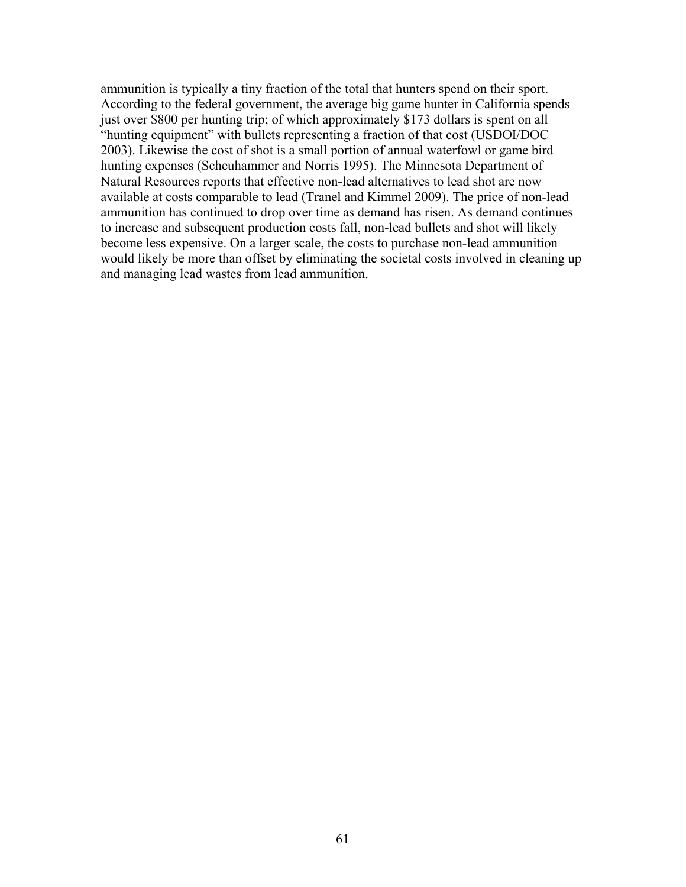ammunition is typically a tiny fraction of the total that hunters spend on their sport. According to the federal government, the average big game hunter in California spends just over $800 per hunting trip; of which approximately $173 dollars is spent on all "hunting equipment" with bullets representing a fraction of that cost (USDOI/DOC 2003). Likewise the cost of shot is a small portion of annual waterfowl or game bird hunting expenses (Scheuhammer and Norris 1995). The Minnesota Department of Natural Resources reports that effective non-lead alternatives to lead shot are now available at costs comparable to lead (Tranel and Kimmel 2009). The price of non-lead ammunition has continued to drop over time as demand has risen. As demand continues to increase and subsequent production costs fall, non-lead bullets and shot will likely become less expensive. On a larger scale, the costs to purchase non-lead ammunition would likely be more than offset by eliminating the societal costs involved in cleaning up and managing lead wastes from lead ammunition.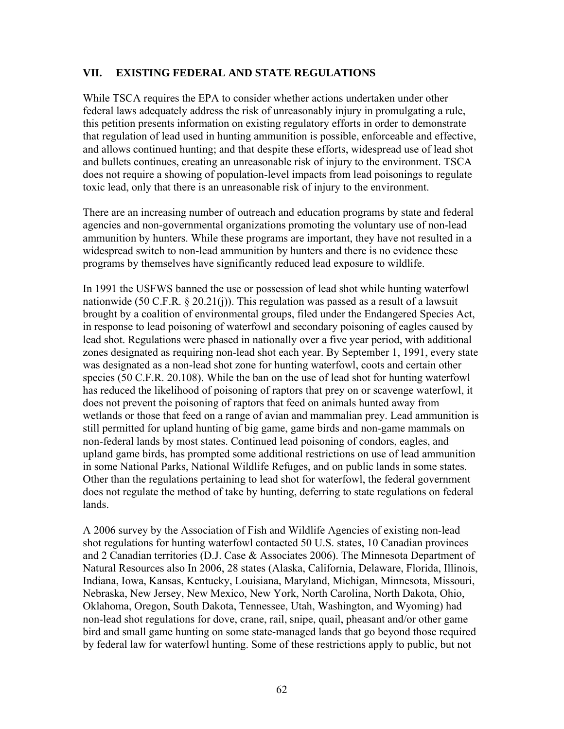## VII. EXISTING FEDERAL AND STATE REGULATIONS

While TSCA requires the EPA to consider whether actions undertaken under other federal laws adequately address the risk of unreasonably injury in promulgating a rule, this petition presents information on existing regulatory efforts in order to demonstrate that regulation of lead used in hunting ammunition is possible, enforceable and effective, and allows continued hunting; and that despite these efforts, widespread use of lead shot and bullets continues, creating an unreasonable risk of injury to the environment. TSCA does not require a showing of population-level impacts from lead poisonings to regulate toxic lead, only that there is an unreasonable risk of injury to the environment.

There are an increasing number of outreach and education programs by state and federal agencies and non-governmental organizations promoting the voluntary use of non-lead ammunition by hunters. While these programs are important, they have not resulted in a widespread switch to non-lead ammunition by hunters and there is no evidence these programs by themselves have significantly reduced lead exposure to wildlife.

In 1991 the USFWS banned the use or possession of lead shot while hunting waterfowl nationwide (50 C.F.R. § 20.21(j)). This regulation was passed as a result of a lawsuit brought by a coalition of environmental groups, filed under the Endangered Species Act, in response to lead poisoning of waterfowl and secondary poisoning of eagles caused by lead shot. Regulations were phased in nationally over a five year period, with additional zones designated as requiring non-lead shot each year. By September 1, 1991, every state was designated as a non-lead shot zone for hunting waterfowl, coots and certain other species (50 C.F.R. 20.108). While the ban on the use of lead shot for hunting waterfowl has reduced the likelihood of poisoning of raptors that prey on or scavenge waterfowl, it does not prevent the poisoning of raptors that feed on animals hunted away from wetlands or those that feed on a range of avian and mammalian prey. Lead ammunition is still permitted for upland hunting of big game, game birds and non-game mammals on non-federal lands by most states. Continued lead poisoning of condors, eagles, and upland game birds, has prompted some additional restrictions on use of lead ammunition in some National Parks, National Wildlife Refuges, and on public lands in some states. Other than the regulations pertaining to lead shot for waterfowl, the federal government does not regulate the method of take by hunting, deferring to state regulations on federal lands.

A 2006 survey by the Association of Fish and Wildlife Agencies of existing non-lead shot regulations for hunting waterfowl contacted 50 U.S. states, 10 Canadian provinces and 2 Canadian territories (D.J. Case & Associates 2006). The Minnesota Department of Natural Resources also In 2006, 28 states (Alaska, California, Delaware, Florida, Illinois, Indiana, Iowa, Kansas, Kentucky, Louisiana, Maryland, Michigan, Minnesota, Missouri, Nebraska, New Jersey, New Mexico, New York, North Carolina, North Dakota, Ohio, Oklahoma, Oregon, South Dakota, Tennessee, Utah, Washington, and Wyoming) had non-lead shot regulations for dove, crane, rail, snipe, quail, pheasant and/or other game bird and small game hunting on some state-managed lands that go beyond those required by federal law for waterfowl hunting. Some of these restrictions apply to public, but not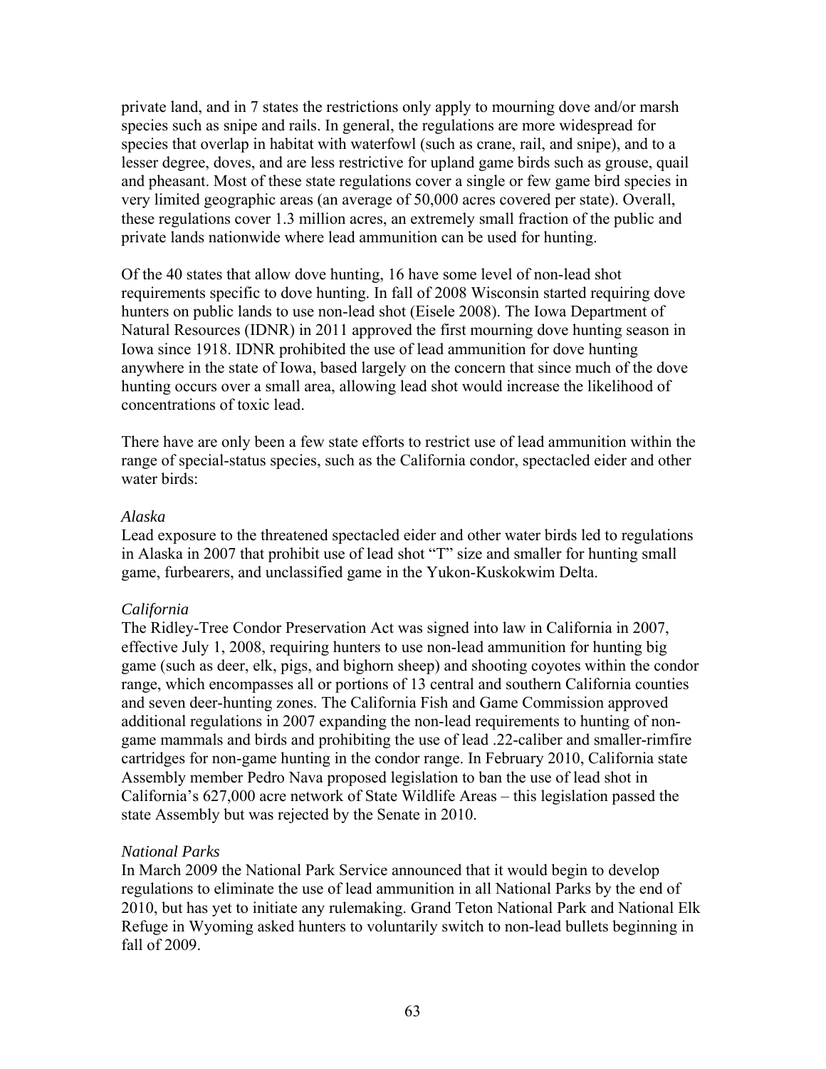private land, and in 7 states the restrictions only apply to mourning dove and/or marsh species such as snipe and rails. In general, the regulations are more widespread for species that overlap in habitat with waterfowl (such as crane, rail, and snipe), and to a lesser degree, doves, and are less restrictive for upland game birds such as grouse, quail and pheasant. Most of these state regulations cover a single or few game bird species in very limited geographic areas (an average of 50,000 acres covered per state). Overall, these regulations cover 1.3 million acres, an extremely small fraction of the public and private lands nationwide where lead ammunition can be used for hunting.

Of the 40 states that allow dove hunting, 16 have some level of non-lead shot requirements specific to dove hunting. In fall of 2008 Wisconsin started requiring dove hunters on public lands to use non-lead shot (Eisele 2008). The Iowa Department of Natural Resources (IDNR) in 2011 approved the first mourning dove hunting season in Iowa since 1918. IDNR prohibited the use of lead ammunition for dove hunting anywhere in the state of Iowa, based largely on the concern that since much of the dove hunting occurs over a small area, allowing lead shot would increase the likelihood of concentrations of toxic lead.

There have are only been a few state efforts to restrict use of lead ammunition within the range of special-status species, such as the California condor, spectacled eider and other water birds:

*Alaska*
Lead exposure to the threatened spectacled eider and other water birds led to regulations in Alaska in 2007 that prohibit use of lead shot "T" size and smaller for hunting small game, furbearers, and unclassified game in the Yukon-Kuskokwim Delta.

*California*
The Ridley-Tree Condor Preservation Act was signed into law in California in 2007, effective July 1, 2008, requiring hunters to use non-lead ammunition for hunting big game (such as deer, elk, pigs, and bighorn sheep) and shooting coyotes within the condor range, which encompasses all or portions of 13 central and southern California counties and seven deer-hunting zones. The California Fish and Game Commission approved additional regulations in 2007 expanding the non-lead requirements to hunting of non-game mammals and birds and prohibiting the use of lead .22-caliber and smaller-rimfire cartridges for non-game hunting in the condor range. In February 2010, California state Assembly member Pedro Nava proposed legislation to ban the use of lead shot in California's 627,000 acre network of State Wildlife Areas – this legislation passed the state Assembly but was rejected by the Senate in 2010.

*National Parks*
In March 2009 the National Park Service announced that it would begin to develop regulations to eliminate the use of lead ammunition in all National Parks by the end of 2010, but has yet to initiate any rulemaking. Grand Teton National Park and National Elk Refuge in Wyoming asked hunters to voluntarily switch to non-lead bullets beginning in fall of 2009.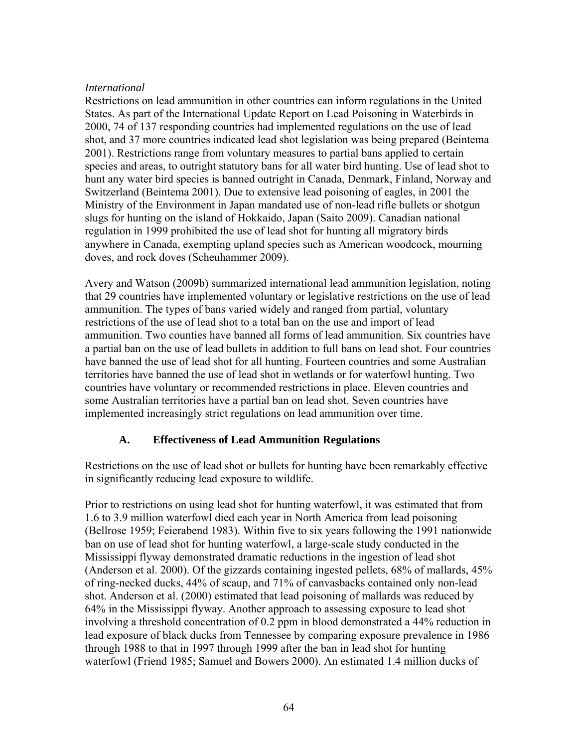*International*

Restrictions on lead ammunition in other countries can inform regulations in the United States. As part of the International Update Report on Lead Poisoning in Waterbirds in 2000, 74 of 137 responding countries had implemented regulations on the use of lead shot, and 37 more countries indicated lead shot legislation was being prepared (Beintema 2001). Restrictions range from voluntary measures to partial bans applied to certain species and areas, to outright statutory bans for all water bird hunting. Use of lead shot to hunt any water bird species is banned outright in Canada, Denmark, Finland, Norway and Switzerland (Beintema 2001). Due to extensive lead poisoning of eagles, in 2001 the Ministry of the Environment in Japan mandated use of non-lead rifle bullets or shotgun slugs for hunting on the island of Hokkaido, Japan (Saito 2009). Canadian national regulation in 1999 prohibited the use of lead shot for hunting all migratory birds anywhere in Canada, exempting upland species such as American woodcock, mourning doves, and rock doves (Scheuhammer 2009).

Avery and Watson (2009b) summarized international lead ammunition legislation, noting that 29 countries have implemented voluntary or legislative restrictions on the use of lead ammunition. The types of bans varied widely and ranged from partial, voluntary restrictions of the use of lead shot to a total ban on the use and import of lead ammunition. Two counties have banned all forms of lead ammunition. Six countries have a partial ban on the use of lead bullets in addition to full bans on lead shot. Four countries have banned the use of lead shot for all hunting. Fourteen countries and some Australian territories have banned the use of lead shot in wetlands or for waterfowl hunting. Two countries have voluntary or recommended restrictions in place. Eleven countries and some Australian territories have a partial ban on lead shot. Seven countries have implemented increasingly strict regulations on lead ammunition over time.

### A. Effectiveness of Lead Ammunition Regulations

Restrictions on the use of lead shot or bullets for hunting have been remarkably effective in significantly reducing lead exposure to wildlife.

Prior to restrictions on using lead shot for hunting waterfowl, it was estimated that from 1.6 to 3.9 million waterfowl died each year in North America from lead poisoning (Bellrose 1959; Feierabend 1983). Within five to six years following the 1991 nationwide ban on use of lead shot for hunting waterfowl, a large-scale study conducted in the Mississippi flyway demonstrated dramatic reductions in the ingestion of lead shot (Anderson et al. 2000). Of the gizzards containing ingested pellets, 68% of mallards, 45% of ring-necked ducks, 44% of scaup, and 71% of canvasbacks contained only non-lead shot. Anderson et al. (2000) estimated that lead poisoning of mallards was reduced by 64% in the Mississippi flyway. Another approach to assessing exposure to lead shot involving a threshold concentration of 0.2 ppm in blood demonstrated a 44% reduction in lead exposure of black ducks from Tennessee by comparing exposure prevalence in 1986 through 1988 to that in 1997 through 1999 after the ban in lead shot for hunting waterfowl (Friend 1985; Samuel and Bowers 2000). An estimated 1.4 million ducks of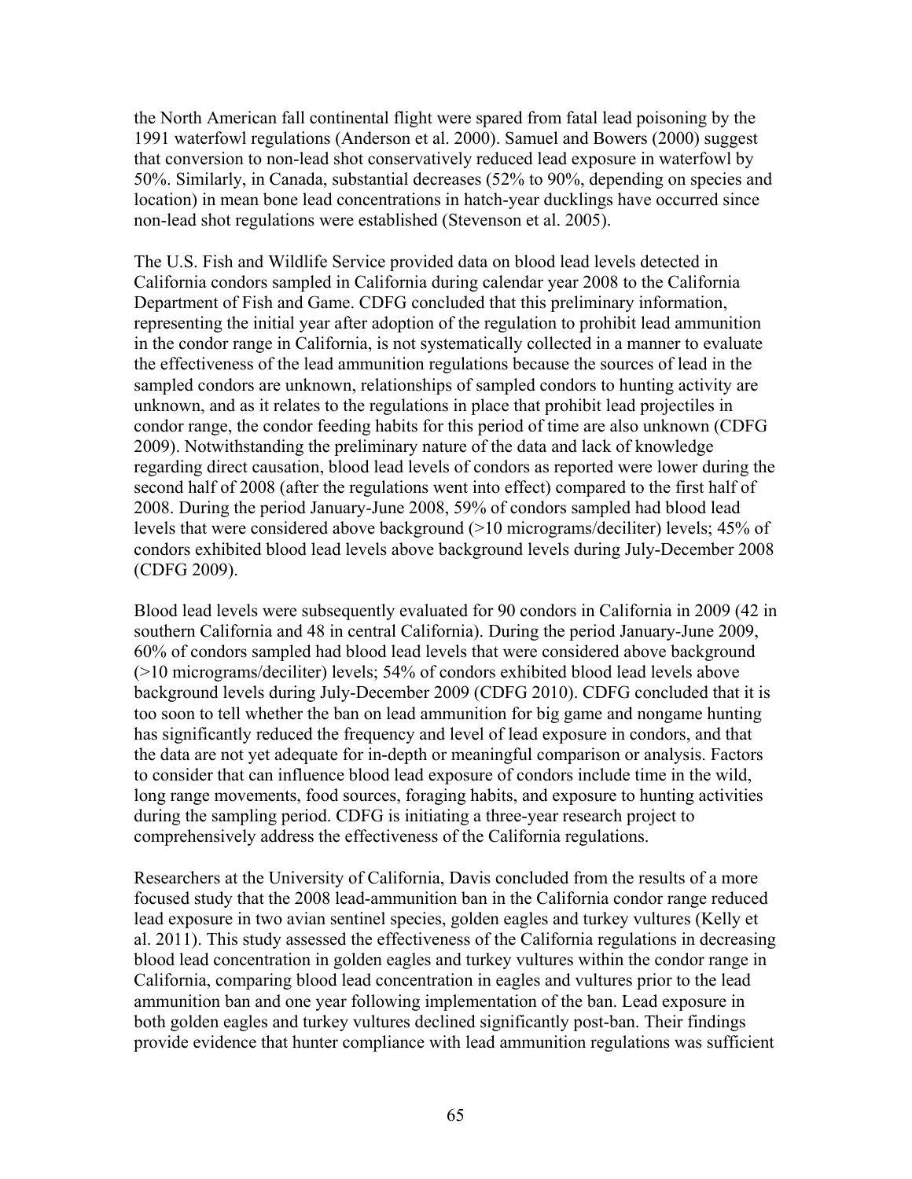the North American fall continental flight were spared from fatal lead poisoning by the 1991 waterfowl regulations (Anderson et al. 2000). Samuel and Bowers (2000) suggest that conversion to non-lead shot conservatively reduced lead exposure in waterfowl by 50%. Similarly, in Canada, substantial decreases (52% to 90%, depending on species and location) in mean bone lead concentrations in hatch-year ducklings have occurred since non-lead shot regulations were established (Stevenson et al. 2005).

The U.S. Fish and Wildlife Service provided data on blood lead levels detected in California condors sampled in California during calendar year 2008 to the California Department of Fish and Game. CDFG concluded that this preliminary information, representing the initial year after adoption of the regulation to prohibit lead ammunition in the condor range in California, is not systematically collected in a manner to evaluate the effectiveness of the lead ammunition regulations because the sources of lead in the sampled condors are unknown, relationships of sampled condors to hunting activity are unknown, and as it relates to the regulations in place that prohibit lead projectiles in condor range, the condor feeding habits for this period of time are also unknown (CDFG 2009). Notwithstanding the preliminary nature of the data and lack of knowledge regarding direct causation, blood lead levels of condors as reported were lower during the second half of 2008 (after the regulations went into effect) compared to the first half of 2008. During the period January-June 2008, 59% of condors sampled had blood lead levels that were considered above background (>10 micrograms/deciliter) levels; 45% of condors exhibited blood lead levels above background levels during July-December 2008 (CDFG 2009).

Blood lead levels were subsequently evaluated for 90 condors in California in 2009 (42 in southern California and 48 in central California). During the period January-June 2009, 60% of condors sampled had blood lead levels that were considered above background (>10 micrograms/deciliter) levels; 54% of condors exhibited blood lead levels above background levels during July-December 2009 (CDFG 2010). CDFG concluded that it is too soon to tell whether the ban on lead ammunition for big game and nongame hunting has significantly reduced the frequency and level of lead exposure in condors, and that the data are not yet adequate for in-depth or meaningful comparison or analysis. Factors to consider that can influence blood lead exposure of condors include time in the wild, long range movements, food sources, foraging habits, and exposure to hunting activities during the sampling period. CDFG is initiating a three-year research project to comprehensively address the effectiveness of the California regulations.

Researchers at the University of California, Davis concluded from the results of a more focused study that the 2008 lead-ammunition ban in the California condor range reduced lead exposure in two avian sentinel species, golden eagles and turkey vultures (Kelly et al. 2011). This study assessed the effectiveness of the California regulations in decreasing blood lead concentration in golden eagles and turkey vultures within the condor range in California, comparing blood lead concentration in eagles and vultures prior to the lead ammunition ban and one year following implementation of the ban. Lead exposure in both golden eagles and turkey vultures declined significantly post-ban. Their findings provide evidence that hunter compliance with lead ammunition regulations was sufficient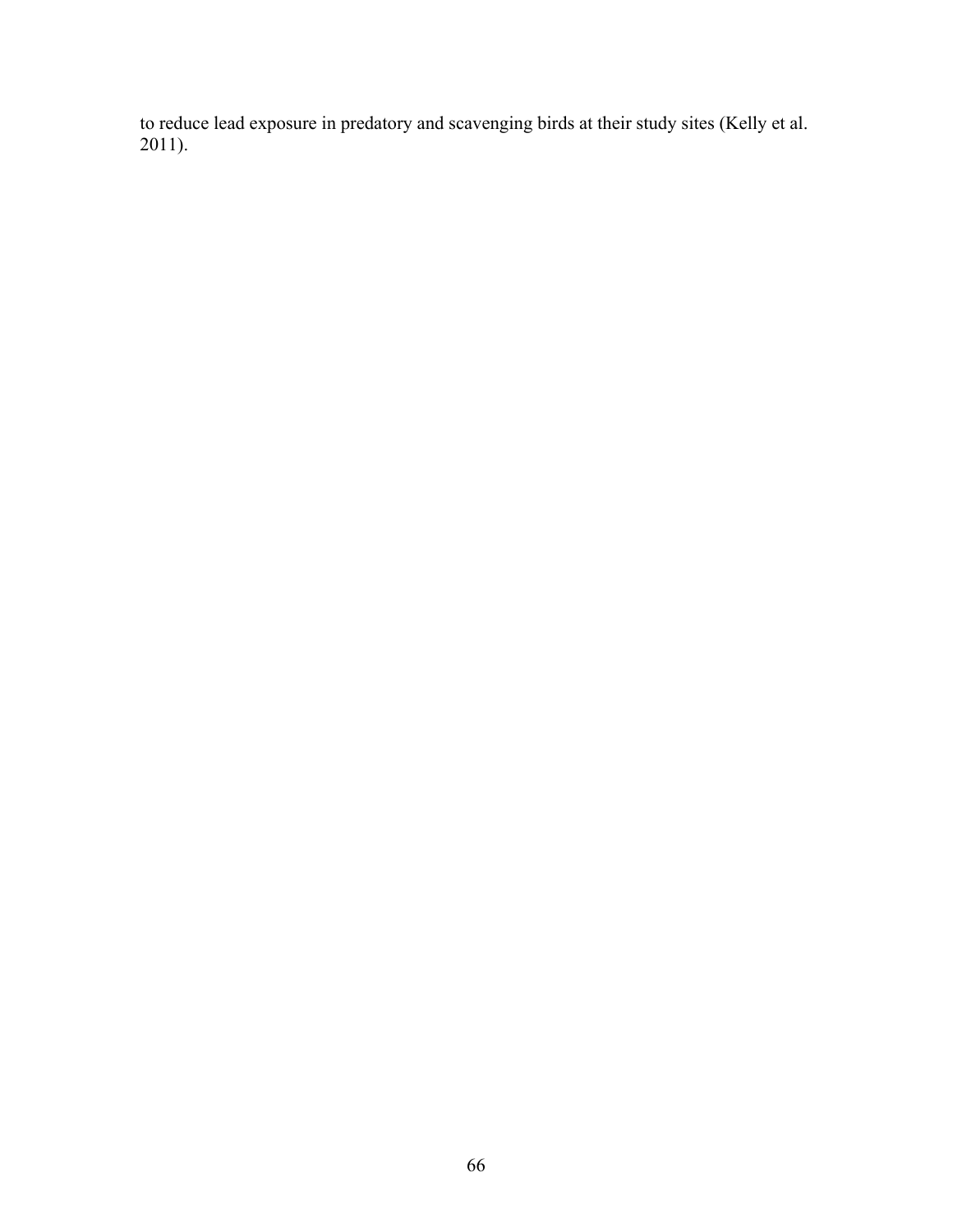to reduce lead exposure in predatory and scavenging birds at their study sites (Kelly et al. 2011).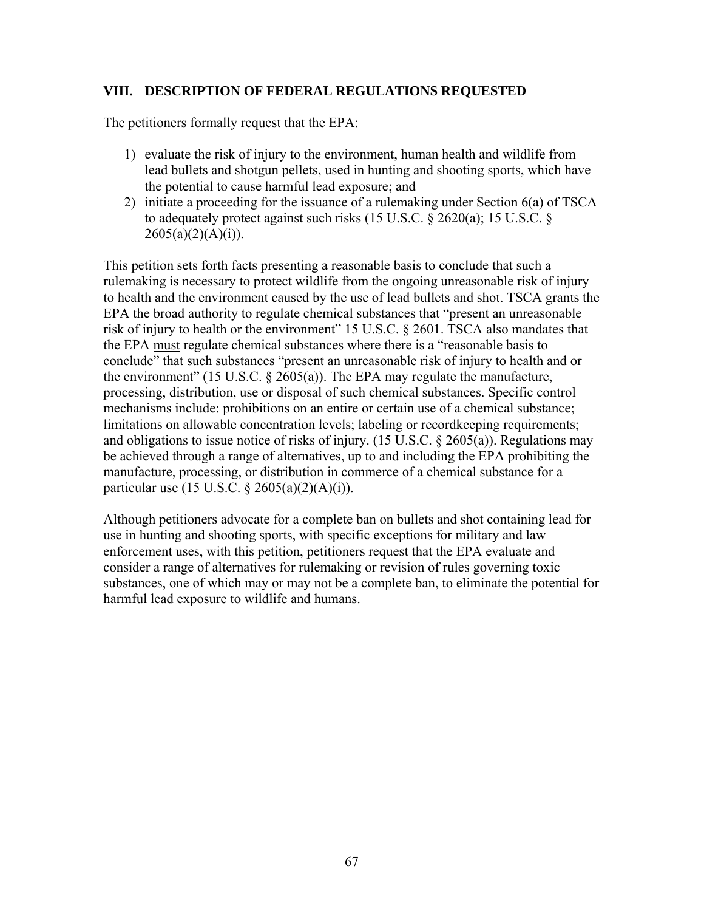## VIII. DESCRIPTION OF FEDERAL REGULATIONS REQUESTED

The petitioners formally request that the EPA:

1) evaluate the risk of injury to the environment, human health and wildlife from lead bullets and shotgun pellets, used in hunting and shooting sports, which have the potential to cause harmful lead exposure; and
2) initiate a proceeding for the issuance of a rulemaking under Section 6(a) of TSCA to adequately protect against such risks (15 U.S.C. § 2620(a); 15 U.S.C. § 2605(a)(2)(A)(i)).

This petition sets forth facts presenting a reasonable basis to conclude that such a rulemaking is necessary to protect wildlife from the ongoing unreasonable risk of injury to health and the environment caused by the use of lead bullets and shot. TSCA grants the EPA the broad authority to regulate chemical substances that "present an unreasonable risk of injury to health or the environment" 15 U.S.C. § 2601. TSCA also mandates that the EPA <u>must</u> regulate chemical substances where there is a "reasonable basis to conclude" that such substances "present an unreasonable risk of injury to health and or the environment" (15 U.S.C. § 2605(a)). The EPA may regulate the manufacture, processing, distribution, use or disposal of such chemical substances. Specific control mechanisms include: prohibitions on an entire or certain use of a chemical substance; limitations on allowable concentration levels; labeling or recordkeeping requirements; and obligations to issue notice of risks of injury. (15 U.S.C. § 2605(a)). Regulations may be achieved through a range of alternatives, up to and including the EPA prohibiting the manufacture, processing, or distribution in commerce of a chemical substance for a particular use (15 U.S.C. § 2605(a)(2)(A)(i)).

Although petitioners advocate for a complete ban on bullets and shot containing lead for use in hunting and shooting sports, with specific exceptions for military and law enforcement uses, with this petition, petitioners request that the EPA evaluate and consider a range of alternatives for rulemaking or revision of rules governing toxic substances, one of which may or may not be a complete ban, to eliminate the potential for harmful lead exposure to wildlife and humans.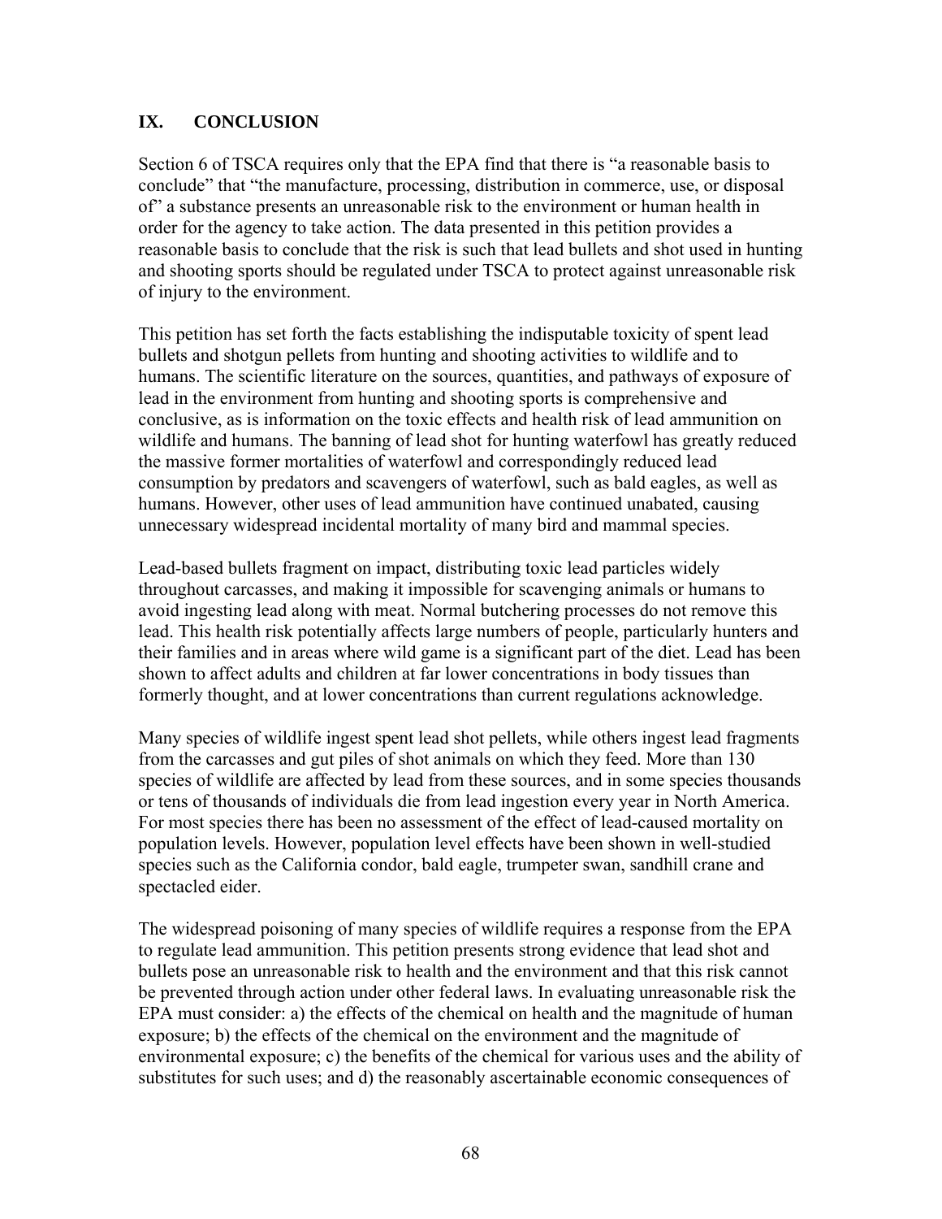## IX. CONCLUSION

Section 6 of TSCA requires only that the EPA find that there is "a reasonable basis to conclude" that "the manufacture, processing, distribution in commerce, use, or disposal of" a substance presents an unreasonable risk to the environment or human health in order for the agency to take action. The data presented in this petition provides a reasonable basis to conclude that the risk is such that lead bullets and shot used in hunting and shooting sports should be regulated under TSCA to protect against unreasonable risk of injury to the environment.

This petition has set forth the facts establishing the indisputable toxicity of spent lead bullets and shotgun pellets from hunting and shooting activities to wildlife and to humans. The scientific literature on the sources, quantities, and pathways of exposure of lead in the environment from hunting and shooting sports is comprehensive and conclusive, as is information on the toxic effects and health risk of lead ammunition on wildlife and humans. The banning of lead shot for hunting waterfowl has greatly reduced the massive former mortalities of waterfowl and correspondingly reduced lead consumption by predators and scavengers of waterfowl, such as bald eagles, as well as humans. However, other uses of lead ammunition have continued unabated, causing unnecessary widespread incidental mortality of many bird and mammal species.

Lead-based bullets fragment on impact, distributing toxic lead particles widely throughout carcasses, and making it impossible for scavenging animals or humans to avoid ingesting lead along with meat. Normal butchering processes do not remove this lead. This health risk potentially affects large numbers of people, particularly hunters and their families and in areas where wild game is a significant part of the diet. Lead has been shown to affect adults and children at far lower concentrations in body tissues than formerly thought, and at lower concentrations than current regulations acknowledge.

Many species of wildlife ingest spent lead shot pellets, while others ingest lead fragments from the carcasses and gut piles of shot animals on which they feed. More than 130 species of wildlife are affected by lead from these sources, and in some species thousands or tens of thousands of individuals die from lead ingestion every year in North America. For most species there has been no assessment of the effect of lead-caused mortality on population levels. However, population level effects have been shown in well-studied species such as the California condor, bald eagle, trumpeter swan, sandhill crane and spectacled eider.

The widespread poisoning of many species of wildlife requires a response from the EPA to regulate lead ammunition. This petition presents strong evidence that lead shot and bullets pose an unreasonable risk to health and the environment and that this risk cannot be prevented through action under other federal laws. In evaluating unreasonable risk the EPA must consider: a) the effects of the chemical on health and the magnitude of human exposure; b) the effects of the chemical on the environment and the magnitude of environmental exposure; c) the benefits of the chemical for various uses and the ability of substitutes for such uses; and d) the reasonably ascertainable economic consequences of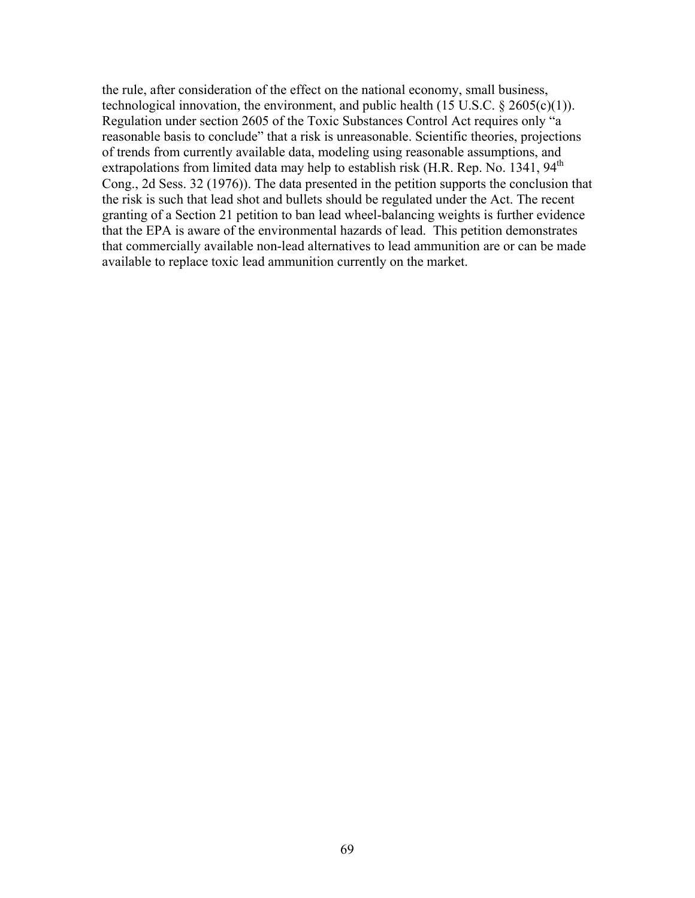the rule, after consideration of the effect on the national economy, small business, technological innovation, the environment, and public health (15 U.S.C. § 2605(c)(1)). Regulation under section 2605 of the Toxic Substances Control Act requires only "a reasonable basis to conclude" that a risk is unreasonable. Scientific theories, projections of trends from currently available data, modeling using reasonable assumptions, and extrapolations from limited data may help to establish risk (H.R. Rep. No. 1341, 94th Cong., 2d Sess. 32 (1976)). The data presented in the petition supports the conclusion that the risk is such that lead shot and bullets should be regulated under the Act. The recent granting of a Section 21 petition to ban lead wheel-balancing weights is further evidence that the EPA is aware of the environmental hazards of lead. This petition demonstrates that commercially available non-lead alternatives to lead ammunition are or can be made available to replace toxic lead ammunition currently on the market.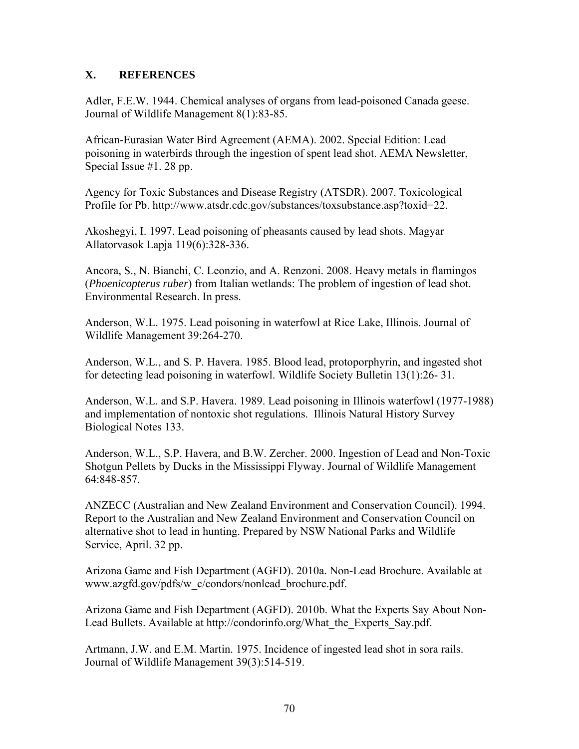## X. REFERENCES

Adler, F.E.W. 1944. Chemical analyses of organs from lead-poisoned Canada geese. Journal of Wildlife Management 8(1):83-85.

African-Eurasian Water Bird Agreement (AEMA). 2002. Special Edition: Lead poisoning in waterbirds through the ingestion of spent lead shot. AEMA Newsletter, Special Issue #1. 28 pp.

Agency for Toxic Substances and Disease Registry (ATSDR). 2007. Toxicological Profile for Pb. http://www.atsdr.cdc.gov/substances/toxsubstance.asp?toxid=22.

Akoshegyi, I. 1997. Lead poisoning of pheasants caused by lead shots. Magyar Allatorvasok Lapja 119(6):328-336.

Ancora, S., N. Bianchi, C. Leonzio, and A. Renzoni. 2008. Heavy metals in flamingos (*Phoenicopterus ruber*) from Italian wetlands: The problem of ingestion of lead shot. Environmental Research. In press.

Anderson, W.L. 1975. Lead poisoning in waterfowl at Rice Lake, Illinois. Journal of Wildlife Management 39:264-270.

Anderson, W.L., and S. P. Havera. 1985. Blood lead, protoporphyrin, and ingested shot for detecting lead poisoning in waterfowl. Wildlife Society Bulletin 13(1):26- 31.

Anderson, W.L. and S.P. Havera. 1989. Lead poisoning in Illinois waterfowl (1977-1988) and implementation of nontoxic shot regulations. Illinois Natural History Survey Biological Notes 133.

Anderson, W.L., S.P. Havera, and B.W. Zercher. 2000. Ingestion of Lead and Non-Toxic Shotgun Pellets by Ducks in the Mississippi Flyway. Journal of Wildlife Management 64:848-857.

ANZECC (Australian and New Zealand Environment and Conservation Council). 1994. Report to the Australian and New Zealand Environment and Conservation Council on alternative shot to lead in hunting. Prepared by NSW National Parks and Wildlife Service, April. 32 pp.

Arizona Game and Fish Department (AGFD). 2010a. Non-Lead Brochure. Available at www.azgfd.gov/pdfs/w_c/condors/nonlead_brochure.pdf.

Arizona Game and Fish Department (AGFD). 2010b. What the Experts Say About Non-Lead Bullets. Available at http://condorinfo.org/What_the_Experts_Say.pdf.

Artmann, J.W. and E.M. Martin. 1975. Incidence of ingested lead shot in sora rails. Journal of Wildlife Management 39(3):514-519.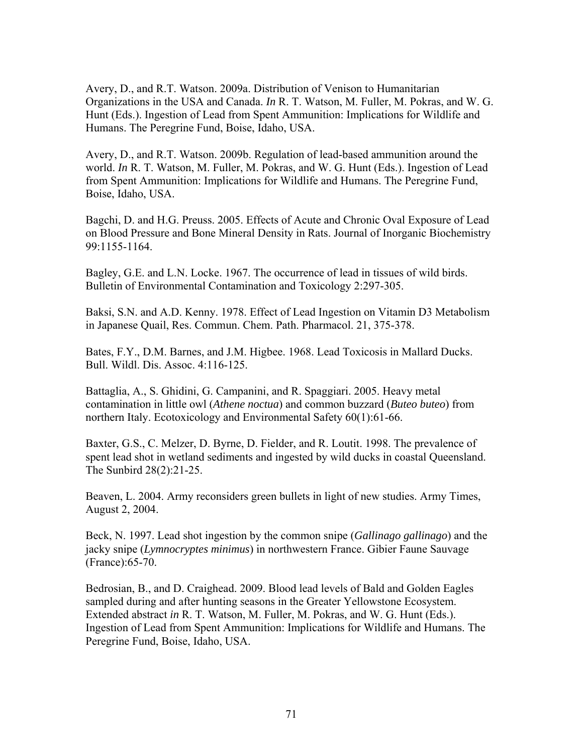Avery, D., and R.T. Watson. 2009a. Distribution of Venison to Humanitarian Organizations in the USA and Canada. *In* R. T. Watson, M. Fuller, M. Pokras, and W. G. Hunt (Eds.). Ingestion of Lead from Spent Ammunition: Implications for Wildlife and Humans. The Peregrine Fund, Boise, Idaho, USA.

Avery, D., and R.T. Watson. 2009b. Regulation of lead-based ammunition around the world. *In* R. T. Watson, M. Fuller, M. Pokras, and W. G. Hunt (Eds.). Ingestion of Lead from Spent Ammunition: Implications for Wildlife and Humans. The Peregrine Fund, Boise, Idaho, USA.

Bagchi, D. and H.G. Preuss. 2005. Effects of Acute and Chronic Oval Exposure of Lead on Blood Pressure and Bone Mineral Density in Rats. Journal of Inorganic Biochemistry 99:1155-1164.

Bagley, G.E. and L.N. Locke. 1967. The occurrence of lead in tissues of wild birds. Bulletin of Environmental Contamination and Toxicology 2:297-305.

Baksi, S.N. and A.D. Kenny. 1978. Effect of Lead Ingestion on Vitamin D3 Metabolism in Japanese Quail, Res. Commun. Chem. Path. Pharmacol. 21, 375-378.

Bates, F.Y., D.M. Barnes, and J.M. Higbee. 1968. Lead Toxicosis in Mallard Ducks. Bull. Wildl. Dis. Assoc. 4:116-125.

Battaglia, A., S. Ghidini, G. Campanini, and R. Spaggiari. 2005. Heavy metal contamination in little owl (*Athene noctua*) and common buzzard (*Buteo buteo*) from northern Italy. Ecotoxicology and Environmental Safety 60(1):61-66.

Baxter, G.S., C. Melzer, D. Byrne, D. Fielder, and R. Loutit. 1998. The prevalence of spent lead shot in wetland sediments and ingested by wild ducks in coastal Queensland. The Sunbird 28(2):21-25.

Beaven, L. 2004. Army reconsiders green bullets in light of new studies. Army Times, August 2, 2004.

Beck, N. 1997. Lead shot ingestion by the common snipe (*Gallinago gallinago*) and the jacky snipe (*Lymnocryptes minimus*) in northwestern France. Gibier Faune Sauvage (France):65-70.

Bedrosian, B., and D. Craighead. 2009. Blood lead levels of Bald and Golden Eagles sampled during and after hunting seasons in the Greater Yellowstone Ecosystem. Extended abstract *in* R. T. Watson, M. Fuller, M. Pokras, and W. G. Hunt (Eds.). Ingestion of Lead from Spent Ammunition: Implications for Wildlife and Humans. The Peregrine Fund, Boise, Idaho, USA.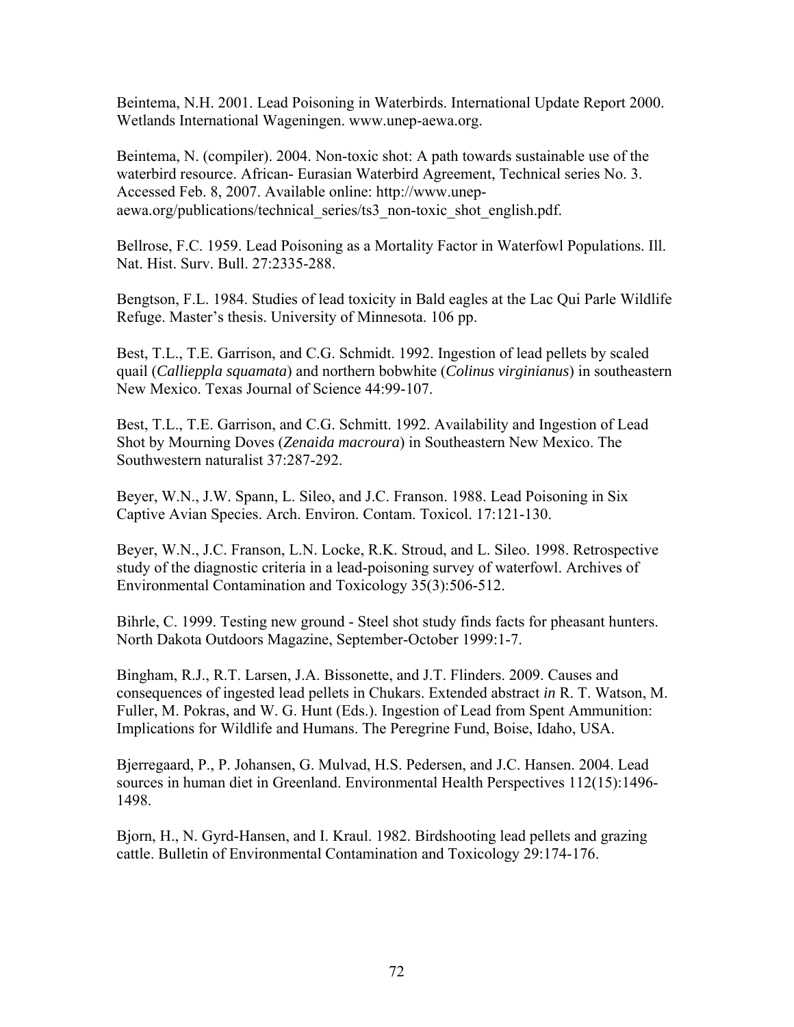Beintema, N.H. 2001. Lead Poisoning in Waterbirds. International Update Report 2000. Wetlands International Wageningen. www.unep-aewa.org.

Beintema, N. (compiler). 2004. Non-toxic shot: A path towards sustainable use of the waterbird resource. African- Eurasian Waterbird Agreement, Technical series No. 3. Accessed Feb. 8, 2007. Available online: http://www.unep-aewa.org/publications/technical_series/ts3_non-toxic_shot_english.pdf.

Bellrose, F.C. 1959. Lead Poisoning as a Mortality Factor in Waterfowl Populations. Ill. Nat. Hist. Surv. Bull. 27:2335-288.

Bengtson, F.L. 1984. Studies of lead toxicity in Bald eagles at the Lac Qui Parle Wildlife Refuge. Master's thesis. University of Minnesota. 106 pp.

Best, T.L., T.E. Garrison, and C.G. Schmidt. 1992. Ingestion of lead pellets by scaled quail (*Callieppla squamata*) and northern bobwhite (*Colinus virginianus*) in southeastern New Mexico. Texas Journal of Science 44:99-107.

Best, T.L., T.E. Garrison, and C.G. Schmitt. 1992. Availability and Ingestion of Lead Shot by Mourning Doves (*Zenaida macroura*) in Southeastern New Mexico. The Southwestern naturalist 37:287-292.

Beyer, W.N., J.W. Spann, L. Sileo, and J.C. Franson. 1988. Lead Poisoning in Six Captive Avian Species. Arch. Environ. Contam. Toxicol. 17:121-130.

Beyer, W.N., J.C. Franson, L.N. Locke, R.K. Stroud, and L. Sileo. 1998. Retrospective study of the diagnostic criteria in a lead-poisoning survey of waterfowl. Archives of Environmental Contamination and Toxicology 35(3):506-512.

Bihrle, C. 1999. Testing new ground - Steel shot study finds facts for pheasant hunters. North Dakota Outdoors Magazine, September-October 1999:1-7.

Bingham, R.J., R.T. Larsen, J.A. Bissonette, and J.T. Flinders. 2009. Causes and consequences of ingested lead pellets in Chukars. Extended abstract *in* R. T. Watson, M. Fuller, M. Pokras, and W. G. Hunt (Eds.). Ingestion of Lead from Spent Ammunition: Implications for Wildlife and Humans. The Peregrine Fund, Boise, Idaho, USA.

Bjerregaard, P., P. Johansen, G. Mulvad, H.S. Pedersen, and J.C. Hansen. 2004. Lead sources in human diet in Greenland. Environmental Health Perspectives 112(15):1496-1498.

Bjorn, H., N. Gyrd-Hansen, and I. Kraul. 1982. Birdshooting lead pellets and grazing cattle. Bulletin of Environmental Contamination and Toxicology 29:174-176.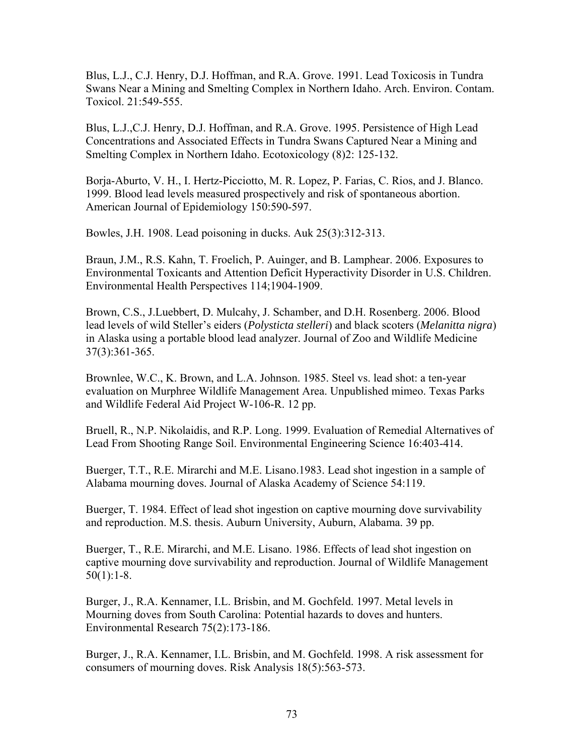Blus, L.J., C.J. Henry, D.J. Hoffman, and R.A. Grove. 1991. Lead Toxicosis in Tundra Swans Near a Mining and Smelting Complex in Northern Idaho. Arch. Environ. Contam. Toxicol. 21:549-555.

Blus, L.J.,C.J. Henry, D.J. Hoffman, and R.A. Grove. 1995. Persistence of High Lead Concentrations and Associated Effects in Tundra Swans Captured Near a Mining and Smelting Complex in Northern Idaho. Ecotoxicology (8)2: 125-132.

Borja-Aburto, V. H., I. Hertz-Picciotto, M. R. Lopez, P. Farias, C. Rios, and J. Blanco. 1999. Blood lead levels measured prospectively and risk of spontaneous abortion. American Journal of Epidemiology 150:590-597.

Bowles, J.H. 1908. Lead poisoning in ducks. Auk 25(3):312-313.

Braun, J.M., R.S. Kahn, T. Froelich, P. Auinger, and B. Lamphear. 2006. Exposures to Environmental Toxicants and Attention Deficit Hyperactivity Disorder in U.S. Children. Environmental Health Perspectives 114;1904-1909.

Brown, C.S., J.Luebbert, D. Mulcahy, J. Schamber, and D.H. Rosenberg. 2006. Blood lead levels of wild Steller's eiders (*Polysticta stelleri*) and black scoters (*Melanitta nigra*) in Alaska using a portable blood lead analyzer. Journal of Zoo and Wildlife Medicine 37(3):361-365.

Brownlee, W.C., K. Brown, and L.A. Johnson. 1985. Steel vs. lead shot: a ten-year evaluation on Murphree Wildlife Management Area. Unpublished mimeo. Texas Parks and Wildlife Federal Aid Project W-106-R. 12 pp.

Bruell, R., N.P. Nikolaidis, and R.P. Long. 1999. Evaluation of Remedial Alternatives of Lead From Shooting Range Soil. Environmental Engineering Science 16:403-414.

Buerger, T.T., R.E. Mirarchi and M.E. Lisano.1983. Lead shot ingestion in a sample of Alabama mourning doves. Journal of Alaska Academy of Science 54:119.

Buerger, T. 1984. Effect of lead shot ingestion on captive mourning dove survivability and reproduction. M.S. thesis. Auburn University, Auburn, Alabama. 39 pp.

Buerger, T., R.E. Mirarchi, and M.E. Lisano. 1986. Effects of lead shot ingestion on captive mourning dove survivability and reproduction. Journal of Wildlife Management 50(1):1-8.

Burger, J., R.A. Kennamer, I.L. Brisbin, and M. Gochfeld. 1997. Metal levels in Mourning doves from South Carolina: Potential hazards to doves and hunters. Environmental Research 75(2):173-186.

Burger, J., R.A. Kennamer, I.L. Brisbin, and M. Gochfeld. 1998. A risk assessment for consumers of mourning doves. Risk Analysis 18(5):563-573.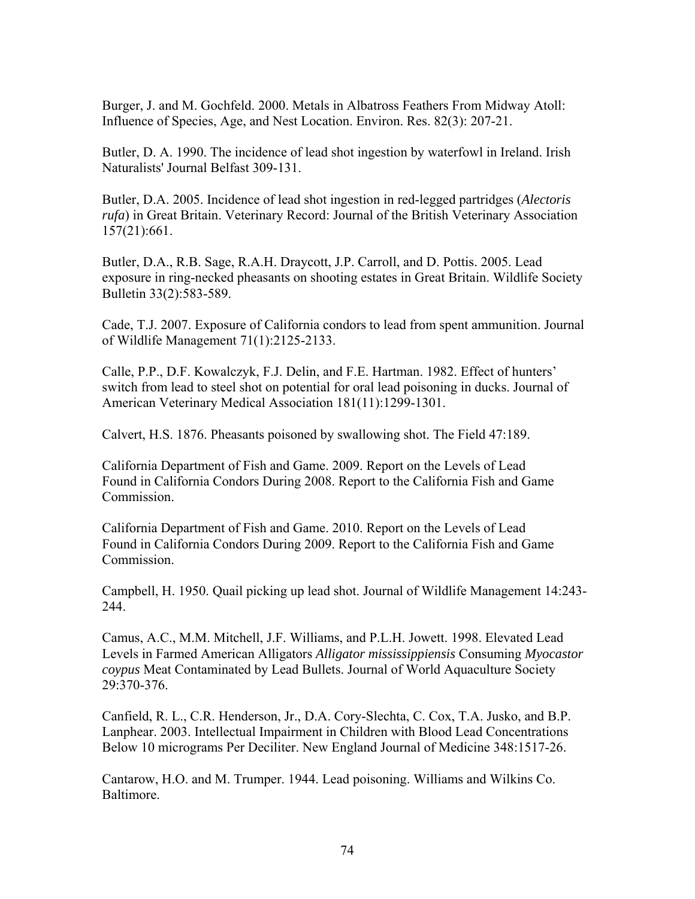Burger, J. and M. Gochfeld. 2000. Metals in Albatross Feathers From Midway Atoll: Influence of Species, Age, and Nest Location. Environ. Res. 82(3): 207-21.

Butler, D. A. 1990. The incidence of lead shot ingestion by waterfowl in Ireland. Irish Naturalists' Journal Belfast 309-131.

Butler, D.A. 2005. Incidence of lead shot ingestion in red-legged partridges (*Alectoris rufa*) in Great Britain. Veterinary Record: Journal of the British Veterinary Association 157(21):661.

Butler, D.A., R.B. Sage, R.A.H. Draycott, J.P. Carroll, and D. Pottis. 2005. Lead exposure in ring-necked pheasants on shooting estates in Great Britain. Wildlife Society Bulletin 33(2):583-589.

Cade, T.J. 2007. Exposure of California condors to lead from spent ammunition. Journal of Wildlife Management 71(1):2125-2133.

Calle, P.P., D.F. Kowalczyk, F.J. Delin, and F.E. Hartman. 1982. Effect of hunters' switch from lead to steel shot on potential for oral lead poisoning in ducks. Journal of American Veterinary Medical Association 181(11):1299-1301.

Calvert, H.S. 1876. Pheasants poisoned by swallowing shot. The Field 47:189.

California Department of Fish and Game. 2009. Report on the Levels of Lead Found in California Condors During 2008. Report to the California Fish and Game Commission.

California Department of Fish and Game. 2010. Report on the Levels of Lead Found in California Condors During 2009. Report to the California Fish and Game Commission.

Campbell, H. 1950. Quail picking up lead shot. Journal of Wildlife Management 14:243-244.

Camus, A.C., M.M. Mitchell, J.F. Williams, and P.L.H. Jowett. 1998. Elevated Lead Levels in Farmed American Alligators *Alligator mississippiensis* Consuming *Myocastor coypus* Meat Contaminated by Lead Bullets. Journal of World Aquaculture Society 29:370-376.

Canfield, R. L., C.R. Henderson, Jr., D.A. Cory-Slechta, C. Cox, T.A. Jusko, and B.P. Lanphear. 2003. Intellectual Impairment in Children with Blood Lead Concentrations Below 10 micrograms Per Deciliter. New England Journal of Medicine 348:1517-26.

Cantarow, H.O. and M. Trumper. 1944. Lead poisoning. Williams and Wilkins Co. Baltimore.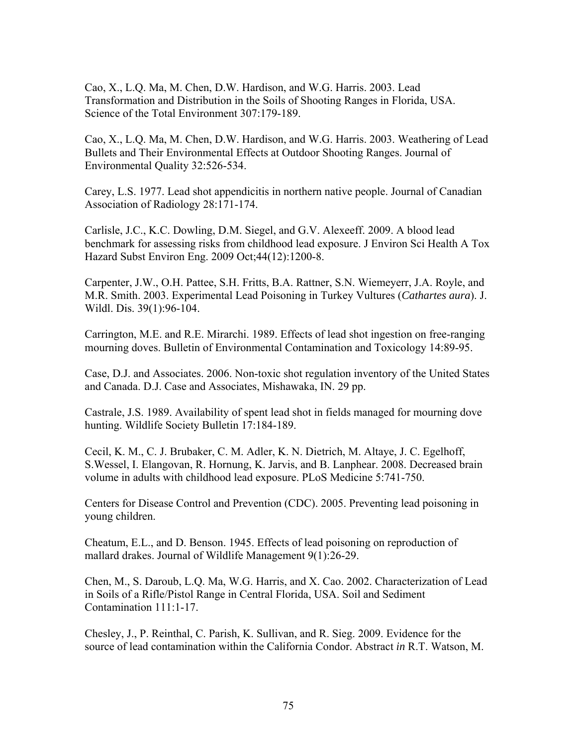Cao, X., L.Q. Ma, M. Chen, D.W. Hardison, and W.G. Harris. 2003. Lead Transformation and Distribution in the Soils of Shooting Ranges in Florida, USA. Science of the Total Environment 307:179-189.

Cao, X., L.Q. Ma, M. Chen, D.W. Hardison, and W.G. Harris. 2003. Weathering of Lead Bullets and Their Environmental Effects at Outdoor Shooting Ranges. Journal of Environmental Quality 32:526-534.

Carey, L.S. 1977. Lead shot appendicitis in northern native people. Journal of Canadian Association of Radiology 28:171-174.

Carlisle, J.C., K.C. Dowling, D.M. Siegel, and G.V. Alexeeff. 2009. A blood lead benchmark for assessing risks from childhood lead exposure. J Environ Sci Health A Tox Hazard Subst Environ Eng. 2009 Oct;44(12):1200-8.

Carpenter, J.W., O.H. Pattee, S.H. Fritts, B.A. Rattner, S.N. Wiemeyerr, J.A. Royle, and M.R. Smith. 2003. Experimental Lead Poisoning in Turkey Vultures (*Cathartes aura*). J. Wildl. Dis. 39(1):96-104.

Carrington, M.E. and R.E. Mirarchi. 1989. Effects of lead shot ingestion on free-ranging mourning doves. Bulletin of Environmental Contamination and Toxicology 14:89-95.

Case, D.J. and Associates. 2006. Non-toxic shot regulation inventory of the United States and Canada. D.J. Case and Associates, Mishawaka, IN. 29 pp.

Castrale, J.S. 1989. Availability of spent lead shot in fields managed for mourning dove hunting. Wildlife Society Bulletin 17:184-189.

Cecil, K. M., C. J. Brubaker, C. M. Adler, K. N. Dietrich, M. Altaye, J. C. Egelhoff, S.Wessel, I. Elangovan, R. Hornung, K. Jarvis, and B. Lanphear. 2008. Decreased brain volume in adults with childhood lead exposure. PLoS Medicine 5:741-750.

Centers for Disease Control and Prevention (CDC). 2005. Preventing lead poisoning in young children.

Cheatum, E.L., and D. Benson. 1945. Effects of lead poisoning on reproduction of mallard drakes. Journal of Wildlife Management 9(1):26-29.

Chen, M., S. Daroub, L.Q. Ma, W.G. Harris, and X. Cao. 2002. Characterization of Lead in Soils of a Rifle/Pistol Range in Central Florida, USA. Soil and Sediment Contamination 111:1-17.

Chesley, J., P. Reinthal, C. Parish, K. Sullivan, and R. Sieg. 2009. Evidence for the source of lead contamination within the California Condor. Abstract *in* R.T. Watson, M.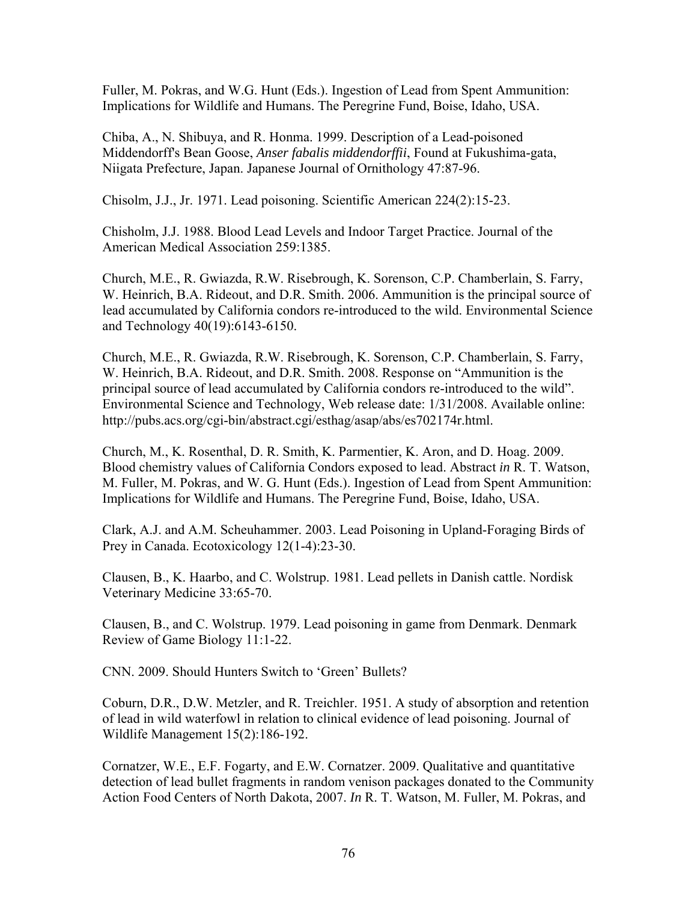Fuller, M. Pokras, and W.G. Hunt (Eds.). Ingestion of Lead from Spent Ammunition: Implications for Wildlife and Humans. The Peregrine Fund, Boise, Idaho, USA.

Chiba, A., N. Shibuya, and R. Honma. 1999. Description of a Lead-poisoned Middendorff's Bean Goose, *Anser fabalis middendorffii*, Found at Fukushima-gata, Niigata Prefecture, Japan. Japanese Journal of Ornithology 47:87-96.

Chisolm, J.J., Jr. 1971. Lead poisoning. Scientific American 224(2):15-23.

Chisholm, J.J. 1988. Blood Lead Levels and Indoor Target Practice. Journal of the American Medical Association 259:1385.

Church, M.E., R. Gwiazda, R.W. Risebrough, K. Sorenson, C.P. Chamberlain, S. Farry, W. Heinrich, B.A. Rideout, and D.R. Smith. 2006. Ammunition is the principal source of lead accumulated by California condors re-introduced to the wild. Environmental Science and Technology 40(19):6143-6150.

Church, M.E., R. Gwiazda, R.W. Risebrough, K. Sorenson, C.P. Chamberlain, S. Farry, W. Heinrich, B.A. Rideout, and D.R. Smith. 2008. Response on "Ammunition is the principal source of lead accumulated by California condors re-introduced to the wild". Environmental Science and Technology, Web release date: 1/31/2008. Available online: http://pubs.acs.org/cgi-bin/abstract.cgi/esthag/asap/abs/es702174r.html.

Church, M., K. Rosenthal, D. R. Smith, K. Parmentier, K. Aron, and D. Hoag. 2009. Blood chemistry values of California Condors exposed to lead. Abstract *in* R. T. Watson, M. Fuller, M. Pokras, and W. G. Hunt (Eds.). Ingestion of Lead from Spent Ammunition: Implications for Wildlife and Humans. The Peregrine Fund, Boise, Idaho, USA.

Clark, A.J. and A.M. Scheuhammer. 2003. Lead Poisoning in Upland-Foraging Birds of Prey in Canada. Ecotoxicology 12(1-4):23-30.

Clausen, B., K. Haarbo, and C. Wolstrup. 1981. Lead pellets in Danish cattle. Nordisk Veterinary Medicine 33:65-70.

Clausen, B., and C. Wolstrup. 1979. Lead poisoning in game from Denmark. Denmark Review of Game Biology 11:1-22.

CNN. 2009. Should Hunters Switch to 'Green' Bullets?

Coburn, D.R., D.W. Metzler, and R. Treichler. 1951. A study of absorption and retention of lead in wild waterfowl in relation to clinical evidence of lead poisoning. Journal of Wildlife Management 15(2):186-192.

Cornatzer, W.E., E.F. Fogarty, and E.W. Cornatzer. 2009. Qualitative and quantitative detection of lead bullet fragments in random venison packages donated to the Community Action Food Centers of North Dakota, 2007. *In* R. T. Watson, M. Fuller, M. Pokras, and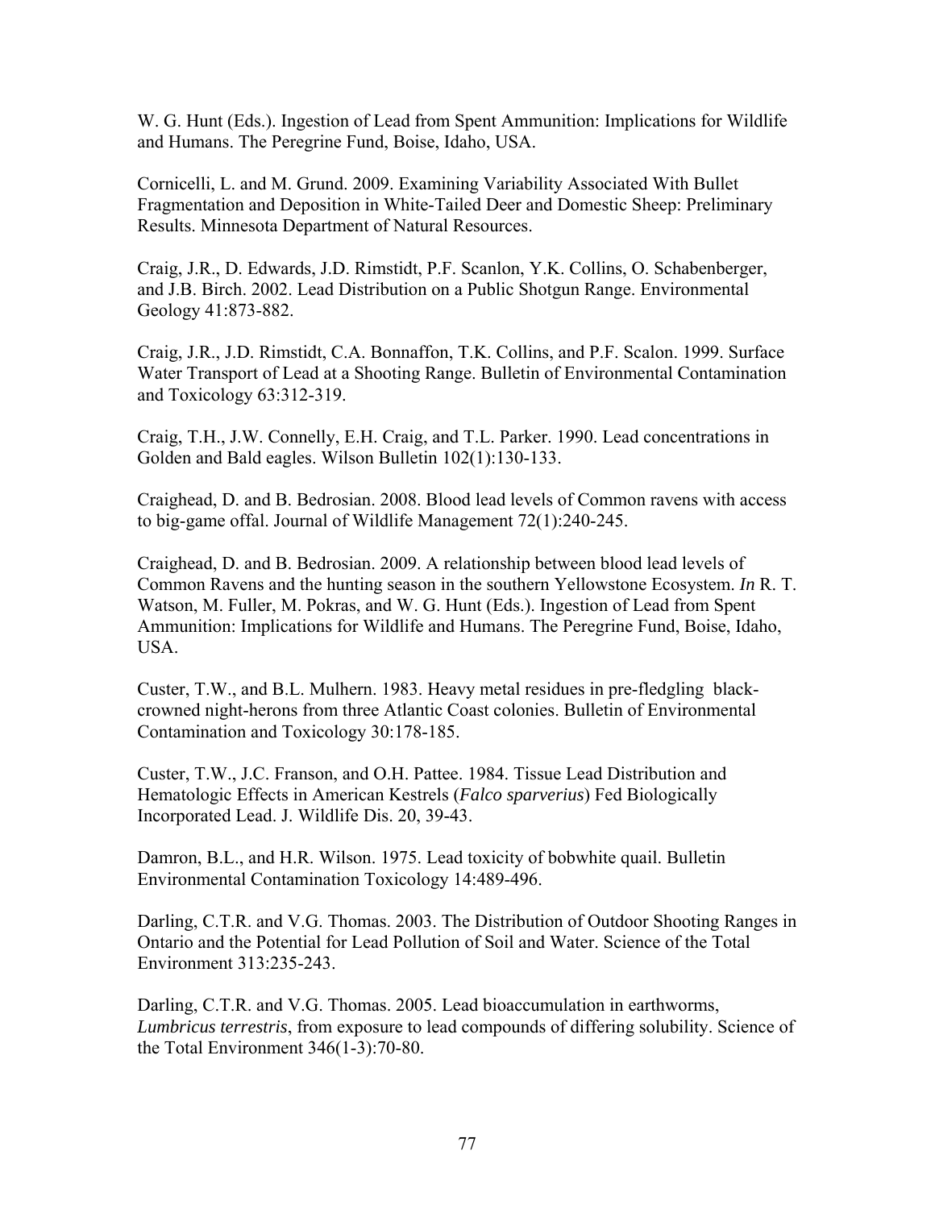W. G. Hunt (Eds.). Ingestion of Lead from Spent Ammunition: Implications for Wildlife and Humans. The Peregrine Fund, Boise, Idaho, USA.

Cornicelli, L. and M. Grund. 2009. Examining Variability Associated With Bullet Fragmentation and Deposition in White-Tailed Deer and Domestic Sheep: Preliminary Results. Minnesota Department of Natural Resources.

Craig, J.R., D. Edwards, J.D. Rimstidt, P.F. Scanlon, Y.K. Collins, O. Schabenberger, and J.B. Birch. 2002. Lead Distribution on a Public Shotgun Range. Environmental Geology 41:873-882.

Craig, J.R., J.D. Rimstidt, C.A. Bonnaffon, T.K. Collins, and P.F. Scalon. 1999. Surface Water Transport of Lead at a Shooting Range. Bulletin of Environmental Contamination and Toxicology 63:312-319.

Craig, T.H., J.W. Connelly, E.H. Craig, and T.L. Parker. 1990. Lead concentrations in Golden and Bald eagles. Wilson Bulletin 102(1):130-133.

Craighead, D. and B. Bedrosian. 2008. Blood lead levels of Common ravens with access to big-game offal. Journal of Wildlife Management 72(1):240-245.

Craighead, D. and B. Bedrosian. 2009. A relationship between blood lead levels of Common Ravens and the hunting season in the southern Yellowstone Ecosystem. *In* R. T. Watson, M. Fuller, M. Pokras, and W. G. Hunt (Eds.). Ingestion of Lead from Spent Ammunition: Implications for Wildlife and Humans. The Peregrine Fund, Boise, Idaho, USA.

Custer, T.W., and B.L. Mulhern. 1983. Heavy metal residues in pre-fledgling black-crowned night-herons from three Atlantic Coast colonies. Bulletin of Environmental Contamination and Toxicology 30:178-185.

Custer, T.W., J.C. Franson, and O.H. Pattee. 1984. Tissue Lead Distribution and Hematologic Effects in American Kestrels (*Falco sparverius*) Fed Biologically Incorporated Lead. J. Wildlife Dis. 20, 39-43.

Damron, B.L., and H.R. Wilson. 1975. Lead toxicity of bobwhite quail. Bulletin Environmental Contamination Toxicology 14:489-496.

Darling, C.T.R. and V.G. Thomas. 2003. The Distribution of Outdoor Shooting Ranges in Ontario and the Potential for Lead Pollution of Soil and Water. Science of the Total Environment 313:235-243.

Darling, C.T.R. and V.G. Thomas. 2005. Lead bioaccumulation in earthworms, *Lumbricus terrestris*, from exposure to lead compounds of differing solubility. Science of the Total Environment 346(1-3):70-80.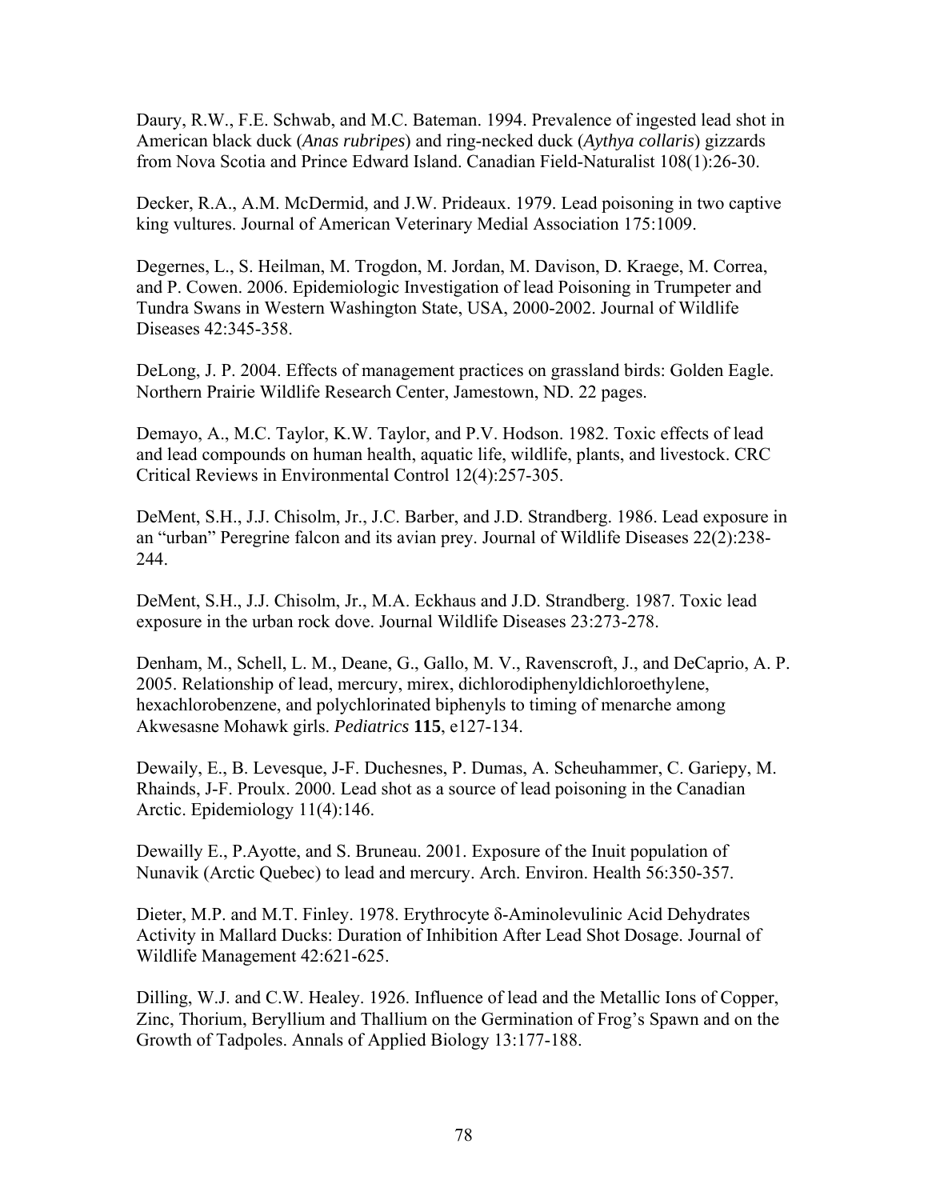Daury, R.W., F.E. Schwab, and M.C. Bateman. 1994. Prevalence of ingested lead shot in American black duck (*Anas rubripes*) and ring-necked duck (*Aythya collaris*) gizzards from Nova Scotia and Prince Edward Island. Canadian Field-Naturalist 108(1):26-30.

Decker, R.A., A.M. McDermid, and J.W. Prideaux. 1979. Lead poisoning in two captive king vultures. Journal of American Veterinary Medial Association 175:1009.

Degernes, L., S. Heilman, M. Trogdon, M. Jordan, M. Davison, D. Kraege, M. Correa, and P. Cowen. 2006. Epidemiologic Investigation of lead Poisoning in Trumpeter and Tundra Swans in Western Washington State, USA, 2000-2002. Journal of Wildlife Diseases 42:345-358.

DeLong, J. P. 2004. Effects of management practices on grassland birds: Golden Eagle. Northern Prairie Wildlife Research Center, Jamestown, ND. 22 pages.

Demayo, A., M.C. Taylor, K.W. Taylor, and P.V. Hodson. 1982. Toxic effects of lead and lead compounds on human health, aquatic life, wildlife, plants, and livestock. CRC Critical Reviews in Environmental Control 12(4):257-305.

DeMent, S.H., J.J. Chisolm, Jr., J.C. Barber, and J.D. Strandberg. 1986. Lead exposure in an "urban" Peregrine falcon and its avian prey. Journal of Wildlife Diseases 22(2):238-244.

DeMent, S.H., J.J. Chisolm, Jr., M.A. Eckhaus and J.D. Strandberg. 1987. Toxic lead exposure in the urban rock dove. Journal Wildlife Diseases 23:273-278.

Denham, M., Schell, L. M., Deane, G., Gallo, M. V., Ravenscroft, J., and DeCaprio, A. P. 2005. Relationship of lead, mercury, mirex, dichlorodiphenyldichloroethylene, hexachlorobenzene, and polychlorinated biphenyls to timing of menarche among Akwesasne Mohawk girls. *Pediatrics* **115**, e127-134.

Dewaily, E., B. Levesque, J-F. Duchesnes, P. Dumas, A. Scheuhammer, C. Gariepy, M. Rhainds, J-F. Proulx. 2000. Lead shot as a source of lead poisoning in the Canadian Arctic. Epidemiology 11(4):146.

Dewailly E., P.Ayotte, and S. Bruneau. 2001. Exposure of the Inuit population of Nunavik (Arctic Quebec) to lead and mercury. Arch. Environ. Health 56:350-357.

Dieter, M.P. and M.T. Finley. 1978. Erythrocyte δ-Aminolevulinic Acid Dehydrates Activity in Mallard Ducks: Duration of Inhibition After Lead Shot Dosage. Journal of Wildlife Management 42:621-625.

Dilling, W.J. and C.W. Healey. 1926. Influence of lead and the Metallic Ions of Copper, Zinc, Thorium, Beryllium and Thallium on the Germination of Frog's Spawn and on the Growth of Tadpoles. Annals of Applied Biology 13:177-188.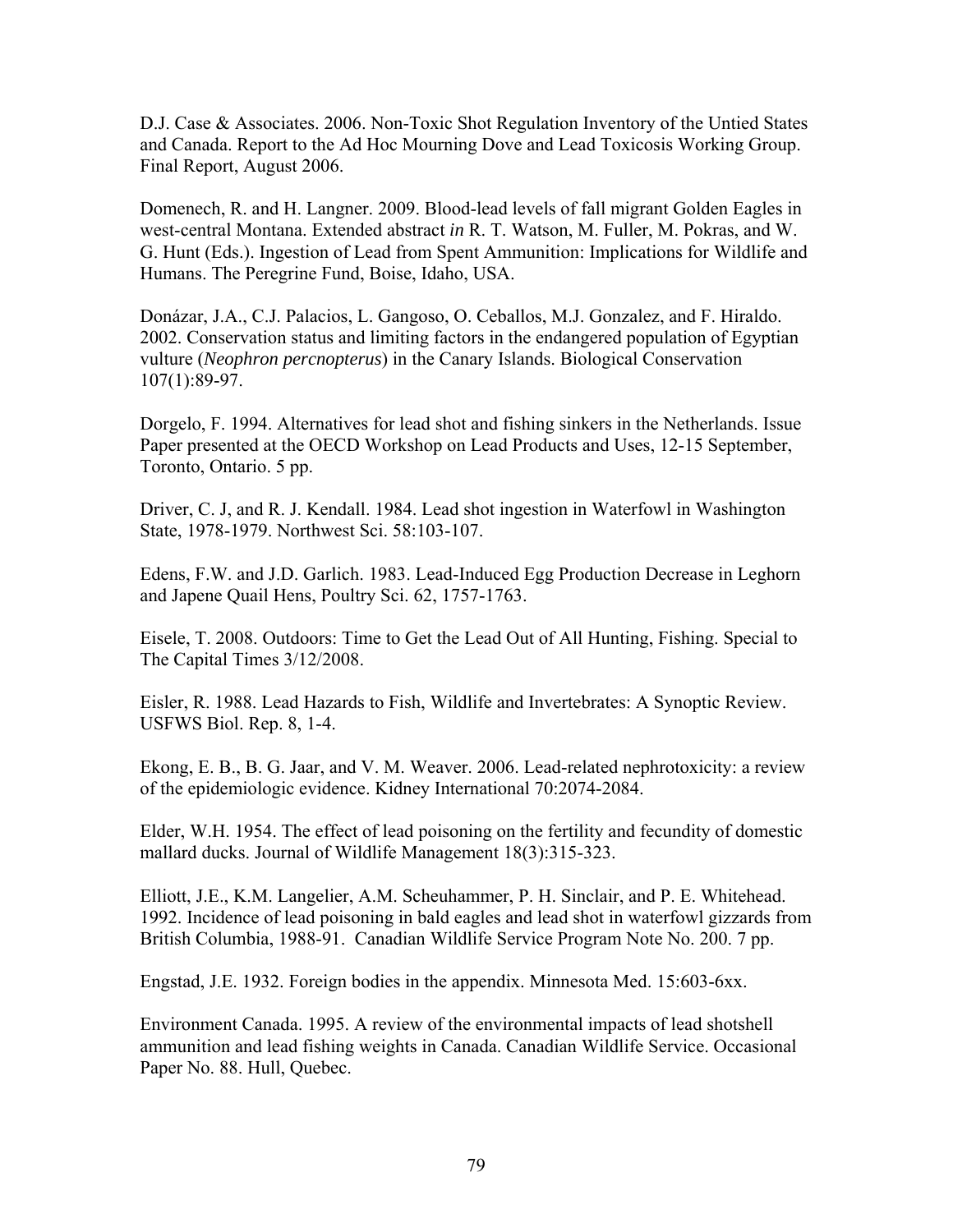D.J. Case & Associates. 2006. Non-Toxic Shot Regulation Inventory of the Untied States and Canada. Report to the Ad Hoc Mourning Dove and Lead Toxicosis Working Group. Final Report, August 2006.

Domenech, R. and H. Langner. 2009. Blood-lead levels of fall migrant Golden Eagles in west-central Montana. Extended abstract *in* R. T. Watson, M. Fuller, M. Pokras, and W. G. Hunt (Eds.). Ingestion of Lead from Spent Ammunition: Implications for Wildlife and Humans. The Peregrine Fund, Boise, Idaho, USA.

Donázar, J.A., C.J. Palacios, L. Gangoso, O. Ceballos, M.J. Gonzalez, and F. Hiraldo. 2002. Conservation status and limiting factors in the endangered population of Egyptian vulture (*Neophron percnopterus*) in the Canary Islands. Biological Conservation 107(1):89-97.

Dorgelo, F. 1994. Alternatives for lead shot and fishing sinkers in the Netherlands. Issue Paper presented at the OECD Workshop on Lead Products and Uses, 12-15 September, Toronto, Ontario. 5 pp.

Driver, C. J, and R. J. Kendall. 1984. Lead shot ingestion in Waterfowl in Washington State, 1978-1979. Northwest Sci. 58:103-107.

Edens, F.W. and J.D. Garlich. 1983. Lead-Induced Egg Production Decrease in Leghorn and Japene Quail Hens, Poultry Sci. 62, 1757-1763.

Eisele, T. 2008. Outdoors: Time to Get the Lead Out of All Hunting, Fishing. Special to The Capital Times 3/12/2008.

Eisler, R. 1988. Lead Hazards to Fish, Wildlife and Invertebrates: A Synoptic Review. USFWS Biol. Rep. 8, 1-4.

Ekong, E. B., B. G. Jaar, and V. M. Weaver. 2006. Lead-related nephrotoxicity: a review of the epidemiologic evidence. Kidney International 70:2074-2084.

Elder, W.H. 1954. The effect of lead poisoning on the fertility and fecundity of domestic mallard ducks. Journal of Wildlife Management 18(3):315-323.

Elliott, J.E., K.M. Langelier, A.M. Scheuhammer, P. H. Sinclair, and P. E. Whitehead. 1992. Incidence of lead poisoning in bald eagles and lead shot in waterfowl gizzards from British Columbia, 1988-91. Canadian Wildlife Service Program Note No. 200. 7 pp.

Engstad, J.E. 1932. Foreign bodies in the appendix. Minnesota Med. 15:603-6xx.

Environment Canada. 1995. A review of the environmental impacts of lead shotshell ammunition and lead fishing weights in Canada. Canadian Wildlife Service. Occasional Paper No. 88. Hull, Quebec.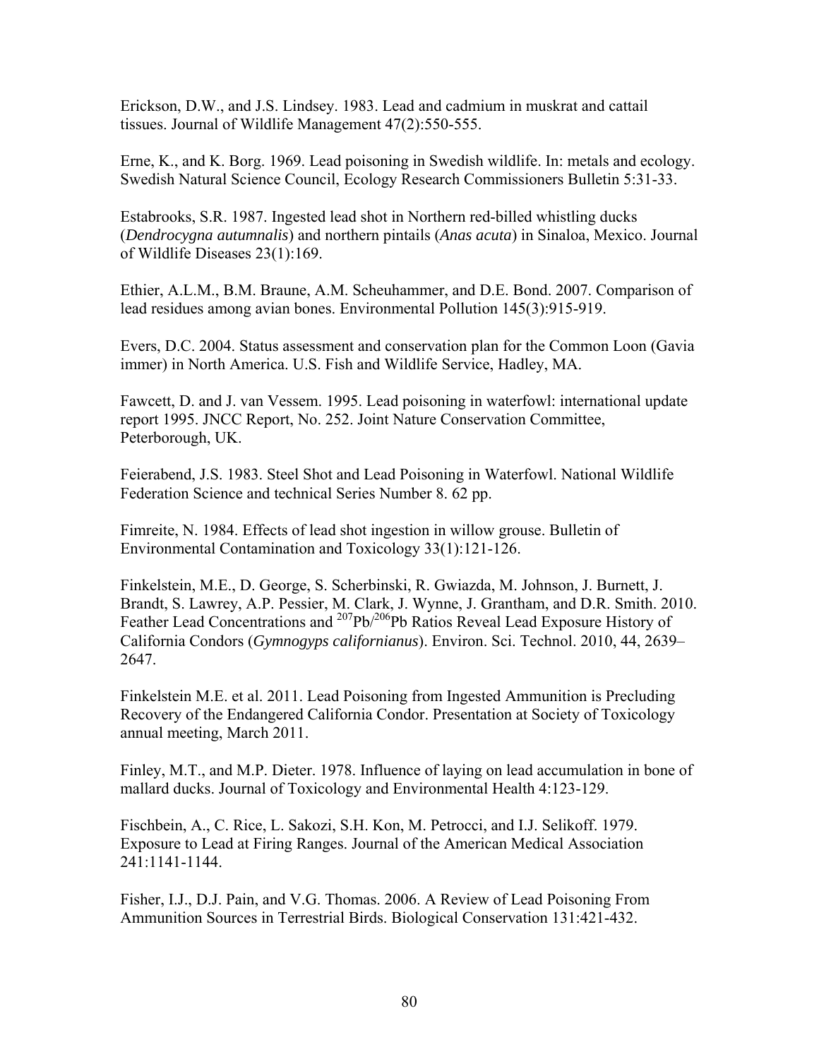Erickson, D.W., and J.S. Lindsey. 1983. Lead and cadmium in muskrat and cattail tissues. Journal of Wildlife Management 47(2):550-555.

Erne, K., and K. Borg. 1969. Lead poisoning in Swedish wildlife. In: metals and ecology. Swedish Natural Science Council, Ecology Research Commissioners Bulletin 5:31-33.

Estabrooks, S.R. 1987. Ingested lead shot in Northern red-billed whistling ducks (*Dendrocygna autumnalis*) and northern pintails (*Anas acuta*) in Sinaloa, Mexico. Journal of Wildlife Diseases 23(1):169.

Ethier, A.L.M., B.M. Braune, A.M. Scheuhammer, and D.E. Bond. 2007. Comparison of lead residues among avian bones. Environmental Pollution 145(3):915-919.

Evers, D.C. 2004. Status assessment and conservation plan for the Common Loon (Gavia immer) in North America. U.S. Fish and Wildlife Service, Hadley, MA.

Fawcett, D. and J. van Vessem. 1995. Lead poisoning in waterfowl: international update report 1995. JNCC Report, No. 252. Joint Nature Conservation Committee, Peterborough, UK.

Feierabend, J.S. 1983. Steel Shot and Lead Poisoning in Waterfowl. National Wildlife Federation Science and technical Series Number 8. 62 pp.

Fimreite, N. 1984. Effects of lead shot ingestion in willow grouse. Bulletin of Environmental Contamination and Toxicology 33(1):121-126.

Finkelstein, M.E., D. George, S. Scherbinski, R. Gwiazda, M. Johnson, J. Burnett, J. Brandt, S. Lawrey, A.P. Pessier, M. Clark, J. Wynne, J. Grantham, and D.R. Smith. 2010. Feather Lead Concentrations and $^{207}Pb/^{206}Pb$ Ratios Reveal Lead Exposure History of California Condors (*Gymnogyps californianus*). Environ. Sci. Technol. 2010, 44, 2639–2647.

Finkelstein M.E. et al. 2011. Lead Poisoning from Ingested Ammunition is Precluding Recovery of the Endangered California Condor. Presentation at Society of Toxicology annual meeting, March 2011.

Finley, M.T., and M.P. Dieter. 1978. Influence of laying on lead accumulation in bone of mallard ducks. Journal of Toxicology and Environmental Health 4:123-129.

Fischbein, A., C. Rice, L. Sakozi, S.H. Kon, M. Petrocci, and I.J. Selikoff. 1979. Exposure to Lead at Firing Ranges. Journal of the American Medical Association 241:1141-1144.

Fisher, I.J., D.J. Pain, and V.G. Thomas. 2006. A Review of Lead Poisoning From Ammunition Sources in Terrestrial Birds. Biological Conservation 131:421-432.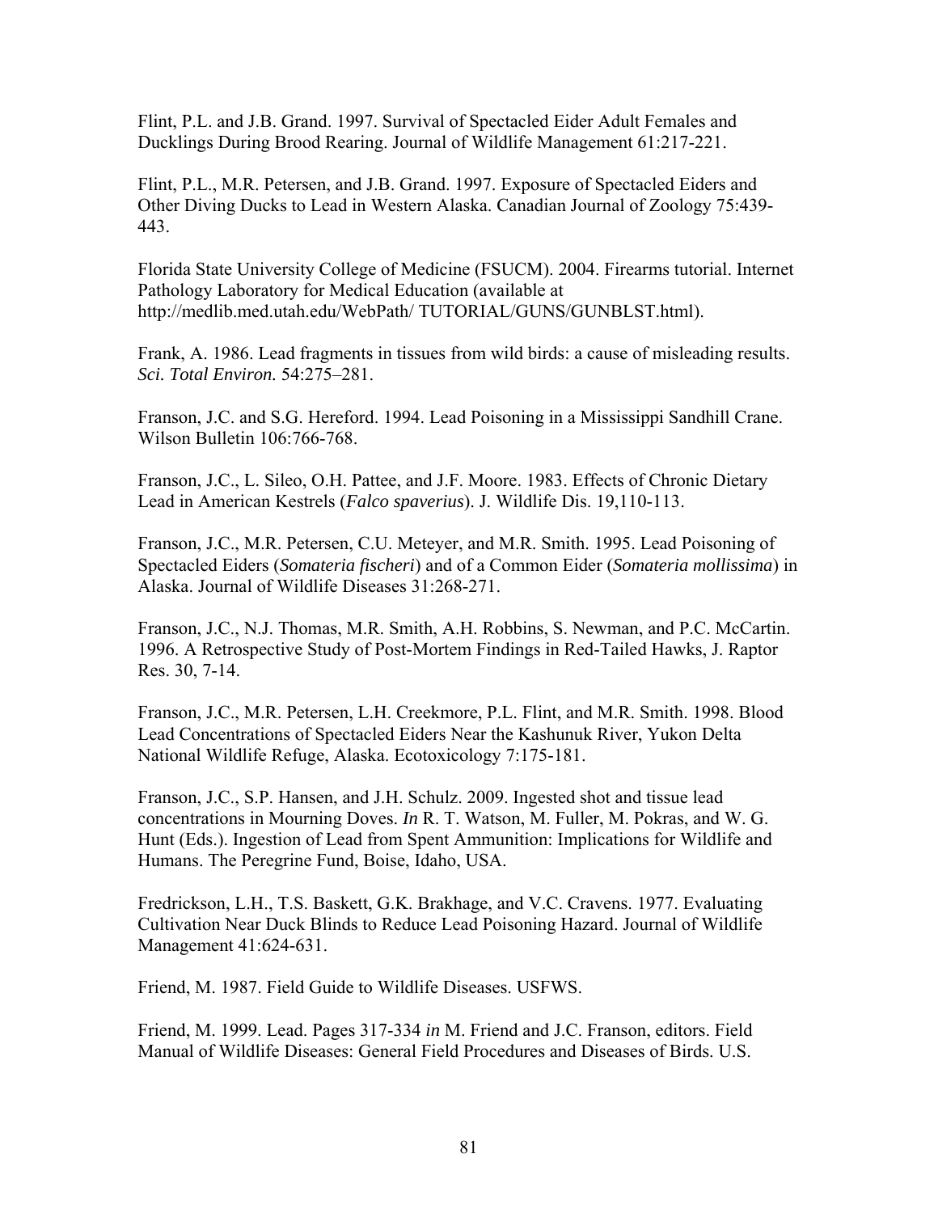Flint, P.L. and J.B. Grand. 1997. Survival of Spectacled Eider Adult Females and Ducklings During Brood Rearing. Journal of Wildlife Management 61:217-221.

Flint, P.L., M.R. Petersen, and J.B. Grand. 1997. Exposure of Spectacled Eiders and Other Diving Ducks to Lead in Western Alaska. Canadian Journal of Zoology 75:439-443.

Florida State University College of Medicine (FSUCM). 2004. Firearms tutorial. Internet Pathology Laboratory for Medical Education (available at http://medlib.med.utah.edu/WebPath/ TUTORIAL/GUNS/GUNBLST.html).

Frank, A. 1986. Lead fragments in tissues from wild birds: a cause of misleading results. ***Sci. Total Environ.*** 54:275–281.

Franson, J.C. and S.G. Hereford. 1994. Lead Poisoning in a Mississippi Sandhill Crane. Wilson Bulletin 106:766-768.

Franson, J.C., L. Sileo, O.H. Pattee, and J.F. Moore. 1983. Effects of Chronic Dietary Lead in American Kestrels (*Falco spaverius*). J. Wildlife Dis. 19,110-113.

Franson, J.C., M.R. Petersen, C.U. Meteyer, and M.R. Smith. 1995. Lead Poisoning of Spectacled Eiders (*Somateria fischeri*) and of a Common Eider (*Somateria mollissima*) in Alaska. Journal of Wildlife Diseases 31:268-271.

Franson, J.C., N.J. Thomas, M.R. Smith, A.H. Robbins, S. Newman, and P.C. McCartin. 1996. A Retrospective Study of Post-Mortem Findings in Red-Tailed Hawks, J. Raptor Res. 30, 7-14.

Franson, J.C., M.R. Petersen, L.H. Creekmore, P.L. Flint, and M.R. Smith. 1998. Blood Lead Concentrations of Spectacled Eiders Near the Kashunuk River, Yukon Delta National Wildlife Refuge, Alaska. Ecotoxicology 7:175-181.

Franson, J.C., S.P. Hansen, and J.H. Schulz. 2009. Ingested shot and tissue lead concentrations in Mourning Doves. *In* R. T. Watson, M. Fuller, M. Pokras, and W. G. Hunt (Eds.). Ingestion of Lead from Spent Ammunition: Implications for Wildlife and Humans. The Peregrine Fund, Boise, Idaho, USA.

Fredrickson, L.H., T.S. Baskett, G.K. Brakhage, and V.C. Cravens. 1977. Evaluating Cultivation Near Duck Blinds to Reduce Lead Poisoning Hazard. Journal of Wildlife Management 41:624-631.

Friend, M. 1987. Field Guide to Wildlife Diseases. USFWS.

Friend, M. 1999. Lead. Pages 317-334 *in* M. Friend and J.C. Franson, editors. Field Manual of Wildlife Diseases: General Field Procedures and Diseases of Birds. U.S.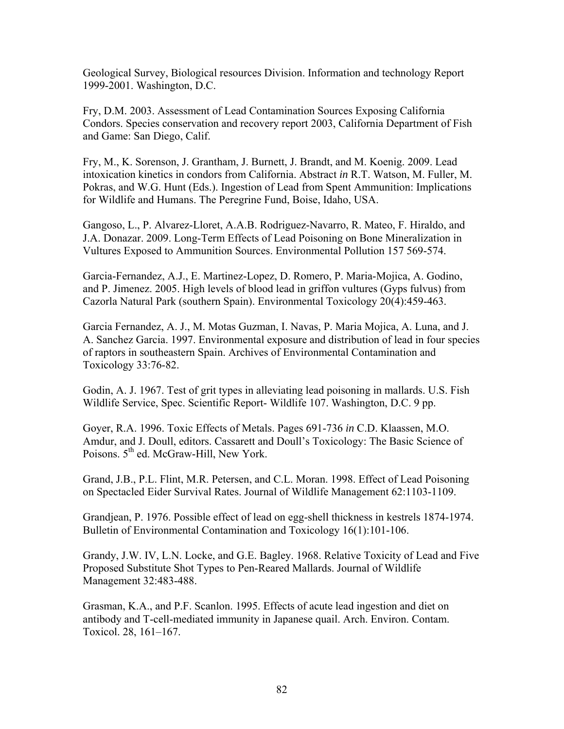Geological Survey, Biological resources Division. Information and technology Report 1999-2001. Washington, D.C.

Fry, D.M. 2003. Assessment of Lead Contamination Sources Exposing California Condors. Species conservation and recovery report 2003, California Department of Fish and Game: San Diego, Calif.

Fry, M., K. Sorenson, J. Grantham, J. Burnett, J. Brandt, and M. Koenig. 2009. Lead intoxication kinetics in condors from California. Abstract *in* R.T. Watson, M. Fuller, M. Pokras, and W.G. Hunt (Eds.). Ingestion of Lead from Spent Ammunition: Implications for Wildlife and Humans. The Peregrine Fund, Boise, Idaho, USA.

Gangoso, L., P. Alvarez-Lloret, A.A.B. Rodriguez-Navarro, R. Mateo, F. Hiraldo, and J.A. Donazar. 2009. Long-Term Effects of Lead Poisoning on Bone Mineralization in Vultures Exposed to Ammunition Sources. Environmental Pollution 157 569-574.

Garcia-Fernandez, A.J., E. Martinez-Lopez, D. Romero, P. Maria-Mojica, A. Godino, and P. Jimenez. 2005. High levels of blood lead in griffon vultures (Gyps fulvus) from Cazorla Natural Park (southern Spain). Environmental Toxicology 20(4):459-463.

Garcia Fernandez, A. J., M. Motas Guzman, I. Navas, P. Maria Mojica, A. Luna, and J. A. Sanchez Garcia. 1997. Environmental exposure and distribution of lead in four species of raptors in southeastern Spain. Archives of Environmental Contamination and Toxicology 33:76-82.

Godin, A. J. 1967. Test of grit types in alleviating lead poisoning in mallards. U.S. Fish Wildlife Service, Spec. Scientific Report- Wildlife 107. Washington, D.C. 9 pp.

Goyer, R.A. 1996. Toxic Effects of Metals. Pages 691-736 *in* C.D. Klaassen, M.O. Amdur, and J. Doull, editors. Cassarett and Doull's Toxicology: The Basic Science of Poisons. 5th ed. McGraw-Hill, New York.

Grand, J.B., P.L. Flint, M.R. Petersen, and C.L. Moran. 1998. Effect of Lead Poisoning on Spectacled Eider Survival Rates. Journal of Wildlife Management 62:1103-1109.

Grandjean, P. 1976. Possible effect of lead on egg-shell thickness in kestrels 1874-1974. Bulletin of Environmental Contamination and Toxicology 16(1):101-106.

Grandy, J.W. IV, L.N. Locke, and G.E. Bagley. 1968. Relative Toxicity of Lead and Five Proposed Substitute Shot Types to Pen-Reared Mallards. Journal of Wildlife Management 32:483-488.

Grasman, K.A., and P.F. Scanlon. 1995. Effects of acute lead ingestion and diet on antibody and T-cell-mediated immunity in Japanese quail. Arch. Environ. Contam. Toxicol. 28, 161–167.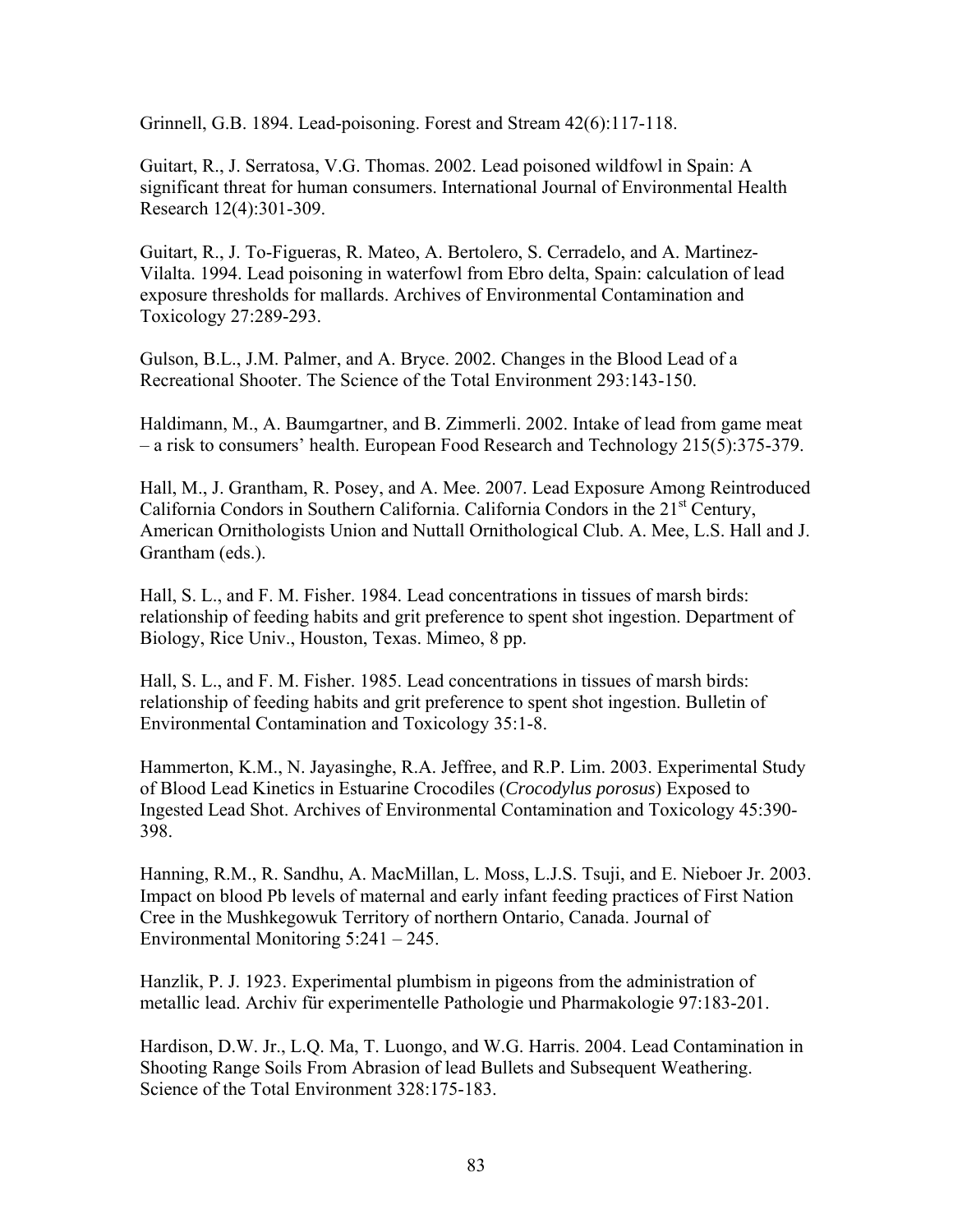Grinnell, G.B. 1894. Lead-poisoning. Forest and Stream 42(6):117-118.

Guitart, R., J. Serratosa, V.G. Thomas. 2002. Lead poisoned wildfowl in Spain: A significant threat for human consumers. International Journal of Environmental Health Research 12(4):301-309.

Guitart, R., J. To-Figueras, R. Mateo, A. Bertolero, S. Cerradelo, and A. Martinez-Vilalta. 1994. Lead poisoning in waterfowl from Ebro delta, Spain: calculation of lead exposure thresholds for mallards. Archives of Environmental Contamination and Toxicology 27:289-293.

Gulson, B.L., J.M. Palmer, and A. Bryce. 2002. Changes in the Blood Lead of a Recreational Shooter. The Science of the Total Environment 293:143-150.

Haldimann, M., A. Baumgartner, and B. Zimmerli. 2002. Intake of lead from game meat – a risk to consumers' health. European Food Research and Technology 215(5):375-379.

Hall, M., J. Grantham, R. Posey, and A. Mee. 2007. Lead Exposure Among Reintroduced California Condors in Southern California. California Condors in the 21st Century, American Ornithologists Union and Nuttall Ornithological Club. A. Mee, L.S. Hall and J. Grantham (eds.).

Hall, S. L., and F. M. Fisher. 1984. Lead concentrations in tissues of marsh birds: relationship of feeding habits and grit preference to spent shot ingestion. Department of Biology, Rice Univ., Houston, Texas. Mimeo, 8 pp.

Hall, S. L., and F. M. Fisher. 1985. Lead concentrations in tissues of marsh birds: relationship of feeding habits and grit preference to spent shot ingestion. Bulletin of Environmental Contamination and Toxicology 35:1-8.

Hammerton, K.M., N. Jayasinghe, R.A. Jeffree, and R.P. Lim. 2003. Experimental Study of Blood Lead Kinetics in Estuarine Crocodiles (*Crocodylus porosus*) Exposed to Ingested Lead Shot. Archives of Environmental Contamination and Toxicology 45:390-398.

Hanning, R.M., R. Sandhu, A. MacMillan, L. Moss, L.J.S. Tsuji, and E. Nieboer Jr. 2003. Impact on blood Pb levels of maternal and early infant feeding practices of First Nation Cree in the Mushkegowuk Territory of northern Ontario, Canada. Journal of Environmental Monitoring 5:241 – 245.

Hanzlik, P. J. 1923. Experimental plumbism in pigeons from the administration of metallic lead. Archiv für experimentelle Pathologie und Pharmakologie 97:183-201.

Hardison, D.W. Jr., L.Q. Ma, T. Luongo, and W.G. Harris. 2004. Lead Contamination in Shooting Range Soils From Abrasion of lead Bullets and Subsequent Weathering. Science of the Total Environment 328:175-183.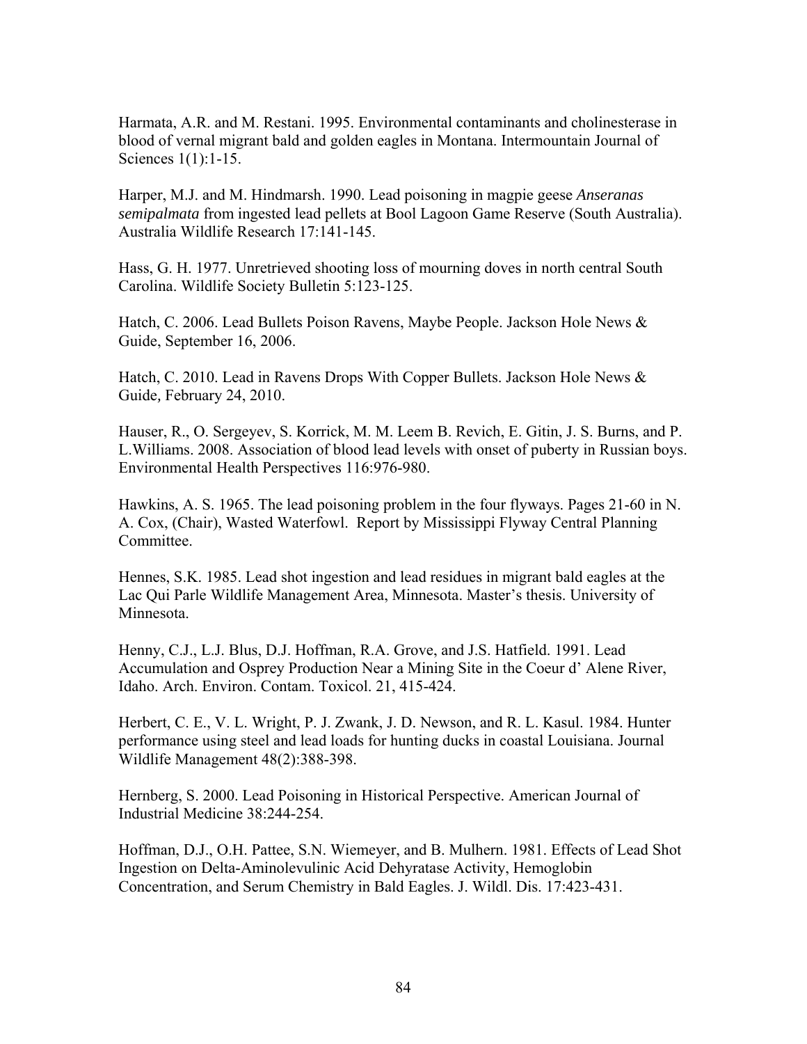Harmata, A.R. and M. Restani. 1995. Environmental contaminants and cholinesterase in blood of vernal migrant bald and golden eagles in Montana. Intermountain Journal of Sciences 1(1):1-15.

Harper, M.J. and M. Hindmarsh. 1990. Lead poisoning in magpie geese *Anseranas semipalmata* from ingested lead pellets at Bool Lagoon Game Reserve (South Australia). Australia Wildlife Research 17:141-145.

Hass, G. H. 1977. Unretrieved shooting loss of mourning doves in north central South Carolina. Wildlife Society Bulletin 5:123-125.

Hatch, C. 2006. Lead Bullets Poison Ravens, Maybe People. Jackson Hole News & Guide, September 16, 2006.

Hatch, C. 2010. Lead in Ravens Drops With Copper Bullets. Jackson Hole News & Guide, February 24, 2010.

Hauser, R., O. Sergeyev, S. Korrick, M. M. Leem B. Revich, E. Gitin, J. S. Burns, and P. L.Williams. 2008. Association of blood lead levels with onset of puberty in Russian boys. Environmental Health Perspectives 116:976-980.

Hawkins, A. S. 1965. The lead poisoning problem in the four flyways. Pages 21-60 in N. A. Cox, (Chair), Wasted Waterfowl. Report by Mississippi Flyway Central Planning Committee.

Hennes, S.K. 1985. Lead shot ingestion and lead residues in migrant bald eagles at the Lac Qui Parle Wildlife Management Area, Minnesota. Master's thesis. University of Minnesota.

Henny, C.J., L.J. Blus, D.J. Hoffman, R.A. Grove, and J.S. Hatfield. 1991. Lead Accumulation and Osprey Production Near a Mining Site in the Coeur d' Alene River, Idaho. Arch. Environ. Contam. Toxicol. 21, 415-424.

Herbert, C. E., V. L. Wright, P. J. Zwank, J. D. Newson, and R. L. Kasul. 1984. Hunter performance using steel and lead loads for hunting ducks in coastal Louisiana. Journal Wildlife Management 48(2):388-398.

Hernberg, S. 2000. Lead Poisoning in Historical Perspective. American Journal of Industrial Medicine 38:244-254.

Hoffman, D.J., O.H. Pattee, S.N. Wiemeyer, and B. Mulhern. 1981. Effects of Lead Shot Ingestion on Delta-Aminolevulinic Acid Dehyratase Activity, Hemoglobin Concentration, and Serum Chemistry in Bald Eagles. J. Wildl. Dis. 17:423-431.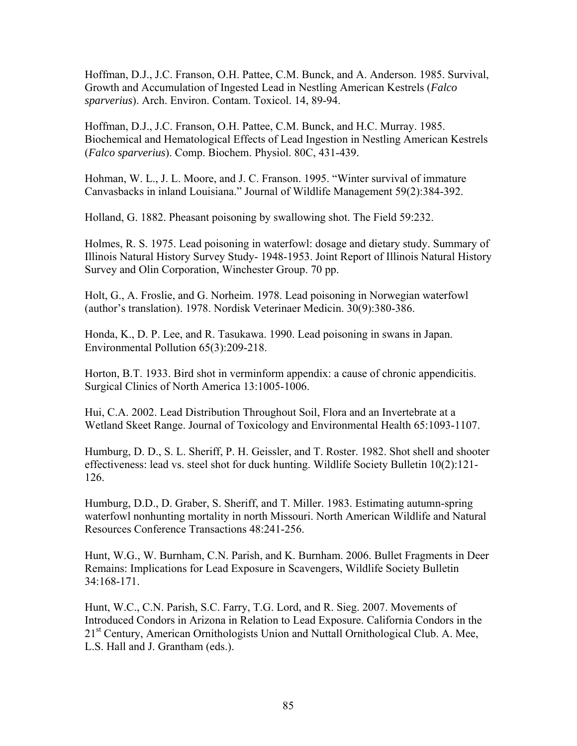Hoffman, D.J., J.C. Franson, O.H. Pattee, C.M. Bunck, and A. Anderson. 1985. Survival, Growth and Accumulation of Ingested Lead in Nestling American Kestrels (*Falco sparverius*). Arch. Environ. Contam. Toxicol. 14, 89-94.

Hoffman, D.J., J.C. Franson, O.H. Pattee, C.M. Bunck, and H.C. Murray. 1985. Biochemical and Hematological Effects of Lead Ingestion in Nestling American Kestrels (*Falco sparverius*). Comp. Biochem. Physiol. 80C, 431-439.

Hohman, W. L., J. L. Moore, and J. C. Franson. 1995. "Winter survival of immature Canvasbacks in inland Louisiana." Journal of Wildlife Management 59(2):384-392.

Holland, G. 1882. Pheasant poisoning by swallowing shot. The Field 59:232.

Holmes, R. S. 1975. Lead poisoning in waterfowl: dosage and dietary study. Summary of Illinois Natural History Survey Study- 1948-1953. Joint Report of Illinois Natural History Survey and Olin Corporation, Winchester Group. 70 pp.

Holt, G., A. Froslie, and G. Norheim. 1978. Lead poisoning in Norwegian waterfowl (author's translation). 1978. Nordisk Veterinaer Medicin. 30(9):380-386.

Honda, K., D. P. Lee, and R. Tasukawa. 1990. Lead poisoning in swans in Japan. Environmental Pollution 65(3):209-218.

Horton, B.T. 1933. Bird shot in verminform appendix: a cause of chronic appendicitis. Surgical Clinics of North America 13:1005-1006.

Hui, C.A. 2002. Lead Distribution Throughout Soil, Flora and an Invertebrate at a Wetland Skeet Range. Journal of Toxicology and Environmental Health 65:1093-1107.

Humburg, D. D., S. L. Sheriff, P. H. Geissler, and T. Roster. 1982. Shot shell and shooter effectiveness: lead vs. steel shot for duck hunting. Wildlife Society Bulletin 10(2):121-126.

Humburg, D.D., D. Graber, S. Sheriff, and T. Miller. 1983. Estimating autumn-spring waterfowl nonhunting mortality in north Missouri. North American Wildlife and Natural Resources Conference Transactions 48:241-256.

Hunt, W.G., W. Burnham, C.N. Parish, and K. Burnham. 2006. Bullet Fragments in Deer Remains: Implications for Lead Exposure in Scavengers, Wildlife Society Bulletin 34:168-171.

Hunt, W.C., C.N. Parish, S.C. Farry, T.G. Lord, and R. Sieg. 2007. Movements of Introduced Condors in Arizona in Relation to Lead Exposure. California Condors in the 21st Century, American Ornithologists Union and Nuttall Ornithological Club. A. Mee, L.S. Hall and J. Grantham (eds.).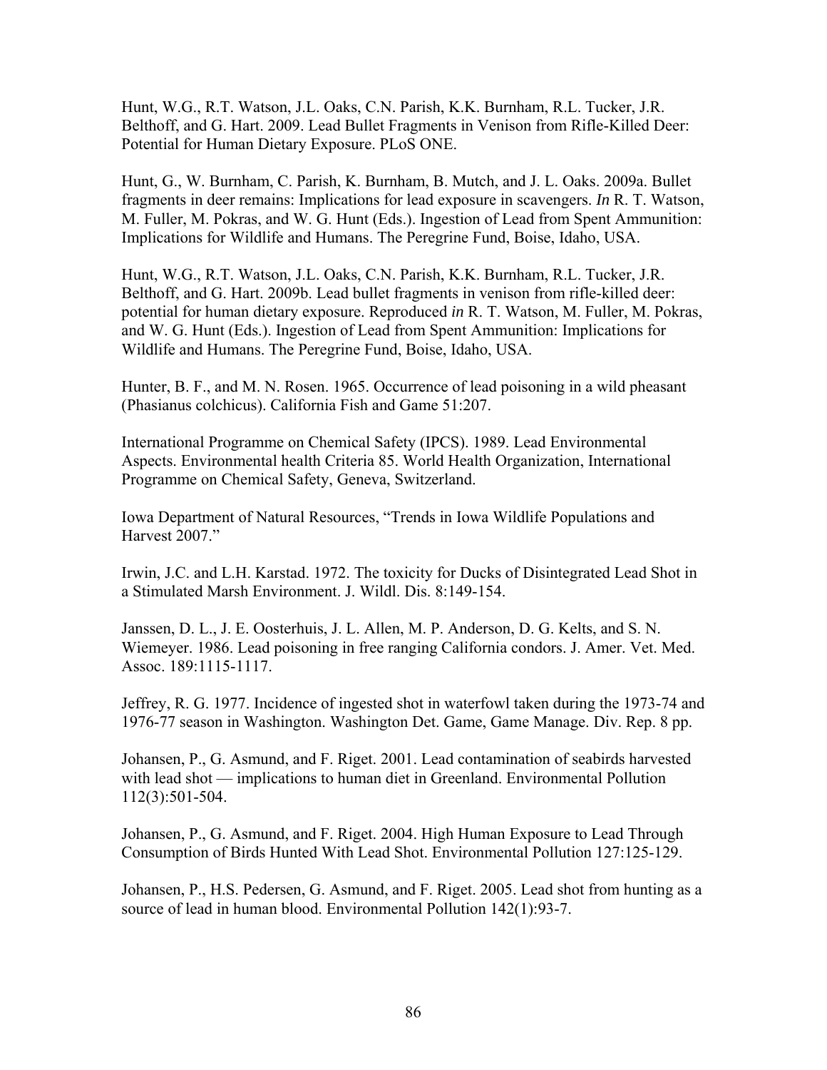Hunt, W.G., R.T. Watson, J.L. Oaks, C.N. Parish, K.K. Burnham, R.L. Tucker, J.R. Belthoff, and G. Hart. 2009. Lead Bullet Fragments in Venison from Rifle-Killed Deer: Potential for Human Dietary Exposure. PLoS ONE.

Hunt, G., W. Burnham, C. Parish, K. Burnham, B. Mutch, and J. L. Oaks. 2009a. Bullet fragments in deer remains: Implications for lead exposure in scavengers. *In* R. T. Watson, M. Fuller, M. Pokras, and W. G. Hunt (Eds.). Ingestion of Lead from Spent Ammunition: Implications for Wildlife and Humans. The Peregrine Fund, Boise, Idaho, USA.

Hunt, W.G., R.T. Watson, J.L. Oaks, C.N. Parish, K.K. Burnham, R.L. Tucker, J.R. Belthoff, and G. Hart. 2009b. Lead bullet fragments in venison from rifle-killed deer: potential for human dietary exposure. Reproduced *in* R. T. Watson, M. Fuller, M. Pokras, and W. G. Hunt (Eds.). Ingestion of Lead from Spent Ammunition: Implications for Wildlife and Humans. The Peregrine Fund, Boise, Idaho, USA.

Hunter, B. F., and M. N. Rosen. 1965. Occurrence of lead poisoning in a wild pheasant (Phasianus colchicus). California Fish and Game 51:207.

International Programme on Chemical Safety (IPCS). 1989. Lead Environmental Aspects. Environmental health Criteria 85. World Health Organization, International Programme on Chemical Safety, Geneva, Switzerland.

Iowa Department of Natural Resources, "Trends in Iowa Wildlife Populations and Harvest 2007."

Irwin, J.C. and L.H. Karstad. 1972. The toxicity for Ducks of Disintegrated Lead Shot in a Stimulated Marsh Environment. J. Wildl. Dis. 8:149-154.

Janssen, D. L., J. E. Oosterhuis, J. L. Allen, M. P. Anderson, D. G. Kelts, and S. N. Wiemeyer. 1986. Lead poisoning in free ranging California condors. J. Amer. Vet. Med. Assoc. 189:1115-1117.

Jeffrey, R. G. 1977. Incidence of ingested shot in waterfowl taken during the 1973-74 and 1976-77 season in Washington. Washington Det. Game, Game Manage. Div. Rep. 8 pp.

Johansen, P., G. Asmund, and F. Riget. 2001. Lead contamination of seabirds harvested with lead shot — implications to human diet in Greenland. Environmental Pollution 112(3):501-504.

Johansen, P., G. Asmund, and F. Riget. 2004. High Human Exposure to Lead Through Consumption of Birds Hunted With Lead Shot. Environmental Pollution 127:125-129.

Johansen, P., H.S. Pedersen, G. Asmund, and F. Riget. 2005. Lead shot from hunting as a source of lead in human blood. Environmental Pollution 142(1):93-7.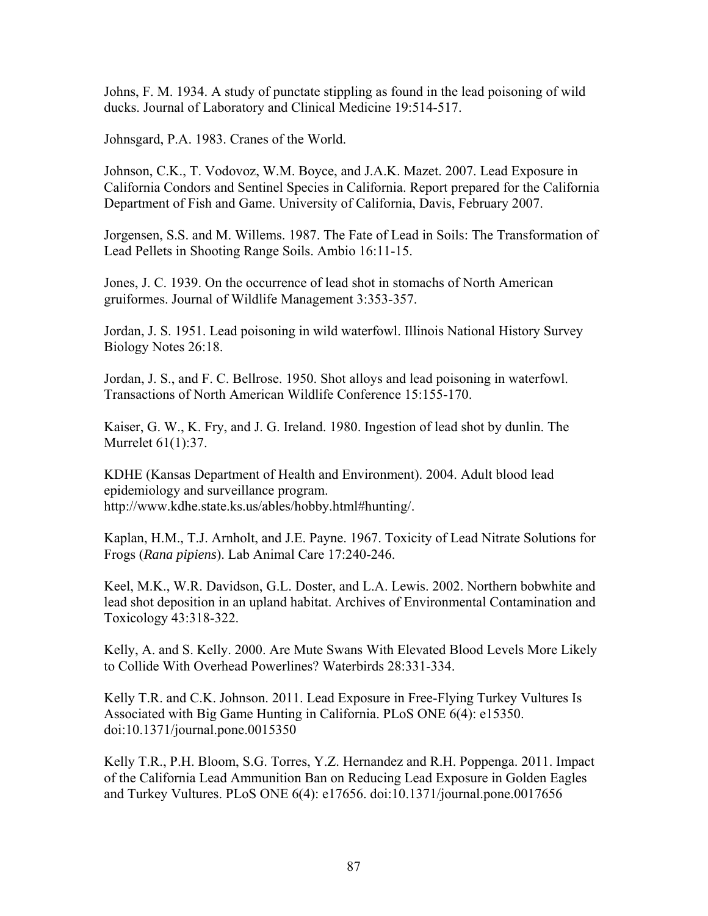Johns, F. M. 1934. A study of punctate stippling as found in the lead poisoning of wild ducks. Journal of Laboratory and Clinical Medicine 19:514-517.

Johnsgard, P.A. 1983. Cranes of the World.

Johnson, C.K., T. Vodovoz, W.M. Boyce, and J.A.K. Mazet. 2007. Lead Exposure in California Condors and Sentinel Species in California. Report prepared for the California Department of Fish and Game. University of California, Davis, February 2007.

Jorgensen, S.S. and M. Willems. 1987. The Fate of Lead in Soils: The Transformation of Lead Pellets in Shooting Range Soils. Ambio 16:11-15.

Jones, J. C. 1939. On the occurrence of lead shot in stomachs of North American gruiformes. Journal of Wildlife Management 3:353-357.

Jordan, J. S. 1951. Lead poisoning in wild waterfowl. Illinois National History Survey Biology Notes 26:18.

Jordan, J. S., and F. C. Bellrose. 1950. Shot alloys and lead poisoning in waterfowl. Transactions of North American Wildlife Conference 15:155-170.

Kaiser, G. W., K. Fry, and J. G. Ireland. 1980. Ingestion of lead shot by dunlin. The Murrelet 61(1):37.

KDHE (Kansas Department of Health and Environment). 2004. Adult blood lead epidemiology and surveillance program. http://www.kdhe.state.ks.us/ables/hobby.html#hunting/.

Kaplan, H.M., T.J. Arnholt, and J.E. Payne. 1967. Toxicity of Lead Nitrate Solutions for Frogs (*Rana pipiens*). Lab Animal Care 17:240-246.

Keel, M.K., W.R. Davidson, G.L. Doster, and L.A. Lewis. 2002. Northern bobwhite and lead shot deposition in an upland habitat. Archives of Environmental Contamination and Toxicology 43:318-322.

Kelly, A. and S. Kelly. 2000. Are Mute Swans With Elevated Blood Levels More Likely to Collide With Overhead Powerlines? Waterbirds 28:331-334.

Kelly T.R. and C.K. Johnson. 2011. Lead Exposure in Free-Flying Turkey Vultures Is Associated with Big Game Hunting in California. PLoS ONE 6(4): e15350. doi:10.1371/journal.pone.0015350

Kelly T.R., P.H. Bloom, S.G. Torres, Y.Z. Hernandez and R.H. Poppenga. 2011. Impact of the California Lead Ammunition Ban on Reducing Lead Exposure in Golden Eagles and Turkey Vultures. PLoS ONE 6(4): e17656. doi:10.1371/journal.pone.0017656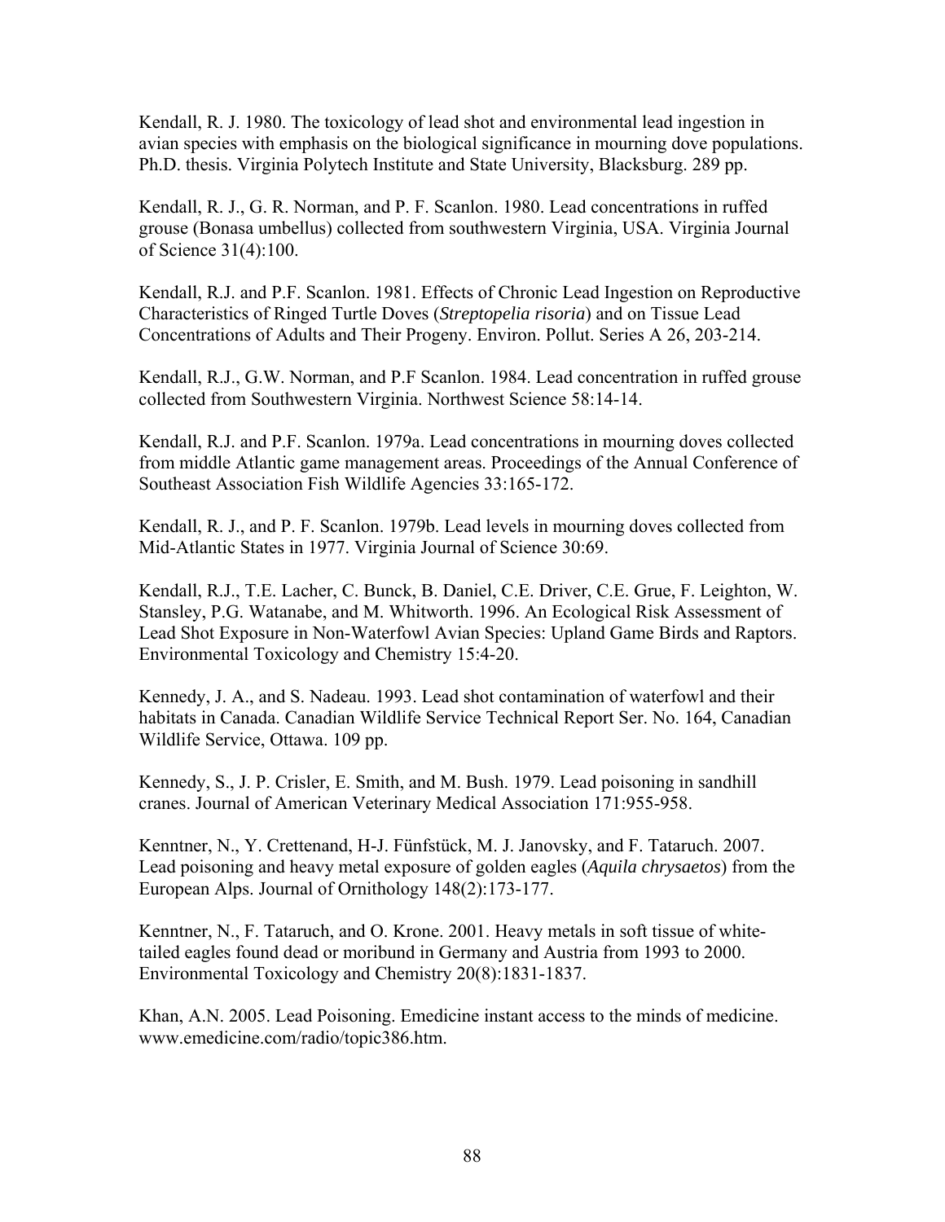Kendall, R. J. 1980. The toxicology of lead shot and environmental lead ingestion in avian species with emphasis on the biological significance in mourning dove populations. Ph.D. thesis. Virginia Polytech Institute and State University, Blacksburg. 289 pp.

Kendall, R. J., G. R. Norman, and P. F. Scanlon. 1980. Lead concentrations in ruffed grouse (Bonasa umbellus) collected from southwestern Virginia, USA. Virginia Journal of Science 31(4):100.

Kendall, R.J. and P.F. Scanlon. 1981. Effects of Chronic Lead Ingestion on Reproductive Characteristics of Ringed Turtle Doves (*Streptopelia risoria*) and on Tissue Lead Concentrations of Adults and Their Progeny. Environ. Pollut. Series A 26, 203-214.

Kendall, R.J., G.W. Norman, and P.F Scanlon. 1984. Lead concentration in ruffed grouse collected from Southwestern Virginia. Northwest Science 58:14-14.

Kendall, R.J. and P.F. Scanlon. 1979a. Lead concentrations in mourning doves collected from middle Atlantic game management areas. Proceedings of the Annual Conference of Southeast Association Fish Wildlife Agencies 33:165-172.

Kendall, R. J., and P. F. Scanlon. 1979b. Lead levels in mourning doves collected from Mid-Atlantic States in 1977. Virginia Journal of Science 30:69.

Kendall, R.J., T.E. Lacher, C. Bunck, B. Daniel, C.E. Driver, C.E. Grue, F. Leighton, W. Stansley, P.G. Watanabe, and M. Whitworth. 1996. An Ecological Risk Assessment of Lead Shot Exposure in Non-Waterfowl Avian Species: Upland Game Birds and Raptors. Environmental Toxicology and Chemistry 15:4-20.

Kennedy, J. A., and S. Nadeau. 1993. Lead shot contamination of waterfowl and their habitats in Canada. Canadian Wildlife Service Technical Report Ser. No. 164, Canadian Wildlife Service, Ottawa. 109 pp.

Kennedy, S., J. P. Crisler, E. Smith, and M. Bush. 1979. Lead poisoning in sandhill cranes. Journal of American Veterinary Medical Association 171:955-958.

Kenntner, N., Y. Crettenand, H-J. Fünfstück, M. J. Janovsky, and F. Tataruch. 2007. Lead poisoning and heavy metal exposure of golden eagles (*Aquila chrysaetos*) from the European Alps. Journal of Ornithology 148(2):173-177.

Kenntner, N., F. Tataruch, and O. Krone. 2001. Heavy metals in soft tissue of white-tailed eagles found dead or moribund in Germany and Austria from 1993 to 2000. Environmental Toxicology and Chemistry 20(8):1831-1837.

Khan, A.N. 2005. Lead Poisoning. Emedicine instant access to the minds of medicine. www.emedicine.com/radio/topic386.htm.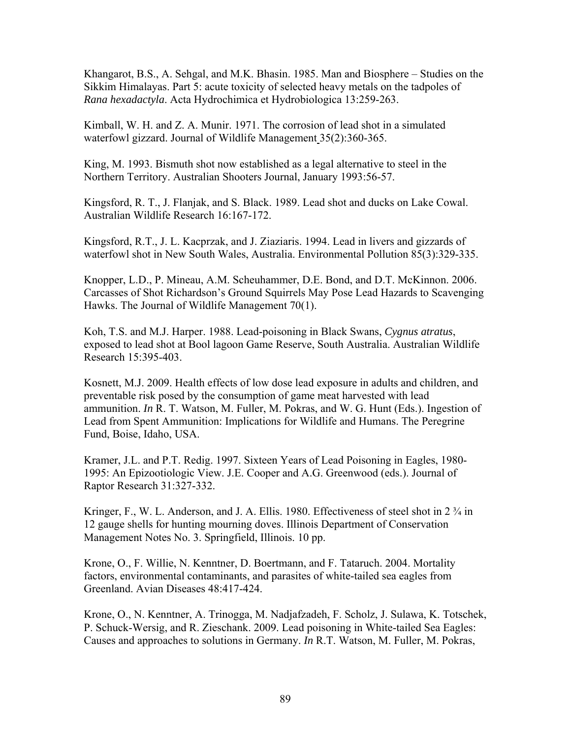Khangarot, B.S., A. Sehgal, and M.K. Bhasin. 1985. Man and Biosphere – Studies on the Sikkim Himalayas. Part 5: acute toxicity of selected heavy metals on the tadpoles of *Rana hexadactyla*. Acta Hydrochimica et Hydrobiologica 13:259-263.

Kimball, W. H. and Z. A. Munir. 1971. The corrosion of lead shot in a simulated waterfowl gizzard. Journal of Wildlife Management 35(2):360-365.

King, M. 1993. Bismuth shot now established as a legal alternative to steel in the Northern Territory. Australian Shooters Journal, January 1993:56-57.

Kingsford, R. T., J. Flanjak, and S. Black. 1989. Lead shot and ducks on Lake Cowal. Australian Wildlife Research 16:167-172.

Kingsford, R.T., J. L. Kacprzak, and J. Ziaziaris. 1994. Lead in livers and gizzards of waterfowl shot in New South Wales, Australia. Environmental Pollution 85(3):329-335.

Knopper, L.D., P. Mineau, A.M. Scheuhammer, D.E. Bond, and D.T. McKinnon. 2006. Carcasses of Shot Richardson's Ground Squirrels May Pose Lead Hazards to Scavenging Hawks. The Journal of Wildlife Management 70(1).

Koh, T.S. and M.J. Harper. 1988. Lead-poisoning in Black Swans, *Cygnus atratus*, exposed to lead shot at Bool lagoon Game Reserve, South Australia. Australian Wildlife Research 15:395-403.

Kosnett, M.J. 2009. Health effects of low dose lead exposure in adults and children, and preventable risk posed by the consumption of game meat harvested with lead ammunition. *In* R. T. Watson, M. Fuller, M. Pokras, and W. G. Hunt (Eds.). Ingestion of Lead from Spent Ammunition: Implications for Wildlife and Humans. The Peregrine Fund, Boise, Idaho, USA.

Kramer, J.L. and P.T. Redig. 1997. Sixteen Years of Lead Poisoning in Eagles, 1980-1995: An Epizootiologic View. J.E. Cooper and A.G. Greenwood (eds.). Journal of Raptor Research 31:327-332.

Kringer, F., W. L. Anderson, and J. A. Ellis. 1980. Effectiveness of steel shot in 2 ¾ in 12 gauge shells for hunting mourning doves. Illinois Department of Conservation Management Notes No. 3. Springfield, Illinois. 10 pp.

Krone, O., F. Willie, N. Kenntner, D. Boertmann, and F. Tataruch. 2004. Mortality factors, environmental contaminants, and parasites of white-tailed sea eagles from Greenland. Avian Diseases 48:417-424.

Krone, O., N. Kenntner, A. Trinogga, M. Nadjafzadeh, F. Scholz, J. Sulawa, K. Totschek, P. Schuck-Wersig, and R. Zieschank. 2009. Lead poisoning in White-tailed Sea Eagles: Causes and approaches to solutions in Germany. *In* R.T. Watson, M. Fuller, M. Pokras,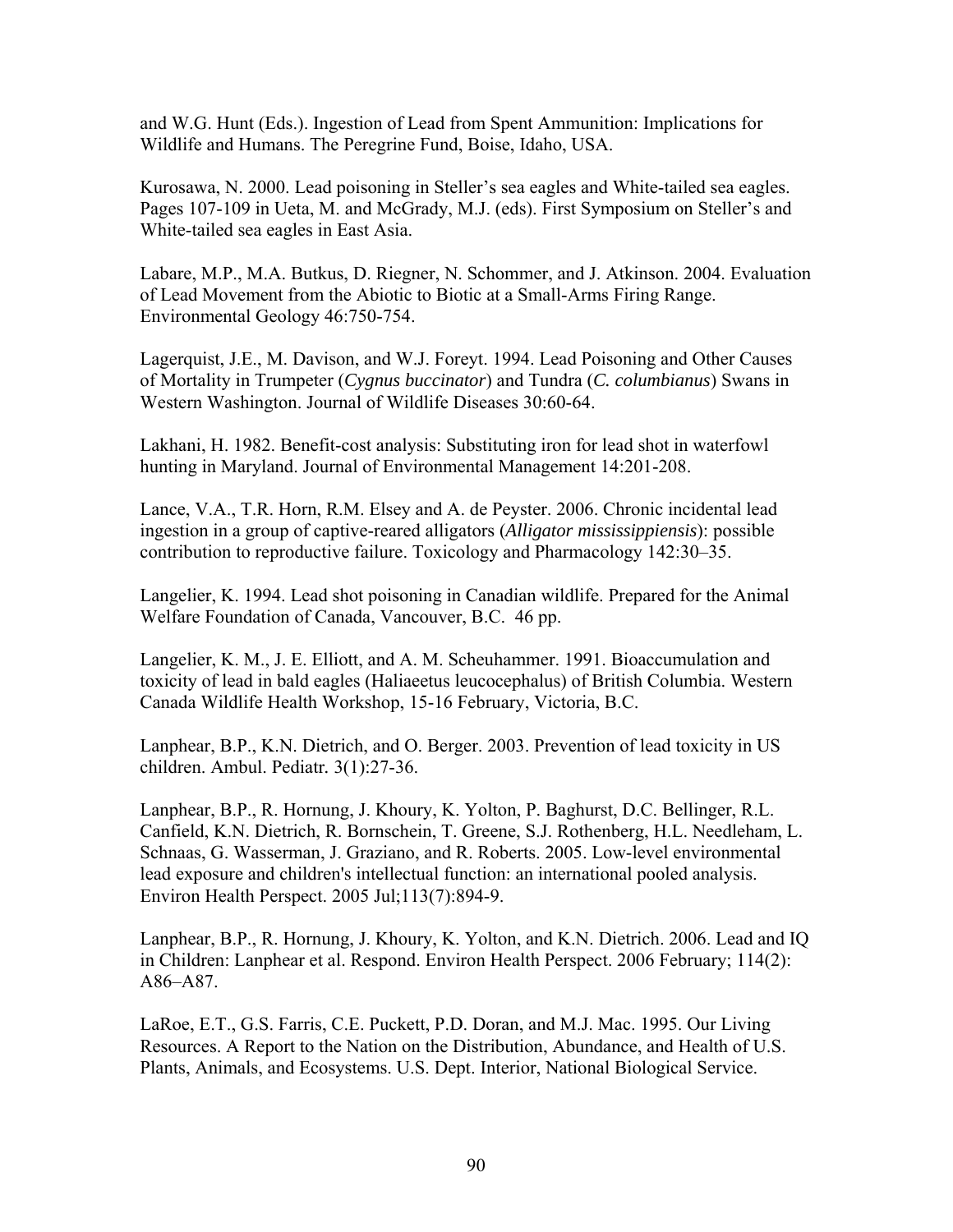and W.G. Hunt (Eds.). Ingestion of Lead from Spent Ammunition: Implications for Wildlife and Humans. The Peregrine Fund, Boise, Idaho, USA.

Kurosawa, N. 2000. Lead poisoning in Steller's sea eagles and White-tailed sea eagles. Pages 107-109 in Ueta, M. and McGrady, M.J. (eds). First Symposium on Steller's and White-tailed sea eagles in East Asia.

Labare, M.P., M.A. Butkus, D. Riegner, N. Schommer, and J. Atkinson. 2004. Evaluation of Lead Movement from the Abiotic to Biotic at a Small-Arms Firing Range. Environmental Geology 46:750-754.

Lagerquist, J.E., M. Davison, and W.J. Foreyt. 1994. Lead Poisoning and Other Causes of Mortality in Trumpeter (*Cygnus buccinator*) and Tundra (*C. columbianus*) Swans in Western Washington. Journal of Wildlife Diseases 30:60-64.

Lakhani, H. 1982. Benefit-cost analysis: Substituting iron for lead shot in waterfowl hunting in Maryland. Journal of Environmental Management 14:201-208.

Lance, V.A., T.R. Horn, R.M. Elsey and A. de Peyster. 2006. Chronic incidental lead ingestion in a group of captive-reared alligators (*Alligator mississippiensis*): possible contribution to reproductive failure. Toxicology and Pharmacology 142:30–35.

Langelier, K. 1994. Lead shot poisoning in Canadian wildlife. Prepared for the Animal Welfare Foundation of Canada, Vancouver, B.C. 46 pp.

Langelier, K. M., J. E. Elliott, and A. M. Scheuhammer. 1991. Bioaccumulation and toxicity of lead in bald eagles (Haliaeetus leucocephalus) of British Columbia. Western Canada Wildlife Health Workshop, 15-16 February, Victoria, B.C.

Lanphear, B.P., K.N. Dietrich, and O. Berger. 2003. Prevention of lead toxicity in US children. Ambul. Pediatr. 3(1):27-36.

Lanphear, B.P., R. Hornung, J. Khoury, K. Yolton, P. Baghurst, D.C. Bellinger, R.L. Canfield, K.N. Dietrich, R. Bornschein, T. Greene, S.J. Rothenberg, H.L. Needleham, L. Schnaas, G. Wasserman, J. Graziano, and R. Roberts. 2005. Low-level environmental lead exposure and children's intellectual function: an international pooled analysis. Environ Health Perspect. 2005 Jul;113(7):894-9.

Lanphear, B.P., R. Hornung, J. Khoury, K. Yolton, and K.N. Dietrich. 2006. Lead and IQ in Children: Lanphear et al. Respond. Environ Health Perspect. 2006 February; 114(2): A86–A87.

LaRoe, E.T., G.S. Farris, C.E. Puckett, P.D. Doran, and M.J. Mac. 1995. Our Living Resources. A Report to the Nation on the Distribution, Abundance, and Health of U.S. Plants, Animals, and Ecosystems. U.S. Dept. Interior, National Biological Service.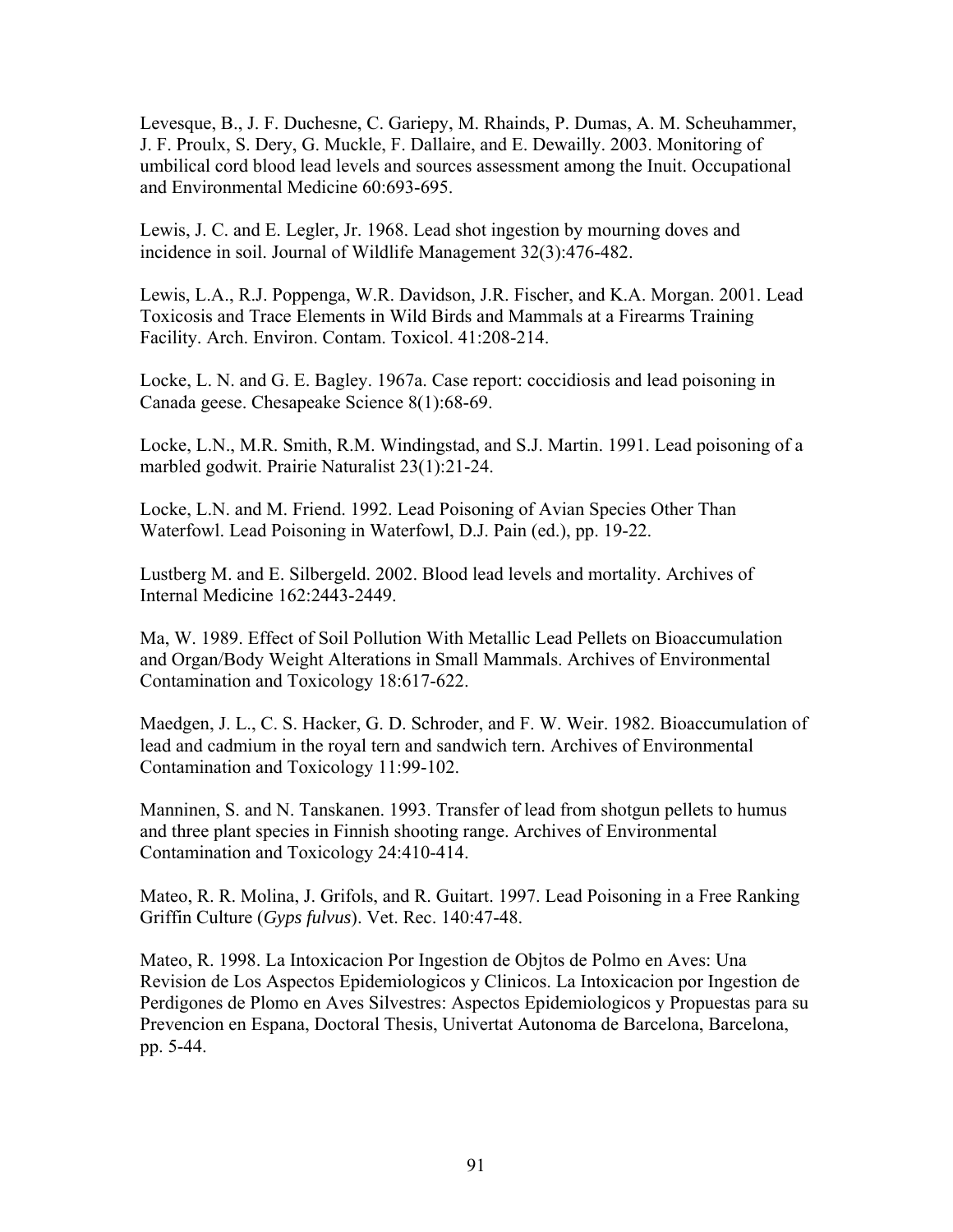Levesque, B., J. F. Duchesne, C. Gariepy, M. Rhainds, P. Dumas, A. M. Scheuhammer, J. F. Proulx, S. Dery, G. Muckle, F. Dallaire, and E. Dewailly. 2003. Monitoring of umbilical cord blood lead levels and sources assessment among the Inuit. Occupational and Environmental Medicine 60:693-695.

Lewis, J. C. and E. Legler, Jr. 1968. Lead shot ingestion by mourning doves and incidence in soil. Journal of Wildlife Management 32(3):476-482.

Lewis, L.A., R.J. Poppenga, W.R. Davidson, J.R. Fischer, and K.A. Morgan. 2001. Lead Toxicosis and Trace Elements in Wild Birds and Mammals at a Firearms Training Facility. Arch. Environ. Contam. Toxicol. 41:208-214.

Locke, L. N. and G. E. Bagley. 1967a. Case report: coccidiosis and lead poisoning in Canada geese. Chesapeake Science 8(1):68-69.

Locke, L.N., M.R. Smith, R.M. Windingstad, and S.J. Martin. 1991. Lead poisoning of a marbled godwit. Prairie Naturalist 23(1):21-24.

Locke, L.N. and M. Friend. 1992. Lead Poisoning of Avian Species Other Than Waterfowl. Lead Poisoning in Waterfowl, D.J. Pain (ed.), pp. 19-22.

Lustberg M. and E. Silbergeld. 2002. Blood lead levels and mortality. Archives of Internal Medicine 162:2443-2449.

Ma, W. 1989. Effect of Soil Pollution With Metallic Lead Pellets on Bioaccumulation and Organ/Body Weight Alterations in Small Mammals. Archives of Environmental Contamination and Toxicology 18:617-622.

Maedgen, J. L., C. S. Hacker, G. D. Schroder, and F. W. Weir. 1982. Bioaccumulation of lead and cadmium in the royal tern and sandwich tern. Archives of Environmental Contamination and Toxicology 11:99-102.

Manninen, S. and N. Tanskanen. 1993. Transfer of lead from shotgun pellets to humus and three plant species in Finnish shooting range. Archives of Environmental Contamination and Toxicology 24:410-414.

Mateo, R. R. Molina, J. Grifols, and R. Guitart. 1997. Lead Poisoning in a Free Ranking Griffin Culture (*Gyps fulvus*). Vet. Rec. 140:47-48.

Mateo, R. 1998. La Intoxicacion Por Ingestion de Objtos de Polmo en Aves: Una Revision de Los Aspectos Epidemiologicos y Clinicos. La Intoxicacion por Ingestion de Perdigones de Plomo en Aves Silvestres: Aspectos Epidemiologicos y Propuestas para su Prevencion en Espana, Doctoral Thesis, Univertat Autonoma de Barcelona, Barcelona, pp. 5-44.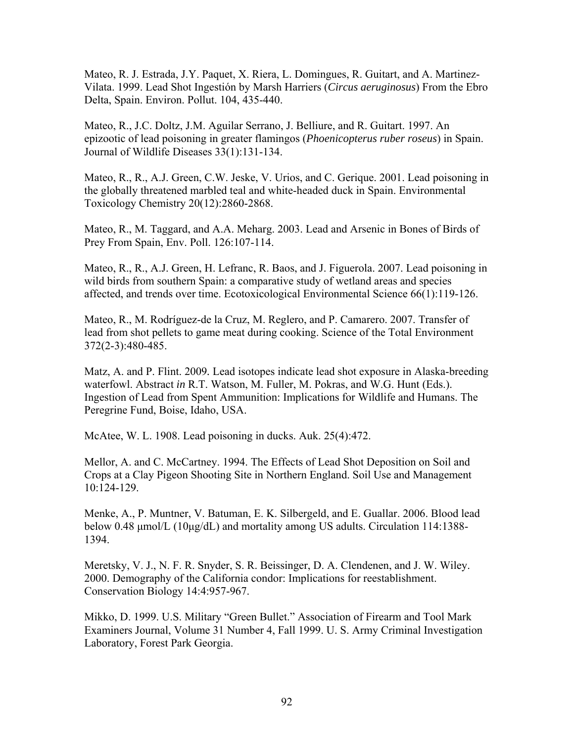Mateo, R. J. Estrada, J.Y. Paquet, X. Riera, L. Domingues, R. Guitart, and A. Martinez-Vilata. 1999. Lead Shot Ingestión by Marsh Harriers (*Circus aeruginosus*) From the Ebro Delta, Spain. Environ. Pollut. 104, 435-440.

Mateo, R., J.C. Doltz, J.M. Aguilar Serrano, J. Belliure, and R. Guitart. 1997. An epizootic of lead poisoning in greater flamingos (*Phoenicopterus ruber roseus*) in Spain. Journal of Wildlife Diseases 33(1):131-134.

Mateo, R., R., A.J. Green, C.W. Jeske, V. Urios, and C. Gerique. 2001. Lead poisoning in the globally threatened marbled teal and white-headed duck in Spain. Environmental Toxicology Chemistry 20(12):2860-2868.

Mateo, R., M. Taggard, and A.A. Meharg. 2003. Lead and Arsenic in Bones of Birds of Prey From Spain, Env. Poll. 126:107-114.

Mateo, R., R., A.J. Green, H. Lefranc, R. Baos, and J. Figuerola. 2007. Lead poisoning in wild birds from southern Spain: a comparative study of wetland areas and species affected, and trends over time. Ecotoxicological Environmental Science 66(1):119-126.

Mateo, R., M. Rodríguez-de la Cruz, M. Reglero, and P. Camarero. 2007. Transfer of lead from shot pellets to game meat during cooking. Science of the Total Environment 372(2-3):480-485.

Matz, A. and P. Flint. 2009. Lead isotopes indicate lead shot exposure in Alaska-breeding waterfowl. Abstract *in* R.T. Watson, M. Fuller, M. Pokras, and W.G. Hunt (Eds.). Ingestion of Lead from Spent Ammunition: Implications for Wildlife and Humans. The Peregrine Fund, Boise, Idaho, USA.

McAtee, W. L. 1908. Lead poisoning in ducks. Auk. 25(4):472.

Mellor, A. and C. McCartney. 1994. The Effects of Lead Shot Deposition on Soil and Crops at a Clay Pigeon Shooting Site in Northern England. Soil Use and Management 10:124-129.

Menke, A., P. Muntner, V. Batuman, E. K. Silbergeld, and E. Guallar. 2006. Blood lead below 0.48 μmol/L (10μg/dL) and mortality among US adults. Circulation 114:1388-1394.

Meretsky, V. J., N. F. R. Snyder, S. R. Beissinger, D. A. Clendenen, and J. W. Wiley. 2000. Demography of the California condor: Implications for reestablishment. Conservation Biology 14:4:957-967.

Mikko, D. 1999. U.S. Military "Green Bullet." Association of Firearm and Tool Mark Examiners Journal, Volume 31 Number 4, Fall 1999. U. S. Army Criminal Investigation Laboratory, Forest Park Georgia.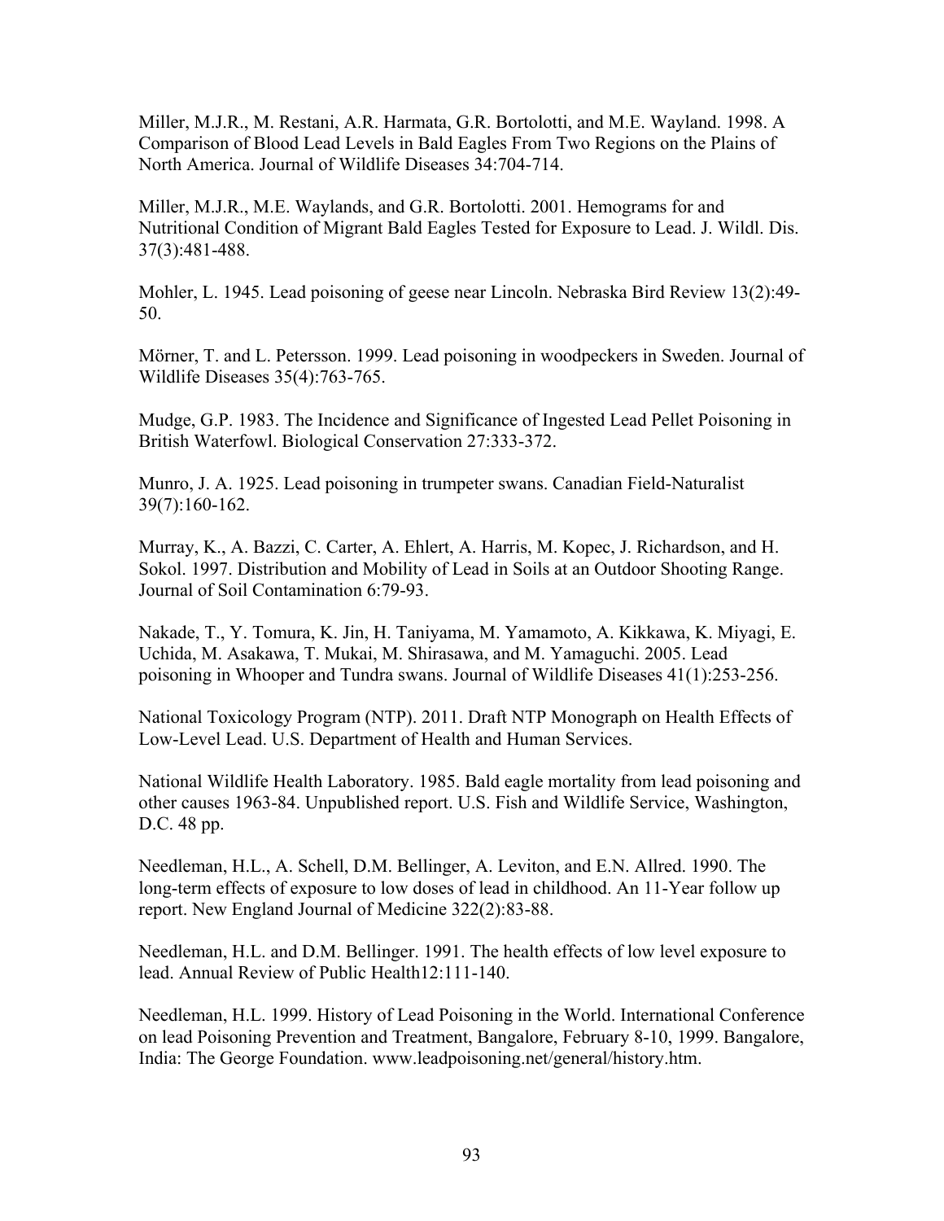Miller, M.J.R., M. Restani, A.R. Harmata, G.R. Bortolotti, and M.E. Wayland. 1998. A Comparison of Blood Lead Levels in Bald Eagles From Two Regions on the Plains of North America. Journal of Wildlife Diseases 34:704-714.

Miller, M.J.R., M.E. Waylands, and G.R. Bortolotti. 2001. Hemograms for and Nutritional Condition of Migrant Bald Eagles Tested for Exposure to Lead. J. Wildl. Dis. 37(3):481-488.

Mohler, L. 1945. Lead poisoning of geese near Lincoln. Nebraska Bird Review 13(2):49-50.

Mörner, T. and L. Petersson. 1999. Lead poisoning in woodpeckers in Sweden. Journal of Wildlife Diseases 35(4):763-765.

Mudge, G.P. 1983. The Incidence and Significance of Ingested Lead Pellet Poisoning in British Waterfowl. Biological Conservation 27:333-372.

Munro, J. A. 1925. Lead poisoning in trumpeter swans. Canadian Field-Naturalist 39(7):160-162.

Murray, K., A. Bazzi, C. Carter, A. Ehlert, A. Harris, M. Kopec, J. Richardson, and H. Sokol. 1997. Distribution and Mobility of Lead in Soils at an Outdoor Shooting Range. Journal of Soil Contamination 6:79-93.

Nakade, T., Y. Tomura, K. Jin, H. Taniyama, M. Yamamoto, A. Kikkawa, K. Miyagi, E. Uchida, M. Asakawa, T. Mukai, M. Shirasawa, and M. Yamaguchi. 2005. Lead poisoning in Whooper and Tundra swans. Journal of Wildlife Diseases 41(1):253-256.

National Toxicology Program (NTP). 2011. Draft NTP Monograph on Health Effects of Low-Level Lead. U.S. Department of Health and Human Services.

National Wildlife Health Laboratory. 1985. Bald eagle mortality from lead poisoning and other causes 1963-84. Unpublished report. U.S. Fish and Wildlife Service, Washington, D.C. 48 pp.

Needleman, H.L., A. Schell, D.M. Bellinger, A. Leviton, and E.N. Allred. 1990. The long-term effects of exposure to low doses of lead in childhood. An 11-Year follow up report. New England Journal of Medicine 322(2):83-88.

Needleman, H.L. and D.M. Bellinger. 1991. The health effects of low level exposure to lead. Annual Review of Public Health12:111-140.

Needleman, H.L. 1999. History of Lead Poisoning in the World. International Conference on lead Poisoning Prevention and Treatment, Bangalore, February 8-10, 1999. Bangalore, India: The George Foundation. www.leadpoisoning.net/general/history.htm.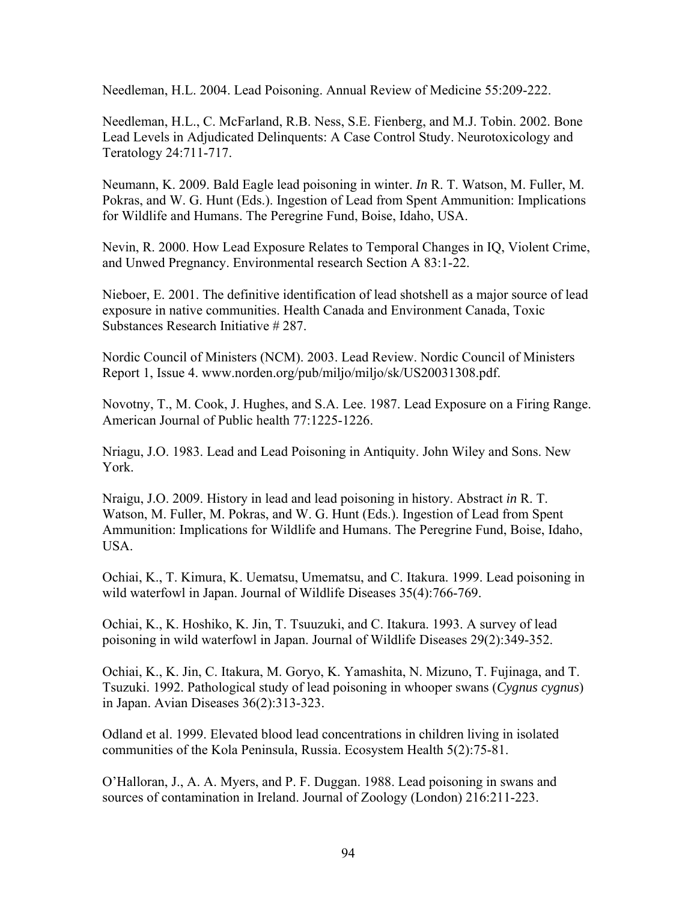Needleman, H.L. 2004. Lead Poisoning. Annual Review of Medicine 55:209-222.

Needleman, H.L., C. McFarland, R.B. Ness, S.E. Fienberg, and M.J. Tobin. 2002. Bone Lead Levels in Adjudicated Delinquents: A Case Control Study. Neurotoxicology and Teratology 24:711-717.

Neumann, K. 2009. Bald Eagle lead poisoning in winter. *In* R. T. Watson, M. Fuller, M. Pokras, and W. G. Hunt (Eds.). Ingestion of Lead from Spent Ammunition: Implications for Wildlife and Humans. The Peregrine Fund, Boise, Idaho, USA.

Nevin, R. 2000. How Lead Exposure Relates to Temporal Changes in IQ, Violent Crime, and Unwed Pregnancy. Environmental research Section A 83:1-22.

Nieboer, E. 2001. The definitive identification of lead shotshell as a major source of lead exposure in native communities. Health Canada and Environment Canada, Toxic Substances Research Initiative # 287.

Nordic Council of Ministers (NCM). 2003. Lead Review. Nordic Council of Ministers Report 1, Issue 4. www.norden.org/pub/miljo/miljo/sk/US20031308.pdf.

Novotny, T., M. Cook, J. Hughes, and S.A. Lee. 1987. Lead Exposure on a Firing Range. American Journal of Public health 77:1225-1226.

Nriagu, J.O. 1983. Lead and Lead Poisoning in Antiquity. John Wiley and Sons. New York.

Nraigu, J.O. 2009. History in lead and lead poisoning in history. Abstract *in* R. T. Watson, M. Fuller, M. Pokras, and W. G. Hunt (Eds.). Ingestion of Lead from Spent Ammunition: Implications for Wildlife and Humans. The Peregrine Fund, Boise, Idaho, USA.

Ochiai, K., T. Kimura, K. Uematsu, Umematsu, and C. Itakura. 1999. Lead poisoning in wild waterfowl in Japan. Journal of Wildlife Diseases 35(4):766-769.

Ochiai, K., K. Hoshiko, K. Jin, T. Tsuuzuki, and C. Itakura. 1993. A survey of lead poisoning in wild waterfowl in Japan. Journal of Wildlife Diseases 29(2):349-352.

Ochiai, K., K. Jin, C. Itakura, M. Goryo, K. Yamashita, N. Mizuno, T. Fujinaga, and T. Tsuzuki. 1992. Pathological study of lead poisoning in whooper swans (*Cygnus cygnus*) in Japan. Avian Diseases 36(2):313-323.

Odland et al. 1999. Elevated blood lead concentrations in children living in isolated communities of the Kola Peninsula, Russia. Ecosystem Health 5(2):75-81.

O'Halloran, J., A. A. Myers, and P. F. Duggan. 1988. Lead poisoning in swans and sources of contamination in Ireland. Journal of Zoology (London) 216:211-223.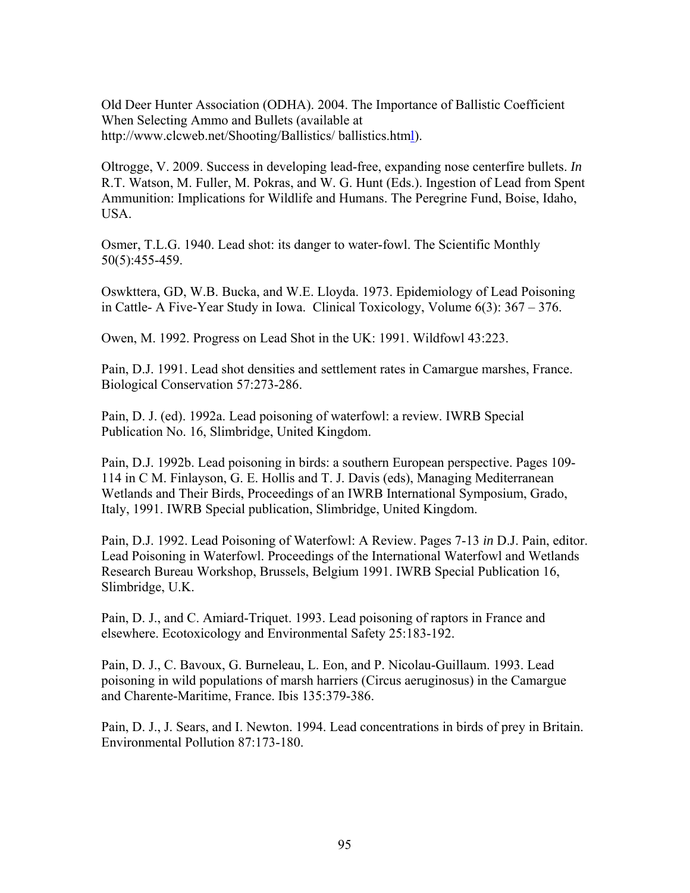Old Deer Hunter Association (ODHA). 2004. The Importance of Ballistic Coefficient When Selecting Ammo and Bullets (available at http://www.clcweb.net/Shooting/Ballistics/ ballistics.html).

Oltrogge, V. 2009. Success in developing lead-free, expanding nose centerfire bullets. *In* R.T. Watson, M. Fuller, M. Pokras, and W. G. Hunt (Eds.). Ingestion of Lead from Spent Ammunition: Implications for Wildlife and Humans. The Peregrine Fund, Boise, Idaho, USA.

Osmer, T.L.G. 1940. Lead shot: its danger to water-fowl. The Scientific Monthly 50(5):455-459.

Oswkttera, GD, W.B. Bucka, and W.E. Lloyda. 1973. Epidemiology of Lead Poisoning in Cattle- A Five-Year Study in Iowa. Clinical Toxicology, Volume 6(3): 367 – 376.

Owen, M. 1992. Progress on Lead Shot in the UK: 1991. Wildfowl 43:223.

Pain, D.J. 1991. Lead shot densities and settlement rates in Camargue marshes, France. Biological Conservation 57:273-286.

Pain, D. J. (ed). 1992a. Lead poisoning of waterfowl: a review. IWRB Special Publication No. 16, Slimbridge, United Kingdom.

Pain, D.J. 1992b. Lead poisoning in birds: a southern European perspective. Pages 109-114 in C M. Finlayson, G. E. Hollis and T. J. Davis (eds), Managing Mediterranean Wetlands and Their Birds, Proceedings of an IWRB International Symposium, Grado, Italy, 1991. IWRB Special publication, Slimbridge, United Kingdom.

Pain, D.J. 1992. Lead Poisoning of Waterfowl: A Review. Pages 7-13 *in* D.J. Pain, editor. Lead Poisoning in Waterfowl. Proceedings of the International Waterfowl and Wetlands Research Bureau Workshop, Brussels, Belgium 1991. IWRB Special Publication 16, Slimbridge, U.K.

Pain, D. J., and C. Amiard-Triquet. 1993. Lead poisoning of raptors in France and elsewhere. Ecotoxicology and Environmental Safety 25:183-192.

Pain, D. J., C. Bavoux, G. Burneleau, L. Eon, and P. Nicolau-Guillaum. 1993. Lead poisoning in wild populations of marsh harriers (Circus aeruginosus) in the Camargue and Charente-Maritime, France. Ibis 135:379-386.

Pain, D. J., J. Sears, and I. Newton. 1994. Lead concentrations in birds of prey in Britain. Environmental Pollution 87:173-180.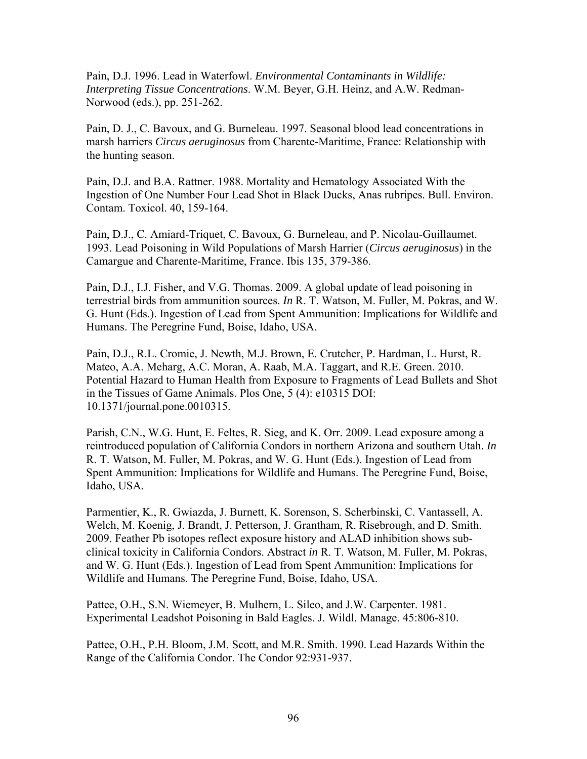Pain, D.J. 1996. Lead in Waterfowl. *Environmental Contaminants in Wildlife: Interpreting Tissue Concentrations*. W.M. Beyer, G.H. Heinz, and A.W. Redman-Norwood (eds.), pp. 251-262.

Pain, D. J., C. Bavoux, and G. Burneleau. 1997. Seasonal blood lead concentrations in marsh harriers *Circus aeruginosus* from Charente-Maritime, France: Relationship with the hunting season.

Pain, D.J. and B.A. Rattner. 1988. Mortality and Hematology Associated With the Ingestion of One Number Four Lead Shot in Black Ducks, Anas rubripes. Bull. Environ. Contam. Toxicol. 40, 159-164.

Pain, D.J., C. Amiard-Triquet, C. Bavoux, G. Burneleau, and P. Nicolau-Guillaumet. 1993. Lead Poisoning in Wild Populations of Marsh Harrier (*Circus aeruginosus*) in the Camargue and Charente-Maritime, France. Ibis 135, 379-386.

Pain, D.J., I.J. Fisher, and V.G. Thomas. 2009. A global update of lead poisoning in terrestrial birds from ammunition sources. *In* R. T. Watson, M. Fuller, M. Pokras, and W. G. Hunt (Eds.). Ingestion of Lead from Spent Ammunition: Implications for Wildlife and Humans. The Peregrine Fund, Boise, Idaho, USA.

Pain, D.J., R.L. Cromie, J. Newth, M.J. Brown, E. Crutcher, P. Hardman, L. Hurst, R. Mateo, A.A. Meharg, A.C. Moran, A. Raab, M.A. Taggart, and R.E. Green. 2010. Potential Hazard to Human Health from Exposure to Fragments of Lead Bullets and Shot in the Tissues of Game Animals. Plos One, 5 (4): e10315 DOI: 10.1371/journal.pone.0010315.

Parish, C.N., W.G. Hunt, E. Feltes, R. Sieg, and K. Orr. 2009. Lead exposure among a reintroduced population of California Condors in northern Arizona and southern Utah. *In* R. T. Watson, M. Fuller, M. Pokras, and W. G. Hunt (Eds.). Ingestion of Lead from Spent Ammunition: Implications for Wildlife and Humans. The Peregrine Fund, Boise, Idaho, USA.

Parmentier, K., R. Gwiazda, J. Burnett, K. Sorenson, S. Scherbinski, C. Vantassell, A. Welch, M. Koenig, J. Brandt, J. Petterson, J. Grantham, R. Risebrough, and D. Smith. 2009. Feather Pb isotopes reflect exposure history and ALAD inhibition shows sub-clinical toxicity in California Condors. Abstract *in* R. T. Watson, M. Fuller, M. Pokras, and W. G. Hunt (Eds.). Ingestion of Lead from Spent Ammunition: Implications for Wildlife and Humans. The Peregrine Fund, Boise, Idaho, USA.

Pattee, O.H., S.N. Wiemeyer, B. Mulhern, L. Sileo, and J.W. Carpenter. 1981. Experimental Leadshot Poisoning in Bald Eagles. J. Wildl. Manage. 45:806-810.

Pattee, O.H., P.H. Bloom, J.M. Scott, and M.R. Smith. 1990. Lead Hazards Within the Range of the California Condor. The Condor 92:931-937.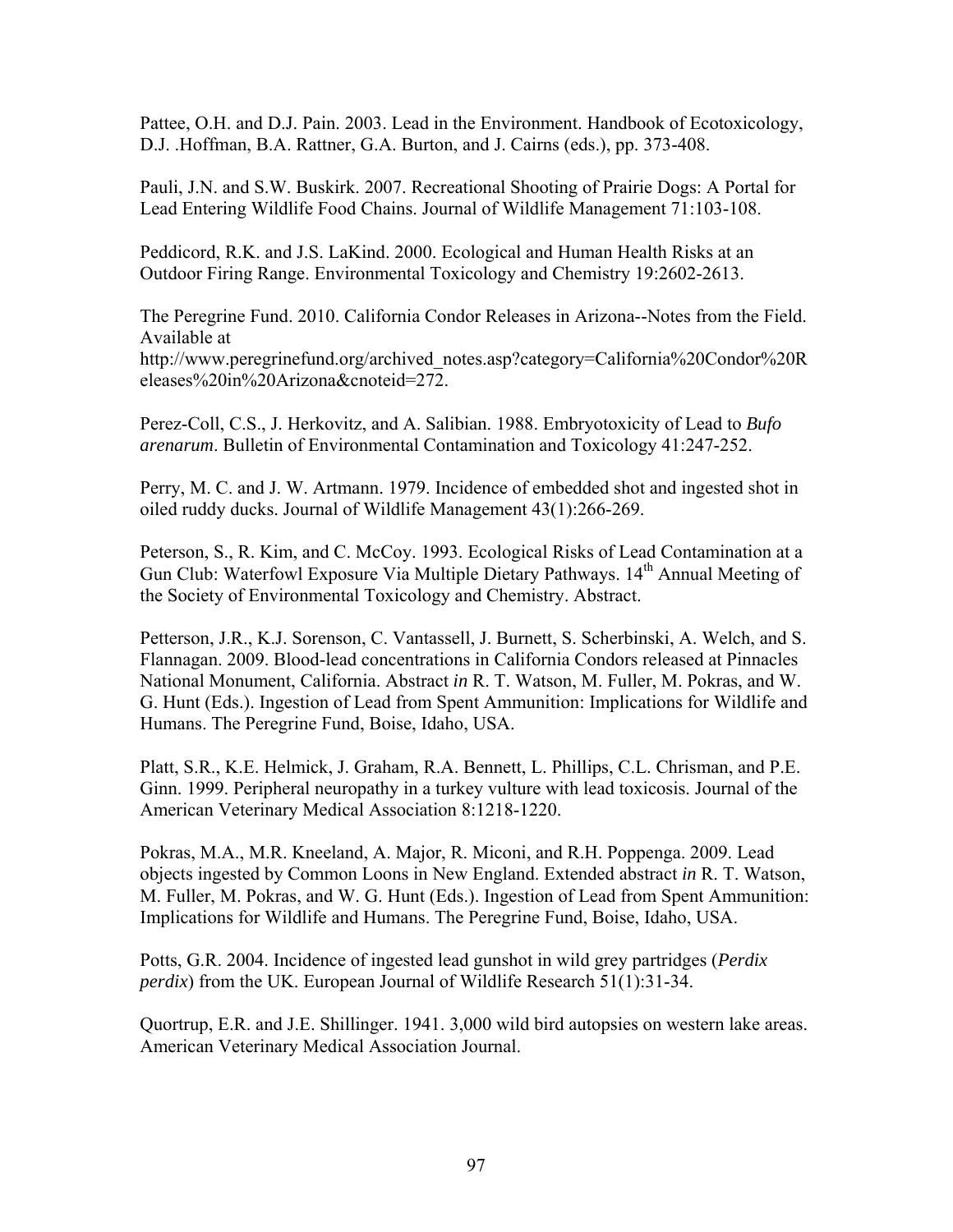Pattee, O.H. and D.J. Pain. 2003. Lead in the Environment. Handbook of Ecotoxicology, D.J. .Hoffman, B.A. Rattner, G.A. Burton, and J. Cairns (eds.), pp. 373-408.

Pauli, J.N. and S.W. Buskirk. 2007. Recreational Shooting of Prairie Dogs: A Portal for Lead Entering Wildlife Food Chains. Journal of Wildlife Management 71:103-108.

Peddicord, R.K. and J.S. LaKind. 2000. Ecological and Human Health Risks at an Outdoor Firing Range. Environmental Toxicology and Chemistry 19:2602-2613.

The Peregrine Fund. 2010. California Condor Releases in Arizona--Notes from the Field. Available at http://www.peregrinefund.org/archived_notes.asp?category=California%20Condor%20Releases%20in%20Arizona&cnoteid=272.

Perez-Coll, C.S., J. Herkovitz, and A. Salibian. 1988. Embryotoxicity of Lead to *Bufo arenarum*. Bulletin of Environmental Contamination and Toxicology 41:247-252.

Perry, M. C. and J. W. Artmann. 1979. Incidence of embedded shot and ingested shot in oiled ruddy ducks. Journal of Wildlife Management 43(1):266-269.

Peterson, S., R. Kim, and C. McCoy. 1993. Ecological Risks of Lead Contamination at a Gun Club: Waterfowl Exposure Via Multiple Dietary Pathways. 14th Annual Meeting of the Society of Environmental Toxicology and Chemistry. Abstract.

Petterson, J.R., K.J. Sorenson, C. Vantassell, J. Burnett, S. Scherbinski, A. Welch, and S. Flannagan. 2009. Blood-lead concentrations in California Condors released at Pinnacles National Monument, California. Abstract *in* R. T. Watson, M. Fuller, M. Pokras, and W. G. Hunt (Eds.). Ingestion of Lead from Spent Ammunition: Implications for Wildlife and Humans. The Peregrine Fund, Boise, Idaho, USA.

Platt, S.R., K.E. Helmick, J. Graham, R.A. Bennett, L. Phillips, C.L. Chrisman, and P.E. Ginn. 1999. Peripheral neuropathy in a turkey vulture with lead toxicosis. Journal of the American Veterinary Medical Association 8:1218-1220.

Pokras, M.A., M.R. Kneeland, A. Major, R. Miconi, and R.H. Poppenga. 2009. Lead objects ingested by Common Loons in New England. Extended abstract *in* R. T. Watson, M. Fuller, M. Pokras, and W. G. Hunt (Eds.). Ingestion of Lead from Spent Ammunition: Implications for Wildlife and Humans. The Peregrine Fund, Boise, Idaho, USA.

Potts, G.R. 2004. Incidence of ingested lead gunshot in wild grey partridges (*Perdix perdix*) from the UK. European Journal of Wildlife Research 51(1):31-34.

Quortrup, E.R. and J.E. Shillinger. 1941. 3,000 wild bird autopsies on western lake areas. American Veterinary Medical Association Journal.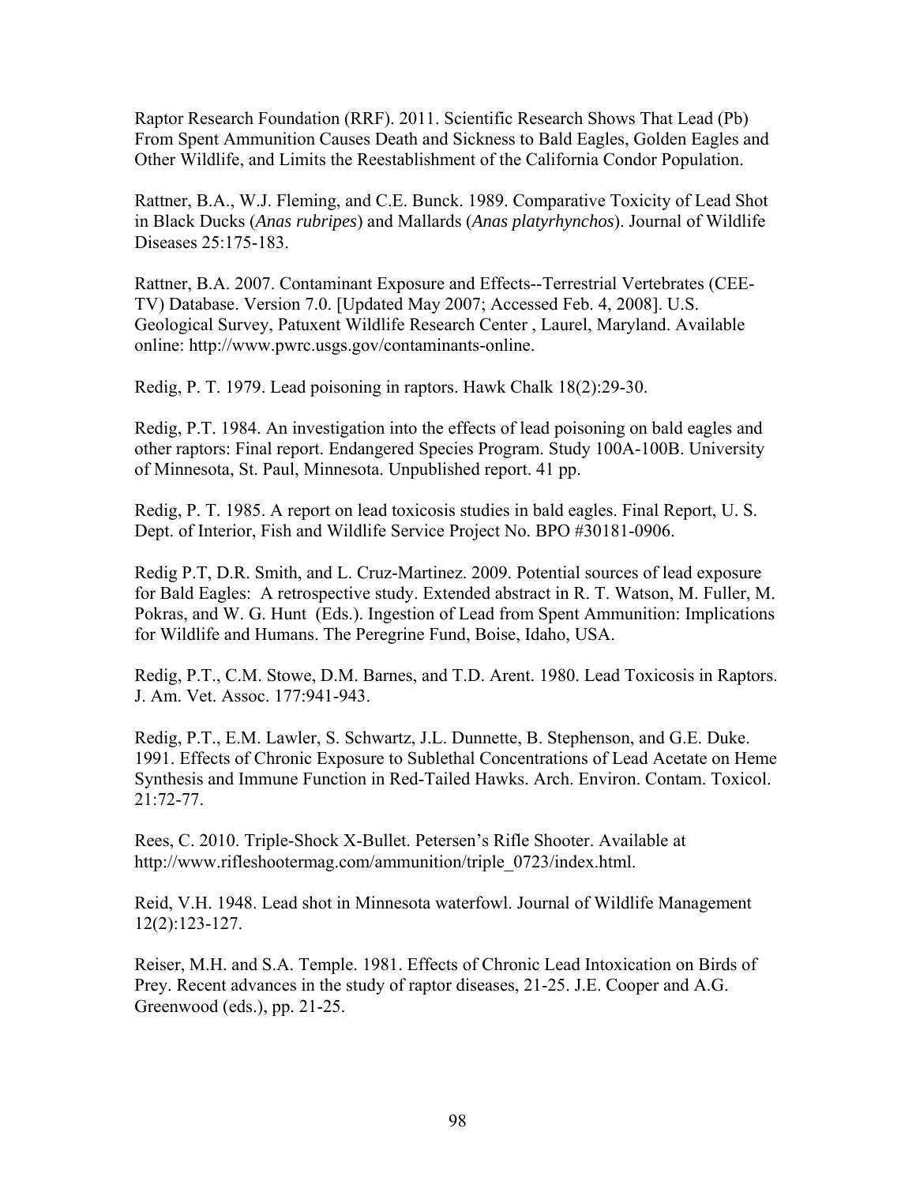Raptor Research Foundation (RRF). 2011. Scientific Research Shows That Lead (Pb) From Spent Ammunition Causes Death and Sickness to Bald Eagles, Golden Eagles and Other Wildlife, and Limits the Reestablishment of the California Condor Population.

Rattner, B.A., W.J. Fleming, and C.E. Bunck. 1989. Comparative Toxicity of Lead Shot in Black Ducks (*Anas rubripes*) and Mallards (*Anas platyrhynchos*). Journal of Wildlife Diseases 25:175-183.

Rattner, B.A. 2007. Contaminant Exposure and Effects--Terrestrial Vertebrates (CEE-TV) Database. Version 7.0. [Updated May 2007; Accessed Feb. 4, 2008]. U.S. Geological Survey, Patuxent Wildlife Research Center , Laurel, Maryland. Available online: http://www.pwrc.usgs.gov/contaminants-online.

Redig, P. T. 1979. Lead poisoning in raptors. Hawk Chalk 18(2):29-30.

Redig, P.T. 1984. An investigation into the effects of lead poisoning on bald eagles and other raptors: Final report. Endangered Species Program. Study 100A-100B. University of Minnesota, St. Paul, Minnesota. Unpublished report. 41 pp.

Redig, P. T. 1985. A report on lead toxicosis studies in bald eagles. Final Report, U. S. Dept. of Interior, Fish and Wildlife Service Project No. BPO #30181-0906.

Redig P.T, D.R. Smith, and L. Cruz-Martinez. 2009. Potential sources of lead exposure for Bald Eagles: A retrospective study. Extended abstract in R. T. Watson, M. Fuller, M. Pokras, and W. G. Hunt (Eds.). Ingestion of Lead from Spent Ammunition: Implications for Wildlife and Humans. The Peregrine Fund, Boise, Idaho, USA.

Redig, P.T., C.M. Stowe, D.M. Barnes, and T.D. Arent. 1980. Lead Toxicosis in Raptors. J. Am. Vet. Assoc. 177:941-943.

Redig, P.T., E.M. Lawler, S. Schwartz, J.L. Dunnette, B. Stephenson, and G.E. Duke. 1991. Effects of Chronic Exposure to Sublethal Concentrations of Lead Acetate on Heme Synthesis and Immune Function in Red-Tailed Hawks. Arch. Environ. Contam. Toxicol. 21:72-77.

Rees, C. 2010. Triple-Shock X-Bullet. Petersen's Rifle Shooter. Available at http://www.rifleshootermag.com/ammunition/triple_0723/index.html.

Reid, V.H. 1948. Lead shot in Minnesota waterfowl. Journal of Wildlife Management 12(2):123-127.

Reiser, M.H. and S.A. Temple. 1981. Effects of Chronic Lead Intoxication on Birds of Prey. Recent advances in the study of raptor diseases, 21-25. J.E. Cooper and A.G. Greenwood (eds.), pp. 21-25.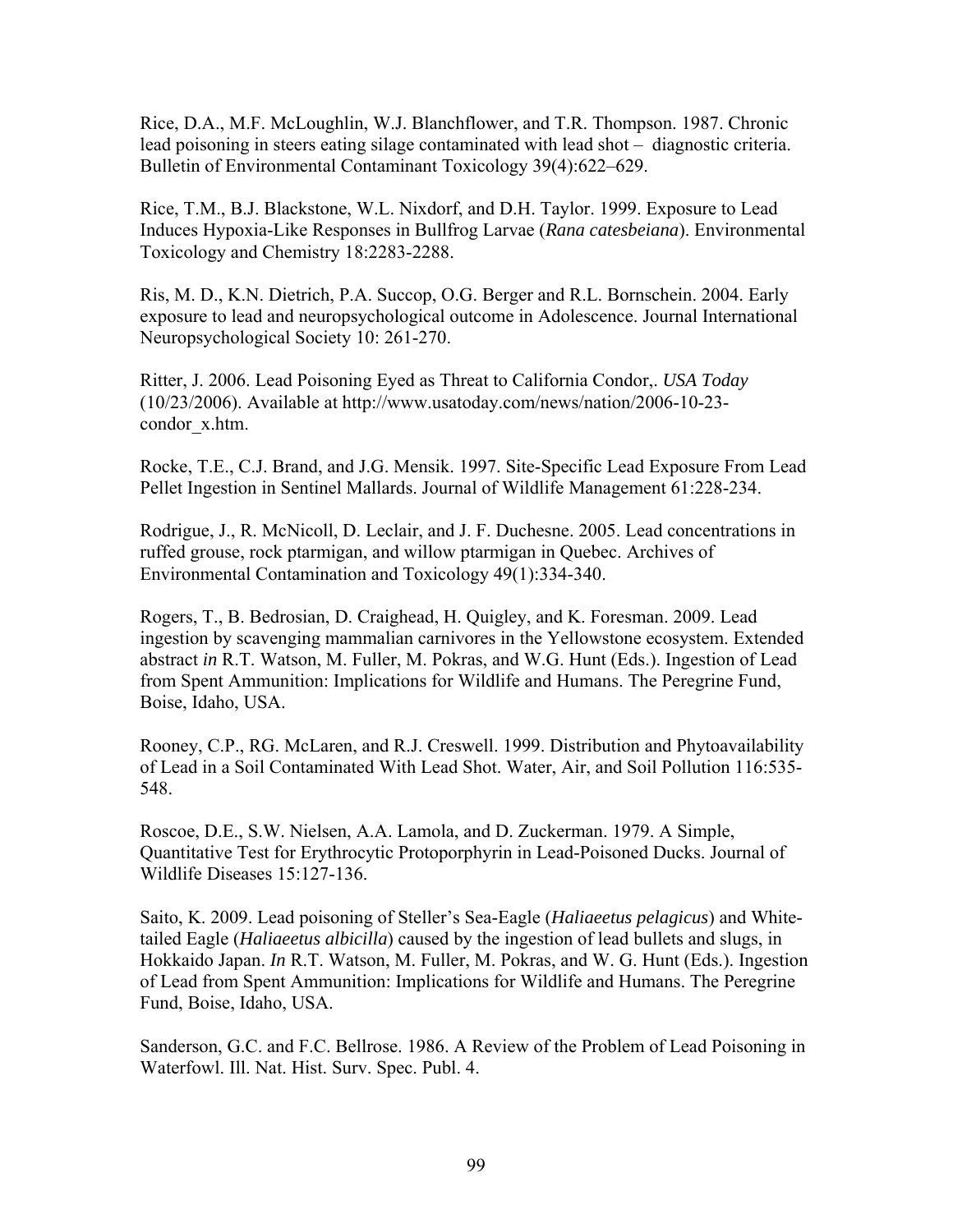Rice, D.A., M.F. McLoughlin, W.J. Blanchflower, and T.R. Thompson. 1987. Chronic lead poisoning in steers eating silage contaminated with lead shot – diagnostic criteria. Bulletin of Environmental Contaminant Toxicology 39(4):622–629.

Rice, T.M., B.J. Blackstone, W.L. Nixdorf, and D.H. Taylor. 1999. Exposure to Lead Induces Hypoxia-Like Responses in Bullfrog Larvae (*Rana catesbeiana*). Environmental Toxicology and Chemistry 18:2283-2288.

Ris, M. D., K.N. Dietrich, P.A. Succop, O.G. Berger and R.L. Bornschein. 2004. Early exposure to lead and neuropsychological outcome in Adolescence. Journal International Neuropsychological Society 10: 261-270.

Ritter, J. 2006. Lead Poisoning Eyed as Threat to California Condor,. *USA Today* (10/23/2006). Available at http://www.usatoday.com/news/nation/2006-10-23-condor_x.htm.

Rocke, T.E., C.J. Brand, and J.G. Mensik. 1997. Site-Specific Lead Exposure From Lead Pellet Ingestion in Sentinel Mallards. Journal of Wildlife Management 61:228-234.

Rodrigue, J., R. McNicoll, D. Leclair, and J. F. Duchesne. 2005. Lead concentrations in ruffed grouse, rock ptarmigan, and willow ptarmigan in Quebec. Archives of Environmental Contamination and Toxicology 49(1):334-340.

Rogers, T., B. Bedrosian, D. Craighead, H. Quigley, and K. Foresman. 2009. Lead ingestion by scavenging mammalian carnivores in the Yellowstone ecosystem. Extended abstract *in* R.T. Watson, M. Fuller, M. Pokras, and W.G. Hunt (Eds.). Ingestion of Lead from Spent Ammunition: Implications for Wildlife and Humans. The Peregrine Fund, Boise, Idaho, USA.

Rooney, C.P., RG. McLaren, and R.J. Creswell. 1999. Distribution and Phytoavailability of Lead in a Soil Contaminated With Lead Shot. Water, Air, and Soil Pollution 116:535-548.

Roscoe, D.E., S.W. Nielsen, A.A. Lamola, and D. Zuckerman. 1979. A Simple, Quantitative Test for Erythrocytic Protoporphyrin in Lead-Poisoned Ducks. Journal of Wildlife Diseases 15:127-136.

Saito, K. 2009. Lead poisoning of Steller's Sea-Eagle (*Haliaeetus pelagicus*) and White-tailed Eagle (*Haliaeetus albicilla*) caused by the ingestion of lead bullets and slugs, in Hokkaido Japan. *In* R.T. Watson, M. Fuller, M. Pokras, and W. G. Hunt (Eds.). Ingestion of Lead from Spent Ammunition: Implications for Wildlife and Humans. The Peregrine Fund, Boise, Idaho, USA.

Sanderson, G.C. and F.C. Bellrose. 1986. A Review of the Problem of Lead Poisoning in Waterfowl. Ill. Nat. Hist. Surv. Spec. Publ. 4.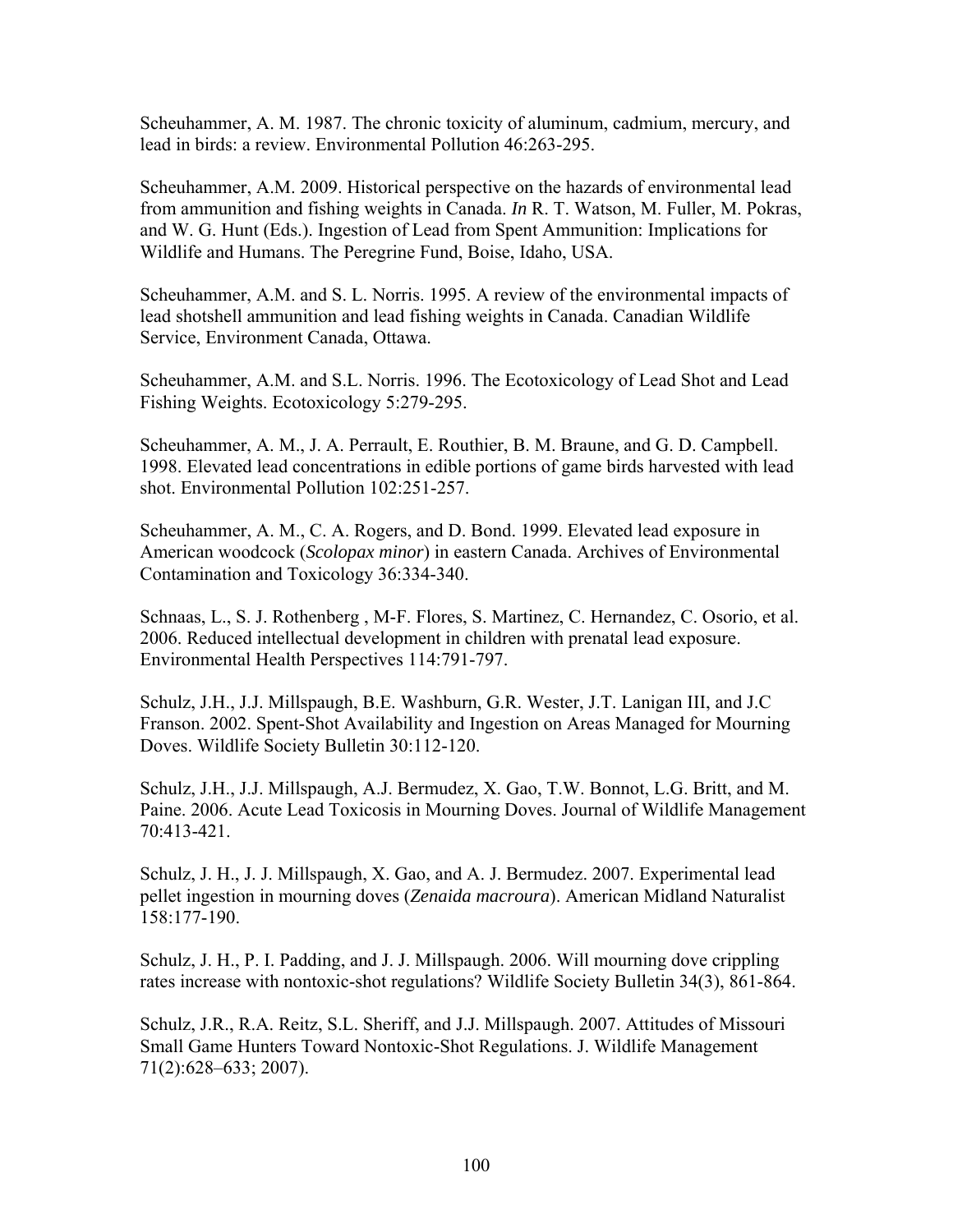Scheuhammer, A. M. 1987. The chronic toxicity of aluminum, cadmium, mercury, and lead in birds: a review. Environmental Pollution 46:263-295.

Scheuhammer, A.M. 2009. Historical perspective on the hazards of environmental lead from ammunition and fishing weights in Canada. *In* R. T. Watson, M. Fuller, M. Pokras, and W. G. Hunt (Eds.). Ingestion of Lead from Spent Ammunition: Implications for Wildlife and Humans. The Peregrine Fund, Boise, Idaho, USA.

Scheuhammer, A.M. and S. L. Norris. 1995. A review of the environmental impacts of lead shotshell ammunition and lead fishing weights in Canada. Canadian Wildlife Service, Environment Canada, Ottawa.

Scheuhammer, A.M. and S.L. Norris. 1996. The Ecotoxicology of Lead Shot and Lead Fishing Weights. Ecotoxicology 5:279-295.

Scheuhammer, A. M., J. A. Perrault, E. Routhier, B. M. Braune, and G. D. Campbell. 1998. Elevated lead concentrations in edible portions of game birds harvested with lead shot. Environmental Pollution 102:251-257.

Scheuhammer, A. M., C. A. Rogers, and D. Bond. 1999. Elevated lead exposure in American woodcock (*Scolopax minor*) in eastern Canada. Archives of Environmental Contamination and Toxicology 36:334-340.

Schnaas, L., S. J. Rothenberg , M-F. Flores, S. Martinez, C. Hernandez, C. Osorio, et al. 2006. Reduced intellectual development in children with prenatal lead exposure. Environmental Health Perspectives 114:791-797.

Schulz, J.H., J.J. Millspaugh, B.E. Washburn, G.R. Wester, J.T. Lanigan III, and J.C Franson. 2002. Spent-Shot Availability and Ingestion on Areas Managed for Mourning Doves. Wildlife Society Bulletin 30:112-120.

Schulz, J.H., J.J. Millspaugh, A.J. Bermudez, X. Gao, T.W. Bonnot, L.G. Britt, and M. Paine. 2006. Acute Lead Toxicosis in Mourning Doves. Journal of Wildlife Management 70:413-421.

Schulz, J. H., J. J. Millspaugh, X. Gao, and A. J. Bermudez. 2007. Experimental lead pellet ingestion in mourning doves (*Zenaida macroura*). American Midland Naturalist 158:177-190.

Schulz, J. H., P. I. Padding, and J. J. Millspaugh. 2006. Will mourning dove crippling rates increase with nontoxic-shot regulations? Wildlife Society Bulletin 34(3), 861-864.

Schulz, J.R., R.A. Reitz, S.L. Sheriff, and J.J. Millspaugh. 2007. Attitudes of Missouri Small Game Hunters Toward Nontoxic-Shot Regulations. J. Wildlife Management 71(2):628–633; 2007).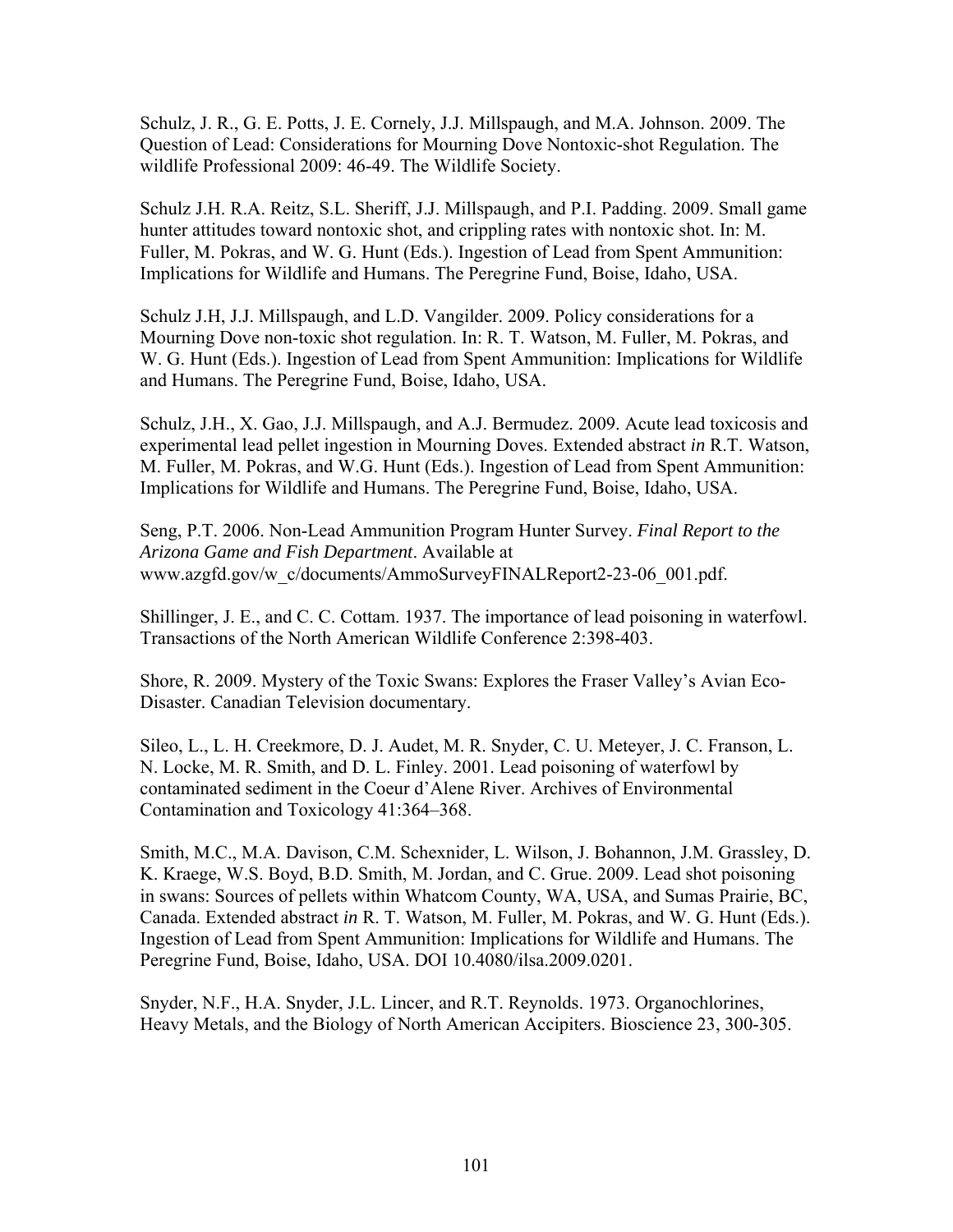Schulz, J. R., G. E. Potts, J. E. Cornely, J.J. Millspaugh, and M.A. Johnson. 2009. The Question of Lead: Considerations for Mourning Dove Nontoxic-shot Regulation. The wildlife Professional 2009: 46-49. The Wildlife Society.

Schulz J.H. R.A. Reitz, S.L. Sheriff, J.J. Millspaugh, and P.I. Padding. 2009. Small game hunter attitudes toward nontoxic shot, and crippling rates with nontoxic shot. In: M. Fuller, M. Pokras, and W. G. Hunt (Eds.). Ingestion of Lead from Spent Ammunition: Implications for Wildlife and Humans. The Peregrine Fund, Boise, Idaho, USA.

Schulz J.H, J.J. Millspaugh, and L.D. Vangilder. 2009. Policy considerations for a Mourning Dove non-toxic shot regulation. In: R. T. Watson, M. Fuller, M. Pokras, and W. G. Hunt (Eds.). Ingestion of Lead from Spent Ammunition: Implications for Wildlife and Humans. The Peregrine Fund, Boise, Idaho, USA.

Schulz, J.H., X. Gao, J.J. Millspaugh, and A.J. Bermudez. 2009. Acute lead toxicosis and experimental lead pellet ingestion in Mourning Doves. Extended abstract ***in*** R.T. Watson, M. Fuller, M. Pokras, and W.G. Hunt (Eds.). Ingestion of Lead from Spent Ammunition: Implications for Wildlife and Humans. The Peregrine Fund, Boise, Idaho, USA.

Seng, P.T. 2006. Non-Lead Ammunition Program Hunter Survey. *Final Report to the Arizona Game and Fish Department*. Available at www.azgfd.gov/w_c/documents/AmmoSurveyFINALReport2-23-06_001.pdf.

Shillinger, J. E., and C. C. Cottam. 1937. The importance of lead poisoning in waterfowl. Transactions of the North American Wildlife Conference 2:398-403.

Shore, R. 2009. Mystery of the Toxic Swans: Explores the Fraser Valley's Avian Eco-Disaster. Canadian Television documentary.

Sileo, L., L. H. Creekmore, D. J. Audet, M. R. Snyder, C. U. Meteyer, J. C. Franson, L. N. Locke, M. R. Smith, and D. L. Finley. 2001. Lead poisoning of waterfowl by contaminated sediment in the Coeur d'Alene River. Archives of Environmental Contamination and Toxicology 41:364–368.

Smith, M.C., M.A. Davison, C.M. Schexnider, L. Wilson, J. Bohannon, J.M. Grassley, D. K. Kraege, W.S. Boyd, B.D. Smith, M. Jordan, and C. Grue. 2009. Lead shot poisoning in swans: Sources of pellets within Whatcom County, WA, USA, and Sumas Prairie, BC, Canada. Extended abstract ***in*** R. T. Watson, M. Fuller, M. Pokras, and W. G. Hunt (Eds.). Ingestion of Lead from Spent Ammunition: Implications for Wildlife and Humans. The Peregrine Fund, Boise, Idaho, USA. DOI 10.4080/ilsa.2009.0201.

Snyder, N.F., H.A. Snyder, J.L. Lincer, and R.T. Reynolds. 1973. Organochlorines, Heavy Metals, and the Biology of North American Accipiters. Bioscience 23, 300-305.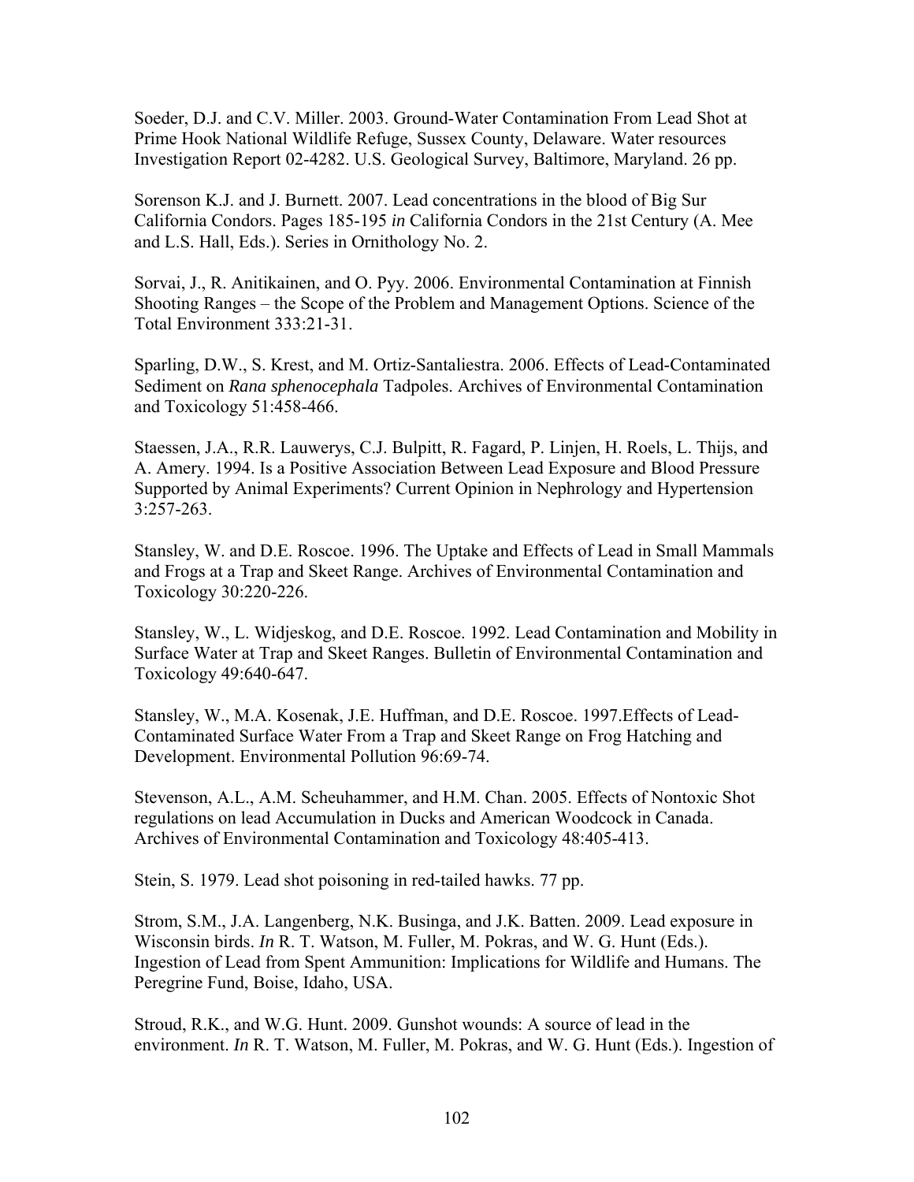Soeder, D.J. and C.V. Miller. 2003. Ground-Water Contamination From Lead Shot at Prime Hook National Wildlife Refuge, Sussex County, Delaware. Water resources Investigation Report 02-4282. U.S. Geological Survey, Baltimore, Maryland. 26 pp.

Sorenson K.J. and J. Burnett. 2007. Lead concentrations in the blood of Big Sur California Condors. Pages 185-195 *in* California Condors in the 21st Century (A. Mee and L.S. Hall, Eds.). Series in Ornithology No. 2.

Sorvai, J., R. Anitikainen, and O. Pyy. 2006. Environmental Contamination at Finnish Shooting Ranges – the Scope of the Problem and Management Options. Science of the Total Environment 333:21-31.

Sparling, D.W., S. Krest, and M. Ortiz-Santaliestra. 2006. Effects of Lead-Contaminated Sediment on *Rana sphenocephala* Tadpoles. Archives of Environmental Contamination and Toxicology 51:458-466.

Staessen, J.A., R.R. Lauwerys, C.J. Bulpitt, R. Fagard, P. Linjen, H. Roels, L. Thijs, and A. Amery. 1994. Is a Positive Association Between Lead Exposure and Blood Pressure Supported by Animal Experiments? Current Opinion in Nephrology and Hypertension 3:257-263.

Stansley, W. and D.E. Roscoe. 1996. The Uptake and Effects of Lead in Small Mammals and Frogs at a Trap and Skeet Range. Archives of Environmental Contamination and Toxicology 30:220-226.

Stansley, W., L. Widjeskog, and D.E. Roscoe. 1992. Lead Contamination and Mobility in Surface Water at Trap and Skeet Ranges. Bulletin of Environmental Contamination and Toxicology 49:640-647.

Stansley, W., M.A. Kosenak, J.E. Huffman, and D.E. Roscoe. 1997.Effects of Lead-Contaminated Surface Water From a Trap and Skeet Range on Frog Hatching and Development. Environmental Pollution 96:69-74.

Stevenson, A.L., A.M. Scheuhammer, and H.M. Chan. 2005. Effects of Nontoxic Shot regulations on lead Accumulation in Ducks and American Woodcock in Canada. Archives of Environmental Contamination and Toxicology 48:405-413.

Stein, S. 1979. Lead shot poisoning in red-tailed hawks. 77 pp.

Strom, S.M., J.A. Langenberg, N.K. Businga, and J.K. Batten. 2009. Lead exposure in Wisconsin birds. *In* R. T. Watson, M. Fuller, M. Pokras, and W. G. Hunt (Eds.). Ingestion of Lead from Spent Ammunition: Implications for Wildlife and Humans. The Peregrine Fund, Boise, Idaho, USA.

Stroud, R.K., and W.G. Hunt. 2009. Gunshot wounds: A source of lead in the environment. *In* R. T. Watson, M. Fuller, M. Pokras, and W. G. Hunt (Eds.). Ingestion of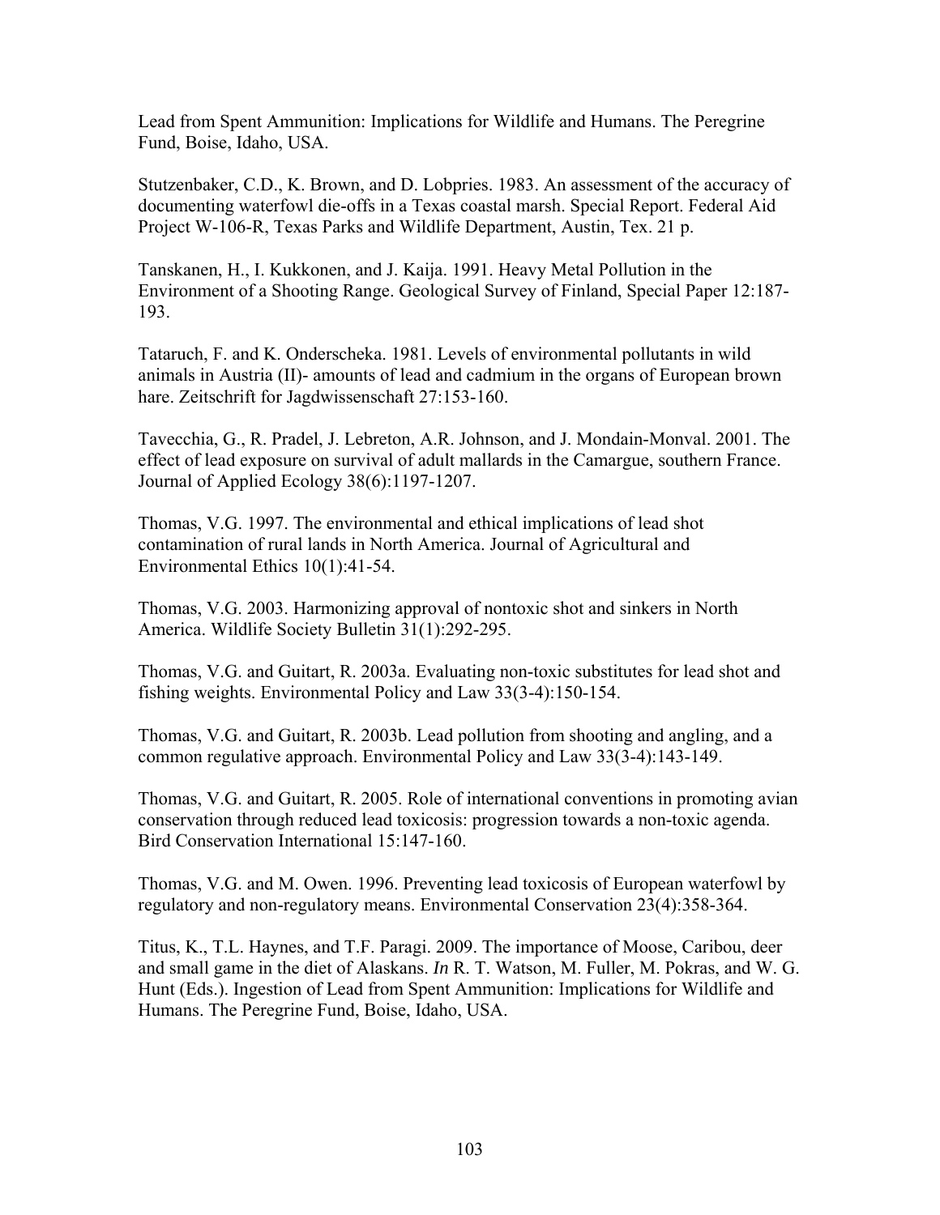Lead from Spent Ammunition: Implications for Wildlife and Humans. The Peregrine Fund, Boise, Idaho, USA.

Stutzenbaker, C.D., K. Brown, and D. Lobpries. 1983. An assessment of the accuracy of documenting waterfowl die-offs in a Texas coastal marsh. Special Report. Federal Aid Project W-106-R, Texas Parks and Wildlife Department, Austin, Tex. 21 p.

Tanskanen, H., I. Kukkonen, and J. Kaija. 1991. Heavy Metal Pollution in the Environment of a Shooting Range. Geological Survey of Finland, Special Paper 12:187-193.

Tataruch, F. and K. Onderscheka. 1981. Levels of environmental pollutants in wild animals in Austria (II)- amounts of lead and cadmium in the organs of European brown hare. Zeitschrift for Jagdwissenschaft 27:153-160.

Tavecchia, G., R. Pradel, J. Lebreton, A.R. Johnson, and J. Mondain-Monval. 2001. The effect of lead exposure on survival of adult mallards in the Camargue, southern France. Journal of Applied Ecology 38(6):1197-1207.

Thomas, V.G. 1997. The environmental and ethical implications of lead shot contamination of rural lands in North America. Journal of Agricultural and Environmental Ethics 10(1):41-54.

Thomas, V.G. 2003. Harmonizing approval of nontoxic shot and sinkers in North America. Wildlife Society Bulletin 31(1):292-295.

Thomas, V.G. and Guitart, R. 2003a. Evaluating non-toxic substitutes for lead shot and fishing weights. Environmental Policy and Law 33(3-4):150-154.

Thomas, V.G. and Guitart, R. 2003b. Lead pollution from shooting and angling, and a common regulative approach. Environmental Policy and Law 33(3-4):143-149.

Thomas, V.G. and Guitart, R. 2005. Role of international conventions in promoting avian conservation through reduced lead toxicosis: progression towards a non-toxic agenda. Bird Conservation International 15:147-160.

Thomas, V.G. and M. Owen. 1996. Preventing lead toxicosis of European waterfowl by regulatory and non-regulatory means. Environmental Conservation 23(4):358-364.

Titus, K., T.L. Haynes, and T.F. Paragi. 2009. The importance of Moose, Caribou, deer and small game in the diet of Alaskans. *In* R. T. Watson, M. Fuller, M. Pokras, and W. G. Hunt (Eds.). Ingestion of Lead from Spent Ammunition: Implications for Wildlife and Humans. The Peregrine Fund, Boise, Idaho, USA.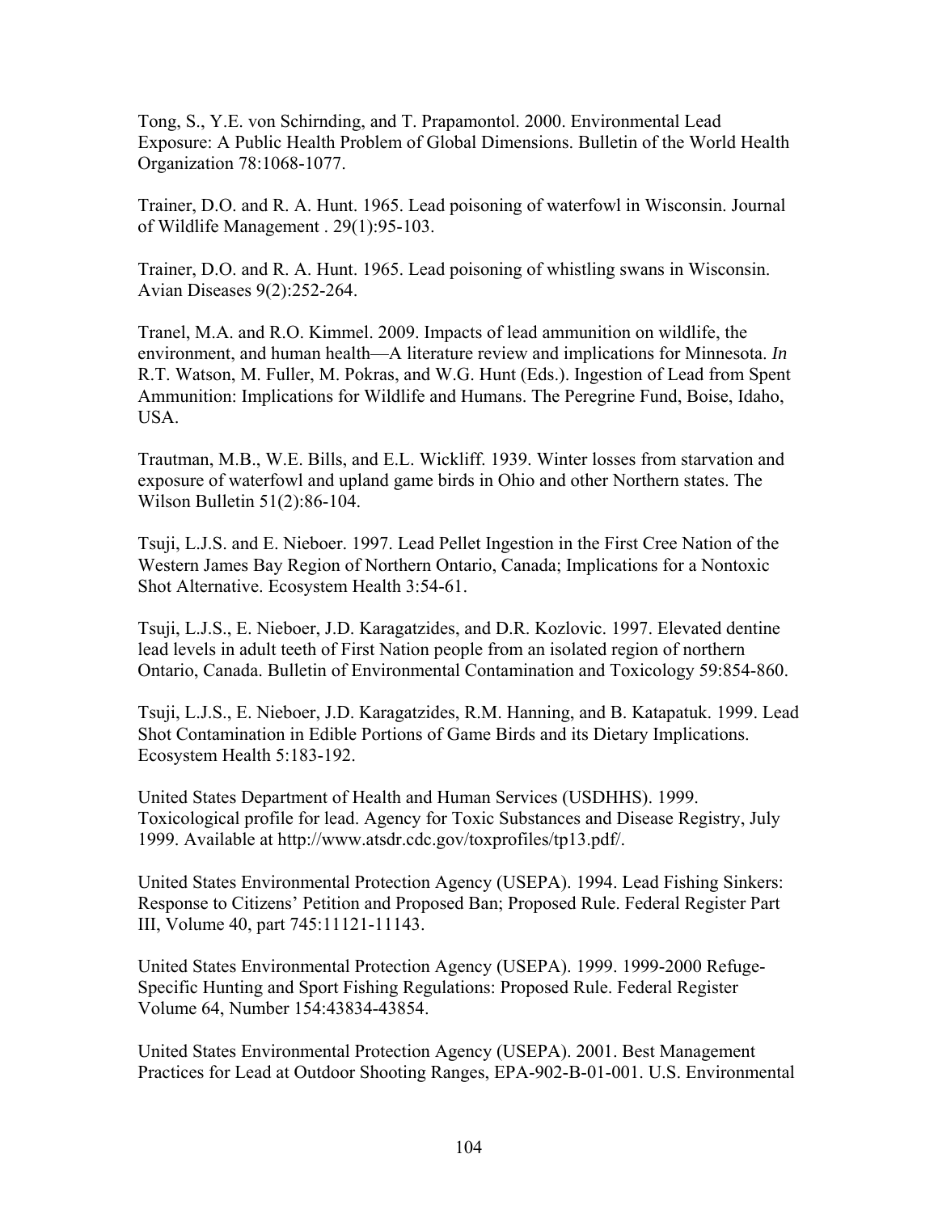Tong, S., Y.E. von Schirnding, and T. Prapamontol. 2000. Environmental Lead Exposure: A Public Health Problem of Global Dimensions. Bulletin of the World Health Organization 78:1068-1077.

Trainer, D.O. and R. A. Hunt. 1965. Lead poisoning of waterfowl in Wisconsin. Journal of Wildlife Management . 29(1):95-103.

Trainer, D.O. and R. A. Hunt. 1965. Lead poisoning of whistling swans in Wisconsin. Avian Diseases 9(2):252-264.

Tranel, M.A. and R.O. Kimmel. 2009. Impacts of lead ammunition on wildlife, the environment, and human health—A literature review and implications for Minnesota. *In* R.T. Watson, M. Fuller, M. Pokras, and W.G. Hunt (Eds.). Ingestion of Lead from Spent Ammunition: Implications for Wildlife and Humans. The Peregrine Fund, Boise, Idaho, USA.

Trautman, M.B., W.E. Bills, and E.L. Wickliff. 1939. Winter losses from starvation and exposure of waterfowl and upland game birds in Ohio and other Northern states. The Wilson Bulletin 51(2):86-104.

Tsuji, L.J.S. and E. Nieboer. 1997. Lead Pellet Ingestion in the First Cree Nation of the Western James Bay Region of Northern Ontario, Canada; Implications for a Nontoxic Shot Alternative. Ecosystem Health 3:54-61.

Tsuji, L.J.S., E. Nieboer, J.D. Karagatzides, and D.R. Kozlovic. 1997. Elevated dentine lead levels in adult teeth of First Nation people from an isolated region of northern Ontario, Canada. Bulletin of Environmental Contamination and Toxicology 59:854-860.

Tsuji, L.J.S., E. Nieboer, J.D. Karagatzides, R.M. Hanning, and B. Katapatuk. 1999. Lead Shot Contamination in Edible Portions of Game Birds and its Dietary Implications. Ecosystem Health 5:183-192.

United States Department of Health and Human Services (USDHHS). 1999. Toxicological profile for lead. Agency for Toxic Substances and Disease Registry, July 1999. Available at http://www.atsdr.cdc.gov/toxprofiles/tp13.pdf/.

United States Environmental Protection Agency (USEPA). 1994. Lead Fishing Sinkers: Response to Citizens' Petition and Proposed Ban; Proposed Rule. Federal Register Part III, Volume 40, part 745:11121-11143.

United States Environmental Protection Agency (USEPA). 1999. 1999-2000 Refuge-Specific Hunting and Sport Fishing Regulations: Proposed Rule. Federal Register Volume 64, Number 154:43834-43854.

United States Environmental Protection Agency (USEPA). 2001. Best Management Practices for Lead at Outdoor Shooting Ranges, EPA-902-B-01-001. U.S. Environmental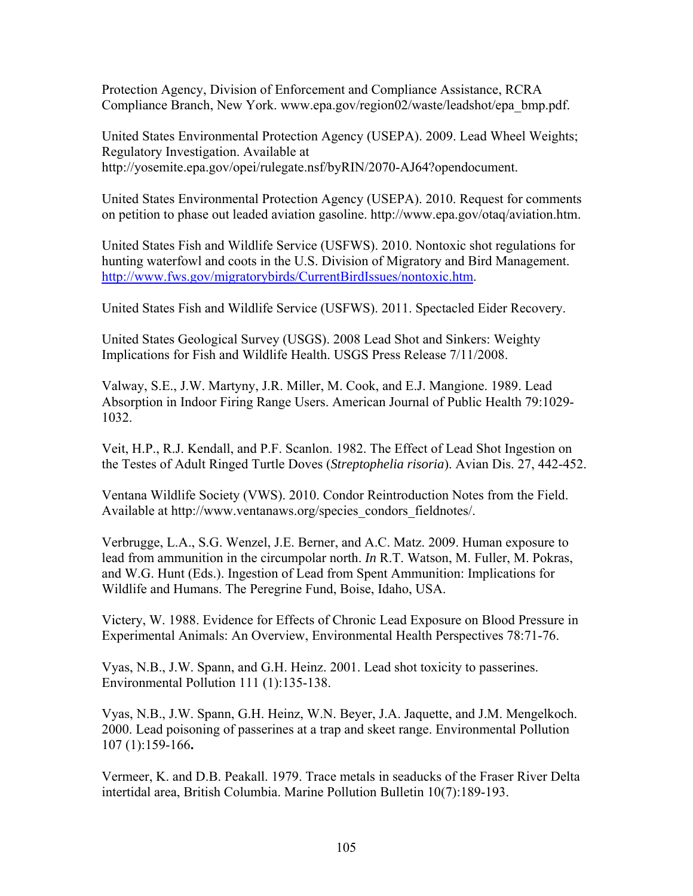Protection Agency, Division of Enforcement and Compliance Assistance, RCRA Compliance Branch, New York. www.epa.gov/region02/waste/leadshot/epa_bmp.pdf.

United States Environmental Protection Agency (USEPA). 2009. Lead Wheel Weights; Regulatory Investigation. Available at http://yosemite.epa.gov/opei/rulegate.nsf/byRIN/2070-AJ64?opendocument.

United States Environmental Protection Agency (USEPA). 2010. Request for comments on petition to phase out leaded aviation gasoline. http://www.epa.gov/otaq/aviation.htm.

United States Fish and Wildlife Service (USFWS). 2010. Nontoxic shot regulations for hunting waterfowl and coots in the U.S. Division of Migratory and Bird Management. http://www.fws.gov/migratorybirds/CurrentBirdIssues/nontoxic.htm.

United States Fish and Wildlife Service (USFWS). 2011. Spectacled Eider Recovery.

United States Geological Survey (USGS). 2008 Lead Shot and Sinkers: Weighty Implications for Fish and Wildlife Health. USGS Press Release 7/11/2008.

Valway, S.E., J.W. Martyny, J.R. Miller, M. Cook, and E.J. Mangione. 1989. Lead Absorption in Indoor Firing Range Users. American Journal of Public Health 79:1029-1032.

Veit, H.P., R.J. Kendall, and P.F. Scanlon. 1982. The Effect of Lead Shot Ingestion on the Testes of Adult Ringed Turtle Doves (*Streptophelia risoria*). Avian Dis. 27, 442-452.

Ventana Wildlife Society (VWS). 2010. Condor Reintroduction Notes from the Field. Available at http://www.ventanaws.org/species_condors_fieldnotes/.

Verbrugge, L.A., S.G. Wenzel, J.E. Berner, and A.C. Matz. 2009. Human exposure to lead from ammunition in the circumpolar north. *In* R.T. Watson, M. Fuller, M. Pokras, and W.G. Hunt (Eds.). Ingestion of Lead from Spent Ammunition: Implications for Wildlife and Humans. The Peregrine Fund, Boise, Idaho, USA.

Victery, W. 1988. Evidence for Effects of Chronic Lead Exposure on Blood Pressure in Experimental Animals: An Overview, Environmental Health Perspectives 78:71-76.

Vyas, N.B., J.W. Spann, and G.H. Heinz. 2001. Lead shot toxicity to passerines. Environmental Pollution 111 (1):135-138.

Vyas, N.B., J.W. Spann, G.H. Heinz, W.N. Beyer, J.A. Jaquette, and J.M. Mengelkoch. 2000. Lead poisoning of passerines at a trap and skeet range. Environmental Pollution 107 (1):159-166**.**

Vermeer, K. and D.B. Peakall. 1979. Trace metals in seaducks of the Fraser River Delta intertidal area, British Columbia. Marine Pollution Bulletin 10(7):189-193.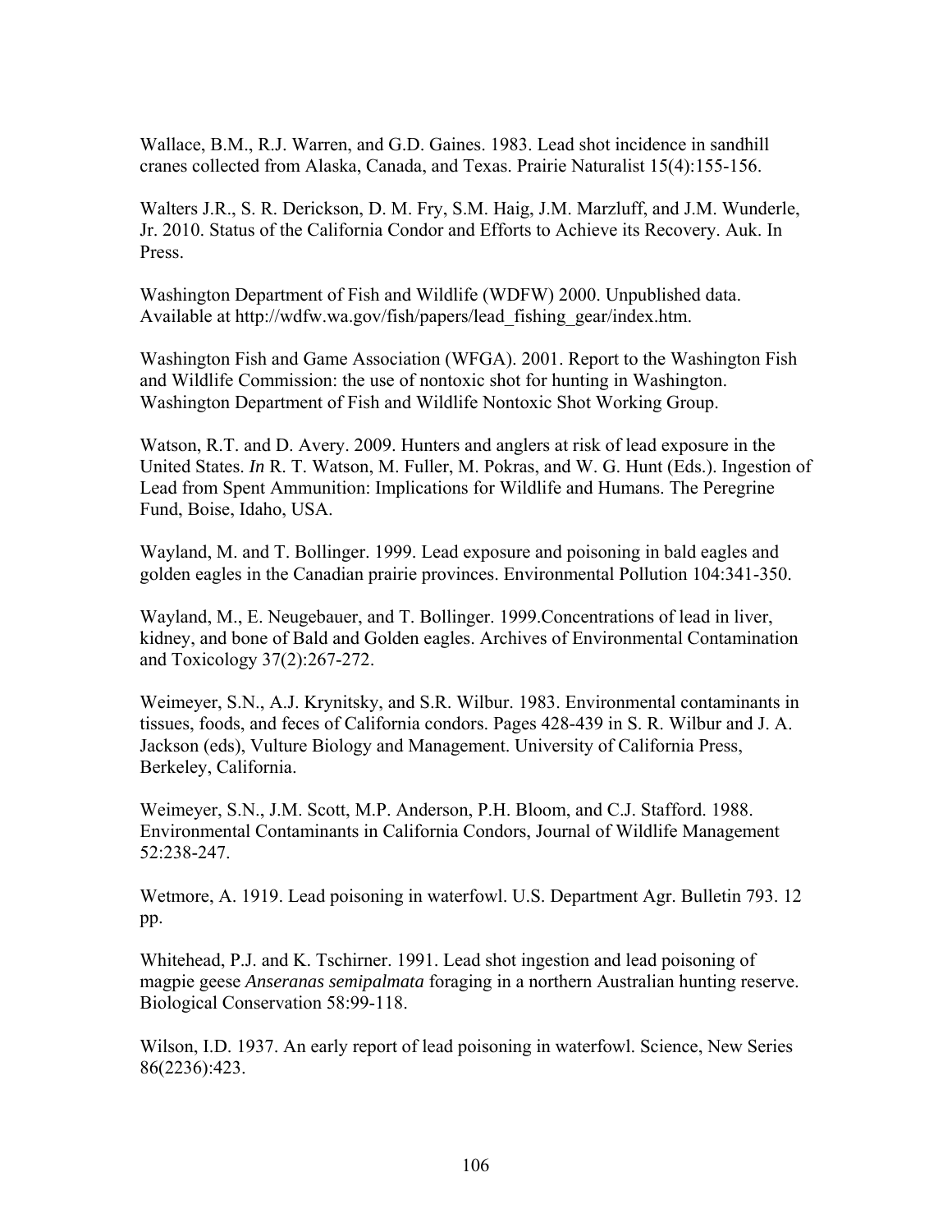Wallace, B.M., R.J. Warren, and G.D. Gaines. 1983. Lead shot incidence in sandhill cranes collected from Alaska, Canada, and Texas. Prairie Naturalist 15(4):155-156.

Walters J.R., S. R. Derickson, D. M. Fry, S.M. Haig, J.M. Marzluff, and J.M. Wunderle, Jr. 2010. Status of the California Condor and Efforts to Achieve its Recovery. Auk. In Press.

Washington Department of Fish and Wildlife (WDFW) 2000. Unpublished data. Available at http://wdfw.wa.gov/fish/papers/lead_fishing_gear/index.htm.

Washington Fish and Game Association (WFGA). 2001. Report to the Washington Fish and Wildlife Commission: the use of nontoxic shot for hunting in Washington. Washington Department of Fish and Wildlife Nontoxic Shot Working Group.

Watson, R.T. and D. Avery. 2009. Hunters and anglers at risk of lead exposure in the United States. *In* R. T. Watson, M. Fuller, M. Pokras, and W. G. Hunt (Eds.). Ingestion of Lead from Spent Ammunition: Implications for Wildlife and Humans. The Peregrine Fund, Boise, Idaho, USA.

Wayland, M. and T. Bollinger. 1999. Lead exposure and poisoning in bald eagles and golden eagles in the Canadian prairie provinces. Environmental Pollution 104:341-350.

Wayland, M., E. Neugebauer, and T. Bollinger. 1999.Concentrations of lead in liver, kidney, and bone of Bald and Golden eagles. Archives of Environmental Contamination and Toxicology 37(2):267-272.

Weimeyer, S.N., A.J. Krynitsky, and S.R. Wilbur. 1983. Environmental contaminants in tissues, foods, and feces of California condors. Pages 428-439 in S. R. Wilbur and J. A. Jackson (eds), Vulture Biology and Management. University of California Press, Berkeley, California.

Weimeyer, S.N., J.M. Scott, M.P. Anderson, P.H. Bloom, and C.J. Stafford. 1988. Environmental Contaminants in California Condors, Journal of Wildlife Management 52:238-247.

Wetmore, A. 1919. Lead poisoning in waterfowl. U.S. Department Agr. Bulletin 793. 12 pp.

Whitehead, P.J. and K. Tschirner. 1991. Lead shot ingestion and lead poisoning of magpie geese *Anseranas semipalmata* foraging in a northern Australian hunting reserve. Biological Conservation 58:99-118.

Wilson, I.D. 1937. An early report of lead poisoning in waterfowl. Science, New Series 86(2236):423.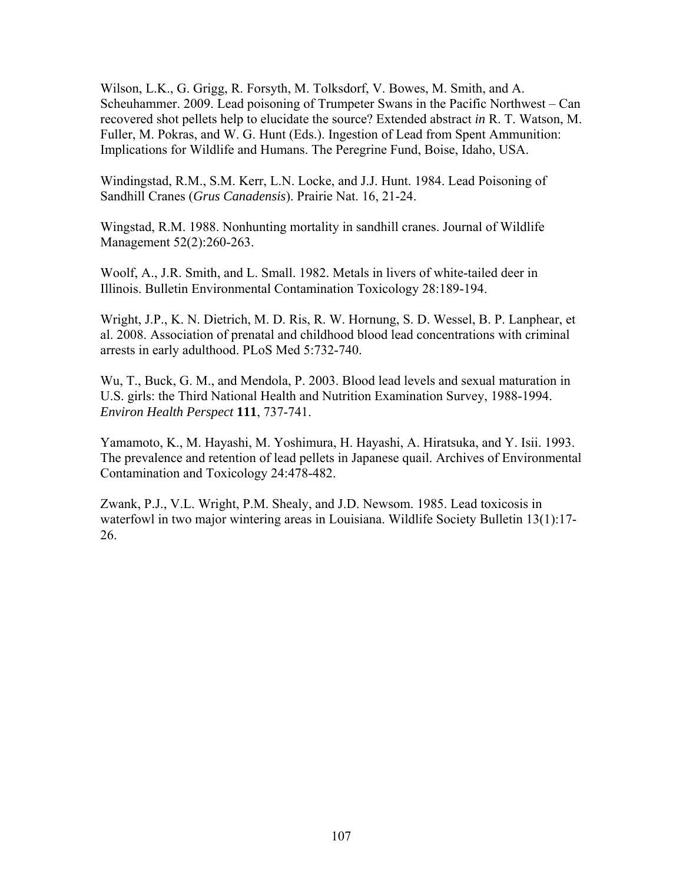Wilson, L.K., G. Grigg, R. Forsyth, M. Tolksdorf, V. Bowes, M. Smith, and A. Scheuhammer. 2009. Lead poisoning of Trumpeter Swans in the Pacific Northwest – Can recovered shot pellets help to elucidate the source? Extended abstract *in* R. T. Watson, M. Fuller, M. Pokras, and W. G. Hunt (Eds.). Ingestion of Lead from Spent Ammunition: Implications for Wildlife and Humans. The Peregrine Fund, Boise, Idaho, USA.

Windingstad, R.M., S.M. Kerr, L.N. Locke, and J.J. Hunt. 1984. Lead Poisoning of Sandhill Cranes (*Grus Canadensis*). Prairie Nat. 16, 21-24.

Wingstad, R.M. 1988. Nonhunting mortality in sandhill cranes. Journal of Wildlife Management 52(2):260-263.

Woolf, A., J.R. Smith, and L. Small. 1982. Metals in livers of white-tailed deer in Illinois. Bulletin Environmental Contamination Toxicology 28:189-194.

Wright, J.P., K. N. Dietrich, M. D. Ris, R. W. Hornung, S. D. Wessel, B. P. Lanphear, et al. 2008. Association of prenatal and childhood blood lead concentrations with criminal arrests in early adulthood. PLoS Med 5:732-740.

Wu, T., Buck, G. M., and Mendola, P. 2003. Blood lead levels and sexual maturation in U.S. girls: the Third National Health and Nutrition Examination Survey, 1988-1994. *Environ Health Perspect* **111**, 737-741.

Yamamoto, K., M. Hayashi, M. Yoshimura, H. Hayashi, A. Hiratsuka, and Y. Isii. 1993. The prevalence and retention of lead pellets in Japanese quail. Archives of Environmental Contamination and Toxicology 24:478-482.

Zwank, P.J., V.L. Wright, P.M. Shealy, and J.D. Newsom. 1985. Lead toxicosis in waterfowl in two major wintering areas in Louisiana. Wildlife Society Bulletin 13(1):17-26.